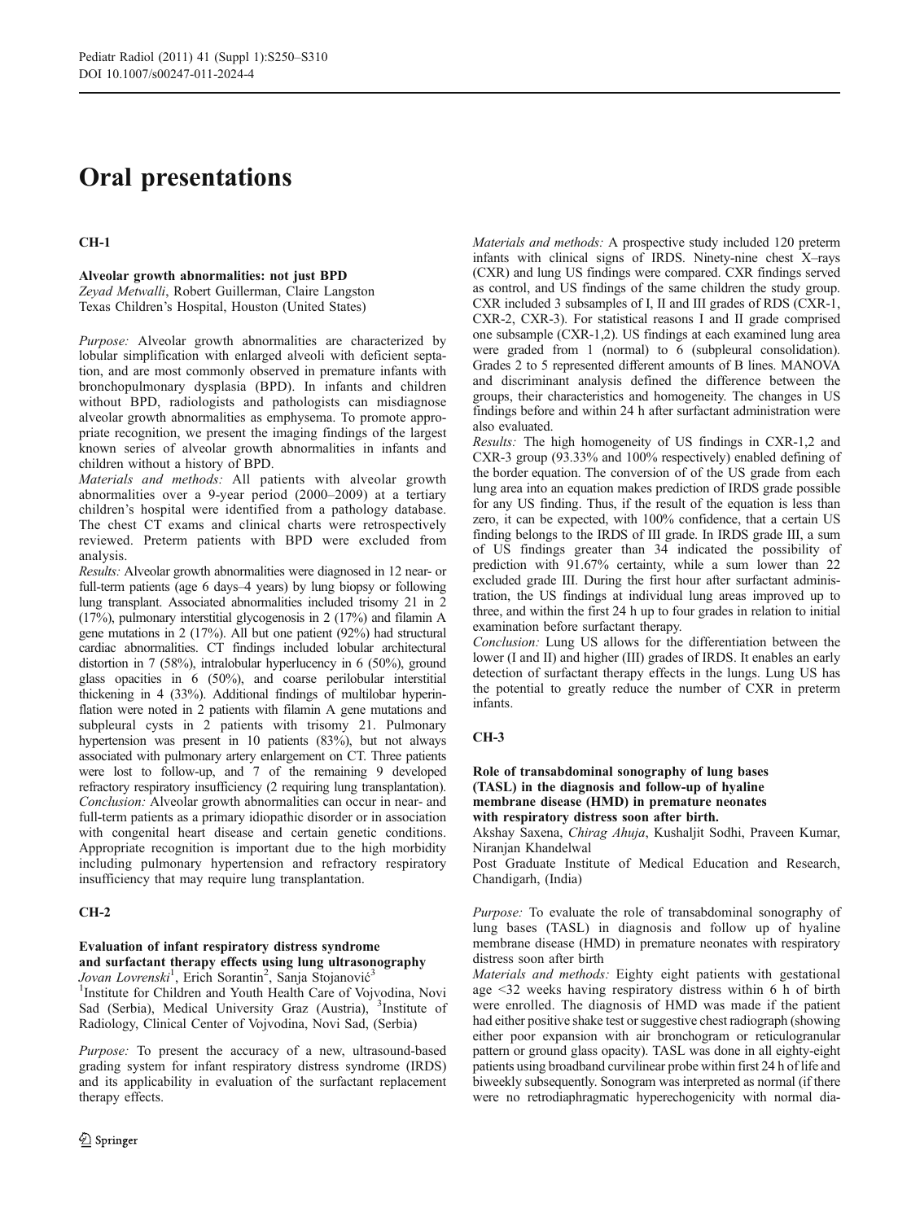# Oral presentations

## CH-1

### Alveolar growth abnormalities: not just BPD

*Zeyad Metwalli*, Robert Guillerman, Claire Langston
Texas Children's Hospital, Houston (United States)

*Purpose:* Alveolar growth abnormalities are characterized by lobular simplification with enlarged alveoli with deficient septation, and are most commonly observed in premature infants with bronchopulmonary dysplasia (BPD). In infants and children without BPD, radiologists and pathologists can misdiagnose alveolar growth abnormalities as emphysema. To promote appropriate recognition, we present the imaging findings of the largest known series of alveolar growth abnormalities in infants and children without a history of BPD.

*Materials and methods:* All patients with alveolar growth abnormalities over a 9-year period (2000–2009) at a tertiary children's hospital were identified from a pathology database. The chest CT exams and clinical charts were retrospectively reviewed. Preterm patients with BPD were excluded from analysis.

*Results:* Alveolar growth abnormalities were diagnosed in 12 near- or full-term patients (age 6 days–4 years) by lung biopsy or following lung transplant. Associated abnormalities included trisomy 21 in 2 (17%), pulmonary interstitial glycogenosis in 2 (17%) and filamin A gene mutations in 2 (17%). All but one patient (92%) had structural cardiac abnormalities. CT findings included lobular architectural distortion in 7 (58%), intralobular hyperlucency in 6 (50%), ground glass opacities in 6 (50%), and coarse perilobular interstitial thickening in 4 (33%). Additional findings of multilobar hyperinflation were noted in 2 patients with filamin A gene mutations and subpleural cysts in 2 patients with trisomy 21. Pulmonary hypertension was present in 10 patients (83%), but not always associated with pulmonary artery enlargement on CT. Three patients were lost to follow-up, and 7 of the remaining 9 developed refractory respiratory insufficiency (2 requiring lung transplantation).

*Conclusion:* Alveolar growth abnormalities can occur in near- and full-term patients as a primary idiopathic disorder or in association with congenital heart disease and certain genetic conditions. Appropriate recognition is important due to the high morbidity including pulmonary hypertension and refractory respiratory insufficiency that may require lung transplantation.

## CH-2

### Evaluation of infant respiratory distress syndrome and surfactant therapy effects using lung ultrasonography

*Jovan Lovrenski*[1], Erich Sorantin[2], Sanja Stojanović[3]
[1]Institute for Children and Youth Health Care of Vojvodina, Novi Sad (Serbia), Medical University Graz (Austria), [3]Institute of Radiology, Clinical Center of Vojvodina, Novi Sad, (Serbia)

*Purpose:* To present the accuracy of a new, ultrasound-based grading system for infant respiratory distress syndrome (IRDS) and its applicability in evaluation of the surfactant replacement therapy effects.

*Materials and methods:* A prospective study included 120 preterm infants with clinical signs of IRDS. Ninety-nine chest X–rays (CXR) and lung US findings were compared. CXR findings served as control, and US findings of the same children the study group. CXR included 3 subsamples of I, II and III grades of RDS (CXR-1, CXR-2, CXR-3). For statistical reasons I and II grade comprised one subsample (CXR-1,2). US findings at each examined lung area were graded from 1 (normal) to 6 (subpleural consolidation). Grades 2 to 5 represented different amounts of B lines. MANOVA and discriminant analysis defined the difference between the groups, their characteristics and homogeneity. The changes in US findings before and within 24 h after surfactant administration were also evaluated.

*Results:* The high homogeneity of US findings in CXR-1,2 and CXR-3 group (93.33% and 100% respectively) enabled defining of the border equation. The conversion of of the US grade from each lung area into an equation makes prediction of IRDS grade possible for any US finding. Thus, if the result of the equation is less than zero, it can be expected, with 100% confidence, that a certain US finding belongs to the IRDS of III grade. In IRDS grade III, a sum of US findings greater than 34 indicated the possibility of prediction with 91.67% certainty, while a sum lower than 22 excluded grade III. During the first hour after surfactant administration, the US findings at individual lung areas improved up to three, and within the first 24 h up to four grades in relation to initial examination before surfactant therapy.

*Conclusion:* Lung US allows for the differentiation between the lower (I and II) and higher (III) grades of IRDS. It enables an early detection of surfactant therapy effects in the lungs. Lung US has the potential to greatly reduce the number of CXR in preterm infants.

## CH-3

### Role of transabdominal sonography of lung bases (TASL) in the diagnosis and follow-up of hyaline membrane disease (HMD) in premature neonates with respiratory distress soon after birth.

Akshay Saxena, *Chirag Ahuja*, Kushaljit Sodhi, Praveen Kumar, Niranjan Khandelwal
Post Graduate Institute of Medical Education and Research, Chandigarh, (India)

*Purpose:* To evaluate the role of transabdominal sonography of lung bases (TASL) in diagnosis and follow up of hyaline membrane disease (HMD) in premature neonates with respiratory distress soon after birth

*Materials and methods:* Eighty eight patients with gestational age <32 weeks having respiratory distress within 6 h of birth were enrolled. The diagnosis of HMD was made if the patient had either positive shake test or suggestive chest radiograph (showing either poor expansion with air bronchogram or reticulogranular pattern or ground glass opacity). TASL was done in all eighty-eight patients using broadband curvilinear probe within first 24 h of life and biweekly subsequently. Sonogram was interpreted as normal (if there were no retrodiaphragmatic hyperechogenicity with normal dia-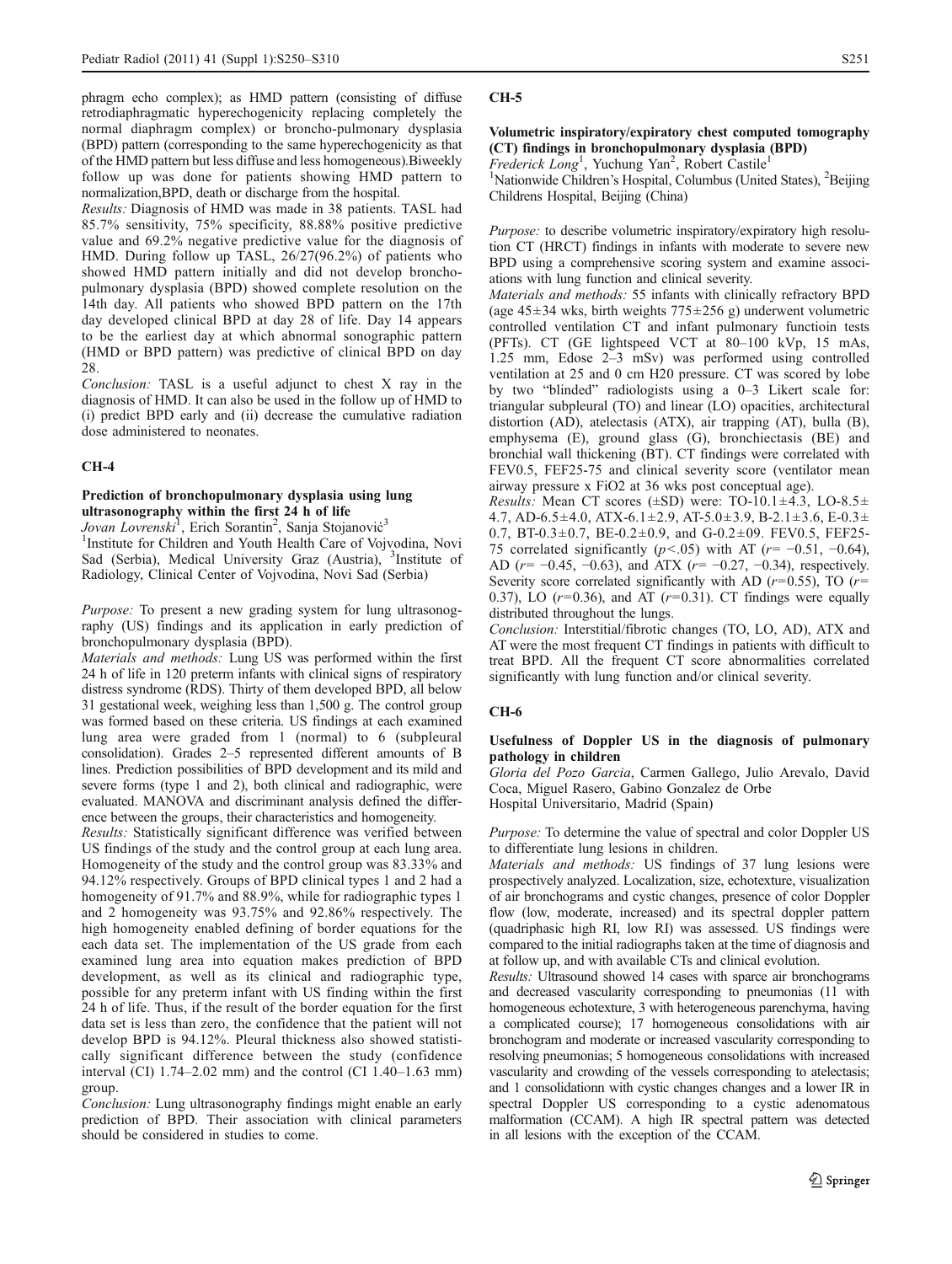phragm echo complex); as HMD pattern (consisting of diffuse retrodiaphragmatic hyperechogenicity replacing completely the normal diaphragm complex) or broncho-pulmonary dysplasia (BPD) pattern (corresponding to the same hyperechogenicity as that of the HMD pattern but less diffuse and less homogeneous).Biweekly follow up was done for patients showing HMD pattern to normalization,BPD, death or discharge from the hospital.

*Results:* Diagnosis of HMD was made in 38 patients. TASL had 85.7% sensitivity, 75% specificity, 88.88% positive predictive value and 69.2% negative predictive value for the diagnosis of HMD. During follow up TASL, 26/27(96.2%) of patients who showed HMD pattern initially and did not develop broncho-pulmonary dysplasia (BPD) showed complete resolution on the 14th day. All patients who showed BPD pattern on the 17th day developed clinical BPD at day 28 of life. Day 14 appears to be the earliest day at which abnormal sonographic pattern (HMD or BPD pattern) was predictive of clinical BPD on day 28.

*Conclusion:* TASL is a useful adjunct to chest X ray in the diagnosis of HMD. It can also be used in the follow up of HMD to (i) predict BPD early and (ii) decrease the cumulative radiation dose administered to neonates.

## CH-4

### Prediction of bronchopulmonary dysplasia using lung ultrasonography within the first 24 h of life

*Jovan Lovrenski*[1], Erich Sorantin[2], Sanja Stojanović[3]

[1]Institute for Children and Youth Health Care of Vojvodina, Novi Sad (Serbia), Medical University Graz (Austria), [3]Institute of Radiology, Clinical Center of Vojvodina, Novi Sad (Serbia)

*Purpose:* To present a new grading system for lung ultrasonography (US) findings and its application in early prediction of bronchopulmonary dysplasia (BPD).

*Materials and methods:* Lung US was performed within the first 24 h of life in 120 preterm infants with clinical signs of respiratory distress syndrome (RDS). Thirty of them developed BPD, all below 31 gestational week, weighing less than 1,500 g. The control group was formed based on these criteria. US findings at each examined lung area were graded from 1 (normal) to 6 (subpleural consolidation). Grades 2–5 represented different amounts of B lines. Prediction possibilities of BPD development and its mild and severe forms (type 1 and 2), both clinical and radiographic, were evaluated. MANOVA and discriminant analysis defined the difference between the groups, their characteristics and homogeneity.

*Results:* Statistically significant difference was verified between US findings of the study and the control group at each lung area. Homogeneity of the study and the control group was 83.33% and 94.12% respectively. Groups of BPD clinical types 1 and 2 had a homogeneity of 91.7% and 88.9%, while for radiographic types 1 and 2 homogeneity was 93.75% and 92.86% respectively. The high homogeneity enabled defining of border equations for the each data set. The implementation of the US grade from each examined lung area into equation makes prediction of BPD development, as well as its clinical and radiographic type, possible for any preterm infant with US finding within the first 24 h of life. Thus, if the result of the border equation for the first data set is less than zero, the confidence that the patient will not develop BPD is 94.12%. Pleural thickness also showed statistically significant difference between the study (confidence interval (CI) 1.74–2.02 mm) and the control (CI 1.40–1.63 mm) group.

*Conclusion:* Lung ultrasonography findings might enable an early prediction of BPD. Their association with clinical parameters should be considered in studies to come.

## CH-5

### Volumetric inspiratory/expiratory chest computed tomography (CT) findings in bronchopulmonary dysplasia (BPD)

*Frederick Long*[1], Yuchung Yan[2], Robert Castile[1]

[1]Nationwide Children's Hospital, Columbus (United States), [2]Beijing Childrens Hospital, Beijing (China)

*Purpose:* to describe volumetric inspiratory/expiratory high resolution CT (HRCT) findings in infants with moderate to severe new BPD using a comprehensive scoring system and examine associations with lung function and clinical severity.

*Materials and methods:* 55 infants with clinically refractory BPD (age 45±34 wks, birth weights 775±256 g) underwent volumetric controlled ventilation CT and infant pulmonary functioin tests (PFTs). CT (GE lightspeed VCT at 80–100 kVp, 15 mAs, 1.25 mm, Edose 2–3 mSv) was performed using controlled ventilation at 25 and 0 cm H20 pressure. CT was scored by lobe by two "blinded" radiologists using a 0–3 Likert scale for: triangular subpleural (TO) and linear (LO) opacities, architectural distortion (AD), atelectasis (ATX), air trapping (AT), bulla (B), emphysema (E), ground glass (G), bronchiectasis (BE) and bronchial wall thickening (BT). CT findings were correlated with FEV0.5, FEF25-75 and clinical severity score (ventilator mean airway pressure x FiO2 at 36 wks post conceptual age).

*Results:* Mean CT scores (±SD) were: TO-10.1±4.3, LO-8.5±4.7, AD-6.5±4.0, ATX-6.1±2.9, AT-5.0±3.9, B-2.1±3.6, E-0.3±0.7, BT-0.3±0.7, BE-0.2±0.9, and G-0.2±09. FEV0.5, FEF25-75 correlated significantly ($p<.05$) with AT ($r=-0.51, -0.64$), AD ($r=-0.45, -0.63$), and ATX ($r=-0.27, -0.34$), respectively. Severity score correlated significantly with AD ($r=0.55$), TO ($r=0.37$), LO ($r=0.36$), and AT ($r=0.31$). CT findings were equally distributed throughout the lungs.

*Conclusion:* Interstitial/fibrotic changes (TO, LO, AD), ATX and AT were the most frequent CT findings in patients with difficult to treat BPD. All the frequent CT score abnormalities correlated significantly with lung function and/or clinical severity.

## CH-6

### Usefulness of Doppler US in the diagnosis of pulmonary pathology in children

*Gloria del Pozo Garcia*, Carmen Gallego, Julio Arevalo, David Coca, Miguel Rasero, Gabino Gonzalez de Orbe

Hospital Universitario, Madrid (Spain)

*Purpose:* To determine the value of spectral and color Doppler US to differentiate lung lesions in children.

*Materials and methods:* US findings of 37 lung lesions were prospectively analyzed. Localization, size, echotexture, visualization of air bronchograms and cystic changes, presence of color Doppler flow (low, moderate, increased) and its spectral doppler pattern (quadriphasic high RI, low RI) was assessed. US findings were compared to the initial radiographs taken at the time of diagnosis and at follow up, and with available CTs and clinical evolution.

*Results:* Ultrasound showed 14 cases with sparce air bronchograms and decreased vascularity corresponding to pneumonias (11 with homogeneous echotexture, 3 with heterogeneous parenchyma, having a complicated course); 17 homogeneous consolidations with air bronchogram and moderate or increased vascularity corresponding to resolving pneumonias; 5 homogeneous consolidations with increased vascularity and crowding of the vessels corresponding to atelectasis; and 1 consolidationn with cystic changes changes and a lower IR in spectral Doppler US corresponding to a cystic adenomatous malformation (CCAM). A high IR spectral pattern was detected in all lesions with the exception of the CCAM.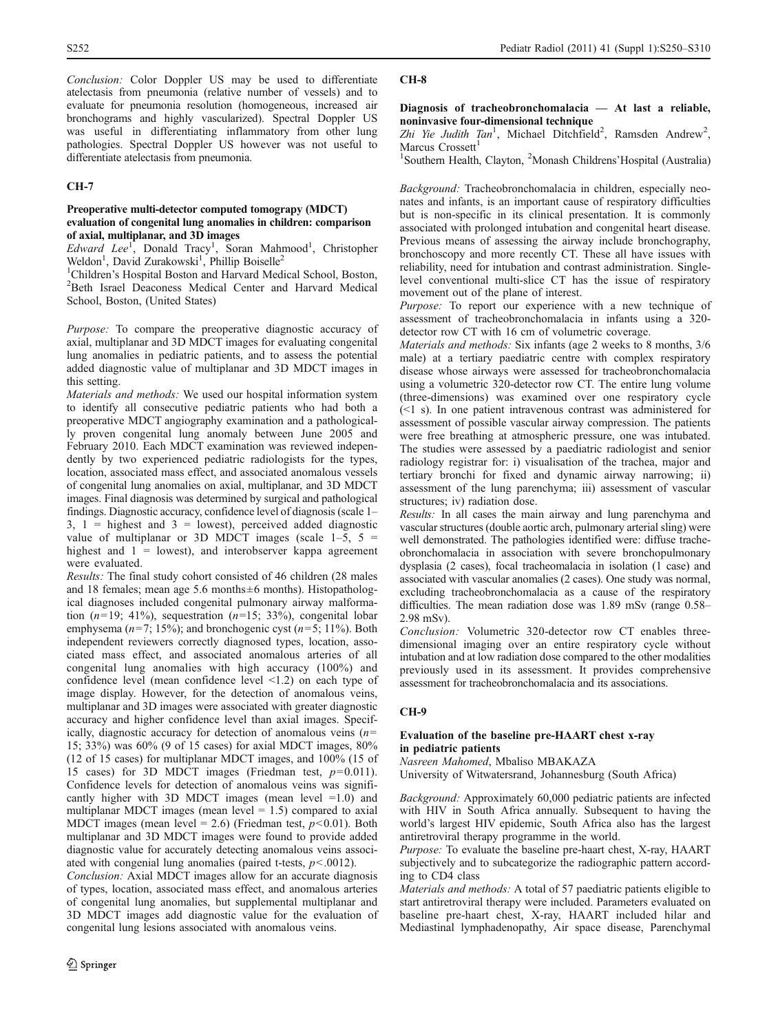*Conclusion:* Color Doppler US may be used to differentiate atelectasis from pneumonia (relative number of vessels) and to evaluate for pneumonia resolution (homogeneous, increased air bronchograms and highly vascularized). Spectral Doppler US was useful in differentiating inflammatory from other lung pathologies. Spectral Doppler US however was not useful to differentiate atelectasis from pneumonia.

## CH-7

### Preoperative multi-detector computed tomogrpy (MDCT) evaluation of congenital lung anomalies in children: comparison of axial, multiplanar, and 3D images

*Edward Lee*[1], Donald Tracy[1], Soran Mahmood[1], Christopher Weldon[1], David Zurakowski[1], Phillip Boiselle[2]

[1]Children's Hospital Boston and Harvard Medical School, Boston, [2]Beth Israel Deaconess Medical Center and Harvard Medical School, Boston, (United States)

*Purpose:* To compare the preoperative diagnostic accuracy of axial, multiplanar and 3D MDCT images for evaluating congenital lung anomalies in pediatric patients, and to assess the potential added diagnostic value of multiplanar and 3D MDCT images in this setting.

*Materials and methods:* We used our hospital information system to identify all consecutive pediatric patients who had both a preoperative MDCT angiography examination and a pathologically proven congenital lung anomaly between June 2005 and February 2010. Each MDCT examination was reviewed independently by two experienced pediatric radiologists for the types, location, associated mass effect, and associated anomalous vessels of congenital lung anomalies on axial, multiplanar, and 3D MDCT images. Final diagnosis was determined by surgical and pathological findings. Diagnostic accuracy, confidence level of diagnosis (scale 1–3, 1 = highest and 3 = lowest), perceived added diagnostic value of multiplanar or 3D MDCT images (scale 1–5, 5 = highest and 1 = lowest), and interobserver kappa agreement were evaluated.

*Results:* The final study cohort consisted of 46 children (28 males and 18 females; mean age 5.6 months±6 months). Histopathological diagnoses included congenital pulmonary airway malformation ($n$=19; 41%), sequestration ($n$=15; 33%), congenital lobar emphysema ($n$=7; 15%); and bronchogenic cyst ($n$=5; 11%). Both independent reviewers correctly diagnosed types, location, associated mass effect, and associated anomalous arteries of all congenital lung anomalies with high accuracy (100%) and confidence level (mean confidence level <1.2) on each type of image display. However, for the detection of anomalous veins, multiplanar and 3D images were associated with greater diagnostic accuracy and higher confidence level than axial images. Specifically, diagnostic accuracy for detection of anomalous veins ($n$=15; 33%) was 60% (9 of 15 cases) for axial MDCT images, 80% (12 of 15 cases) for multiplanar MDCT images, and 100% (15 of 15 cases) for 3D MDCT images (Friedman test, $p$=0.011). Confidence levels for detection of anomalous veins was significantly higher with 3D MDCT images (mean level =1.0) and multiplanar MDCT images (mean level = 1.5) compared to axial MDCT images (mean level = 2.6) (Friedman test, $p$<0.01). Both multiplanar and 3D MDCT images were found to provide added diagnostic value for accurately detecting anomalous veins associated with congenial lung anomalies (paired t-tests, $p$<.0012).

*Conclusion:* Axial MDCT images allow for an accurate diagnosis of types, location, associated mass effect, and anomalous arteries of congenital lung anomalies, but supplemental multiplanar and 3D MDCT images add diagnostic value for the evaluation of congenital lung lesions associated with anomalous veins.

## CH-8

### Diagnosis of tracheobronchomalacia — At last a reliable, noninvasive four-dimensional technique

*Zhi Yie Judith Tan*[1], Michael Ditchfield[2], Ramsden Andrew[2], Marcus Crossett[1]

[1]Southern Health, Clayton, [2]Monash Childrens'Hospital (Australia)

*Background:* Tracheobronchomalacia in children, especially neonates and infants, is an important cause of respiratory difficulties but is non-specific in its clinical presentation. It is commonly associated with prolonged intubation and congenital heart disease. Previous means of assessing the airway include bronchography, bronchoscopy and more recently CT. These all have issues with reliability, need for intubation and contrast administration. Single-level conventional multi-slice CT has the issue of respiratory movement out of the plane of interest.

*Purpose:* To report our experience with a new technique of assessment of tracheobronchomalacia in infants using a 320-detector row CT with 16 cm of volumetric coverage.

*Materials and methods:* Six infants (age 2 weeks to 8 months, 3/6 male) at a tertiary paediatric centre with complex respiratory disease whose airways were assessed for tracheobronchomalacia using a volumetric 320-detector row CT. The entire lung volume (three-dimensions) was examined over one respiratory cycle (<1 s). In one patient intravenous contrast was administered for assessment of possible vascular airway compression. The patients were free breathing at atmospheric pressure, one was intubated. The studies were assessed by a paediatric radiologist and senior radiology registrar for: i) visualisation of the trachea, major and tertiary bronchi for fixed and dynamic airway narrowing; ii) assessment of the lung parenchyma; iii) assessment of vascular structures; iv) radiation dose.

*Results:* In all cases the main airway and lung parenchyma and vascular structures (double aortic arch, pulmonary arterial sling) were well demonstrated. The pathologies identified were: diffuse tracheobronchomalacia in association with severe bronchopulmonary dysplasia (2 cases), focal tracheomalacia in isolation (1 case) and associated with vascular anomalies (2 cases). One study was normal, excluding tracheobronchomalacia as a cause of the respiratory difficulties. The mean radiation dose was 1.89 mSv (range 0.58–2.98 mSv).

*Conclusion:* Volumetric 320-detector row CT enables three-dimensional imaging over an entire respiratory cycle without intubation and at low radiation dose compared to the other modalities previously used in its assessment. It provides comprehensive assessment for tracheobronchomalacia and its associations.

## CH-9

### Evaluation of the baseline pre-HAART chest x-ray in pediatric patients

Nasreen Mahomed, Mbaliso MBAKAZA

University of Witwatersrand, Johannesburg (South Africa)

*Background:* Approximately 60,000 pediatric patients are infected with HIV in South Africa annually. Subsequent to having the world's largest HIV epidemic, South Africa also has the largest antiretroviral therapy programme in the world.

*Purpose:* To evaluate the baseline pre-haart chest, X-ray, HAART subjectively and to subcategorize the radiographic pattern according to CD4 class

*Materials and methods:* A total of 57 paediatric patients eligible to start antiretroviral therapy were included. Parameters evaluated on baseline pre-haart chest, X-ray, HAART included hilar and Mediastinal lymphadenopathy, Air space disease, Parenchymal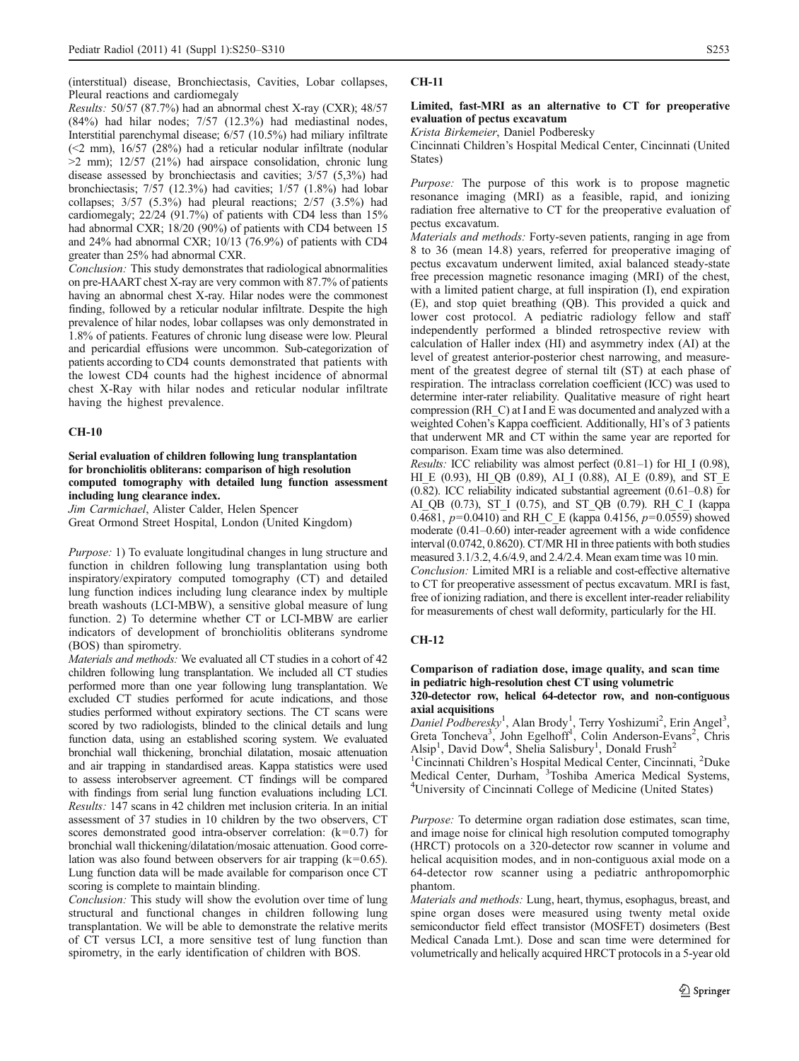(interstitual) disease, Bronchiectasis, Cavities, Lobar collapses, Pleural reactions and cardiomegaly

*Results:* 50/57 (87.7%) had an abnormal chest X-ray (CXR); 48/57 (84%) had hilar nodes; 7/57 (12.3%) had mediastinal nodes, Interstitial parenchymal disease; 6/57 (10.5%) had miliary infiltrate (<2 mm), 16/57 (28%) had a reticular nodular infiltrate (nodular >2 mm); 12/57 (21%) had airspace consolidation, chronic lung disease assessed by bronchiectasis and cavities; 3/57 (5,3%) had bronchiectasis; 7/57 (12.3%) had cavities; 1/57 (1.8%) had lobar collapses; 3/57 (5.3%) had pleural reactions; 2/57 (3.5%) had cardiomegaly; 22/24 (91.7%) of patients with CD4 less than 15% had abnormal CXR; 18/20 (90%) of patients with CD4 between 15 and 24% had abnormal CXR; 10/13 (76.9%) of patients with CD4 greater than 25% had abnormal CXR.

*Conclusion:* This study demonstrates that radiological abnormalities on pre-HAART chest X-ray are very common with 87.7% of patients having an abnormal chest X-ray. Hilar nodes were the commonest finding, followed by a reticular nodular infiltrate. Despite the high prevalence of hilar nodes, lobar collapses was only demonstrated in 1.8% of patients. Features of chronic lung disease were low. Pleural and pericardial effusions were uncommon. Sub-categorization of patients according to CD4 counts demonstrated that patients with the lowest CD4 counts had the highest incidence of abnormal chest X-Ray with hilar nodes and reticular nodular infiltrate having the highest prevalence.

## CH-10

### Serial evaluation of children following lung transplantation for bronchiolitis obliterans: comparison of high resolution computed tomography with detailed lung function assessment including lung clearance index.

*Jim Carmichael*, Alister Calder, Helen Spencer

Great Ormond Street Hospital, London (United Kingdom)

*Purpose:* 1) To evaluate longitudinal changes in lung structure and function in children following lung transplantation using both inspiratory/expiratory computed tomography (CT) and detailed lung function indices including lung clearance index by multiple breath washouts (LCI-MBW), a sensitive global measure of lung function. 2) To determine whether CT or LCI-MBW are earlier indicators of development of bronchiolitis obliterans syndrome (BOS) than spirometry.

*Materials and methods:* We evaluated all CT studies in a cohort of 42 children following lung transplantation. We included all CT studies performed more than one year following lung transplantation. We excluded CT studies performed for acute indications, and those studies performed without expiratory sections. The CT scans were scored by two radiologists, blinded to the clinical details and lung function data, using an established scoring system. We evaluated bronchial wall thickening, bronchial dilatation, mosaic attenuation and air trapping in standardised areas. Kappa statistics were used to assess interobserver agreement. CT findings will be compared with findings from serial lung function evaluations including LCI.

*Results:* 147 scans in 42 children met inclusion criteria. In an initial assessment of 37 studies in 10 children by the two observers, CT scores demonstrated good intra-observer correlation: (k=0.7) for bronchial wall thickening/dilatation/mosaic attenuation. Good correlation was also found between observers for air trapping (k=0.65). Lung function data will be made available for comparison once CT scoring is complete to maintain blinding.

*Conclusion:* This study will show the evolution over time of lung structural and functional changes in children following lung transplantation. We will be able to demonstrate the relative merits of CT versus LCI, a more sensitive test of lung function than spirometry, in the early identification of children with BOS.

## CH-11

### Limited, fast-MRI as an alternative to CT for preoperative evaluation of pectus excavatum

*Krista Birkemeier*, Daniel Podberesky

Cincinnati Children's Hospital Medical Center, Cincinnati (United States)

*Purpose:* The purpose of this work is to propose magnetic resonance imaging (MRI) as a feasible, rapid, and ionizing radiation free alternative to CT for the preoperative evaluation of pectus excavatum.

*Materials and methods:* Forty-seven patients, ranging in age from 8 to 36 (mean 14.8) years, referred for preoperative imaging of pectus excavatum underwent limited, axial balanced steady-state free precession magnetic resonance imaging (MRI) of the chest, with a limited patient charge, at full inspiration (I), end expiration (E), and stop quiet breathing (QB). This provided a quick and lower cost protocol. A pediatric radiology fellow and staff independently performed a blinded retrospective review with calculation of Haller index (HI) and asymmetry index (AI) at the level of greatest anterior-posterior chest narrowing, and measurement of the greatest degree of sternal tilt (ST) at each phase of respiration. The intraclass correlation coefficient (ICC) was used to determine inter-rater reliability. Qualitative measure of right heart compression (RH_C) at I and E was documented and analyzed with a weighted Cohen's Kappa coefficient. Additionally, HI's of 3 patients that underwent MR and CT within the same year are reported for comparison. Exam time was also determined.

*Results:* ICC reliability was almost perfect (0.81–1) for HI_I (0.98), HI_E (0.93), HI_QB (0.89), AI_I (0.88), AI_E (0.89), and ST_E (0.82). ICC reliability indicated substantial agreement (0.61–0.8) for AI_QB (0.73), ST_I (0.75), and ST_QB (0.79). RH_C_I (kappa 0.4681, $p=0.0410$) and RH_C_E (kappa 0.4156, $p=0.0559$) showed moderate (0.41–0.60) inter-reader agreement with a wide confidence interval (0.0742, 0.8620). CT/MR HI in three patients with both studies measured 3.1/3.2, 4.6/4.9, and 2.4/2.4. Mean exam time was 10 min.

*Conclusion:* Limited MRI is a reliable and cost-effective alternative to CT for preoperative assessment of pectus excavatum. MRI is fast, free of ionizing radiation, and there is excellent inter-reader reliability for measurements of chest wall deformity, particularly for the HI.

## CH-12

### Comparison of radiation dose, image quality, and scan time in pediatric high-resolution chest CT using volumetric 320-detector row, helical 64-detector row, and non-contiguous axial acquisitions

*Daniel Podberesky*[1], Alan Brody[1], Terry Yoshizumi[2], Erin Angel[3], Greta Toncheva[3], John Egelhoff[1], Colin Anderson-Evans[2], Chris Alsip[1], David Dow[4], Shelia Salisbury[1], Donald Frush[2]

[1]Cincinnati Children's Hospital Medical Center, Cincinnati, [2]Duke Medical Center, Durham, [3]Toshiba America Medical Systems, [4]University of Cincinnati College of Medicine (United States)

*Purpose:* To determine organ radiation dose estimates, scan time, and image noise for clinical high resolution computed tomography (HRCT) protocols on a 320-detector row scanner in volume and helical acquisition modes, and in non-contiguous axial mode on a 64-detector row scanner using a pediatric anthropomorphic phantom.

*Materials and methods:* Lung, heart, thymus, esophagus, breast, and spine organ doses were measured using twenty metal oxide semiconductor field effect transistor (MOSFET) dosimeters (Best Medical Canada Lmt.). Dose and scan time were determined for volumetrically and helically acquired HRCT protocols in a 5-year old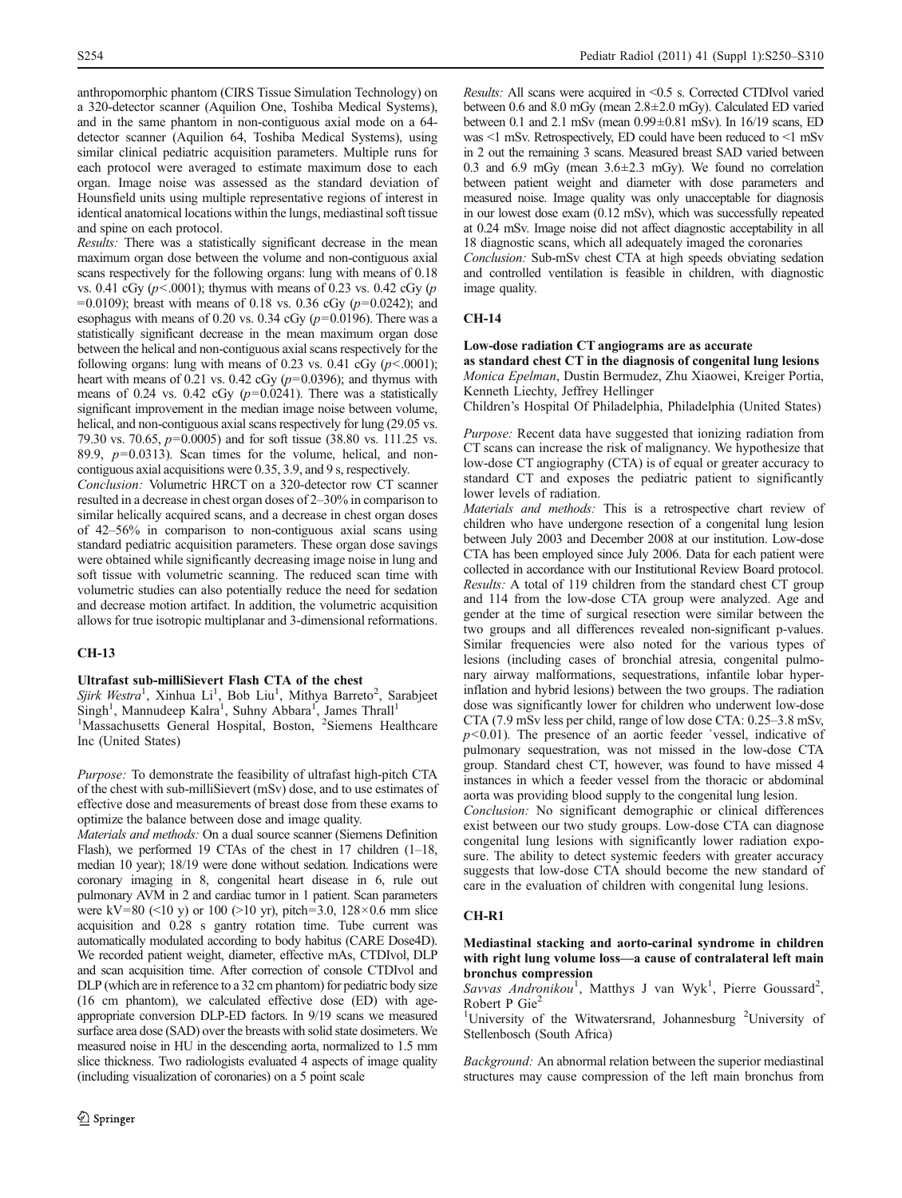anthropomorphic phantom (CIRS Tissue Simulation Technology) on a 320-detector scanner (Aquilion One, Toshiba Medical Systems), and in the same phantom in non-contiguous axial mode on a 64-detector scanner (Aquilion 64, Toshiba Medical Systems), using similar clinical pediatric acquisition parameters. Multiple runs for each protocol were averaged to estimate maximum dose to each organ. Image noise was assessed as the standard deviation of Hounsfield units using multiple representative regions of interest in identical anatomical locations within the lungs, mediastinal soft tissue and spine on each protocol.

*Results:* There was a statistically significant decrease in the mean maximum organ dose between the volume and non-contiguous axial scans respectively for the following organs: lung with means of 0.18 vs. 0.41 cGy ($p<.0001$); thymus with means of 0.23 vs. 0.42 cGy ($p=0.0109$); breast with means of 0.18 vs. 0.36 cGy ($p=0.0242$); and esophagus with means of 0.20 vs. 0.34 cGy ($p=0.0196$). There was a statistically significant decrease in the mean maximum organ dose between the helical and non-contiguous axial scans respectively for the following organs: lung with means of 0.23 vs. 0.41 cGy ($p<.0001$); heart with means of 0.21 vs. 0.42 cGy ($p=0.0396$); and thymus with means of 0.24 vs. 0.42 cGy ($p=0.0241$). There was a statistically significant improvement in the median image noise between volume, helical, and non-contiguous axial scans respectively for lung (29.05 vs. 79.30 vs. 70.65, $p=0.0005$) and for soft tissue (38.80 vs. 111.25 vs. 89.9, $p=0.0313$). Scan times for the volume, helical, and non-contiguous axial acquisitions were 0.35, 3.9, and 9 s, respectively.

*Conclusion:* Volumetric HRCT on a 320-detector row CT scanner resulted in a decrease in chest organ doses of 2–30% in comparison to similar helically acquired scans, and a decrease in chest organ doses of 42–56% in comparison to non-contiguous axial scans using standard pediatric acquisition parameters. These organ dose savings were obtained while significantly decreasing image noise in lung and soft tissue with volumetric scanning. The reduced scan time with volumetric studies can also potentially reduce the need for sedation and decrease motion artifact. In addition, the volumetric acquisition allows for true isotropic multiplanar and 3-dimensional reformations.

## CH-13

### Ultrafast sub-milliSievert Flash CTA of the chest

*Sjirk Westra*[1], Xinhua Li[1], Bob Liu[1], Mithya Barreto[2], Sarabjeet Singh[1], Mannudeep Kalra[1], Suhny Abbara[1], James Thrall[1]

[1]Massachusetts General Hospital, Boston, [2]Siemens Healthcare Inc (United States)

*Purpose:* To demonstrate the feasibility of ultrafast high-pitch CTA of the chest with sub-milliSievert (mSv) dose, and to use estimates of effective dose and measurements of breast dose from these exams to optimize the balance between dose and image quality.

*Materials and methods:* On a dual source scanner (Siemens Definition Flash), we performed 19 CTAs of the chest in 17 children (1–18, median 10 year); 18/19 were done without sedation. Indications were coronary imaging in 8, congenital heart disease in 6, rule out pulmonary AVM in 2 and cardiac tumor in 1 patient. Scan parameters were kV=80 (<10 y) or 100 (>10 yr), pitch=3.0, 128×0.6 mm slice acquisition and 0.28 s gantry rotation time. Tube current was automatically modulated according to body habitus (CARE Dose4D). We recorded patient weight, diameter, effective mAs, CTDIvol, DLP and scan acquisition time. After correction of console CTDIvol and DLP (which are in reference to a 32 cm phantom) for pediatric body size (16 cm phantom), we calculated effective dose (ED) with age-appropriate conversion DLP-ED factors. In 9/19 scans we measured surface area dose (SAD) over the breasts with solid state dosimeters. We measured noise in HU in the descending aorta, normalized to 1.5 mm slice thickness. Two radiologists evaluated 4 aspects of image quality (including visualization of coronaries) on a 5 point scale

*Results:* All scans were acquired in <0.5 s. Corrected CTDIvol varied between 0.6 and 8.0 mGy (mean 2.8±2.0 mGy). Calculated ED varied between 0.1 and 2.1 mSv (mean 0.99±0.81 mSv). In 16/19 scans, ED was <1 mSv. Retrospectively, ED could have been reduced to <1 mSv in 2 out the remaining 3 scans. Measured breast SAD varied between 0.3 and 6.9 mGy (mean 3.6±2.3 mGy). We found no correlation between patient weight and diameter with dose parameters and measured noise. Image quality was only unacceptable for diagnosis in our lowest dose exam (0.12 mSv), which was successfully repeated at 0.24 mSv. Image noise did not affect diagnostic acceptability in all 18 diagnostic scans, which all adequately imaged the coronaries

*Conclusion:* Sub-mSv chest CTA at high speeds obviating sedation and controlled ventilation is feasible in children, with diagnostic image quality.

## CH-14

### Low-dose radiation CT angiograms are as accurate as standard chest CT in the diagnosis of congenital lung lesions

*Monica Epelman*, Dustin Bermudez, Zhu Xiaowei, Kreiger Portia, Kenneth Liechty, Jeffrey Hellinger

Children's Hospital Of Philadelphia, Philadelphia (United States)

*Purpose:* Recent data have suggested that ionizing radiation from CT scans can increase the risk of malignancy. We hypothesize that low-dose CT angiography (CTA) is of equal or greater accuracy to standard CT and exposes the pediatric patient to significantly lower levels of radiation.

*Materials and methods:* This is a retrospective chart review of children who have undergone resection of a congenital lung lesion between July 2003 and December 2008 at our institution. Low-dose CTA has been employed since July 2006. Data for each patient were collected in accordance with our Institutional Review Board protocol.

*Results:* A total of 119 children from the standard chest CT group and 114 from the low-dose CTA group were analyzed. Age and gender at the time of surgical resection were similar between the two groups and all differences revealed non-significant p-values. Similar frequencies were also noted for the various types of lesions (including cases of bronchial atresia, congenital pulmonary airway malformations, sequestrations, infantile lobar hyperinflation and hybrid lesions) between the two groups. The radiation dose was significantly lower for children who underwent low-dose CTA (7.9 mSv less per child, range of low dose CTA: 0.25–3.8 mSv, $p<0.01$). The presence of an aortic feeder `vessel, indicative of pulmonary sequestration, was not missed in the low-dose CTA group. Standard chest CT, however, was found to have missed 4 instances in which a feeder vessel from the thoracic or abdominal aorta was providing blood supply to the congenital lung lesion.

*Conclusion:* No significant demographic or clinical differences exist between our two study groups. Low-dose CTA can diagnose congenital lung lesions with significantly lower radiation exposure. The ability to detect systemic feeders with greater accuracy suggests that low-dose CTA should become the new standard of care in the evaluation of children with congenital lung lesions.

## CH-R1

### Mediastinal stacking and aorto-carinal syndrome in children with right lung volume loss—a cause of contralateral left main bronchus compression

*Savvas Andronikou*[1], Matthys J van Wyk[1], Pierre Goussard[2], Robert P Gie[2]

[1]University of the Witwatersrand, Johannesburg [2]University of Stellenbosch (South Africa)

*Background:* An abnormal relation between the superior mediastinal structures may cause compression of the left main bronchus from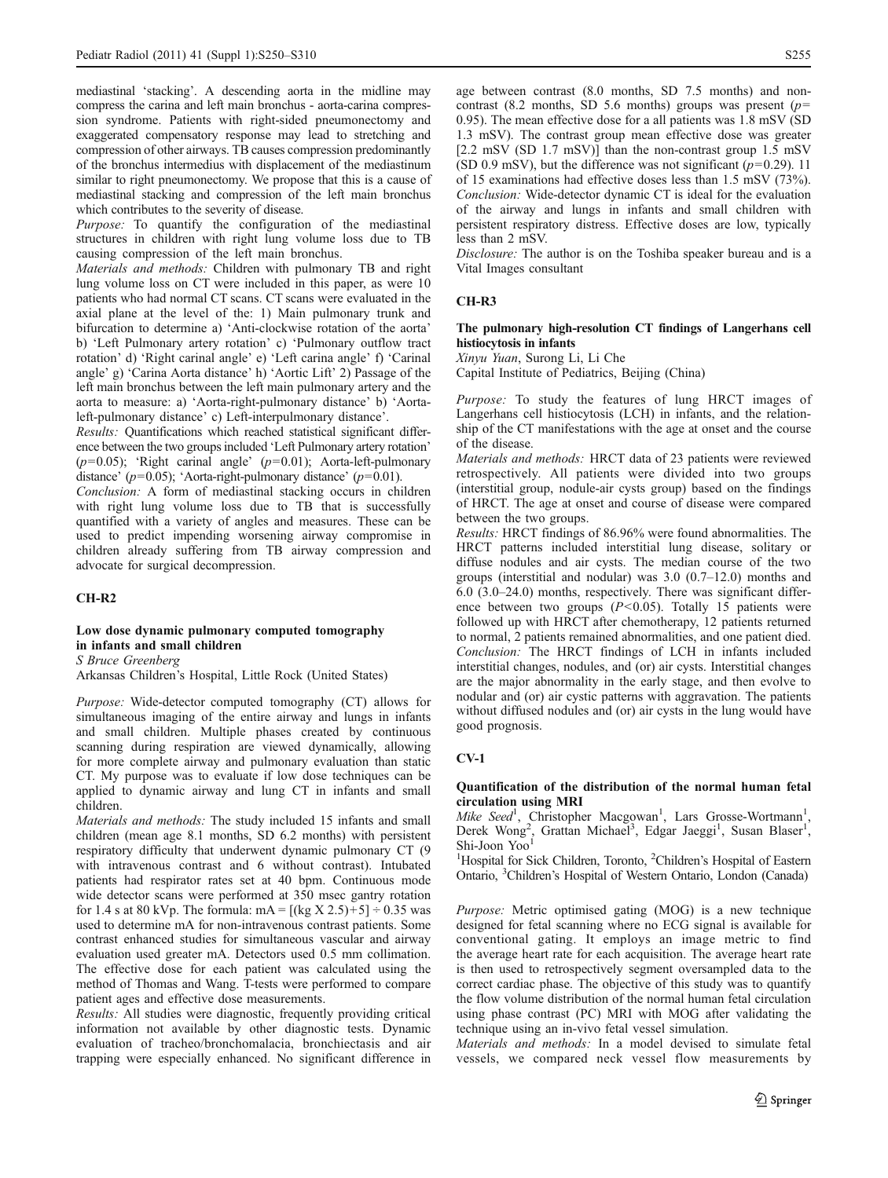mediastinal 'stacking'. A descending aorta in the midline may compress the carina and left main bronchus - aorta-carina compression syndrome. Patients with right-sided pneumonectomy and exaggerated compensatory response may lead to stretching and compression of other airways. TB causes compression predominantly of the bronchus intermedius with displacement of the mediastinum similar to right pneumonectomy. We propose that this is a cause of mediastinal stacking and compression of the left main bronchus which contributes to the severity of disease.

*Purpose:* To quantify the configuration of the mediastinal structures in children with right lung volume loss due to TB causing compression of the left main bronchus.

*Materials and methods:* Children with pulmonary TB and right lung volume loss on CT were included in this paper, as were 10 patients who had normal CT scans. CT scans were evaluated in the axial plane at the level of the: 1) Main pulmonary trunk and bifurcation to determine a) 'Anti-clockwise rotation of the aorta' b) 'Left Pulmonary artery rotation' c) 'Pulmonary outflow tract rotation' d) 'Right carinal angle' e) 'Left carina angle' f) 'Carinal angle' g) 'Carina Aorta distance' h) 'Aortic Lift' 2) Passage of the left main bronchus between the left main pulmonary artery and the aorta to measure: a) 'Aorta-right-pulmonary distance' b) 'Aorta-left-pulmonary distance' c) Left-interpulmonary distance'.

*Results:* Quantifications which reached statistical significant difference between the two groups included 'Left Pulmonary artery rotation' ($p=0.05$); 'Right carinal angle' ($p=0.01$); Aorta-left-pulmonary distance' ($p=0.05$); 'Aorta-right-pulmonary distance' ($p=0.01$).

*Conclusion:* A form of mediastinal stacking occurs in children with right lung volume loss due to TB that is successfully quantified with a variety of angles and measures. These can be used to predict impending worsening airway compromise in children already suffering from TB airway compression and advocate for surgical decompression.

## CH-R2

### Low dose dynamic pulmonary computed tomography in infants and small children

*S Bruce Greenberg*

Arkansas Children's Hospital, Little Rock (United States)

*Purpose:* Wide-detector computed tomography (CT) allows for simultaneous imaging of the entire airway and lungs in infants and small children. Multiple phases created by continuous scanning during respiration are viewed dynamically, allowing for more complete airway and pulmonary evaluation than static CT. My purpose was to evaluate if low dose techniques can be applied to dynamic airway and lung CT in infants and small children.

*Materials and methods:* The study included 15 infants and small children (mean age 8.1 months, SD 6.2 months) with persistent respiratory difficulty that underwent dynamic pulmonary CT (9 with intravenous contrast and 6 without contrast). Intubated patients had respirator rates set at 40 bpm. Continuous mode wide detector scans were performed at 350 msec gantry rotation for 1.4 s at 80 kVp. The formula: $mA = [(kg \times 2.5)+5] \div 0.35$ was used to determine mA for non-intravenous contrast patients. Some contrast enhanced studies for simultaneous vascular and airway evaluation used greater mA. Detectors used 0.5 mm collimation. The effective dose for each patient was calculated using the method of Thomas and Wang. T-tests were performed to compare patient ages and effective dose measurements.

*Results:* All studies were diagnostic, frequently providing critical information not available by other diagnostic tests. Dynamic evaluation of tracheo/bronchomalacia, bronchiectasis and air trapping were especially enhanced. No significant difference in age between contrast (8.0 months, SD 7.5 months) and non-contrast (8.2 months, SD 5.6 months) groups was present ($p=0.95$). The mean effective dose for a all patients was 1.8 mSV (SD 1.3 mSV). The contrast group mean effective dose was greater [2.2 mSV (SD 1.7 mSV)] than the non-contrast group 1.5 mSV (SD 0.9 mSV), but the difference was not significant ($p=0.29$). 11 of 15 examinations had effective doses less than 1.5 mSV (73%).

*Conclusion:* Wide-detector dynamic CT is ideal for the evaluation of the airway and lungs in infants and small children with persistent respiratory distress. Effective doses are low, typically less than 2 mSV.

*Disclosure:* The author is on the Toshiba speaker bureau and is a Vital Images consultant

## CH-R3

### The pulmonary high-resolution CT findings of Langerhans cell histiocytosis in infants

*Xinyu Yuan*, Surong Li, Li Che

Capital Institute of Pediatrics, Beijing (China)

*Purpose:* To study the features of lung HRCT images of Langerhans cell histiocytosis (LCH) in infants, and the relationship of the CT manifestations with the age at onset and the course of the disease.

*Materials and methods:* HRCT data of 23 patients were reviewed retrospectively. All patients were divided into two groups (interstitial group, nodule-air cysts group) based on the findings of HRCT. The age at onset and course of disease were compared between the two groups.

*Results:* HRCT findings of 86.96% were found abnormalities. The HRCT patterns included interstitial lung disease, solitary or diffuse nodules and air cysts. The median course of the two groups (interstitial and nodular) was 3.0 (0.7–12.0) months and 6.0 (3.0–24.0) months, respectively. There was significant difference between two groups ($P<0.05$). Totally 15 patients were followed up with HRCT after chemotherapy, 12 patients returned to normal, 2 patients remained abnormalities, and one patient died.

*Conclusion:* The HRCT findings of LCH in infants included interstitial changes, nodules, and (or) air cysts. Interstitial changes are the major abnormality in the early stage, and then evolve to nodular and (or) air cystic patterns with aggravation. The patients without diffused nodules and (or) air cysts in the lung would have good prognosis.

## CV-1

### Quantification of the distribution of the normal human fetal circulation using MRI

*Mike Seed*[1], Christopher Macgowan[1], Lars Grosse-Wortmann[1], Derek Wong[2], Grattan Michael[3], Edgar Jaeggi[1], Susan Blaser[1], Shi-Joon Yoo[1]

[1]Hospital for Sick Children, Toronto, [2]Children's Hospital of Eastern Ontario, [3]Children's Hospital of Western Ontario, London (Canada)

*Purpose:* Metric optimised gating (MOG) is a new technique designed for fetal scanning where no ECG signal is available for conventional gating. It employs an image metric to find the average heart rate for each acquisition. The average heart rate is then used to retrospectively segment oversampled data to the correct cardiac phase. The objective of this study was to quantify the flow volume distribution of the normal human fetal circulation using phase contrast (PC) MRI with MOG after validating the technique using an in-vivo fetal vessel simulation.

*Materials and methods:* In a model devised to simulate fetal vessels, we compared neck vessel flow measurements by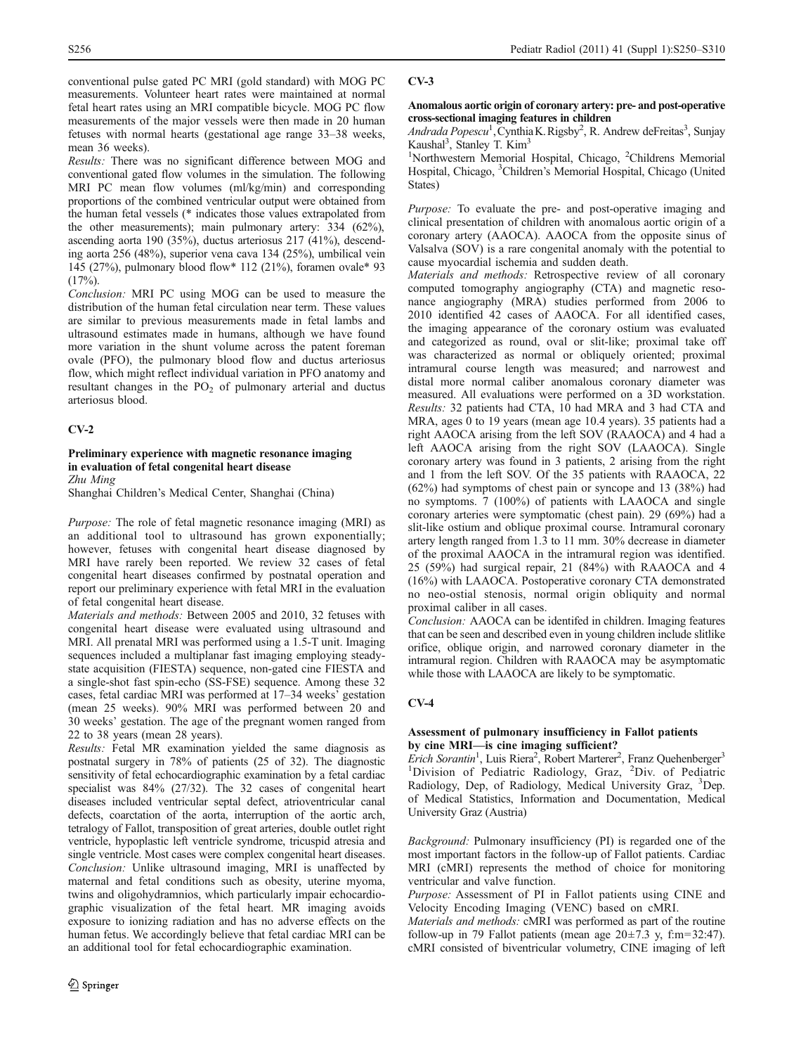conventional pulse gated PC MRI (gold standard) with MOG PC measurements. Volunteer heart rates were maintained at normal fetal heart rates using an MRI compatible bicycle. MOG PC flow measurements of the major vessels were then made in 20 human fetuses with normal hearts (gestational age range 33–38 weeks, mean 36 weeks).

*Results:* There was no significant difference between MOG and conventional gated flow volumes in the simulation. The following MRI PC mean flow volumes (ml/kg/min) and corresponding proportions of the combined ventricular output were obtained from the human fetal vessels (* indicates those values extrapolated from the other measurements); main pulmonary artery: 334 (62%), ascending aorta 190 (35%), ductus arteriosus 217 (41%), descending aorta 256 (48%), superior vena cava 134 (25%), umbilical vein 145 (27%), pulmonary blood flow* 112 (21%), foramen ovale* 93 (17%).

*Conclusion:* MRI PC using MOG can be used to measure the distribution of the human fetal circulation near term. These values are similar to previous measurements made in fetal lambs and ultrasound estimates made in humans, although we have found more variation in the shunt volume across the patent foreman ovale (PFO), the pulmonary blood flow and ductus arteriosus flow, which might reflect individual variation in PFO anatomy and resultant changes in the $PO_2$ of pulmonary arterial and ductus arteriosus blood.

## CV-2

### Preliminary experience with magnetic resonance imaging in evaluation of fetal congenital heart disease

*Zhu Ming*

Shanghai Children's Medical Center, Shanghai (China)

*Purpose:* The role of fetal magnetic resonance imaging (MRI) as an additional tool to ultrasound has grown exponentially; however, fetuses with congenital heart disease diagnosed by MRI have rarely been reported. We review 32 cases of fetal congenital heart diseases confirmed by postnatal operation and report our preliminary experience with fetal MRI in the evaluation of fetal congenital heart disease.

*Materials and methods:* Between 2005 and 2010, 32 fetuses with congenital heart disease were evaluated using ultrasound and MRI. All prenatal MRI was performed using a 1.5-T unit. Imaging sequences included a multiplanar fast imaging employing steady-state acquisition (FIESTA) sequence, non-gated cine FIESTA and a single-shot fast spin-echo (SS-FSE) sequence. Among these 32 cases, fetal cardiac MRI was performed at 17–34 weeks' gestation (mean 25 weeks). 90% MRI was performed between 20 and 30 weeks' gestation. The age of the pregnant women ranged from 22 to 38 years (mean 28 years).

*Results:* Fetal MR examination yielded the same diagnosis as postnatal surgery in 78% of patients (25 of 32). The diagnostic sensitivity of fetal echocardiographic examination by a fetal cardiac specialist was 84% (27/32). The 32 cases of congenital heart diseases included ventricular septal defect, atrioventricular canal defects, coarctation of the aorta, interruption of the aortic arch, tetralogy of Fallot, transposition of great arteries, double outlet right ventricle, hypoplastic left ventricle syndrome, tricuspid atresia and single ventricle. Most cases were complex congenital heart diseases.

*Conclusion:* Unlike ultrasound imaging, MRI is unaffected by maternal and fetal conditions such as obesity, uterine myoma, twins and oligohydramnios, which particularly impair echocardiographic visualization of the fetal heart. MR imaging avoids exposure to ionizing radiation and has no adverse effects on the human fetus. We accordingly believe that fetal cardiac MRI can be an additional tool for fetal echocardiographic examination.

## CV-3

### Anomalous aortic origin of coronary artery: pre- and post-operative cross-sectional imaging features in children

*Andrada Popescu*[1], Cynthia K. Rigsby[2], R. Andrew deFreitas[3], Sunjay Kaushal[3], Stanley T. Kim[3]

[1]Northwestern Memorial Hospital, Chicago, [2]Childrens Memorial Hospital, Chicago, [3]Children's Memorial Hospital, Chicago (United States)

*Purpose:* To evaluate the pre- and post-operative imaging and clinical presentation of children with anomalous aortic origin of a coronary artery (AAOCA). AAOCA from the opposite sinus of Valsalva (SOV) is a rare congenital anomaly with the potential to cause myocardial ischemia and sudden death.

*Materials and methods:* Retrospective review of all coronary computed tomography angiography (CTA) and magnetic resonance angiography (MRA) studies performed from 2006 to 2010 identified 42 cases of AAOCA. For all identified cases, the imaging appearance of the coronary ostium was evaluated and categorized as round, oval or slit-like; proximal take off was characterized as normal or obliquely oriented; proximal intramural course length was measured; and narrowest and distal more normal caliber anomalous coronary diameter was measured. All evaluations were performed on a 3D workstation.

*Results:* 32 patients had CTA, 10 had MRA and 3 had CTA and MRA, ages 0 to 19 years (mean age 10.4 years). 35 patients had a right AAOCA arising from the left SOV (RAAOCA) and 4 had a left AAOCA arising from the right SOV (LAAOCA). Single coronary artery was found in 3 patients, 2 arising from the right and 1 from the left SOV. Of the 35 patients with RAAOCA, 22 (62%) had symptoms of chest pain or syncope and 13 (38%) had no symptoms. 7 (100%) of patients with LAAOCA and single coronary arteries were symptomatic (chest pain). 29 (69%) had a slit-like ostium and oblique proximal course. Intramural coronary artery length ranged from 1.3 to 11 mm. 30% decrease in diameter of the proximal AAOCA in the intramural region was identified. 25 (59%) had surgical repair, 21 (84%) with RAAOCA and 4 (16%) with LAAOCA. Postoperative coronary CTA demonstrated no neo-ostial stenosis, normal origin obliquity and normal proximal caliber in all cases.

*Conclusion:* AAOCA can be identifed in children. Imaging features that can be seen and described even in young children include slitlike orifice, oblique origin, and narrowed coronary diameter in the intramural region. Children with RAAOCA may be asymptomatic while those with LAAOCA are likely to be symptomatic.

## CV-4

### Assessment of pulmonary insufficiency in Fallot patients by cine MRI—is cine imaging sufficient?

*Erich Sorantin*[1], Luis Riera[2], Robert Marterer[2], Franz Quehenberger[3]

[1]Division of Pediatric Radiology, Graz, [2]Div. of Pediatric Radiology, Dep, of Radiology, Medical University Graz, [3]Dep. of Medical Statistics, Information and Documentation, Medical University Graz (Austria)

*Background:* Pulmonary insufficiency (PI) is regarded one of the most important factors in the follow-up of Fallot patients. Cardiac MRI (cMRI) represents the method of choice for monitoring ventricular and valve function.

*Purpose:* Assessment of PI in Fallot patients using CINE and Velocity Encoding Imaging (VENC) based on cMRI.

*Materials and methods:* cMRI was performed as part of the routine follow-up in 79 Fallot patients (mean age $20\pm7.3$ y, f:m=32:47). cMRI consisted of biventricular volumetry, CINE imaging of left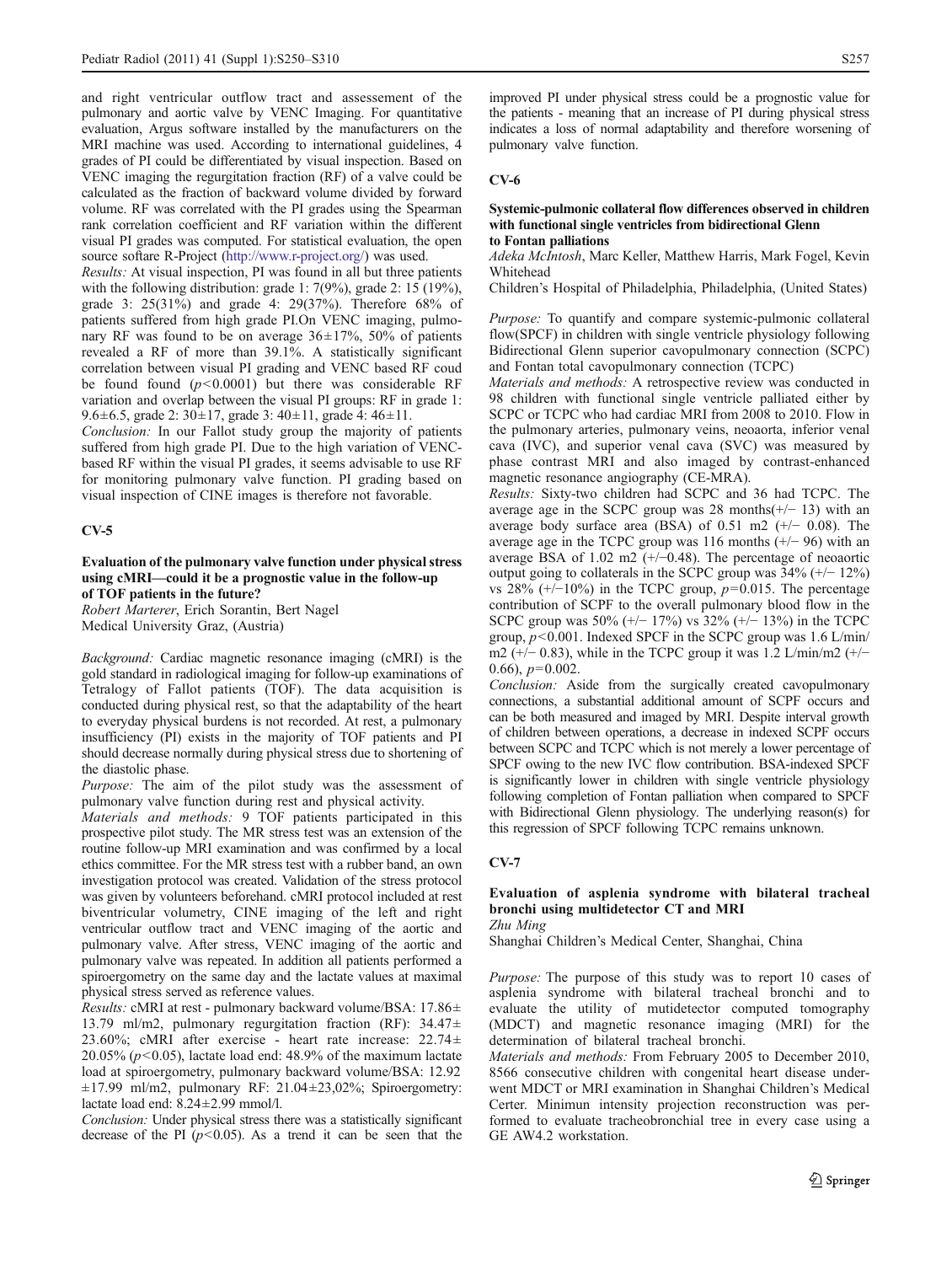and right ventricular outflow tract and assessement of the pulmonary and aortic valve by VENC Imaging. For quantitative evaluation, Argus software installed by the manufacturers on the MRI machine was used. According to international guidelines, 4 grades of PI could be differentiated by visual inspection. Based on VENC imaging the regurgitation fraction (RF) of a valve could be calculated as the fraction of backward volume divided by forward volume. RF was correlated with the PI grades using the Spearman rank correlation coefficient and RF variation within the different visual PI grades was computed. For statistical evaluation, the open source softare R-Project (http://www.r-project.org/) was used.

*Results:* At visual inspection, PI was found in all but three patients with the following distribution: grade 1: 7(9%), grade 2: 15 (19%), grade 3: 25(31%) and grade 4: 29(37%). Therefore 68% of patients suffered from high grade PI.On VENC imaging, pulmonary RF was found to be on average 36±17%, 50% of patients revealed a RF of more than 39.1%. A statistically significant correlation between visual PI grading and VENC based RF coud be found ($p<0.0001$) but there was considerable RF variation and overlap between the visual PI groups: RF in grade 1: 9.6±6.5, grade 2: 30±17, grade 3: 40±11, grade 4: 46±11.

*Conclusion:* In our Fallot study group the majority of patients suffered from high grade PI. Due to the high variation of VENC-based RF within the visual PI grades, it seems advisable to use RF for monitoring pulmonary valve function. PI grading based on visual inspection of CINE images is therefore not favorable.

## CV-5

### Evaluation of the pulmonary valve function under physical stress using cMRI—could it be a prognostic value in the follow-up of TOF patients in the future?

*Robert Marterer*, Erich Sorantin, Bert Nagel

Medical University Graz, (Austria)

*Background:* Cardiac magnetic resonance imaging (cMRI) is the gold standard in radiological imaging for follow-up examinations of Tetralogy of Fallot patients (TOF). The data acquisition is conducted during physical rest, so that the adaptability of the heart to everyday physical burdens is not recorded. At rest, a pulmonary insufficiency (PI) exists in the majority of TOF patients and PI should decrease normally during physical stress due to shortening of the diastolic phase.

*Purpose:* The aim of the pilot study was the assessment of pulmonary valve function during rest and physical activity.

*Materials and methods:* 9 TOF patients participated in this prospective pilot study. The MR stress test was an extension of the routine follow-up MRI examination and was confirmed by a local ethics committee. For the MR stress test with a rubber band, an own investigation protocol was created. Validation of the stress protocol was given by volunteers beforehand. cMRI protocol included at rest biventricular volumetry, CINE imaging of the left and right ventricular outflow tract and VENC imaging of the aortic and pulmonary valve. After stress, VENC imaging of the aortic and pulmonary valve was repeated. In addition all patients performed a spiroergometry on the same day and the lactate values at maximal physical stress served as reference values.

*Results:* cMRI at rest - pulmonary backward volume/BSA: 17.86±13.79 ml/m2, pulmonary regurgitation fraction (RF): 34.47±23.60%; cMRI after exercise - heart rate increase: 22.74±20.05% ($p<0.05$), lactate load end: 48.9% of the maximum lactate load at spiroergometry, pulmonary backward volume/BSA: 12.92±17.99 ml/m2, pulmonary RF: 21.04±23,02%; Spiroergometry: lactate load end: 8.24±2.99 mmol/l.

*Conclusion:* Under physical stress there was a statistically significant decrease of the PI ($p<0.05$). As a trend it can be seen that the improved PI under physical stress could be a prognostic value for the patients - meaning that an increase of PI during physical stress indicates a loss of normal adaptability and therefore worsening of pulmonary valve function.

## CV-6

### Systemic-pulmonic collateral flow differences observed in children with functional single ventricles from bidirectional Glenn to Fontan palliations

*Adeka McIntosh*, Marc Keller, Matthew Harris, Mark Fogel, Kevin Whitehead

Children's Hospital of Philadelphia, Philadelphia, (United States)

*Purpose:* To quantify and compare systemic-pulmonic collateral flow(SPCF) in children with single ventricle physiology following Bidirectional Glenn superior cavopulmonary connection (SCPC) and Fontan total cavopulmonary connection (TCPC)

*Materials and methods:* A retrospective review was conducted in 98 children with functional single ventricle palliated either by SCPC or TCPC who had cardiac MRI from 2008 to 2010. Flow in the pulmonary arteries, pulmonary veins, neoaorta, inferior venal cava (IVC), and superior venal cava (SVC) was measured by phase contrast MRI and also imaged by contrast-enhanced magnetic resonance angiography (CE-MRA).

*Results:* Sixty-two children had SCPC and 36 had TCPC. The average age in the SCPC group was 28 months(+/− 13) with an average body surface area (BSA) of 0.51 m2 (+/− 0.08). The average age in the TCPC group was 116 months (+/− 96) with an average BSA of 1.02 m2 (+/−0.48). The percentage of neoaortic output going to collaterals in the SCPC group was 34% (+/− 12%) vs 28% (+/−10%) in the TCPC group, $p=0.015$. The percentage contribution of SCPF to the overall pulmonary blood flow in the SCPC group was 50% (+/− 17%) vs 32% (+/− 13%) in the TCPC group, $p<0.001$. Indexed SPCF in the SCPC group was 1.6 L/min/m2 (+/− 0.83), while in the TCPC group it was 1.2 L/min/m2 (+/− 0.66), $p=0.002$.

*Conclusion:* Aside from the surgically created cavopulmonary connections, a substantial additional amount of SCPF occurs and can be both measured and imaged by MRI. Despite interval growth of children between operations, a decrease in indexed SCPF occurs between SCPC and TCPC which is not merely a lower percentage of SPCF owing to the new IVC flow contribution. BSA-indexed SPCF is significantly lower in children with single ventricle physiology following completion of Fontan palliation when compared to SPCF with Bidirectional Glenn physiology. The underlying reason(s) for this regression of SPCF following TCPC remains unknown.

## CV-7

### Evaluation of asplenia syndrome with bilateral tracheal bronchi using multidetector CT and MRI

*Zhu Ming*

Shanghai Children's Medical Center, Shanghai, China

*Purpose:* The purpose of this study was to report 10 cases of asplenia syndrome with bilateral tracheal bronchi and to evaluate the utility of mutidetector computed tomography (MDCT) and magnetic resonance imaging (MRI) for the determination of bilateral tracheal bronchi.

*Materials and methods:* From February 2005 to December 2010, 8566 consecutive children with congenital heart disease underwent MDCT or MRI examination in Shanghai Children's Medical Certer. Minimun intensity projection reconstruction was performed to evaluate tracheobronchial tree in every case using a GE AW4.2 workstation.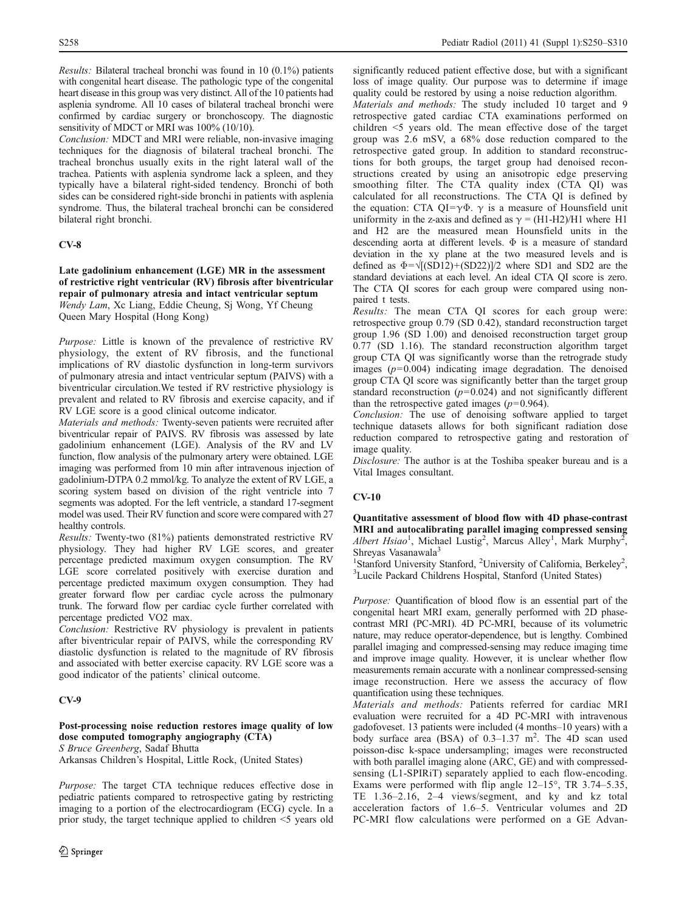*Results:* Bilateral tracheal bronchi was found in 10 (0.1%) patients with congenital heart disease. The pathologic type of the congenital heart disease in this group was very distinct. All of the 10 patients had asplenia syndrome. All 10 cases of bilateral tracheal bronchi were confirmed by cardiac surgery or bronchoscopy. The diagnostic sensitivity of MDCT or MRI was 100% (10/10).

*Conclusion:* MDCT and MRI were reliable, non-invasive imaging techniques for the diagnosis of bilateral tracheal bronchi. The tracheal bronchus usually exits in the right lateral wall of the trachea. Patients with asplenia syndrome lack a spleen, and they typically have a bilateral right-sided tendency. Bronchi of both sides can be considered right-side bronchi in patients with asplenia syndrome. Thus, the bilateral tracheal bronchi can be considered bilateral right bronchi.

## CV-8

**Late gadolinium enhancement (LGE) MR in the assessment of restrictive right ventricular (RV) fibrosis after biventricular repair of pulmonary atresia and intact ventricular septum**

*Wendy Lam, Xc Liang, Eddie Cheung, Sj Wong, Yf Cheung*

Queen Mary Hospital (Hong Kong)

*Purpose:* Little is known of the prevalence of restrictive RV physiology, the extent of RV fibrosis, and the functional implications of RV diastolic dysfunction in long-term survivors of pulmonary atresia and intact ventricular septum (PAIVS) with a biventricular circulation.We tested if RV restrictive physiology is prevalent and related to RV fibrosis and exercise capacity, and if RV LGE score is a good clinical outcome indicator.

*Materials and methods:* Twenty-seven patients were recruited after biventricular repair of PAIVS. RV fibrosis was assessed by late gadolinium enhancement (LGE). Analysis of the RV and LV function, flow analysis of the pulmonary artery were obtained. LGE imaging was performed from 10 min after intravenous injection of gadolinium-DTPA 0.2 mmol/kg. To analyze the extent of RV LGE, a scoring system based on division of the right ventricle into 7 segments was adopted. For the left ventricle, a standard 17-segment model was used. Their RV function and score were compared with 27 healthy controls.

*Results:* Twenty-two (81%) patients demonstrated restrictive RV physiology. They had higher RV LGE scores, and greater percentage predicted maximum oxygen consumption. The RV LGE score correlated positively with exercise duration and percentage predicted maximum oxygen consumption. They had greater forward flow per cardiac cycle across the pulmonary trunk. The forward flow per cardiac cycle further correlated with percentage predicted VO2 max.

*Conclusion:* Restrictive RV physiology is prevalent in patients after biventricular repair of PAIVS, while the corresponding RV diastolic dysfunction is related to the magnitude of RV fibrosis and associated with better exercise capacity. RV LGE score was a good indicator of the patients' clinical outcome.

## CV-9

**Post-processing noise reduction restores image quality of low dose computed tomography angiography (CTA)**

*S Bruce Greenberg, Sadaf Bhutta*

Arkansas Children's Hospital, Little Rock, (United States)

*Purpose:* The target CTA technique reduces effective dose in pediatric patients compared to retrospective gating by restricting imaging to a portion of the electrocardiogram (ECG) cycle. In a prior study, the target technique applied to children <5 years old significantly reduced patient effective dose, but with a significant loss of image quality. Our purpose was to determine if image quality could be restored by using a noise reduction algorithm.

*Materials and methods:* The study included 10 target and 9 retrospective gated cardiac CTA examinations performed on children <5 years old. The mean effective dose of the target group was 2.6 mSV, a 68% dose reduction compared to the retrospective gated group. In addition to standard reconstructions for both groups, the target group had denoised reconstructions created by using an anisotropic edge preserving smoothing filter. The CTA quality index (CTA QI) was calculated for all reconstructions. The CTA QI is defined by the equation: CTA QI=$\gamma\Phi$. $\gamma$ is a measure of Hounsfield unit uniformity in the z-axis and defined as $\gamma = (H1\text{-}H2)/H1$ where H1 and H2 are the measured mean Hounsfield units in the descending aorta at different levels. $\Phi$ is a measure of standard deviation in the xy plane at the two measured levels and is defined as $\Phi=\sqrt{[(SD12)+(SD22)]/2}$ where SD1 and SD2 are the standard deviations at each level. An ideal CTA QI score is zero. The CTA QI scores for each group were compared using non-paired t tests.

*Results:* The mean CTA QI scores for each group were: retrospective group 0.79 (SD 0.42), standard reconstruction target group 1.96 (SD 1.00) and denoised reconstruction target group 0.77 (SD 1.16). The standard reconstruction algorithm target group CTA QI was significantly worse than the retrograde study images ($p$=0.004) indicating image degradation. The denoised group CTA QI score was significantly better than the target group standard reconstruction ($p$=0.024) and not significantly different than the retrospective gated images ($p$=0.964).

*Conclusion:* The use of denoising software applied to target technique datasets allows for both significant radiation dose reduction compared to retrospective gating and restoration of image quality.

*Disclosure:* The author is at the Toshiba speaker bureau and is a Vital Images consultant.

## CV-10

**Quantitative assessment of blood flow with 4D phase-contrast MRI and autocalibrating parallel imaging compressed sensing**

*Albert Hsiao*[1], *Michael Lustig*[2], *Marcus Alley*[1], *Mark Murphy*[2], *Shreyas Vasanawala*[3]

[1]Stanford University Stanford, [2]University of California, Berkeley[2], [3]Lucile Packard Childrens Hospital, Stanford (United States)

*Purpose:* Quantification of blood flow is an essential part of the congenital heart MRI exam, generally performed with 2D phase-contrast MRI (PC-MRI). 4D PC-MRI, because of its volumetric nature, may reduce operator-dependence, but is lengthy. Combined parallel imaging and compressed-sensing may reduce imaging time and improve image quality. However, it is unclear whether flow measurements remain accurate with a nonlinear compressed-sensing image reconstruction. Here we assess the accuracy of flow quantification using these techniques.

*Materials and methods:* Patients referred for cardiac MRI evaluation were recruited for a 4D PC-MRI with intravenous gadofoveset. 13 patients were included (4 months–10 years) with a body surface area (BSA) of 0.3–1.37 $m^2$. The 4D scan used poisson-disc k-space undersampling; images were reconstructed with both parallel imaging alone (ARC, GE) and with compressed-sensing (L1-SPIRiT) separately applied to each flow-encoding. Exams were performed with flip angle 12–15°, TR 3.74–5.35, TE 1.36–2.16, 2–4 views/segment, and ky and kz total acceleration factors of 1.6–5. Ventricular volumes and 2D PC-MRI flow calculations were performed on a GE Advan-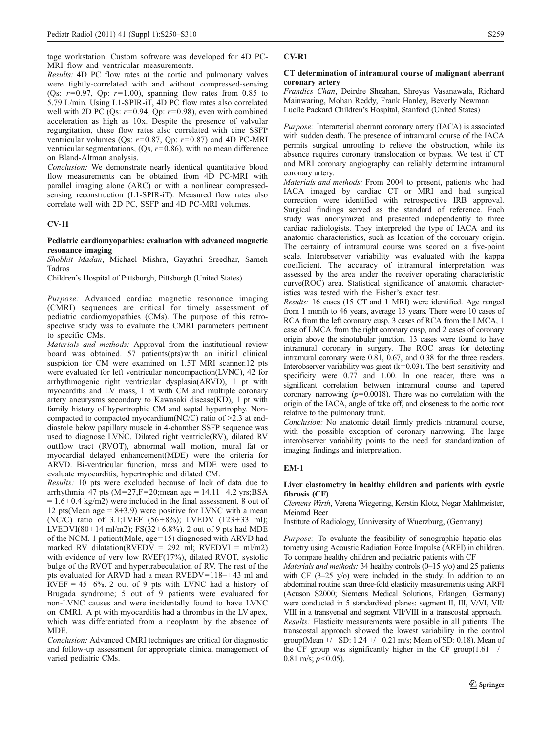tage workstation. Custom software was developed for 4D PC-MRI flow and ventricular measurements.

*Results:* 4D PC flow rates at the aortic and pulmonary valves were tightly-correlated with and without compressed-sensing (Qs: $r=0.97$, Qp: $r=1.00$), spanning flow rates from 0.85 to 5.79 L/min. Using L1-SPIR-iT, 4D PC flow rates also correlated well with 2D PC (Qs: $r=0.94$, Qp: $r=0.98$), even with combined acceleration as high as 10x. Despite the presence of valvular regurgitation, these flow rates also correlated with cine SSFP ventricular volumes (Qs: $r=0.87$, Qp: $r=0.87$) and 4D PC-MRI ventricular segmentations, (Qs, $r=0.86$), with no mean difference on Bland-Altman analysis.

*Conclusion:* We demonstrate nearly identical quantitative blood flow measurements can be obtained from 4D PC-MRI with parallel imaging alone (ARC) or with a nonlinear compressed-sensing reconstruction (L1-SPIR-iT). Measured flow rates also correlate well with 2D PC, SSFP and 4D PC-MRI volumes.

## CV-11

### Pediatric cardiomyopathies: evaluation with advanced magnetic resonance imaging

*Shobhit Madan*, Michael Mishra, Gayathri Sreedhar, Sameh Tadros

Children's Hospital of Pittsburgh, Pittsburgh (United States)

*Purpose:* Advanced cardiac magnetic resonance imaging (CMRI) sequences are critical for timely assessment of pediatric cardiomyopathies (CMs). The purpose of this retrospective study was to evaluate the CMRI parameters pertinent to specific CMs.

*Materials and methods:* Approval from the institutional review board was obtained. 57 patients(pts)with an initial clinical suspicion for CM were examined on 1.5T MRI scanner.12 pts were evaluated for left ventricular noncompaction(LVNC), 42 for arrhythmogenic right ventricular dysplasia(ARVD), 1 pt with myocarditis and LV mass, 1 pt with CM and multiple coronary artery aneurysms secondary to Kawasaki disease(KD), 1 pt with family history of hypertrophic CM and septal hypertrophy. Non-compacted to compacted myocardium(NC/C) ratio of >2.3 at end-diastole below papillary muscle in 4-chamber SSFP sequence was used to diagnose LVNC. Dilated right ventricle(RV), dilated RV outflow tract (RVOT), abnormal wall motion, mural fat or myocardial delayed enhancement(MDE) were the criteria for ARVD. Bi-ventricular function, mass and MDE were used to evaluate myocarditis, hypertrophic and dilated CM.

*Results:* 10 pts were excluded because of lack of data due to arrhythmia. 47 pts (M=27,F=20;mean age = 14.11+4.2 yrs;BSA = 1.6+0.4 kg/m2) were included in the final assessment. 8 out of 12 pts(Mean age = 8+3.9) were positive for LVNC with a mean (NC/C) ratio of 3.1;LVEF (56+8%); LVEDV (123+33 ml); LVEDVI(80+14 ml/m2); FS(32+6.8%). 2 out of 9 pts had MDE of the NCM. 1 patient(Male, age=15) diagnosed with ARVD had marked RV dilatation(RVEDV = 292 ml; RVEDVI = ml/m2) with evidence of very low RVEF(17%), dilated RVOT, systolic bulge of the RVOT and hypertrabeculation of RV. The rest of the pts evaluated for ARVD had a mean RVEDV=118–+43 ml and RVEF = 45+6%. 2 out of 9 pts with LVNC had a history of Brugada syndrome; 5 out of 9 patients were evaluated for non-LVNC causes and were incidentally found to have LVNC on CMRI. A pt with myocarditis had a thrombus in the LV apex, which was differentiated from a neoplasm by the absence of MDE.

*Conclusion:* Advanced CMRI techniques are critical for diagnostic and follow-up assessment for appropriate clinical management of varied pediatric CMs.

## CV-R1

### CT determination of intramural course of malignant aberrant coronary artery

*Frandics Chan*, Deirdre Sheahan, Shreyas Vasanawala, Richard Mainwaring, Mohan Reddy, Frank Hanley, Beverly Newman

Lucile Packard Children's Hospital, Stanford (United States)

*Purpose:* Interarterial aberrant coronary artery (IACA) is associated with sudden death. The presence of intramural course of the IACA permits surgical unroofing to relieve the obstruction, while its absence requires coronary translocation or bypass. We test if CT and MRI coronary angiography can reliably determine intramural coronary artery.

*Materials and methods:* From 2004 to present, patients who had IACA imaged by cardiac CT or MRI and had surgical correction were identified with retrospective IRB approval. Surgical findings served as the standard of reference. Each study was anonymized and presented independently to three cardiac radiologists. They interpreted the type of IACA and its anatomic characteristics, such as location of the coronary origin. The certainty of intramural course was scored on a five-point scale. Interobserver variability was evaluated with the kappa coefficient. The accuracy of intramural interpretation was assessed by the area under the receiver operating characteristic curve(ROC) area. Statistical significance of anatomic characteristics was tested with the Fisher's exact test.

*Results:* 16 cases (15 CT and 1 MRI) were identified. Age ranged from 1 month to 46 years, average 13 years. There were 10 cases of RCA from the left coronary cusp, 3 cases of RCA from the LMCA, 1 case of LMCA from the right coronary cusp, and 2 cases of coronary origin above the sinotubular junction. 13 cases were found to have intramural coronary in surgery. The ROC areas for detecting intramural coronary were 0.81, 0.67, and 0.38 for the three readers. Interobserver variability was great ($k=0.03$). The best sensitivity and specificity were 0.77 and 1.00. In one reader, there was a significant correlation between intramural course and tapered coronary narrowing ($p=0.0018$). There was no correlation with the origin of the IACA, angle of take off, and closeness to the aortic root relative to the pulmonary trunk.

*Conclusion:* No anatomic detail firmly predicts intramural course, with the possible exception of coronary narrowing. The large interobserver variability points to the need for standardization of imaging findings and interpretation.

## EM-1

### Liver elastometry in healthy children and patients with cystic fibrosis (CF)

*Clemens Wirth*, Verena Wiegering, Kerstin Klotz, Negar Mahlmeister, Meinrad Beer

Institute of Radiology, Unniversity of Wuerzburg, (Germany)

*Purpose:* To evaluate the feasibility of sonographic hepatic elastometry using Acoustic Radiation Force Impulse (ARFI) in children. To compare healthy children and pediatric patients with CF

*Materials and methods:* 34 healthy controls (0–15 y/o) and 25 patients with CF (3–25 y/o) were included in the study. In addition to an abdominal routine scan three-fold elasticity measurements using ARFI (Acuson S2000; Siemens Medical Solutions, Erlangen, Germany) were conducted in 5 standardized planes: segment II, III, V/VI, VII/VIII in a transversal and segment VII/VIII in a transcostal approach.

*Results:* Elasticity measurements were possible in all patients. The transcostal approach showed the lowest variability in the control group(Mean +/− SD: 1.24 +/− 0.21 m/s; Mean of SD: 0.18). Mean of the CF group was significantly higher in the CF group(1.61 +/− 0.81 m/s; $p<0.05$).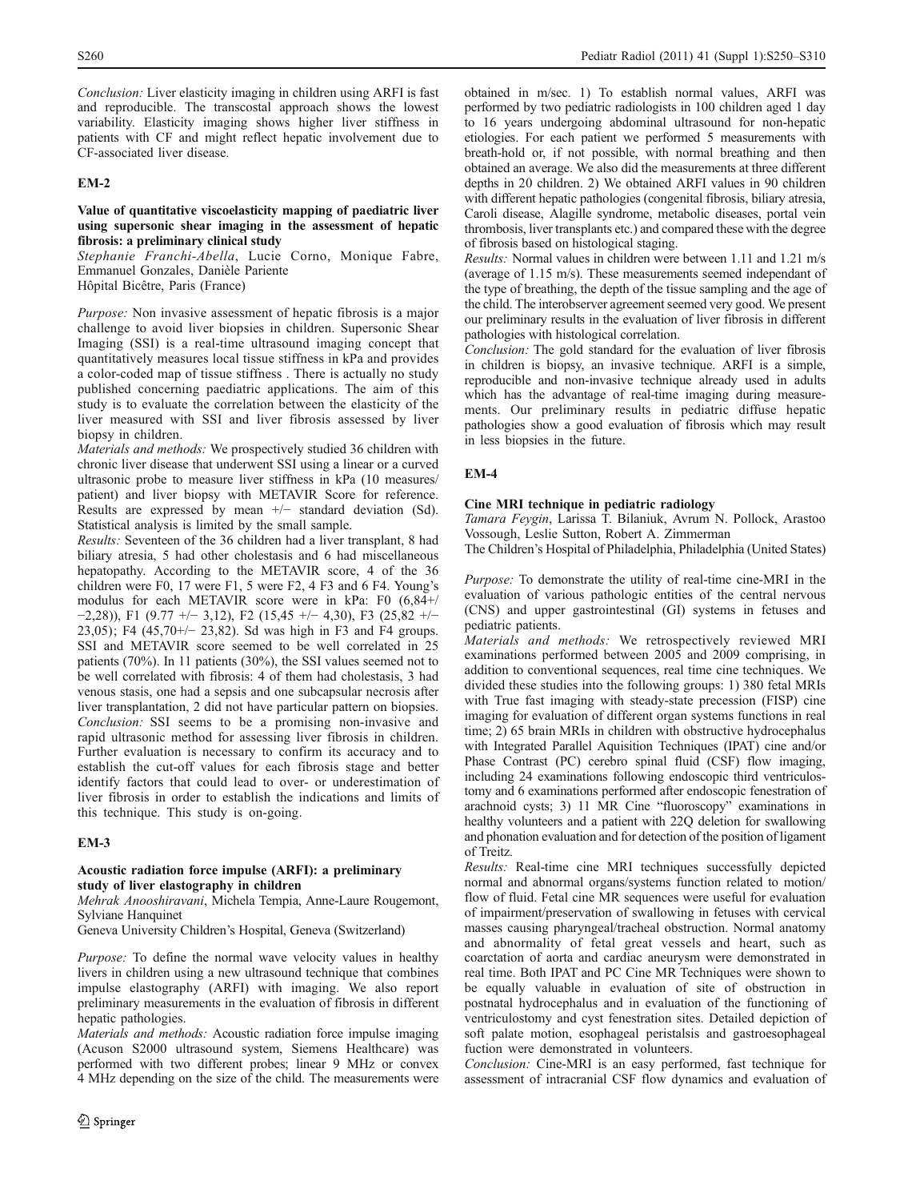*Conclusion:* Liver elasticity imaging in children using ARFI is fast and reproducible. The transcostal approach shows the lowest variability. Elasticity imaging shows higher liver stiffness in patients with CF and might reflect hepatic involvement due to CF-associated liver disease.

## EM-2

### Value of quantitative viscoelasticity mapping of paediatric liver using supersonic shear imaging in the assessment of hepatic fibrosis: a preliminary clinical study

*Stephanie Franchi-Abella*, Lucie Corno, Monique Fabre, Emmanuel Gonzales, Danièle Pariente

Hôpital Bicêtre, Paris (France)

*Purpose:* Non invasive assessment of hepatic fibrosis is a major challenge to avoid liver biopsies in children. Supersonic Shear Imaging (SSI) is a real-time ultrasound imaging concept that quantitatively measures local tissue stiffness in kPa and provides a color-coded map of tissue stiffness . There is actually no study published concerning paediatric applications. The aim of this study is to evaluate the correlation between the elasticity of the liver measured with SSI and liver fibrosis assessed by liver biopsy in children.

*Materials and methods:* We prospectively studied 36 children with chronic liver disease that underwent SSI using a linear or a curved ultrasonic probe to measure liver stiffness in kPa (10 measures/ patient) and liver biopsy with METAVIR Score for reference. Results are expressed by mean +/− standard deviation (Sd). Statistical analysis is limited by the small sample.

*Results:* Seventeen of the 36 children had a liver transplant, 8 had biliary atresia, 5 had other cholestasis and 6 had miscellaneous hepatopathy. According to the METAVIR score, 4 of the 36 children were F0, 17 were F1, 5 were F2, 4 F3 and 6 F4. Young's modulus for each METAVIR score were in kPa: F0 (6,84+/ −2,28)), F1 (9.77 +/− 3,12), F2 (15,45 +/− 4,30), F3 (25,82 +/− 23,05); F4 (45,70+/− 23,82). Sd was high in F3 and F4 groups. SSI and METAVIR score seemed to be well correlated in 25 patients (70%). In 11 patients (30%), the SSI values seemed not to be well correlated with fibrosis: 4 of them had cholestasis, 3 had venous stasis, one had a sepsis and one subcapsular necrosis after liver transplantation, 2 did not have particular pattern on biopsies.

*Conclusion:* SSI seems to be a promising non-invasive and rapid ultrasonic method for assessing liver fibrosis in children. Further evaluation is necessary to confirm its accuracy and to establish the cut-off values for each fibrosis stage and better identify factors that could lead to over- or underestimation of liver fibrosis in order to establish the indications and limits of this technique. This study is on-going.

## EM-3

### Acoustic radiation force impulse (ARFI): a preliminary study of liver elastography in children

*Mehrak Anooshiravani*, Michela Tempia, Anne-Laure Rougemont, Sylviane Hanquinet

Geneva University Children's Hospital, Geneva (Switzerland)

*Purpose:* To define the normal wave velocity values in healthy livers in children using a new ultrasound technique that combines impulse elastography (ARFI) with imaging. We also report preliminary measurements in the evaluation of fibrosis in different hepatic pathologies.

*Materials and methods:* Acoustic radiation force impulse imaging (Acuson S2000 ultrasound system, Siemens Healthcare) was performed with two different probes; linear 9 MHz or convex 4 MHz depending on the size of the child. The measurements were obtained in m/sec. 1) To establish normal values, ARFI was performed by two pediatric radiologists in 100 children aged 1 day to 16 years undergoing abdominal ultrasound for non-hepatic etiologies. For each patient we performed 5 measurements with breath-hold or, if not possible, with normal breathing and then obtained an average. We also did the measurements at three different depths in 20 children. 2) We obtained ARFI values in 90 children with different hepatic pathologies (congenital fibrosis, biliary atresia, Caroli disease, Alagille syndrome, metabolic diseases, portal vein thrombosis, liver transplants etc.) and compared these with the degree of fibrosis based on histological staging.

*Results:* Normal values in children were between 1.11 and 1.21 m/s (average of 1.15 m/s). These measurements seemed independant of the type of breathing, the depth of the tissue sampling and the age of the child. The interobserver agreement seemed very good. We present our preliminary results in the evaluation of liver fibrosis in different pathologies with histological correlation.

*Conclusion:* The gold standard for the evaluation of liver fibrosis in children is biopsy, an invasive technique. ARFI is a simple, reproducible and non-invasive technique already used in adults which has the advantage of real-time imaging during measurements. Our preliminary results in pediatric diffuse hepatic pathologies show a good evaluation of fibrosis which may result in less biopsies in the future.

## EM-4

### Cine MRI technique in pediatric radiology

*Tamara Feygin*, Larissa T. Bilaniuk, Avrum N. Pollock, Arastoo Vossough, Leslie Sutton, Robert A. Zimmerman

The Children's Hospital of Philadelphia, Philadelphia (United States)

*Purpose:* To demonstrate the utility of real-time cine-MRI in the evaluation of various pathologic entities of the central nervous (CNS) and upper gastrointestinal (GI) systems in fetuses and pediatric patients.

*Materials and methods:* We retrospectively reviewed MRI examinations performed between 2005 and 2009 comprising, in addition to conventional sequences, real time cine techniques. We divided these studies into the following groups: 1) 380 fetal MRIs with True fast imaging with steady-state precession (FISP) cine imaging for evaluation of different organ systems functions in real time; 2) 65 brain MRIs in children with obstructive hydrocephalus with Integrated Parallel Aquisition Techniques (IPAT) cine and/or Phase Contrast (PC) cerebro spinal fluid (CSF) flow imaging, including 24 examinations following endoscopic third ventriculostomy and 6 examinations performed after endoscopic fenestration of arachnoid cysts; 3) 11 MR Cine "fluoroscopy" examinations in healthy volunteers and a patient with 22Q deletion for swallowing and phonation evaluation and for detection of the position of ligament of Treitz.

*Results:* Real-time cine MRI techniques successfully depicted normal and abnormal organs/systems function related to motion/ flow of fluid. Fetal cine MR sequences were useful for evaluation of impairment/preservation of swallowing in fetuses with cervical masses causing pharyngeal/tracheal obstruction. Normal anatomy and abnormality of fetal great vessels and heart, such as coarctation of aorta and cardiac aneurysm were demonstrated in real time. Both IPAT and PC Cine MR Techniques were shown to be equally valuable in evaluation of site of obstruction in postnatal hydrocephalus and in evaluation of the functioning of ventriculostomy and cyst fenestration sites. Detailed depiction of soft palate motion, esophageal peristalsis and gastroesophageal fuction were demonstrated in volunteers.

*Conclusion:* Cine-MRI is an easy performed, fast technique for assessment of intracranial CSF flow dynamics and evaluation of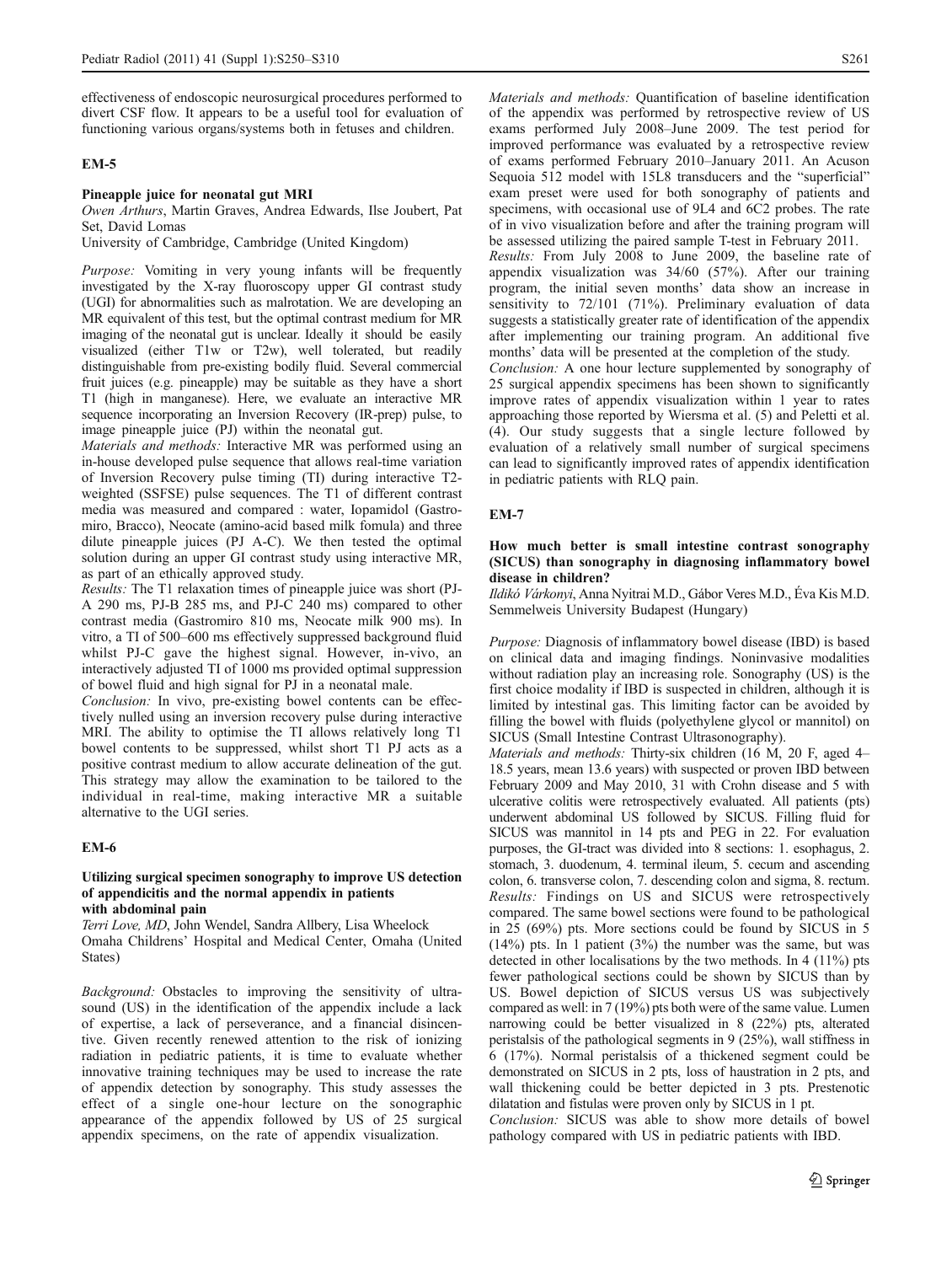effectiveness of endoscopic neurosurgical procedures performed to divert CSF flow. It appears to be a useful tool for evaluation of functioning various organs/systems both in fetuses and children.

## EM-5

### Pineapple juice for neonatal gut MRI

*Owen Arthurs, Martin Graves, Andrea Edwards, Ilse Joubert, Pat Set, David Lomas*
University of Cambridge, Cambridge (United Kingdom)

*Purpose:* Vomiting in very young infants will be frequently investigated by the X-ray fluoroscopy upper GI contrast study (UGI) for abnormalities such as malrotation. We are developing an MR equivalent of this test, but the optimal contrast medium for MR imaging of the neonatal gut is unclear. Ideally it should be easily visualized (either T1w or T2w), well tolerated, but readily distinguishable from pre-existing bodily fluid. Several commercial fruit juices (e.g. pineapple) may be suitable as they have a short T1 (high in manganese). Here, we evaluate an interactive MR sequence incorporating an Inversion Recovery (IR-prep) pulse, to image pineapple juice (PJ) within the neonatal gut.

*Materials and methods:* Interactive MR was performed using an in-house developed pulse sequence that allows real-time variation of Inversion Recovery pulse timing (TI) during interactive T2-weighted (SSFSE) pulse sequences. The T1 of different contrast media was measured and compared : water, Iopamidol (Gastromiro, Bracco), Neocate (amino-acid based milk fomula) and three dilute pineapple juices (PJ A-C). We then tested the optimal solution during an upper GI contrast study using interactive MR, as part of an ethically approved study.

*Results:* The T1 relaxation times of pineapple juice was short (PJ-A 290 ms, PJ-B 285 ms, and PJ-C 240 ms) compared to other contrast media (Gastromiro 810 ms, Neocate milk 900 ms). In vitro, a TI of 500–600 ms effectively suppressed background fluid whilst PJ-C gave the highest signal. However, in-vivo, an interactively adjusted TI of 1000 ms provided optimal suppression of bowel fluid and high signal for PJ in a neonatal male.

*Conclusion:* In vivo, pre-existing bowel contents can be effectively nulled using an inversion recovery pulse during interactive MRI. The ability to optimise the TI allows relatively long T1 bowel contents to be suppressed, whilst short T1 PJ acts as a positive contrast medium to allow accurate delineation of the gut. This strategy may allow the examination to be tailored to the individual in real-time, making interactive MR a suitable alternative to the UGI series.

## EM-6

### Utilizing surgical specimen sonography to improve US detection of appendicitis and the normal appendix in patients with abdominal pain

*Terri Love, MD, John Wendel, Sandra Allbery, Lisa Wheelock*
Omaha Childrens' Hospital and Medical Center, Omaha (United States)

*Background:* Obstacles to improving the sensitivity of ultrasound (US) in the identification of the appendix include a lack of expertise, a lack of perseverance, and a financial disincentive. Given recently renewed attention to the risk of ionizing radiation in pediatric patients, it is time to evaluate whether innovative training techniques may be used to increase the rate of appendix detection by sonography. This study assesses the effect of a single one-hour lecture on the sonographic appearance of the appendix followed by US of 25 surgical appendix specimens, on the rate of appendix visualization.

*Materials and methods:* Quantification of baseline identification of the appendix was performed by retrospective review of US exams performed July 2008–June 2009. The test period for improved performance was evaluated by a retrospective review of exams performed February 2010–January 2011. An Acuson Sequoia 512 model with 15L8 transducers and the "superficial" exam preset were used for both sonography of patients and specimens, with occasional use of 9L4 and 6C2 probes. The rate of in vivo visualization before and after the training program will be assessed utilizing the paired sample T-test in February 2011.

*Results:* From July 2008 to June 2009, the baseline rate of appendix visualization was 34/60 (57%). After our training program, the initial seven months' data show an increase in sensitivity to 72/101 (71%). Preliminary evaluation of data suggests a statistically greater rate of identification of the appendix after implementing our training program. An additional five months' data will be presented at the completion of the study.

*Conclusion:* A one hour lecture supplemented by sonography of 25 surgical appendix specimens has been shown to significantly improve rates of appendix visualization within 1 year to rates approaching those reported by Wiersma et al. (5) and Peletti et al. (4). Our study suggests that a single lecture followed by evaluation of a relatively small number of surgical specimens can lead to significantly improved rates of appendix identification in pediatric patients with RLQ pain.

## EM-7

### How much better is small intestine contrast sonography (SICUS) than sonography in diagnosing inflammatory bowel disease in children?

*Ildikó Várkonyi, Anna Nyitrai M.D., Gábor Veres M.D., Éva Kis M.D.*
Semmelweis University Budapest (Hungary)

*Purpose:* Diagnosis of inflammatory bowel disease (IBD) is based on clinical data and imaging findings. Noninvasive modalities without radiation play an increasing role. Sonography (US) is the first choice modality if IBD is suspected in children, although it is limited by intestinal gas. This limiting factor can be avoided by filling the bowel with fluids (polyethylene glycol or mannitol) on SICUS (Small Intestine Contrast Ultrasonography).

*Materials and methods:* Thirty-six children (16 M, 20 F, aged 4–18.5 years, mean 13.6 years) with suspected or proven IBD between February 2009 and May 2010, 31 with Crohn disease and 5 with ulcerative colitis were retrospectively evaluated. All patients (pts) underwent abdominal US followed by SICUS. Filling fluid for SICUS was mannitol in 14 pts and PEG in 22. For evaluation purposes, the GI-tract was divided into 8 sections: 1. esophagus, 2. stomach, 3. duodenum, 4. terminal ileum, 5. cecum and ascending colon, 6. transverse colon, 7. descending colon and sigma, 8. rectum.

*Results:* Findings on US and SICUS were retrospectively compared. The same bowel sections were found to be pathological in 25 (69%) pts. More sections could be found by SICUS in 5 (14%) pts. In 1 patient (3%) the number was the same, but was detected in other localisations by the two methods. In 4 (11%) pts fewer pathological sections could be shown by SICUS than by US. Bowel depiction of SICUS versus US was subjectively compared as well: in 7 (19%) pts both were of the same value. Lumen narrowing could be better visualized in 8 (22%) pts, alterated peristalsis of the pathological segments in 9 (25%), wall stiffness in 6 (17%). Normal peristalsis of a thickened segment could be demonstrated on SICUS in 2 pts, loss of haustration in 2 pts, and wall thickening could be better depicted in 3 pts. Prestenotic dilatation and fistulas were proven only by SICUS in 1 pt.

*Conclusion:* SICUS was able to show more details of bowel pathology compared with US in pediatric patients with IBD.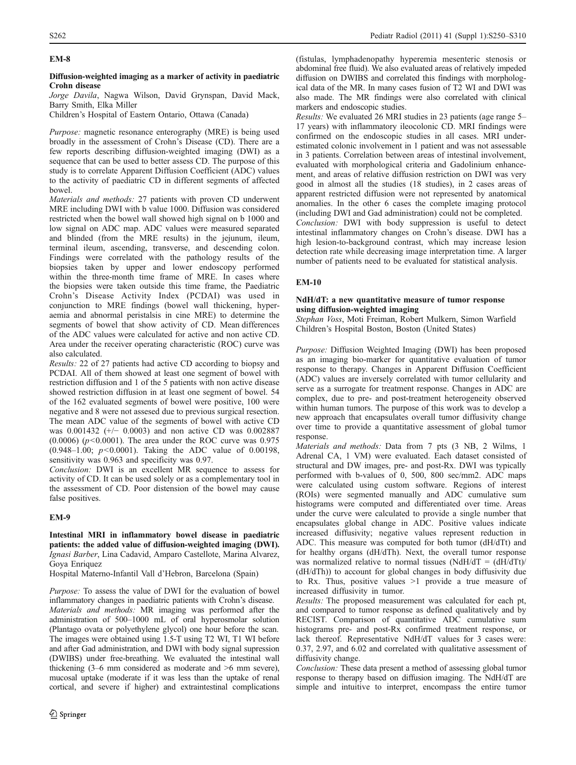## EM-8

### Diffusion-weighted imaging as a marker of activity in paediatric Crohn disease

*Jorge Davila*, Nagwa Wilson, David Grynspan, David Mack, Barry Smith, Elka Miller

Children's Hospital of Eastern Ontario, Ottawa (Canada)

*Purpose:* magnetic resonance enterography (MRE) is being used broadly in the assessment of Crohn's Disease (CD). There are a few reports describing diffusion-weighted imaging (DWI) as a sequence that can be used to better assess CD. The purpose of this study is to correlate Apparent Diffusion Coefficient (ADC) values to the activity of paediatric CD in different segments of affected bowel.

*Materials and methods:* 27 patients with proven CD underwent MRE including DWI with b value 1000. Diffusion was considered restricted when the bowel wall showed high signal on b 1000 and low signal on ADC map. ADC values were measured separated and blinded (from the MRE results) in the jejunum, ileum, terminal ileum, ascending, transverse, and descending colon. Findings were correlated with the pathology results of the biopsies taken by upper and lower endoscopy performed within the three-month time frame of MRE. In cases where the biopsies were taken outside this time frame, the Paediatric Crohn's Disease Activity Index (PCDAI) was used in conjunction to MRE findings (bowel wall thickening, hyperaemia and abnormal peristalsis in cine MRE) to determine the segments of bowel that show activity of CD. Mean differences of the ADC values were calculated for active and non active CD. Area under the receiver operating characteristic (ROC) curve was also calculated.

*Results:* 22 of 27 patients had active CD according to biopsy and PCDAI. All of them showed at least one segment of bowel with restriction diffusion and 1 of the 5 patients with non active disease showed restriction diffusion in at least one segment of bowel. 54 of the 162 evaluated segments of bowel were positive, 100 were negative and 8 were not assesed due to previous surgical resection. The mean ADC value of the segments of bowel with active CD was 0.001432 (+/− 0.0003) and non active CD was 0.002887 (0.0006) ($p<0.0001$). The area under the ROC curve was 0.975 (0.948–1.00; $p<0.0001$). Taking the ADC value of 0.00198, sensitivity was 0.963 and specificity was 0.97.

*Conclusion:* DWI is an excellent MR sequence to assess for activity of CD. It can be used solely or as a complementary tool in the assessment of CD. Poor distension of the bowel may cause false positives.

## EM-9

### Intestinal MRI in inflammatory bowel disease in paediatric patients: the added value of diffusion-weighted imaging (DWI).

*Ignasi Barber*, Lina Cadavid, Amparo Castellote, Mar Alvarez, Goya Enriquez

Hospital Materno-Infantil Vall d'Hebron, Barcelona (Spain)

*Purpose:* To assess the value of DWI for the evaluation of bowel inflammatory changes in paediatric patients with Crohn's disease.

*Materials and methods:* MR imaging was performed after the administration of 500–1000 mL of oral hyperosmolar solution (Plantago ovata or polyethylene glycol) one hour before the scan. The images were obtained using 1.5-T using T2 WI, T1 WI before and after Gad administration, and DWI with body signal supression (DWIBS) under free-breathing. We evaluated the intestinal wall thickening (3–6 mm considered as moderate and >6 mm severe), mucosal uptake (moderate if it was less than the uptake of renal cortical, and severe if higher) and extraintestinal complications (fistulas, lymphadenopathy hyperemia mesenteric stenosis or abdominal free fluid). We also evaluated areas of relatively impeded diffusion on DWIBS and correlated this findings with morphological data of the MR. In many cases fusion of T2 WI and DWI was also made. The MR findings were also correlated with clinical markers and endoscopic studies.

*Results:* We evaluated 26 MRI studies in 23 patients (age range 5–17 years) with inflammatory ileocolonic CD. MRI findings were confirmed on the endoscopic studies in all cases. MRI underestimated colonic involvement in 1 patient and was not assessable in 3 patients. Correlation between areas of intestinal involvement, evaluated with morphological criteria and Gadolinium enhancement, and areas of relative diffusion restriction on DWI was very good in almost all the studies (18 studies), in 2 cases areas of apparent restricted diffusion were not represented by anatomical anomalies. In the other 6 cases the complete imaging protocol (including DWI and Gad administration) could not be completed.

*Conclusion:* DWI with body suppression is useful to detect intestinal inflammatory changes on Crohn's disease. DWI has a high lesion-to-background contrast, which may increase lesion detection rate while decreasing image interpretation time. A larger number of patients need to be evaluated for statistical analysis.

## EM-10

### NdH/dT: a new quantitative measure of tumor response using diffusion-weighted imaging

*Stephan Voss*, Moti Freiman, Robert Mulkern, Simon Warfield

Children's Hospital Boston, Boston (United States)

*Purpose:* Diffusion Weighted Imaging (DWI) has been proposed as an imaging bio-marker for quantitative evaluation of tumor response to therapy. Changes in Apparent Diffusion Coefficient (ADC) values are inversely correlated with tumor cellularity and serve as a surrogate for treatment response. Changes in ADC are complex, due to pre- and post-treatment heterogeneity observed within human tumors. The purpose of this work was to develop a new approach that encapsulates overall tumor diffusivity change over time to provide a quantitative assessment of global tumor response.

*Materials and methods:* Data from 7 pts (3 NB, 2 Wilms, 1 Adrenal CA, 1 VM) were evaluated. Each dataset consisted of structural and DW images, pre- and post-Rx. DWI was typically performed with b-values of 0, 500, 800 sec/mm2. ADC maps were calculated using custom software. Regions of interest (ROIs) were segmented manually and ADC cumulative sum histograms were computed and differentiated over time. Areas under the curve were calculated to provide a single number that encapsulates global change in ADC. Positive values indicate increased diffusivity; negative values represent reduction in ADC. This measure was computed for both tumor (dH/dTt) and for healthy organs (dH/dTh). Next, the overall tumor response was normalized relative to normal tissues (NdH/dT = (dH/dTt)/(dH/dTh)) to account for global changes in body diffusivity due to Rx. Thus, positive values >1 provide a true measure of increased diffusivity in tumor.

*Results:* The proposed measurement was calculated for each pt, and compared to tumor response as defined qualitatively and by RECIST. Comparison of quantitative ADC cumulative sum histograms pre- and post-Rx confirmed treatment response, or lack thereof. Representative NdH/dT values for 3 cases were: 0.37, 2.97, and 6.02 and correlated with qualitative assessment of diffusivity change.

*Conclusion:* These data present a method of assessing global tumor response to therapy based on diffusion imaging. The NdH/dT are simple and intuitive to interpret, encompass the entire tumor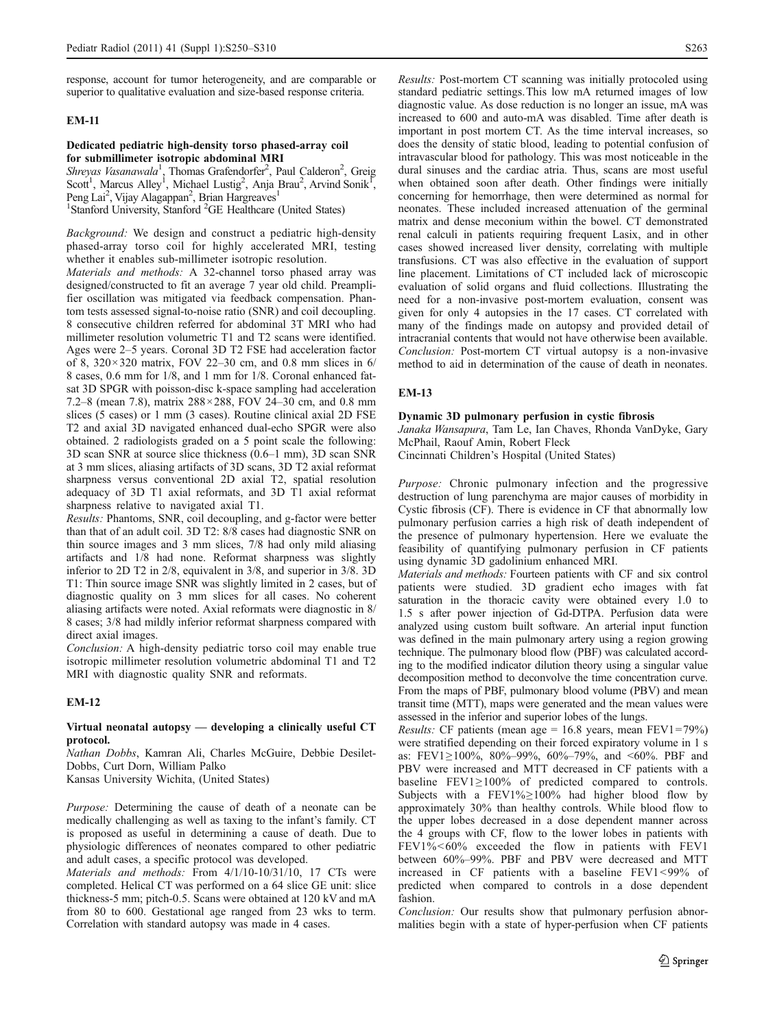response, account for tumor heterogeneity, and are comparable or superior to qualitative evaluation and size-based response criteria.

## EM-11

### Dedicated pediatric high-density torso phased-array coil for submillimeter isotropic abdominal MRI

*Shreyas Vasanawala*[1], Thomas Grafendorfer[2], Paul Calderon[2], Greig Scott[1], Marcus Alley[1], Michael Lustig[2], Anja Brau[2], Arvind Sonik[1], Peng Lai[2], Vijay Alagappan[2], Brian Hargreaves[1]

[1]Stanford University, Stanford [2]GE Healthcare (United States)

*Background:* We design and construct a pediatric high-density phased-array torso coil for highly accelerated MRI, testing whether it enables sub-millimeter isotropic resolution.

*Materials and methods:* A 32-channel torso phased array was designed/constructed to fit an average 7 year old child. Preamplifier oscillation was mitigated via feedback compensation. Phantom tests assessed signal-to-noise ratio (SNR) and coil decoupling. 8 consecutive children referred for abdominal 3T MRI who had millimeter resolution volumetric T1 and T2 scans were identified. Ages were 2–5 years. Coronal 3D T2 FSE had acceleration factor of 8, 320×320 matrix, FOV 22–30 cm, and 0.8 mm slices in 6/8 cases, 0.6 mm for 1/8, and 1 mm for 1/8. Coronal enhanced fat-sat 3D SPGR with poisson-disc k-space sampling had acceleration 7.2–8 (mean 7.8), matrix 288×288, FOV 24–30 cm, and 0.8 mm slices (5 cases) or 1 mm (3 cases). Routine clinical axial 2D FSE T2 and axial 3D navigated enhanced dual-echo SPGR were also obtained. 2 radiologists graded on a 5 point scale the following: 3D scan SNR at source slice thickness (0.6–1 mm), 3D scan SNR at 3 mm slices, aliasing artifacts of 3D scans, 3D T2 axial reformat sharpness versus conventional 2D axial T2, spatial resolution adequacy of 3D T1 axial reformats, and 3D T1 axial reformat sharpness relative to navigated axial T1.

*Results:* Phantoms, SNR, coil decoupling, and g-factor were better than that of an adult coil. 3D T2: 8/8 cases had diagnostic SNR on thin source images and 3 mm slices, 7/8 had only mild aliasing artifacts and 1/8 had none. Reformat sharpness was slightly inferior to 2D T2 in 2/8, equivalent in 3/8, and superior in 3/8. 3D T1: Thin source image SNR was slightly limited in 2 cases, but of diagnostic quality on 3 mm slices for all cases. No coherent aliasing artifacts were noted. Axial reformats were diagnostic in 8/8 cases; 3/8 had mildly inferior reformat sharpness compared with direct axial images.

*Conclusion:* A high-density pediatric torso coil may enable true isotropic millimeter resolution volumetric abdominal T1 and T2 MRI with diagnostic quality SNR and reformats.

## EM-12

### Virtual neonatal autopsy — developing a clinically useful CT protocol.

*Nathan Dobbs*, Kamran Ali, Charles McGuire, Debbie Desilet-Dobbs, Curt Dorn, William Palko

Kansas University Wichita, (United States)

*Purpose:* Determining the cause of death of a neonate can be medically challenging as well as taxing to the infant's family. CT is proposed as useful in determining a cause of death. Due to physiologic differences of neonates compared to other pediatric and adult cases, a specific protocol was developed.

*Materials and methods:* From 4/1/10-10/31/10, 17 CTs were completed. Helical CT was performed on a 64 slice GE unit: slice thickness-5 mm; pitch-0.5. Scans were obtained at 120 kV and mA from 80 to 600. Gestational age ranged from 23 wks to term. Correlation with standard autopsy was made in 4 cases.

*Results:* Post-mortem CT scanning was initially protocoled using standard pediatric settings. This low mA returned images of low diagnostic value. As dose reduction is no longer an issue, mA was increased to 600 and auto-mA was disabled. Time after death is important in post mortem CT. As the time interval increases, so does the density of static blood, leading to potential confusion of intravascular blood for pathology. This was most noticeable in the dural sinuses and the cardiac atria. Thus, scans are most useful when obtained soon after death. Other findings were initially concerning for hemorrhage, then were determined as normal for neonates. These included increased attenuation of the germinal matrix and dense meconium within the bowel. CT demonstrated renal calculi in patients requiring frequent Lasix, and in other cases showed increased liver density, correlating with multiple transfusions. CT was also effective in the evaluation of support line placement. Limitations of CT included lack of microscopic evaluation of solid organs and fluid collections. Illustrating the need for a non-invasive post-mortem evaluation, consent was given for only 4 autopsies in the 17 cases. CT correlated with many of the findings made on autopsy and provided detail of intracranial contents that would not have otherwise been available.

*Conclusion:* Post-mortem CT virtual autopsy is a non-invasive method to aid in determination of the cause of death in neonates.

## EM-13

### Dynamic 3D pulmonary perfusion in cystic fibrosis

*Janaka Wansapura*, Tam Le, Ian Chaves, Rhonda VanDyke, Gary McPhail, Raouf Amin, Robert Fleck

Cincinnati Children's Hospital (United States)

*Purpose:* Chronic pulmonary infection and the progressive destruction of lung parenchyma are major causes of morbidity in Cystic fibrosis (CF). There is evidence in CF that abnormally low pulmonary perfusion carries a high risk of death independent of the presence of pulmonary hypertension. Here we evaluate the feasibility of quantifying pulmonary perfusion in CF patients using dynamic 3D gadolinium enhanced MRI.

*Materials and methods:* Fourteen patients with CF and six control patients were studied. 3D gradient echo images with fat saturation in the thoracic cavity were obtained every 1.0 to 1.5 s after power injection of Gd-DTPA. Perfusion data were analyzed using custom built software. An arterial input function was defined in the main pulmonary artery using a region growing technique. The pulmonary blood flow (PBF) was calculated according to the modified indicator dilution theory using a singular value decomposition method to deconvolve the time concentration curve. From the maps of PBF, pulmonary blood volume (PBV) and mean transit time (MTT), maps were generated and the mean values were assessed in the inferior and superior lobes of the lungs.

*Results:* CF patients (mean age = 16.8 years, mean FEV1=79%) were stratified depending on their forced expiratory volume in 1 s as: FEV1≥100%, 80%–99%, 60%–79%, and <60%. PBF and PBV were increased and MTT decreased in CF patients with a baseline FEV1≥100% of predicted compared to controls. Subjects with a FEV1%≥100% had higher blood flow by approximately 30% than healthy controls. While blood flow to the upper lobes decreased in a dose dependent manner across the 4 groups with CF, flow to the lower lobes in patients with FEV1%<60% exceeded the flow in patients with FEV1 between 60%–99%. PBF and PBV were decreased and MTT increased in CF patients with a baseline FEV1<99% of predicted when compared to controls in a dose dependent fashion.

*Conclusion:* Our results show that pulmonary perfusion abnormalities begin with a state of hyper-perfusion when CF patients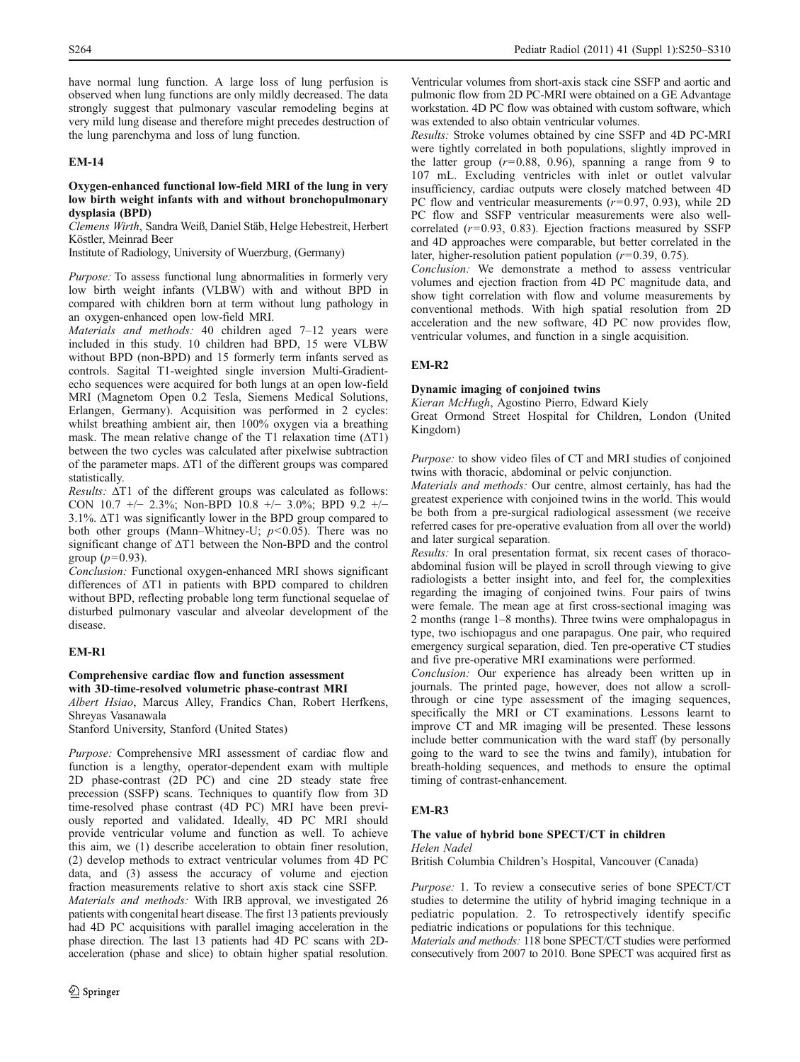have normal lung function. A large loss of lung perfusion is observed when lung functions are only mildly decreased. The data strongly suggest that pulmonary vascular remodeling begins at very mild lung disease and therefore might precedes destruction of the lung parenchyma and loss of lung function.

## EM-14

### Oxygen-enhanced functional low-field MRI of the lung in very low birth weight infants with and without bronchopulmonary dysplasia (BPD)

*Clemens Wirth*, Sandra Weiß, Daniel Stäb, Helge Hebestreit, Herbert Köstler, Meinrad Beer

Institute of Radiology, University of Wuerzburg, (Germany)

*Purpose:* To assess functional lung abnormalities in formerly very low birth weight infants (VLBW) with and without BPD in compared with children born at term without lung pathology in an oxygen-enhanced open low-field MRI.

*Materials and methods:* 40 children aged 7–12 years were included in this study. 10 children had BPD, 15 were VLBW without BPD (non-BPD) and 15 formerly term infants served as controls. Sagital T1-weighted single inversion Multi-Gradient-echo sequences were acquired for both lungs at an open low-field MRI (Magnetom Open 0.2 Tesla, Siemens Medical Solutions, Erlangen, Germany). Acquisition was performed in 2 cycles: whilst breathing ambient air, then 100% oxygen via a breathing mask. The mean relative change of the T1 relaxation time (ΔT1) between the two cycles was calculated after pixelwise subtraction of the parameter maps. ΔT1 of the different groups was compared statistically.

*Results:* ΔT1 of the different groups was calculated as follows: CON 10.7 +/− 2.3%; Non-BPD 10.8 +/− 3.0%; BPD 9.2 +/− 3.1%. ΔT1 was significantly lower in the BPD group compared to both other groups (Mann–Whitney-U; $p<0.05$). There was no significant change of ΔT1 between the Non-BPD and the control group ($p=0.93$).

*Conclusion:* Functional oxygen-enhanced MRI shows significant differences of ΔT1 in patients with BPD compared to children without BPD, reflecting probable long term functional sequelae of disturbed pulmonary vascular and alveolar development of the disease.

## EM-R1

### Comprehensive cardiac flow and function assessment with 3D-time-resolved volumetric phase-contrast MRI

*Albert Hsiao*, Marcus Alley, Frandics Chan, Robert Herfkens, Shreyas Vasanawala

Stanford University, Stanford (United States)

*Purpose:* Comprehensive MRI assessment of cardiac flow and function is a lengthy, operator-dependent exam with multiple 2D phase-contrast (2D PC) and cine 2D steady state free precession (SSFP) scans. Techniques to quantify flow from 3D time-resolved phase contrast (4D PC) MRI have been previously reported and validated. Ideally, 4D PC MRI should provide ventricular volume and function as well. To achieve this aim, we (1) describe acceleration to obtain finer resolution, (2) develop methods to extract ventricular volumes from 4D PC data, and (3) assess the accuracy of volume and ejection fraction measurements relative to short axis stack cine SSFP.

*Materials and methods:* With IRB approval, we investigated 26 patients with congenital heart disease. The first 13 patients previously had 4D PC acquisitions with parallel imaging acceleration in the phase direction. The last 13 patients had 4D PC scans with 2D-acceleration (phase and slice) to obtain higher spatial resolution. Ventricular volumes from short-axis stack cine SSFP and aortic and pulmonic flow from 2D PC-MRI were obtained on a GE Advantage workstation. 4D PC flow was obtained with custom software, which was extended to also obtain ventricular volumes.

*Results:* Stroke volumes obtained by cine SSFP and 4D PC-MRI were tightly correlated in both populations, slightly improved in the latter group ($r=0.88$, 0.96), spanning a range from 9 to 107 mL. Excluding ventricles with inlet or outlet valvular insufficiency, cardiac outputs were closely matched between 4D PC flow and ventricular measurements ($r=0.97$, 0.93), while 2D PC flow and SSFP ventricular measurements were also well-correlated ($r=0.93$, 0.83). Ejection fractions measured by SSFP and 4D approaches were comparable, but better correlated in the later, higher-resolution patient population ($r=0.39$, 0.75).

*Conclusion:* We demonstrate a method to assess ventricular volumes and ejection fraction from 4D PC magnitude data, and show tight correlation with flow and volume measurements by conventional methods. With high spatial resolution from 2D acceleration and the new software, 4D PC now provides flow, ventricular volumes, and function in a single acquisition.

## EM-R2

### Dynamic imaging of conjoined twins

*Kieran McHugh*, Agostino Pierro, Edward Kiely

Great Ormond Street Hospital for Children, London (United Kingdom)

*Purpose:* to show video files of CT and MRI studies of conjoined twins with thoracic, abdominal or pelvic conjunction.

*Materials and methods:* Our centre, almost certainly, has had the greatest experience with conjoined twins in the world. This would be both from a pre-surgical radiological assessment (we receive referred cases for pre-operative evaluation from all over the world) and later surgical separation.

*Results:* In oral presentation format, six recent cases of thoraco-abdominal fusion will be played in scroll through viewing to give radiologists a better insight into, and feel for, the complexities regarding the imaging of conjoined twins. Four pairs of twins were female. The mean age at first cross-sectional imaging was 2 months (range 1–8 months). Three twins were omphalopagus in type, two ischiopagus and one parapagus. One pair, who required emergency surgical separation, died. Ten pre-operative CT studies and five pre-operative MRI examinations were performed.

*Conclusion:* Our experience has already been written up in journals. The printed page, however, does not allow a scroll-through or cine type assessment of the imaging sequences, specifically the MRI or CT examinations. Lessons learnt to improve CT and MR imaging will be presented. These lessons include better communication with the ward staff (by personally going to the ward to see the twins and family), intubation for breath-holding sequences, and methods to ensure the optimal timing of contrast-enhancement.

## EM-R3

### The value of hybrid bone SPECT/CT in children

*Helen Nadel*

British Columbia Children's Hospital, Vancouver (Canada)

*Purpose:* 1. To review a consecutive series of bone SPECT/CT studies to determine the utility of hybrid imaging technique in a pediatric population. 2. To retrospectively identify specific pediatric indications or populations for this technique.

*Materials and methods:* 118 bone SPECT/CT studies were performed consecutively from 2007 to 2010. Bone SPECT was acquired first as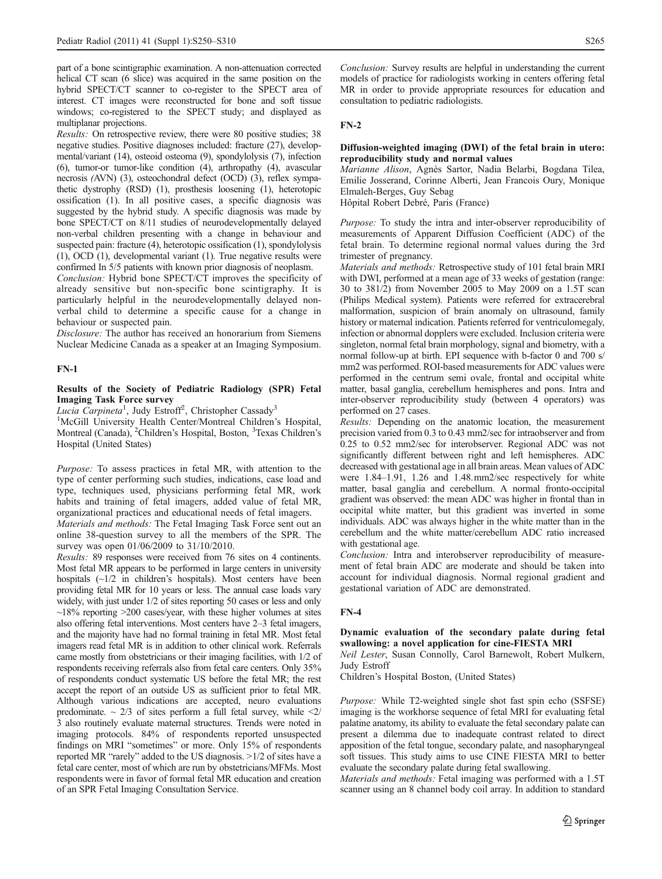part of a bone scintigraphic examination. A non-attenuation corrected helical CT scan (6 slice) was acquired in the same position on the hybrid SPECT/CT scanner to co-register to the SPECT area of interest. CT images were reconstructed for bone and soft tissue windows; co-registered to the SPECT study; and displayed as multiplanar projections.

*Results:* On retrospective review, there were 80 positive studies; 38 negative studies. Positive diagnoses included: fracture (27), developmental/variant (14), osteoid osteoma (9), spondylolysis (7), infection (6), tumor-or tumor-like condition (4), arthropathy (4), avascular necrosis *(*AVN) (3), osteochondral defect (OCD) (3), reflex sympathetic dystrophy (RSD) (1), prosthesis loosening (1), heterotopic ossification (1). In all positive cases, a specific diagnosis was suggested by the hybrid study. A specific diagnosis was made by bone SPECT/CT on 8/11 studies of neurodevelopmentally delayed non-verbal children presenting with a change in behaviour and suspected pain: fracture (4), heterotopic ossification (1), spondylolysis (1), OCD (1), developmental variant (1). True negative results were confirmed In 5/5 patients with known prior diagnosis of neoplasm.

*Conclusion:* Hybrid bone SPECT/CT improves the specificity of already sensitive but non-specific bone scintigraphy. It is particularly helpful in the neurodevelopmentally delayed non-verbal child to determine a specific cause for a change in behaviour or suspected pain.

*Disclosure:* The author has received an honorarium from Siemens Nuclear Medicine Canada as a speaker at an Imaging Symposium.

## FN-1

### Results of the Society of Pediatric Radiology (SPR) Fetal Imaging Task Force survey

*Lucia Carpineta*[1], Judy Estroff[2], Christopher Cassady[3]

[1]McGill University Health Center/Montreal Children's Hospital, Montreal (Canada), [2]Children's Hospital, Boston, [3]Texas Children's Hospital (United States)

*Purpose:* To assess practices in fetal MR, with attention to the type of center performing such studies, indications, case load and type, techniques used, physicians performing fetal MR, work habits and training of fetal imagers, added value of fetal MR, organizational practices and educational needs of fetal imagers.

*Materials and methods:* The Fetal Imaging Task Force sent out an online 38-question survey to all the members of the SPR. The survey was open 01/06/2009 to 31/10/2010.

*Results:* 89 responses were received from 76 sites on 4 continents. Most fetal MR appears to be performed in large centers in university hospitals (~1/2 in children's hospitals). Most centers have been providing fetal MR for 10 years or less. The annual case loads vary widely, with just under 1/2 of sites reporting 50 cases or less and only ~18% reporting >200 cases/year, with these higher volumes at sites also offering fetal interventions. Most centers have 2–3 fetal imagers, and the majority have had no formal training in fetal MR. Most fetal imagers read fetal MR is in addition to other clinical work. Referrals came mostly from obstetricians or their imaging facilities, with 1/2 of respondents receiving referrals also from fetal care centers. Only 35% of respondents conduct systematic US before the fetal MR; the rest accept the report of an outside US as sufficient prior to fetal MR. Although various indications are accepted, neuro evaluations predominate. ~ 2/3 of sites perform a full fetal survey, while <2/3 also routinely evaluate maternal structures. Trends were noted in imaging protocols. 84% of respondents reported unsuspected findings on MRI "sometimes" or more. Only 15% of respondents reported MR "rarely" added to the US diagnosis. >1/2 of sites have a fetal care center, most of which are run by obstetricians/MFMs. Most respondents were in favor of formal fetal MR education and creation of an SPR Fetal Imaging Consultation Service.

*Conclusion:* Survey results are helpful in understanding the current models of practice for radiologists working in centers offering fetal MR in order to provide appropriate resources for education and consultation to pediatric radiologists.

## FN-2

### Diffusion-weighted imaging (DWI) of the fetal brain in utero: reproducibility study and normal values

*Marianne Alison*, Agnès Sartor, Nadia Belarbi, Bogdana Tilea, Emilie Josserand, Corinne Alberti, Jean Francois Oury, Monique Elmaleh-Berges, Guy Sebag

Hôpital Robert Debré, Paris (France)

*Purpose:* To study the intra and inter-observer reproducibility of measurements of Apparent Diffusion Coefficient (ADC) of the fetal brain. To determine regional normal values during the 3rd trimester of pregnancy.

*Materials and methods:* Retrospective study of 101 fetal brain MRI with DWI, performed at a mean age of 33 weeks of gestation (range: 30 to 38½) from November 2005 to May 2009 on a 1.5T scan (Philips Medical system). Patients were referred for extracerebral malformation, suspicion of brain anomaly on ultrasound, family history or maternal indication. Patients referred for ventriculomegaly, infection or abnormal maternal dopplers were excluded. Inclusion criteria were singleton, normal fetal brain morphology, signal and biometry, with a normal follow-up at birth. EPI sequence with b-factor 0 and 700 s/mm2 was performed. ROI-based measurements for ADC values were performed in the centrum semi ovale, frontal and occipital white matter, basal ganglia, cerebellum hemispheres and pons. Intra and inter-observer reproducibility study (between 4 operators) was performed on 27 cases.

*Results:* Depending on the anatomic location, the measurement precision varied from 0.3 to 0.43 mm2/sec for intraobserver and from 0.25 to 0.52 mm2/sec for interobserver. Regional ADC was not significantly different between right and left hemispheres. ADC decreased with gestational age in all brain areas. Mean values of ADC were 1.84–1.91, 1.26 and 1.48 mm2/sec respectively for white matter, basal ganglia and cerebellum. A normal fronto-occipital gradient was observed: the mean ADC was higher in frontal than in occipital white matter, but this gradient was inverted in some individuals. ADC was always higher in the white matter than in the cerebellum and the white matter/cerebellum ADC ratio increased with gestational age.

*Conclusion:* Intra and interobserver reproducibility of measurement of fetal brain ADC are moderate and should be taken into account for individual diagnosis. Normal regional gradient and gestational variation of ADC are demonstrated.

## FN-4

### Dynamic evaluation of the secondary palate during fetal swallowing: a novel application for cine-FIESTA MRI

*Neil Lester*, Susan Connolly, Carol Barnewolt, Robert Mulkern, Judy Estroff

Children's Hospital Boston, (United States)

*Purpose:* While T2-weighted single shot fast spin echo (SSFSE) imaging is the workhorse sequence of fetal MRI for evaluating fetal palatine anatomy, its ability to evaluate the fetal secondary palate can present a dilemma due to inadequate contrast related to direct apposition of the fetal tongue, secondary palate, and nasopharyngeal soft tissues. This study aims to use CINE FIESTA MRI to better evaluate the secondary palate during fetal swallowing.

*Materials and methods:* Fetal imaging was performed with a 1.5T scanner using an 8 channel body coil array. In addition to standard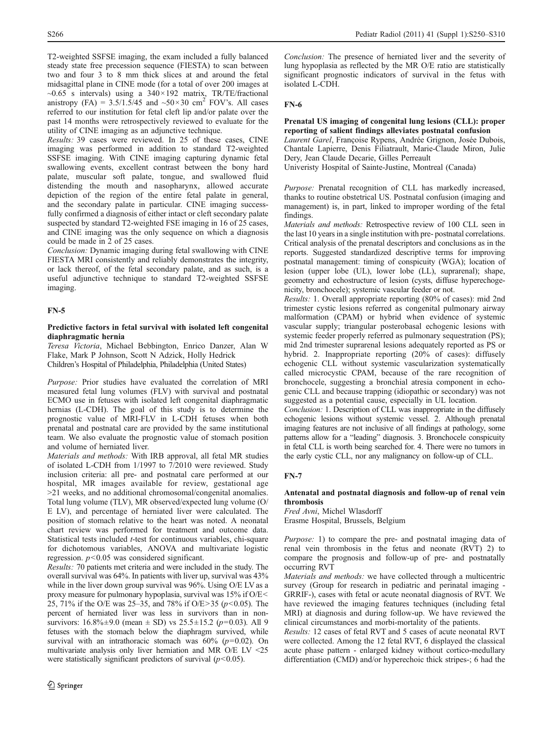T2-weighted SSFSE imaging, the exam included a fully balanced steady state free precession sequence (FIESTA) to scan between two and four 3 to 8 mm thick slices at and around the fetal midsagittal plane in CINE mode (for a total of over 200 images at ~0.65 s intervals) using a 340×192 matrix, TR/TE/fractional anistropy (FA) = 3.5/1.5/45 and ~50×30 cm$^2$ FOV's. All cases referred to our institution for fetal cleft lip and/or palate over the past 14 months were retrospectively reviewed to evaluate for the utility of CINE imaging as an adjunctive technique.

*Results:* 39 cases were reviewed. In 25 of these cases, CINE imaging was performed in addition to standard T2-weighted SSFSE imaging. With CINE imaging capturing dynamic fetal swallowing events, excellent contrast between the bony hard palate, muscular soft palate, tongue, and swallowed fluid distending the mouth and nasopharynx, allowed accurate depiction of the region of the entire fetal palate in general, and the secondary palate in particular. CINE imaging successfully confirmed a diagnosis of either intact or cleft secondary palate suspected by standard T2-weighted FSE imaging in 16 of 25 cases, and CINE imaging was the only sequence on which a diagnosis could be made in 2 of 25 cases.

*Conclusion:* Dynamic imaging during fetal swallowing with CINE FIESTA MRI consistently and reliably demonstrates the integrity, or lack thereof, of the fetal secondary palate, and as such, is a useful adjunctive technique to standard T2-weighted SSFSE imaging.

## FN-5

### Predictive factors in fetal survival with isolated left congenital diaphragmatic hernia

*Teresa Victoria*, Michael Bebbington, Enrico Danzer, Alan W Flake, Mark P Johnson, Scott N Adzick, Holly Hedrick
Children's Hospital of Philadelphia, Philadelphia (United States)

*Purpose:* Prior studies have evaluated the correlation of MRI measured fetal lung volumes (FLV) with survival and postnatal ECMO use in fetuses with isolated left congenital diaphragmatic hernias (L-CDH). The goal of this study is to determine the prognostic value of MRI-FLV in L-CDH fetuses when both prenatal and postnatal care are provided by the same institutional team. We also evaluate the prognostic value of stomach position and volume of herniated liver.

*Materials and methods:* With IRB approval, all fetal MR studies of isolated L-CDH from 1/1997 to 7/2010 were reviewed. Study inclusion criteria: all pre- and postnatal care performed at our hospital, MR images available for review, gestational age >21 weeks, and no additional chromosomal/congenital anomalies. Total lung volume (TLV), MR observed/expected lung volume (O/E LV), and percentage of herniated liver were calculated. The position of stomach relative to the heart was noted. A neonatal chart review was performed for treatment and outcome data. Statistical tests included *t*-test for continuous variables, chi-square for dichotomous variables, ANOVA and multivariate logistic regression. $p<0.05$ was considered significant.

*Results:* 70 patients met criteria and were included in the study. The overall survival was 64%. In patients with liver up, survival was 43% while in the liver down group survival was 96%. Using O/E LV as a proxy measure for pulmonary hypoplasia, survival was 15% if O/E< 25, 71% if the O/E was 25–35, and 78% if O/E>35 ($p<0.05$). The percent of herniated liver was less in survivors than in non-survivors: 16.8%±9.0 (mean ± SD) vs 25.5±15.2 ($p=0.03$). All 9 fetuses with the stomach below the diaphragm survived, while survival with an intrathoracic stomach was 60% ($p=0.02$). On multivariate analysis only liver herniation and MR O/E LV <25 were statistically significant predictors of survival ($p<0.05$).

*Conclusion:* The presence of herniated liver and the severity of lung hypoplasia as reflected by the MR O/E ratio are statistically significant prognostic indicators of survival in the fetus with isolated L-CDH.

## FN-6

### Prenatal US imaging of congenital lung lesions (CLL): proper reporting of salient findings alleviates postnatal confusion

*Laurent Garel*, Françoise Rypens, Andrée Grignon, Josée Dubois, Chantale Lapierre, Denis Filiatrault, Marie-Claude Miron, Julie Dery, Jean Claude Decarie, Gilles Perreault
Univeristy Hospital of Sainte-Justine, Montreal (Canada)

*Purpose:* Prenatal recognition of CLL has markedly increased, thanks to routine obstetrical US. Postnatal confusion (imaging and management) is, in part, linked to improper wording of the fetal findings.

*Materials and methods:* Retrospective review of 100 CLL seen in the last 10 years in a single institution with pre- postnatal correlations. Critical analysis of the prenatal descriptors and conclusions as in the reports. Suggested standardized descriptive terms for improving postnatal management: timing of conspicuity (WGA); location of lesion (upper lobe (UL), lower lobe (LL), suprarenal); shape, geometry and echostructure of lesion (cysts, diffuse hyperechogenicity, bronchocele); systemic vascular feeder or not.

*Results:* 1. Overall appropriate reporting (80% of cases): mid 2nd trimester cystic lesions referred as congenital pulmonary airway malformation (CPAM) or hybrid when evidence of systemic vascular supply; triangular posterobasal echogenic lesions with systemic feeder properly referred as pulmonary sequestration (PS); mid 2nd trimester suprarenal lesions adequately reported as PS or hybrid. 2. Inappropriate reporting (20% of cases): diffusely echogenic CLL without systemic vascularization systematically called microcystic CPAM, because of the rare recognition of bronchocele, suggesting a bronchial atresia component in echogenic CLL and because trapping (idiopathic or secondary) was not suggested as a potential cause, especially in UL location.

*Conclusion:* 1. Description of CLL was inappropriate in the diffusely echogenic lesions without systemic vessel. 2. Although prenatal imaging features are not inclusive of all findings at pathology, some patterns allow for a "leading" diagnosis. 3. Bronchocele conspicuity in fetal CLL is worth being searched for. 4. There were no tumors in the early cystic CLL, nor any malignancy on follow-up of CLL.

## FN-7

### Antenatal and postnatal diagnosis and follow-up of renal vein thrombosis

*Fred Avni*, Michel Wlasdorff
Erasme Hospital, Brussels, Belgium

*Purpose:* 1) to compare the pre- and postnatal imaging data of renal vein thrombosis in the fetus and neonate (RVT) 2) to compare the prognosis and follow-up of pre- and postnatally occurring RVT

*Materials and methods:* we have collected through a multicentric survey (Group for research in pediatric and perinatal imaging - GRRIF-), cases with fetal or acute neonatal diagnosis of RVT. We have reviewed the imaging features techniques (including fetal MRI) at diagnosis and during follow-up. We have reviewed the clinical circumstances and morbi-mortality of the patients.

*Results:* 12 cases of fetal RVT and 5 cases of acute neonatal RVT were collected. Among the 12 fetal RVT, 6 displayed the classical acute phase pattern - enlarged kidney without cortico-medullary differentiation (CMD) and/or hyperechoic thick stripes-; 6 had the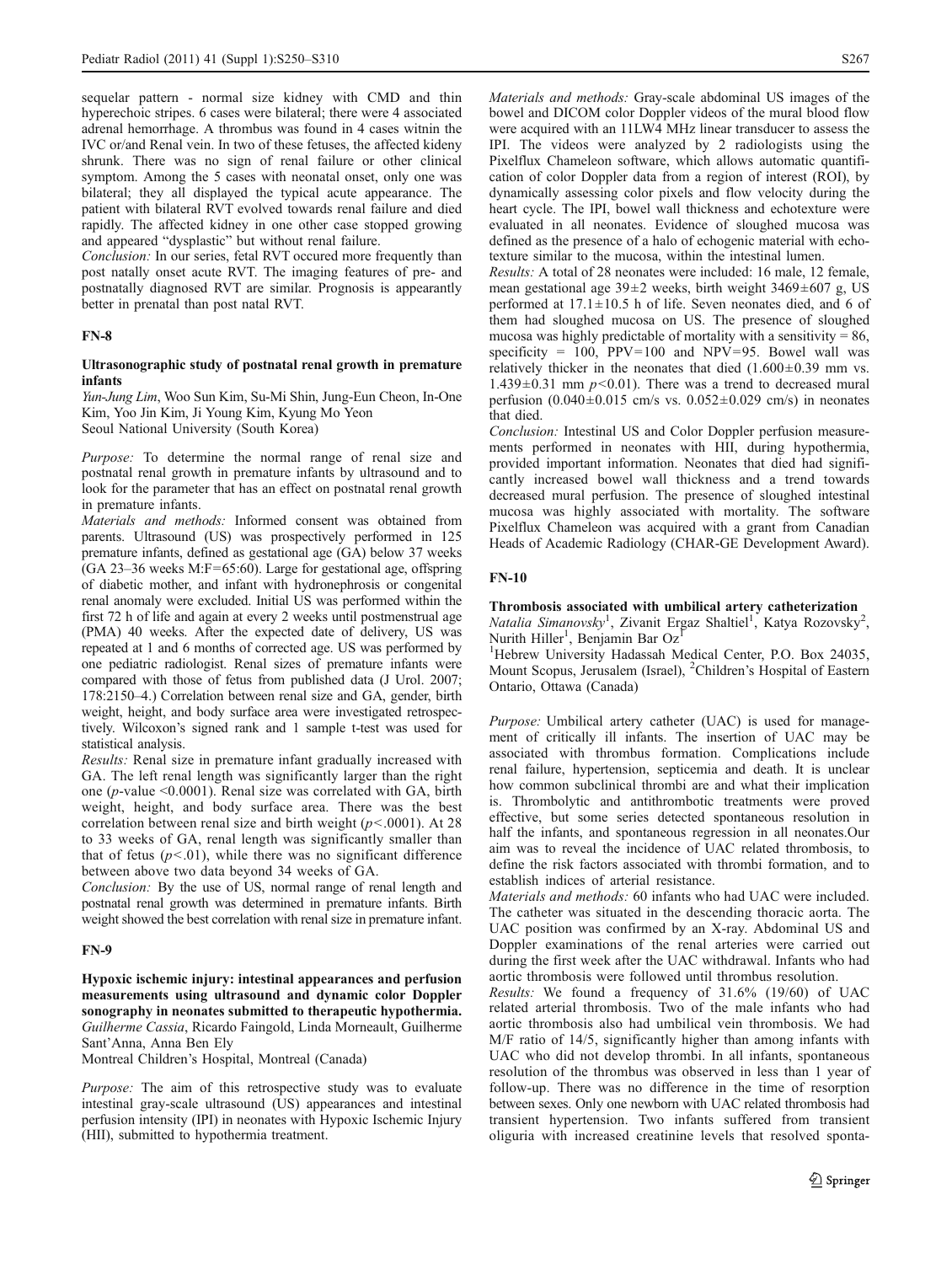sequelar pattern - normal size kidney with CMD and thin hyperechoic stripes. 6 cases were bilateral; there were 4 associated adrenal hemorrhage. A thrombus was found in 4 cases witnin the IVC or/and Renal vein. In two of these fetuses, the affected kideny shrunk. There was no sign of renal failure or other clinical symptom. Among the 5 cases with neonatal onset, only one was bilateral; they all displayed the typical acute appearance. The patient with bilateral RVT evolved towards renal failure and died rapidly. The affected kidney in one other case stopped growing and appeared "dysplastic" but without renal failure.

*Conclusion:* In our series, fetal RVT occured more frequently than post natally onset acute RVT. The imaging features of pre- and postnatally diagnosed RVT are similar. Prognosis is appearantly better in prenatal than post natal RVT.

### FN-8

**Ultrasonographic study of postnatal renal growth in premature infants**

*Yun-Jung Lim*, Woo Sun Kim, Su-Mi Shin, Jung-Eun Cheon, In-One Kim, Yoo Jin Kim, Ji Young Kim, Kyung Mo Yeon

Seoul National University (South Korea)

*Purpose:* To determine the normal range of renal size and postnatal renal growth in premature infants by ultrasound and to look for the parameter that has an effect on postnatal renal growth in premature infants.

*Materials and methods:* Informed consent was obtained from parents. Ultrasound (US) was prospectively performed in 125 premature infants, defined as gestational age (GA) below 37 weeks (GA 23–36 weeks M:F=65:60). Large for gestational age, offspring of diabetic mother, and infant with hydronephrosis or congenital renal anomaly were excluded. Initial US was performed within the first 72 h of life and again at every 2 weeks until postmenstrual age (PMA) 40 weeks. After the expected date of delivery, US was repeated at 1 and 6 months of corrected age. US was performed by one pediatric radiologist. Renal sizes of premature infants were compared with those of fetus from published data (J Urol. 2007; 178:2150–4.) Correlation between renal size and GA, gender, birth weight, height, and body surface area were investigated retrospectively. Wilcoxon's signed rank and 1 sample t-test was used for statistical analysis.

*Results:* Renal size in premature infant gradually increased with GA. The left renal length was significantly larger than the right one ($p$-value <0.0001). Renal size was correlated with GA, birth weight, height, and body surface area. There was the best correlation between renal size and birth weight ($p<.0001$). At 28 to 33 weeks of GA, renal length was significantly smaller than that of fetus ($p<.01$), while there was no significant difference between above two data beyond 34 weeks of GA.

*Conclusion:* By the use of US, normal range of renal length and postnatal renal growth was determined in premature infants. Birth weight showed the best correlation with renal size in premature infant.

### FN-9

**Hypoxic ischemic injury: intestinal appearances and perfusion measurements using ultrasound and dynamic color Doppler sonography in neonates submitted to therapeutic hypothermia.**

*Guilherme Cassia*, Ricardo Faingold, Linda Morneault, Guilherme Sant'Anna, Anna Ben Ely

Montreal Children's Hospital, Montreal (Canada)

*Purpose:* The aim of this retrospective study was to evaluate intestinal gray-scale ultrasound (US) appearances and intestinal perfusion intensity (IPI) in neonates with Hypoxic Ischemic Injury (HII), submitted to hypothermia treatment.

*Materials and methods:* Gray-scale abdominal US images of the bowel and DICOM color Doppler videos of the mural blood flow were acquired with an 11LW4 MHz linear transducer to assess the IPI. The videos were analyzed by 2 radiologists using the Pixelflux Chameleon software, which allows automatic quantification of color Doppler data from a region of interest (ROI), by dynamically assessing color pixels and flow velocity during the heart cycle. The IPI, bowel wall thickness and echotexture were evaluated in all neonates. Evidence of sloughed mucosa was defined as the presence of a halo of echogenic material with echotexture similar to the mucosa, within the intestinal lumen.

*Results:* A total of 28 neonates were included: 16 male, 12 female, mean gestational age 39±2 weeks, birth weight 3469±607 g, US performed at 17.1±10.5 h of life. Seven neonates died, and 6 of them had sloughed mucosa on US. The presence of sloughed mucosa was highly predictable of mortality with a sensitivity = 86, specificity = 100, PPV=100 and NPV=95. Bowel wall was relatively thicker in the neonates that died (1.600±0.39 mm vs. 1.439±0.31 mm $p<0.01$). There was a trend to decreased mural perfusion (0.040±0.015 cm/s vs. 0.052±0.029 cm/s) in neonates that died.

*Conclusion:* Intestinal US and Color Doppler perfusion measurements performed in neonates with HII, during hypothermia, provided important information. Neonates that died had significantly increased bowel wall thickness and a trend towards decreased mural perfusion. The presence of sloughed intestinal mucosa was highly associated with mortality. The software Pixelflux Chameleon was acquired with a grant from Canadian Heads of Academic Radiology (CHAR-GE Development Award).

### FN-10

**Thrombosis associated with umbilical artery catheterization**

*Natalia Simanovsky*[1], Zivanit Ergaz Shaltiel[1], Katya Rozovsky[2], Nurith Hiller[1], Benjamin Bar Oz[1]

[1]Hebrew University Hadassah Medical Center, P.O. Box 24035, Mount Scopus, Jerusalem (Israel), [2]Children's Hospital of Eastern Ontario, Ottawa (Canada)

*Purpose:* Umbilical artery catheter (UAC) is used for management of critically ill infants. The insertion of UAC may be associated with thrombus formation. Complications include renal failure, hypertension, septicemia and death. It is unclear how common subclinical thrombi are and what their implication is. Thrombolytic and antithrombotic treatments were proved effective, but some series detected spontaneous resolution in half the infants, and spontaneous regression in all neonates.Our aim was to reveal the incidence of UAC related thrombosis, to define the risk factors associated with thrombi formation, and to establish indices of arterial resistance.

*Materials and methods:* 60 infants who had UAC were included. The catheter was situated in the descending thoracic aorta. The UAC position was confirmed by an X-ray. Abdominal US and Doppler examinations of the renal arteries were carried out during the first week after the UAC withdrawal. Infants who had aortic thrombosis were followed until thrombus resolution.

*Results:* We found a frequency of 31.6% (19/60) of UAC related arterial thrombosis. Two of the male infants who had aortic thrombosis also had umbilical vein thrombosis. We had M/F ratio of 14/5, significantly higher than among infants with UAC who did not develop thrombi. In all infants, spontaneous resolution of the thrombus was observed in less than 1 year of follow-up. There was no difference in the time of resorption between sexes. Only one newborn with UAC related thrombosis had transient hypertension. Two infants suffered from transient oliguria with increased creatinine levels that resolved sponta-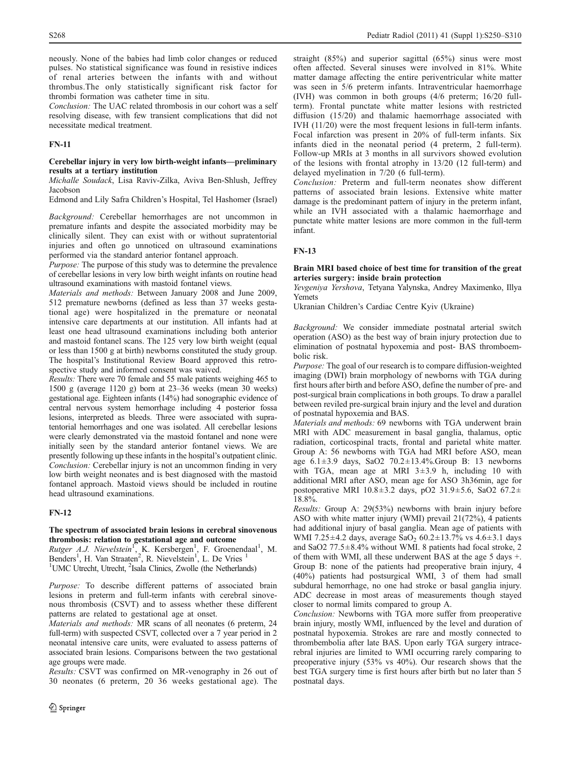neously. None of the babies had limb color changes or reduced pulses. No statistical significance was found in resistive indices of renal arteries between the infants with and without thrombus.The only statistically significant risk factor for thrombi formation was catheter time in situ.

*Conclusion:* The UAC related thrombosis in our cohort was a self resolving disease, with few transient complications that did not necessitate medical treatment.

## FN-11

### Cerebellar injury in very low birth-weight infants—preliminary results at a tertiary institution

*Michalle Soudack, Lisa Raviv-Zilka, Aviva Ben-Shlush, Jeffrey Jacobson*

Edmond and Lily Safra Children's Hospital, Tel Hashomer (Israel)

*Background:* Cerebellar hemorrhages are not uncommon in premature infants and despite the associated morbidity may be clinically silent. They can exist with or without supratentorial injuries and often go unnoticed on ultrasound examinations performed via the standard anterior fontanel approach.

*Purpose:* The purpose of this study was to determine the prevalence of cerebellar lesions in very low birth weight infants on routine head ultrasound examinations with mastoid fontanel views.

*Materials and methods:* Between January 2008 and June 2009, 512 premature newborns (defined as less than 37 weeks gestational age) were hospitalized in the premature or neonatal intensive care departments at our institution. All infants had at least one head ultrasound examinations including both anterior and mastoid fontanel scans. The 125 very low birth weight (equal or less than 1500 g at birth) newborns constituted the study group. The hospital's Institutional Review Board approved this retrospective study and informed consent was waived.

*Results:* There were 70 female and 55 male patients weighing 465 to 1500 g (average 1120 g) born at 23–36 weeks (mean 30 weeks) gestational age. Eighteen infants (14%) had sonographic evidence of central nervous system hemorrhage including 4 posterior fossa lesions, interpreted as bleeds. Three were associated with supratentorial hemorrhages and one was isolated. All cerebellar lesions were clearly demonstrated via the mastoid fontanel and none were initially seen by the standard anterior fontanel views. We are presently following up these infants in the hospital's outpatient clinic.

*Conclusion:* Cerebellar injury is not an uncommon finding in very low birth weight neonates and is best diagnosed with the mastoid fontanel approach. Mastoid views should be included in routine head ultrasound examinations.

## FN-12

### The spectrum of associated brain lesions in cerebral sinovenous thrombosis: relation to gestational age and outcome

*Rutger A.J. Nievelstein*[1], K. Kersbergen[1], F. Groenendaal[1], M. Benders[1], H. Van Straaten[2], R. Nievelstein[1], L. De Vries [1]

[1]UMC Utrecht, Utrecht, [2]Isala Clinics, Zwolle (the Netherlands)

*Purpose:* To describe different patterns of associated brain lesions in preterm and full-term infants with cerebral sinovenous thrombosis (CSVT) and to assess whether these different patterns are related to gestational age at onset.

*Materials and methods:* MR scans of all neonates (6 preterm, 24 full-term) with suspected CSVT, collected over a 7 year period in 2 neonatal intensive care units, were evaluated to assess patterns of associated brain lesions. Comparisons between the two gestational age groups were made.

*Results:* CSVT was confirmed on MR-venography in 26 out of 30 neonates (6 preterm, 20 36 weeks gestational age). The straight (85%) and superior sagittal (65%) sinus were most often affected. Several sinuses were involved in 81%. White matter damage affecting the entire periventricular white matter was seen in 5/6 preterm infants. Intraventricular haemorrhage (IVH) was common in both groups (4/6 preterm; 16/20 full-term). Frontal punctate white matter lesions with restricted diffusion (15/20) and thalamic haemorrhage associated with IVH (11/20) were the most frequent lesions in full-term infants. Focal infarction was present in 20% of full-term infants. Six infants died in the neonatal period (4 preterm, 2 full-term). Follow-up MRIs at 3 months in all survivors showed evolution of the lesions with frontal atrophy in 13/20 (12 full-term) and delayed myelination in 7/20 (6 full-term).

*Conclusion:* Preterm and full-term neonates show different patterns of associated brain lesions. Extensive white matter damage is the predominant pattern of injury in the preterm infant, while an IVH associated with a thalamic haemorrhage and punctate white matter lesions are more common in the full-term infant.

## FN-13

### Brain MRI based choice of best time for transition of the great arteries surgery: inside brain protection

*Yevgeniya Yershova, Tetyana Yalynska, Andrey Maximenko, Illya Yemets*

Ukranian Children's Cardiac Centre Kyiv (Ukraine)

*Background:* We consider immediate postnatal arterial switch operation (ASO) as the best way of brain injury protection due to elimination of postnatal hypoxemia and post- BAS thromboembolic risk.

*Purpose:* The goal of our research is to compare diffusion-weighted imaging (DWI) brain morphology of newborns with TGA during first hours after birth and before ASO, define the number of pre- and post-surgical brain complications in both groups. To draw a parallel between reviled pre-surgical brain injury and the level and duration of postnatal hypoxemia and BAS.

*Materials and methods:* 69 newborns with TGA underwent brain MRI with ADC measurement in basal ganglia, thalamus, optic radiation, corticospinal tracts, frontal and parietal white matter. Group A: 56 newborns with TGA had MRI before ASO, mean age 6.1±3.9 days, SaO2 70.2±13.4%.Group B: 13 newborns with TGA, mean age at MRI 3±3.9 h, including 10 with additional MRI after ASO, mean age for ASO 3h36min, age for postoperative MRI 10.8±3.2 days, pO2 31.9±5.6, SaO2 67.2±18.8%.

*Results:* Group A: 29(53%) newborns with brain injury before ASO with white matter injury (WMI) prevail 21(72%), 4 patients had additional injury of basal ganglia. Mean age of patients with WMI 7.25±4.2 days, average $SaO_2$ 60.2±13.7% vs 4.6±3.1 days and SaO2 77.5±8.4% without WMI. 8 patients had focal stroke, 2 of them with WMI, all these underwent BAS at the age 5 days +. Group B: none of the patients had preoperative brain injury, 4 (40%) patients had postsurgical WMI, 3 of them had small subdural hemorrhage, no one had stroke or basal ganglia injury. ADC decrease in most areas of measurements though stayed closer to normal limits compared to group A.

*Conclusion:* Newborns with TGA more suffer from preoperative brain injury, mostly WMI, influenced by the level and duration of postnatal hypoxemia. Strokes are rare and mostly connected to thrombembolia after late BAS. Upon early TGA surgery intracerebral injuries are limited to WMI occurring rarely comparing to preoperative injury (53% vs 40%). Our research shows that the best TGA surgery time is first hours after birth but no later than 5 postnatal days.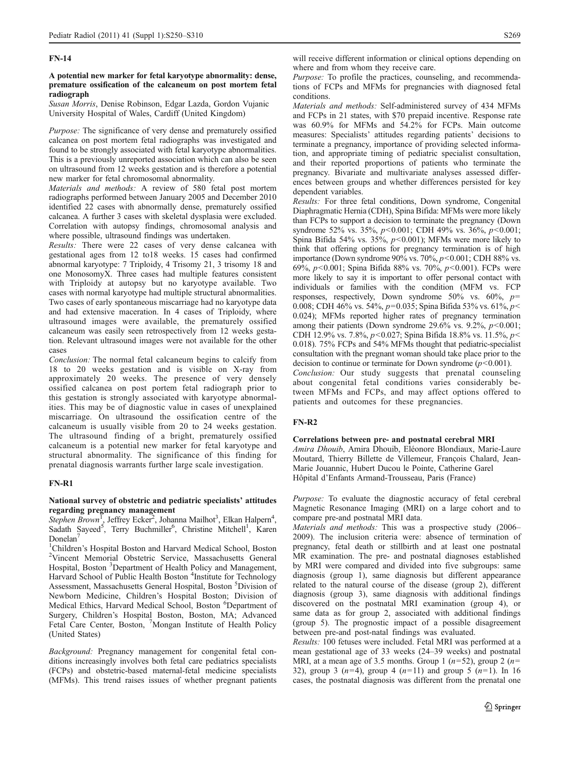## FN-14

### A potential new marker for fetal karyotype abnormality: dense, premature ossification of the calcaneum on post mortem fetal radiograph

*Susan Morris*, Denise Robinson, Edgar Lazda, Gordon Vujanic
University Hospital of Wales, Cardiff (United Kingdom)

*Purpose:* The significance of very dense and prematurely ossified calcanea on post mortem fetal radiographs was investigated and found to be strongly associated with fetal karyotype abnormalities. This is a previously unreported association which can also be seen on ultrasound from 12 weeks gestation and is therefore a potential new marker for fetal chromosomal abnormality.

*Materials and methods:* A review of 580 fetal post mortem radiographs performed between January 2005 and December 2010 identified 22 cases with abnormally dense, prematurely ossified calcanea. A further 3 cases with skeletal dysplasia were excluded. Correlation with autopsy findings, chromosomal analysis and where possible, ultrasound findings was undertaken.

*Results:* There were 22 cases of very dense calcanea with gestational ages from 12 to18 weeks. 15 cases had confirmed abnormal karyotype: 7 Triploidy, 4 Trisomy 21, 3 trisomy 18 and one MonosomyX. Three cases had multiple features consistent with Triploidy at autopsy but no karyotype available. Two cases with normal karyotype had multiple structural abnormalities. Two cases of early spontaneous miscarriage had no karyotype data and had extensive maceration. In 4 cases of Triploidy, where ultrasound images were available, the prematurely ossified calcaneum was easily seen retrospectively from 12 weeks gestation. Relevant ultrasound images were not available for the other cases

*Conclusion:* The normal fetal calcaneum begins to calcify from 18 to 20 weeks gestation and is visible on X-ray from approximately 20 weeks. The presence of very densely ossified calcanea on post portem fetal radiograph prior to this gestation is strongly associated with karyotype abnormalities. This may be of diagnostic value in cases of unexplained miscarriage. On ultrasound the ossification centre of the calcaneum is usually visible from 20 to 24 weeks gestation. The ultrasound finding of a bright, prematurely ossified calcaneum is a potential new marker for fetal karyotype and structural abnormality. The significance of this finding for prenatal diagnosis warrants further large scale investigation.

## FN-R1

### National survey of obstetric and pediatric specialists' attitudes regarding pregnancy management

*Stephen Brown*[1], Jeffrey Ecker[2], Johanna Mailhot[3], Elkan Halpern[4], Sadath Sayeed[5], Terry Buchmiller[6], Christine Mitchell[1], Karen Donelan[7]

[1]Children's Hospital Boston and Harvard Medical School, Boston [2]Vincent Memorial Obstetric Service, Massachusetts General Hospital, Boston [3]Department of Health Policy and Management, Harvard School of Public Health Boston [4]Institute for Technology Assessment, Massachusetts General Hospital, Boston [5]Division of Newborn Medicine, Children's Hospital Boston; Division of Medical Ethics, Harvard Medical School, Boston [6]Department of Surgery, Children's Hospital Boston, Boston, MA; Advanced Fetal Care Center, Boston, [7]Mongan Institute of Health Policy (United States)

*Background:* Pregnancy management for congenital fetal conditions increasingly involves both fetal care pediatrics specialists (FCPs) and obstetric-based maternal-fetal medicine specialists (MFMs). This trend raises issues of whether pregnant patients will receive different information or clinical options depending on where and from whom they receive care.

*Purpose:* To profile the practices, counseling, and recommendations of FCPs and MFMs for pregnancies with diagnosed fetal conditions.

*Materials and methods:* Self-administered survey of 434 MFMs and FCPs in 21 states, with $70 prepaid incentive. Response rate was 60.9% for MFMs and 54.2% for FCPs. Main outcome measures: Specialists' attitudes regarding patients' decisions to terminate a pregnancy, importance of providing selected information, and appropriate timing of pediatric specialist consultation, and their reported proportions of patients who terminate the pregnancy. Bivariate and multivariate analyses assessed differences between groups and whether differences persisted for key dependent variables.

*Results:* For three fetal conditions, Down syndrome, Congenital Diaphragmatic Hernia (CDH), Spina Bifida: MFMs were more likely than FCPs to support a decision to terminate the pregnancy (Down syndrome 52% vs. 35%, $p<0.001$; CDH 49% vs. 36%, $p<0.001$; Spina Bifida 54% vs. 35%, $p<0.001$); MFMs were more likely to think that offering options for pregnancy termination is of high importance (Down syndrome 90% vs. 70%, $p<0.001$; CDH 88% vs. 69%, $p<0.001$; Spina Bifida 88% vs. 70%, $p<0.001$). FCPs were more likely to say it is important to offer personal contact with individuals or families with the condition (MFM vs. FCP responses, respectively, Down syndrome 50% vs. 60%, $p=0.008$; CDH 46% vs. 54%, $p=0.035$; Spina Bifida 53% vs. 61%, $p<0.024$); MFMs reported higher rates of pregnancy termination among their patients (Down syndrome 29.6% vs. 9.2%, $p<0.001$; CDH 12.9% vs. 7.8%, $p<0.027$; Spina Bifida 18.8% vs. 11.5%, $p<0.018$). 75% FCPs and 54% MFMs thought that pediatric-specialist consultation with the pregnant woman should take place prior to the decision to continue or terminate for Down syndrome ($p<0.001$).

*Conclusion:* Our study suggests that prenatal counseling about congenital fetal conditions varies considerably between MFMs and FCPs, and may affect options offered to patients and outcomes for these pregnancies.

## FN-R2

### Correlations between pre- and postnatal cerebral MRI

*Amira Dhouib*, Amira Dhouib, Eléonore Blondiaux, Marie-Laure Moutard, Thierry Billette de Villemeur, François Chalard, Jean-Marie Jouannic, Hubert Ducou le Pointe, Catherine Garel
Hôpital d'Enfants Armand-Trousseau, Paris (France)

*Purpose:* To evaluate the diagnostic accuracy of fetal cerebral Magnetic Resonance Imaging (MRI) on a large cohort and to compare pre-and postnatal MRI data.

*Materials and methods:* This was a prospective study (2006–2009). The inclusion criteria were: absence of termination of pregnancy, fetal death or stillbirth and at least one postnatal MR examination. The pre- and postnatal diagnoses established by MRI were compared and divided into five subgroups: same diagnosis (group 1), same diagnosis but different appearance related to the natural course of the disease (group 2), different diagnosis (group 3), same diagnosis with additional findings discovered on the postnatal MRI examination (group 4), or same data as for group 2, associated with additional findings (group 5). The prognostic impact of a possible disagreement between pre-and post-natal findings was evaluated.

*Results:* 100 fetuses were included. Fetal MRI was performed at a mean gestational age of 33 weeks (24–39 weeks) and postnatal MRI, at a mean age of 3.5 months. Group 1 ($n=52$), group 2 ($n=32$), group 3 ($n=4$), group 4 ($n=11$) and group 5 ($n=1$). In 16 cases, the postnatal diagnosis was different from the prenatal one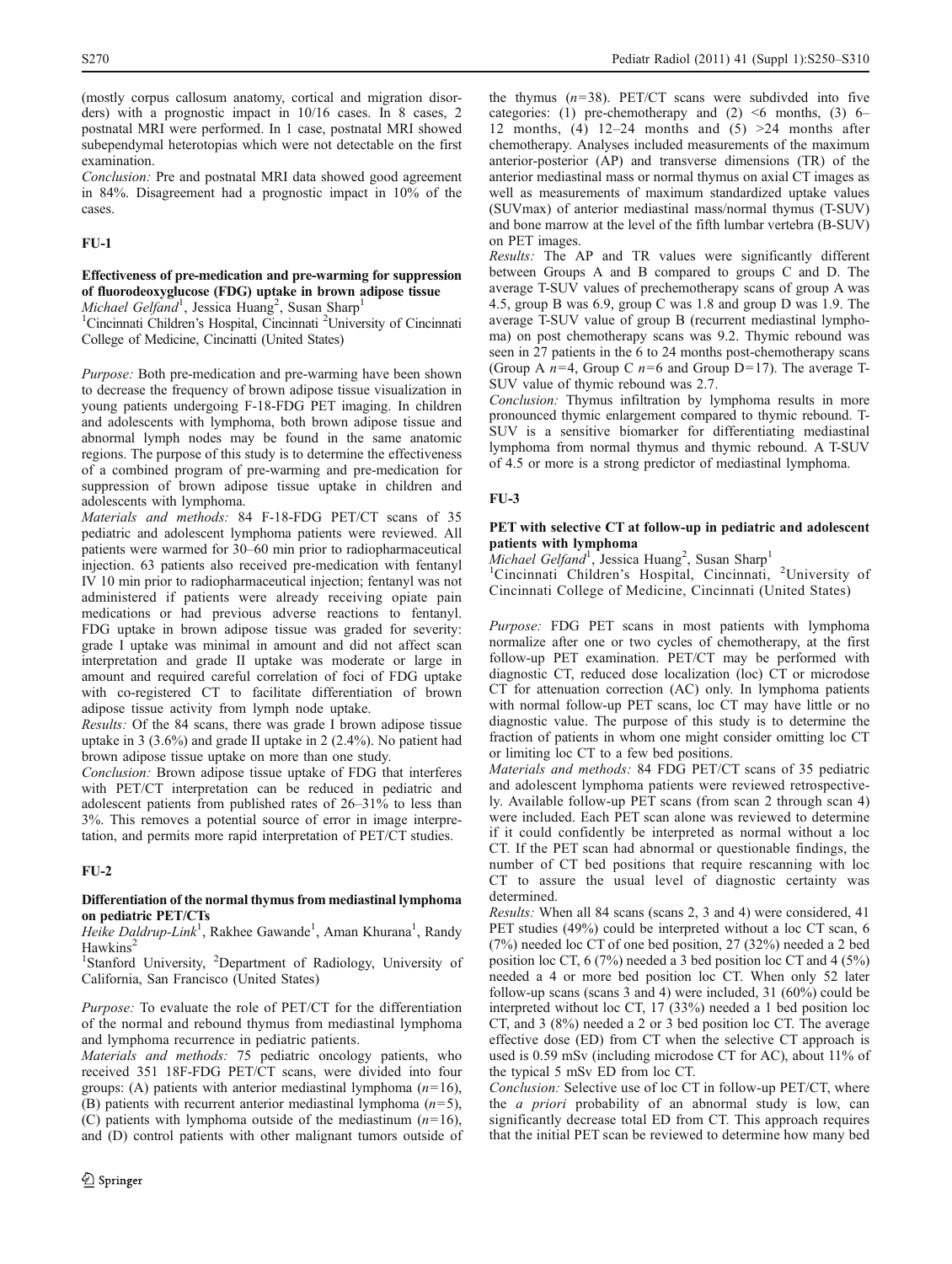(mostly corpus callosum anatomy, cortical and migration disorders) with a prognostic impact in 10/16 cases. In 8 cases, 2 postnatal MRI were performed. In 1 case, postnatal MRI showed subependymal heterotopias which were not detectable on the first examination.

*Conclusion:* Pre and postnatal MRI data showed good agreement in 84%. Disagreement had a prognostic impact in 10% of the cases.

## FU-1

### Effectiveness of pre-medication and pre-warming for suppression of fluorodeoxyglucose (FDG) uptake in brown adipose tissue

*Michael Gelfand*[1], Jessica Huang[2], Susan Sharp[1]

[1]Cincinnati Children's Hospital, Cincinnati [2]University of Cincinnati College of Medicine, Cincinatti (United States)

*Purpose:* Both pre-medication and pre-warming have been shown to decrease the frequency of brown adipose tissue visualization in young patients undergoing F-18-FDG PET imaging. In children and adolescents with lymphoma, both brown adipose tissue and abnormal lymph nodes may be found in the same anatomic regions. The purpose of this study is to determine the effectiveness of a combined program of pre-warming and pre-medication for suppression of brown adipose tissue uptake in children and adolescents with lymphoma.

*Materials and methods:* 84 F-18-FDG PET/CT scans of 35 pediatric and adolescent lymphoma patients were reviewed. All patients were warmed for 30–60 min prior to radiopharmaceutical injection. 63 patients also received pre-medication with fentanyl IV 10 min prior to radiopharmaceutical injection; fentanyl was not administered if patients were already receiving opiate pain medications or had previous adverse reactions to fentanyl. FDG uptake in brown adipose tissue was graded for severity: grade I uptake was minimal in amount and did not affect scan interpretation and grade II uptake was moderate or large in amount and required careful correlation of foci of FDG uptake with co-registered CT to facilitate differentiation of brown adipose tissue activity from lymph node uptake.

*Results:* Of the 84 scans, there was grade I brown adipose tissue uptake in 3 (3.6%) and grade II uptake in 2 (2.4%). No patient had brown adipose tissue uptake on more than one study.

*Conclusion:* Brown adipose tissue uptake of FDG that interferes with PET/CT interpretation can be reduced in pediatric and adolescent patients from published rates of 26–31% to less than 3%. This removes a potential source of error in image interpretation, and permits more rapid interpretation of PET/CT studies.

## FU-2

### Differentiation of the normal thymus from mediastinal lymphoma on pediatric PET/CTs

*Heike Daldrup-Link*[1], Rakhee Gawande[1], Aman Khurana[1], Randy Hawkins[2]

[1]Stanford University, [2]Department of Radiology, University of California, San Francisco (United States)

*Purpose:* To evaluate the role of PET/CT for the differentiation of the normal and rebound thymus from mediastinal lymphoma and lymphoma recurrence in pediatric patients.

*Materials and methods:* 75 pediatric oncology patients, who received 351 18F-FDG PET/CT scans, were divided into four groups: (A) patients with anterior mediastinal lymphoma ($n=16$), (B) patients with recurrent anterior mediastinal lymphoma ($n=5$), (C) patients with lymphoma outside of the mediastinum ($n=16$), and (D) control patients with other malignant tumors outside of the thymus ($n=38$). PET/CT scans were subdivded into five categories: (1) pre-chemotherapy and (2) <6 months, (3) 6–12 months, (4) 12–24 months and (5) >24 months after chemotherapy. Analyses included measurements of the maximum anterior-posterior (AP) and transverse dimensions (TR) of the anterior mediastinal mass or normal thymus on axial CT images as well as measurements of maximum standardized uptake values (SUVmax) of anterior mediastinal mass/normal thymus (T-SUV) and bone marrow at the level of the fifth lumbar vertebra (B-SUV) on PET images.

*Results:* The AP and TR values were significantly different between Groups A and B compared to groups C and D. The average T-SUV values of prechemotherapy scans of group A was 4.5, group B was 6.9, group C was 1.8 and group D was 1.9. The average T-SUV value of group B (recurrent mediastinal lymphoma) on post chemotherapy scans was 9.2. Thymic rebound was seen in 27 patients in the 6 to 24 months post-chemotherapy scans (Group A $n=4$, Group C $n=6$ and Group D=17). The average T-SUV value of thymic rebound was 2.7.

*Conclusion:* Thymus infiltration by lymphoma results in more pronounced thymic enlargement compared to thymic rebound. T-SUV is a sensitive biomarker for differentiating mediastinal lymphoma from normal thymus and thymic rebound. A T-SUV of 4.5 or more is a strong predictor of mediastinal lymphoma.

## FU-3

### PET with selective CT at follow-up in pediatric and adolescent patients with lymphoma

*Michael Gelfand*[1], Jessica Huang[2], Susan Sharp[1]

[1]Cincinnati Children's Hospital, Cincinnati, [2]University of Cincinnati College of Medicine, Cincinnati (United States)

*Purpose:* FDG PET scans in most patients with lymphoma normalize after one or two cycles of chemotherapy, at the first follow-up PET examination. PET/CT may be performed with diagnostic CT, reduced dose localization (loc) CT or microdose CT for attenuation correction (AC) only. In lymphoma patients with normal follow-up PET scans, loc CT may have little or no diagnostic value. The purpose of this study is to determine the fraction of patients in whom one might consider omitting loc CT or limiting loc CT to a few bed positions.

*Materials and methods:* 84 FDG PET/CT scans of 35 pediatric and adolescent lymphoma patients were reviewed retrospectively. Available follow-up PET scans (from scan 2 through scan 4) were included. Each PET scan alone was reviewed to determine if it could confidently be interpreted as normal without a loc CT. If the PET scan had abnormal or questionable findings, the number of CT bed positions that require rescanning with loc CT to assure the usual level of diagnostic certainty was determined.

*Results:* When all 84 scans (scans 2, 3 and 4) were considered, 41 PET studies (49%) could be interpreted without a loc CT scan, 6 (7%) needed loc CT of one bed position, 27 (32%) needed a 2 bed position loc CT, 6 (7%) needed a 3 bed position loc CT and 4 (5%) needed a 4 or more bed position loc CT. When only 52 later follow-up scans (scans 3 and 4) were included, 31 (60%) could be interpreted without loc CT, 17 (33%) needed a 1 bed position loc CT, and 3 (8%) needed a 2 or 3 bed position loc CT. The average effective dose (ED) from CT when the selective CT approach is used is 0.59 mSv (including microdose CT for AC), about 11% of the typical 5 mSv ED from loc CT.

*Conclusion:* Selective use of loc CT in follow-up PET/CT, where the *a priori* probability of an abnormal study is low, can significantly decrease total ED from CT. This approach requires that the initial PET scan be reviewed to determine how many bed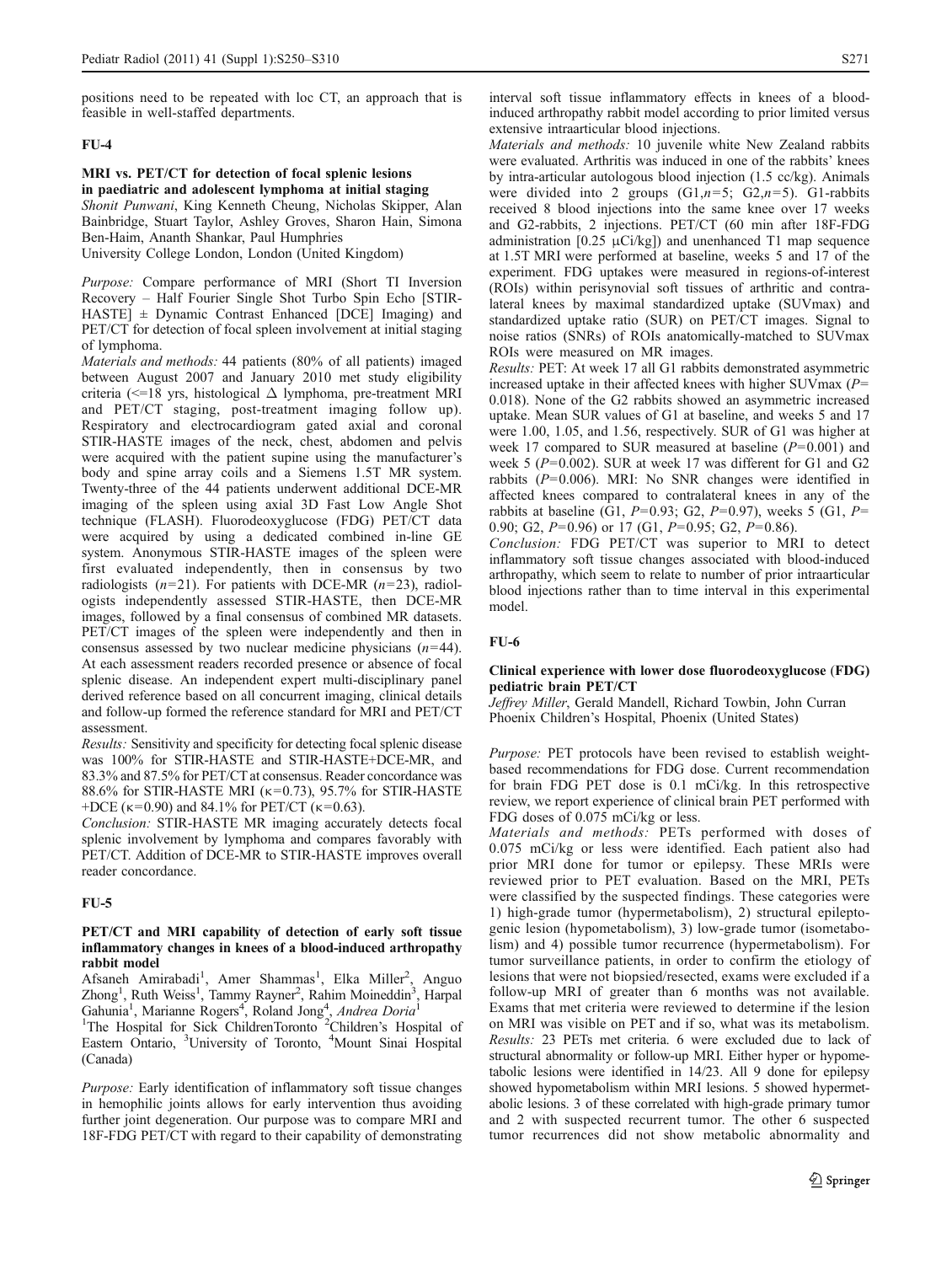positions need to be repeated with loc CT, an approach that is feasible in well-staffed departments.

## FU-4

### MRI vs. PET/CT for detection of focal splenic lesions in paediatric and adolescent lymphoma at initial staging

*Shonit Punwani, King Kenneth Cheung, Nicholas Skipper, Alan Bainbridge, Stuart Taylor, Ashley Groves, Sharon Hain, Simona Ben-Haim, Ananth Shankar, Paul Humphries*
University College London, London (United Kingdom)

*Purpose:* Compare performance of MRI (Short TI Inversion Recovery – Half Fourier Single Shot Turbo Spin Echo [STIR-HASTE] ± Dynamic Contrast Enhanced [DCE] Imaging) and PET/CT for detection of focal spleen involvement at initial staging of lymphoma.

*Materials and methods:* 44 patients (80% of all patients) imaged between August 2007 and January 2010 met study eligibility criteria (<=18 yrs, histological Δ lymphoma, pre-treatment MRI and PET/CT staging, post-treatment imaging follow up). Respiratory and electrocardiogram gated axial and coronal STIR-HASTE images of the neck, chest, abdomen and pelvis were acquired with the patient supine using the manufacturer's body and spine array coils and a Siemens 1.5T MR system. Twenty-three of the 44 patients underwent additional DCE-MR imaging of the spleen using axial 3D Fast Low Angle Shot technique (FLASH). Fluorodeoxyglucose (FDG) PET/CT data were acquired by using a dedicated combined in-line GE system. Anonymous STIR-HASTE images of the spleen were first evaluated independently, then in consensus by two radiologists ($n=21$). For patients with DCE-MR ($n=23$), radiologists independently assessed STIR-HASTE, then DCE-MR images, followed by a final consensus of combined MR datasets. PET/CT images of the spleen were independently and then in consensus assessed by two nuclear medicine physicians ($n=44$). At each assessment readers recorded presence or absence of focal splenic disease. An independent expert multi-disciplinary panel derived reference based on all concurrent imaging, clinical details and follow-up formed the reference standard for MRI and PET/CT assessment.

*Results:* Sensitivity and specificity for detecting focal splenic disease was 100% for STIR-HASTE and STIR-HASTE+DCE-MR, and 83.3% and 87.5% for PET/CT at consensus. Reader concordance was 88.6% for STIR-HASTE MRI ($\kappa=0.73$), 95.7% for STIR-HASTE +DCE ($\kappa=0.90$) and 84.1% for PET/CT ($\kappa=0.63$).

*Conclusion:* STIR-HASTE MR imaging accurately detects focal splenic involvement by lymphoma and compares favorably with PET/CT. Addition of DCE-MR to STIR-HASTE improves overall reader concordance.

## FU-5

### PET/CT and MRI capability of detection of early soft tissue inflammatory changes in knees of a blood-induced arthropathy rabbit model

Afsaneh Amirabadi[1], Amer Shammas[1], Elka Miller[2], Anguo Zhong[1], Ruth Weiss[1], Tammy Rayner[2], Rahim Moineddin[3], Harpal Gahunia[1], Marianne Rogers[4], Roland Jong[4], *Andrea Doria*[1]
[1]The Hospital for Sick ChildrenToronto [2]Children's Hospital of Eastern Ontario, [3]University of Toronto, [4]Mount Sinai Hospital (Canada)

*Purpose:* Early identification of inflammatory soft tissue changes in hemophilic joints allows for early intervention thus avoiding further joint degeneration. Our purpose was to compare MRI and 18F-FDG PET/CT with regard to their capability of demonstrating interval soft tissue inflammatory effects in knees of a blood-induced arthropathy rabbit model according to prior limited versus extensive intraarticular blood injections.

*Materials and methods:* 10 juvenile white New Zealand rabbits were evaluated. Arthritis was induced in one of the rabbits' knees by intra-articular autologous blood injection (1.5 cc/kg). Animals were divided into 2 groups (G1,$n=5$; G2,$n=5$). G1-rabbits received 8 blood injections into the same knee over 17 weeks and G2-rabbits, 2 injections. PET/CT (60 min after 18F-FDG administration [0.25 μCi/kg]) and unenhanced T1 map sequence at 1.5T MRI were performed at baseline, weeks 5 and 17 of the experiment. FDG uptakes were measured in regions-of-interest (ROIs) within perisynovial soft tissues of arthritic and contralateral knees by maximal standardized uptake (SUVmax) and standardized uptake ratio (SUR) on PET/CT images. Signal to noise ratios (SNRs) of ROIs anatomically-matched to SUVmax ROIs were measured on MR images.

*Results:* PET: At week 17 all G1 rabbits demonstrated asymmetric increased uptake in their affected knees with higher SUVmax ($P=0.018$). None of the G2 rabbits showed an asymmetric increased uptake. Mean SUR values of G1 at baseline, and weeks 5 and 17 were 1.00, 1.05, and 1.56, respectively. SUR of G1 was higher at week 17 compared to SUR measured at baseline ($P=0.001$) and week 5 ($P=0.002$). SUR at week 17 was different for G1 and G2 rabbits ($P=0.006$). MRI: No SNR changes were identified in affected knees compared to contralateral knees in any of the rabbits at baseline (G1, $P=0.93$; G2, $P=0.97$), weeks 5 (G1, $P=0.90$; G2, $P=0.96$) or 17 (G1, $P=0.95$; G2, $P=0.86$).

*Conclusion:* FDG PET/CT was superior to MRI to detect inflammatory soft tissue changes associated with blood-induced arthropathy, which seem to relate to number of prior intraarticular blood injections rather than to time interval in this experimental model.

## FU-6

### Clinical experience with lower dose fluorodeoxyglucose (FDG) pediatric brain PET/CT

*Jeffrey Miller*, Gerald Mandell, Richard Towbin, John Curran
Phoenix Children's Hospital, Phoenix (United States)

*Purpose:* PET protocols have been revised to establish weight-based recommendations for FDG dose. Current recommendation for brain FDG PET dose is 0.1 mCi/kg. In this retrospective review, we report experience of clinical brain PET performed with FDG doses of 0.075 mCi/kg or less.

*Materials and methods:* PETs performed with doses of 0.075 mCi/kg or less were identified. Each patient also had prior MRI done for tumor or epilepsy. These MRIs were reviewed prior to PET evaluation. Based on the MRI, PETs were classified by the suspected findings. These categories were 1) high-grade tumor (hypermetabolism), 2) structural epileptogenic lesion (hypometabolism), 3) low-grade tumor (isometabolism) and 4) possible tumor recurrence (hypermetabolism). For tumor surveillance patients, in order to confirm the etiology of lesions that were not biopsied/resected, exams were excluded if a follow-up MRI of greater than 6 months was not available. Exams that met criteria were reviewed to determine if the lesion on MRI was visible on PET and if so, what was its metabolism.

*Results:* 23 PETs met criteria. 6 were excluded due to lack of structural abnormality or follow-up MRI. Either hyper or hypometabolic lesions were identified in 14/23. All 9 done for epilepsy showed hypometabolism within MRI lesions. 5 showed hypermetabolic lesions. 3 of these correlated with high-grade primary tumor and 2 with suspected recurrent tumor. The other 6 suspected tumor recurrences did not show metabolic abnormality and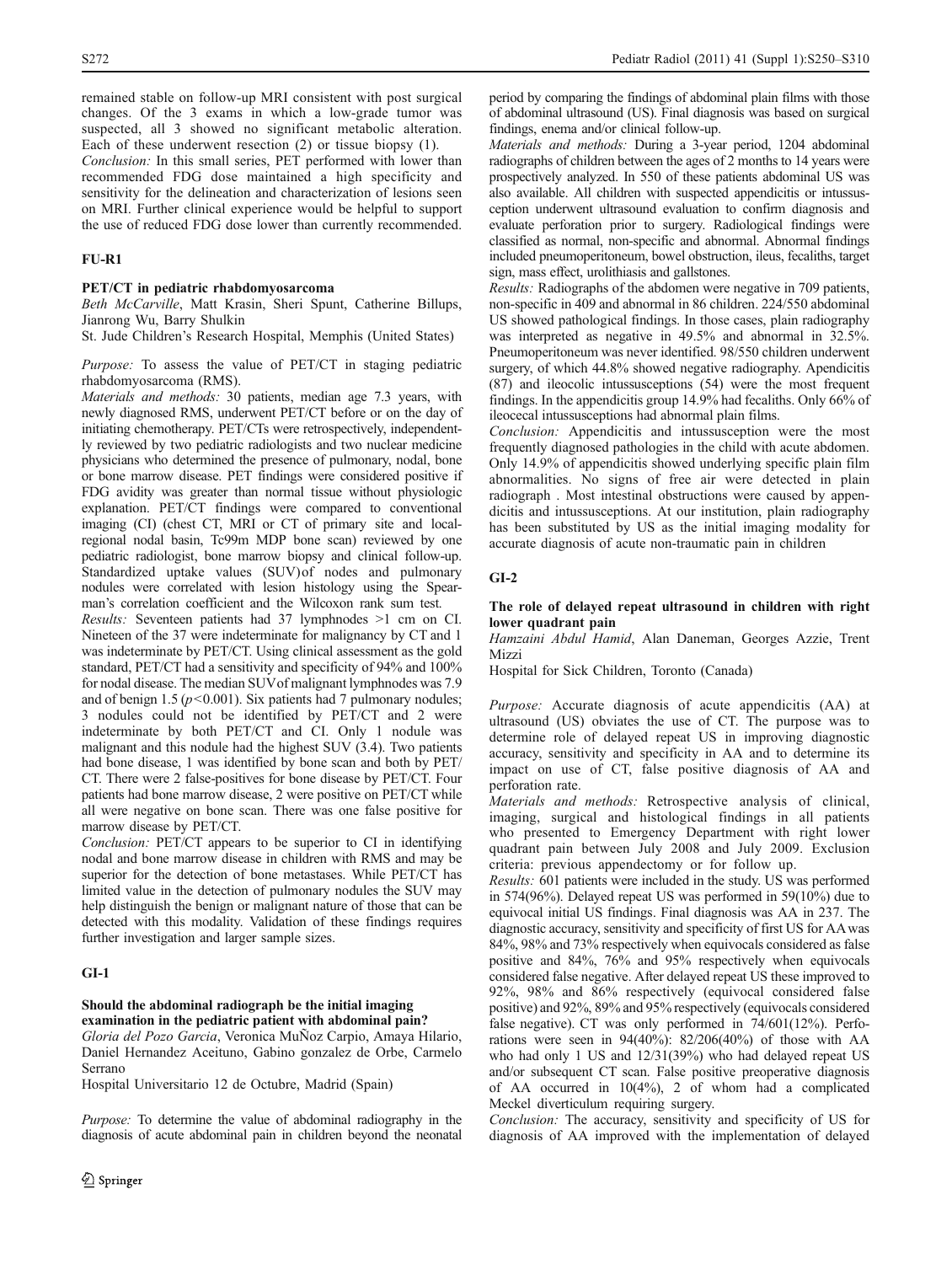remained stable on follow-up MRI consistent with post surgical changes. Of the 3 exams in which a low-grade tumor was suspected, all 3 showed no significant metabolic alteration. Each of these underwent resection (2) or tissue biopsy (1).

*Conclusion:* In this small series, PET performed with lower than recommended FDG dose maintained a high specificity and sensitivity for the delineation and characterization of lesions seen on MRI. Further clinical experience would be helpful to support the use of reduced FDG dose lower than currently recommended.

## FU-R1

### PET/CT in pediatric rhabdomyosarcoma

Beth McCarville, Matt Krasin, Sheri Spunt, Catherine Billups, Jianrong Wu, Barry Shulkin

St. Jude Children's Research Hospital, Memphis (United States)

*Purpose:* To assess the value of PET/CT in staging pediatric rhabdomyosarcoma (RMS).

*Materials and methods:* 30 patients, median age 7.3 years, with newly diagnosed RMS, underwent PET/CT before or on the day of initiating chemotherapy. PET/CTs were retrospectively, independently reviewed by two pediatric radiologists and two nuclear medicine physicians who determined the presence of pulmonary, nodal, bone or bone marrow disease. PET findings were considered positive if FDG avidity was greater than normal tissue without physiologic explanation. PET/CT findings were compared to conventional imaging (CI) (chest CT, MRI or CT of primary site and local-regional nodal basin, Tc99m MDP bone scan) reviewed by one pediatric radiologist, bone marrow biopsy and clinical follow-up. Standardized uptake values (SUV)of nodes and pulmonary nodules were correlated with lesion histology using the Spearman's correlation coefficient and the Wilcoxon rank sum test.

*Results:* Seventeen patients had 37 lymphnodes >1 cm on CI. Nineteen of the 37 were indeterminate for malignancy by CT and 1 was indeterminate by PET/CT. Using clinical assessment as the gold standard, PET/CT had a sensitivity and specificity of 94% and 100% for nodal disease. The median SUVof malignant lymphnodes was 7.9 and of benign 1.5 ($p<0.001$). Six patients had 7 pulmonary nodules; 3 nodules could not be identified by PET/CT and 2 were indeterminate by both PET/CT and CI. Only 1 nodule was malignant and this nodule had the highest SUV (3.4). Two patients had bone disease, 1 was identified by bone scan and both by PET/CT. There were 2 false-positives for bone disease by PET/CT. Four patients had bone marrow disease, 2 were positive on PET/CT while all were negative on bone scan. There was one false positive for marrow disease by PET/CT.

*Conclusion:* PET/CT appears to be superior to CI in identifying nodal and bone marrow disease in children with RMS and may be superior for the detection of bone metastases. While PET/CT has limited value in the detection of pulmonary nodules the SUV may help distinguish the benign or malignant nature of those that can be detected with this modality. Validation of these findings requires further investigation and larger sample sizes.

## GI-1

### Should the abdominal radiograph be the initial imaging examination in the pediatric patient with abdominal pain?

Gloria del Pozo Garcia, Veronica MuÑoz Carpio, Amaya Hilario, Daniel Hernandez Aceituno, Gabino gonzalez de Orbe, Carmelo Serrano

Hospital Universitario 12 de Octubre, Madrid (Spain)

*Purpose:* To determine the value of abdominal radiography in the diagnosis of acute abdominal pain in children beyond the neonatal period by comparing the findings of abdominal plain films with those of abdominal ultrasound (US). Final diagnosis was based on surgical findings, enema and/or clinical follow-up.

*Materials and methods:* During a 3-year period, 1204 abdominal radiographs of children between the ages of 2 months to 14 years were prospectively analyzed. In 550 of these patients abdominal US was also available. All children with suspected appendicitis or intussusception underwent ultrasound evaluation to confirm diagnosis and evaluate perforation prior to surgery. Radiological findings were classified as normal, non-specific and abnormal. Abnormal findings included pneumoperitoneum, bowel obstruction, ileus, fecaliths, target sign, mass effect, urolithiasis and gallstones.

*Results:* Radiographs of the abdomen were negative in 709 patients, non-specific in 409 and abnormal in 86 children. 224/550 abdominal US showed pathological findings. In those cases, plain radiography was interpreted as negative in 49.5% and abnormal in 32.5%. Pneumoperitoneum was never identified. 98/550 children underwent surgery, of which 44.8% showed negative radiography. Apendicitis (87) and ileocolic intussusceptions (54) were the most frequent findings. In the appendicitis group 14.9% had fecaliths. Only 66% of ileocecal intussusceptions had abnormal plain films.

*Conclusion:* Appendicitis and intussusception were the most frequently diagnosed pathologies in the child with acute abdomen. Only 14.9% of appendicitis showed underlying specific plain film abnormalities. No signs of free air were detected in plain radiograph . Most intestinal obstructions were caused by appendicitis and intussusceptions. At our institution, plain radiography has been substituted by US as the initial imaging modality for accurate diagnosis of acute non-traumatic pain in children

## GI-2

### The role of delayed repeat ultrasound in children with right lower quadrant pain

Hamzaini Abdul Hamid, Alan Daneman, Georges Azzie, Trent Mizzi

Hospital for Sick Children, Toronto (Canada)

*Purpose:* Accurate diagnosis of acute appendicitis (AA) at ultrasound (US) obviates the use of CT. The purpose was to determine role of delayed repeat US in improving diagnostic accuracy, sensitivity and specificity in AA and to determine its impact on use of CT, false positive diagnosis of AA and perforation rate.

*Materials and methods:* Retrospective analysis of clinical, imaging, surgical and histological findings in all patients who presented to Emergency Department with right lower quadrant pain between July 2008 and July 2009. Exclusion criteria: previous appendectomy or for follow up.

*Results:* 601 patients were included in the study. US was performed in 574(96%). Delayed repeat US was performed in 59(10%) due to equivocal initial US findings. Final diagnosis was AA in 237. The diagnostic accuracy, sensitivity and specificity of first US for AA was 84%, 98% and 73% respectively when equivocals considered as false positive and 84%, 76% and 95% respectively when equivocals considered false negative. After delayed repeat US these improved to 92%, 98% and 86% respectively (equivocal considered false positive) and 92%, 89% and 95% respectively (equivocals considered false negative). CT was only performed in 74/601(12%). Perforations were seen in 94(40%): 82/206(40%) of those with AA who had only 1 US and 12/31(39%) who had delayed repeat US and/or subsequent CT scan. False positive preoperative diagnosis of AA occurred in 10(4%), 2 of whom had a complicated Meckel diverticulum requiring surgery.

*Conclusion:* The accuracy, sensitivity and specificity of US for diagnosis of AA improved with the implementation of delayed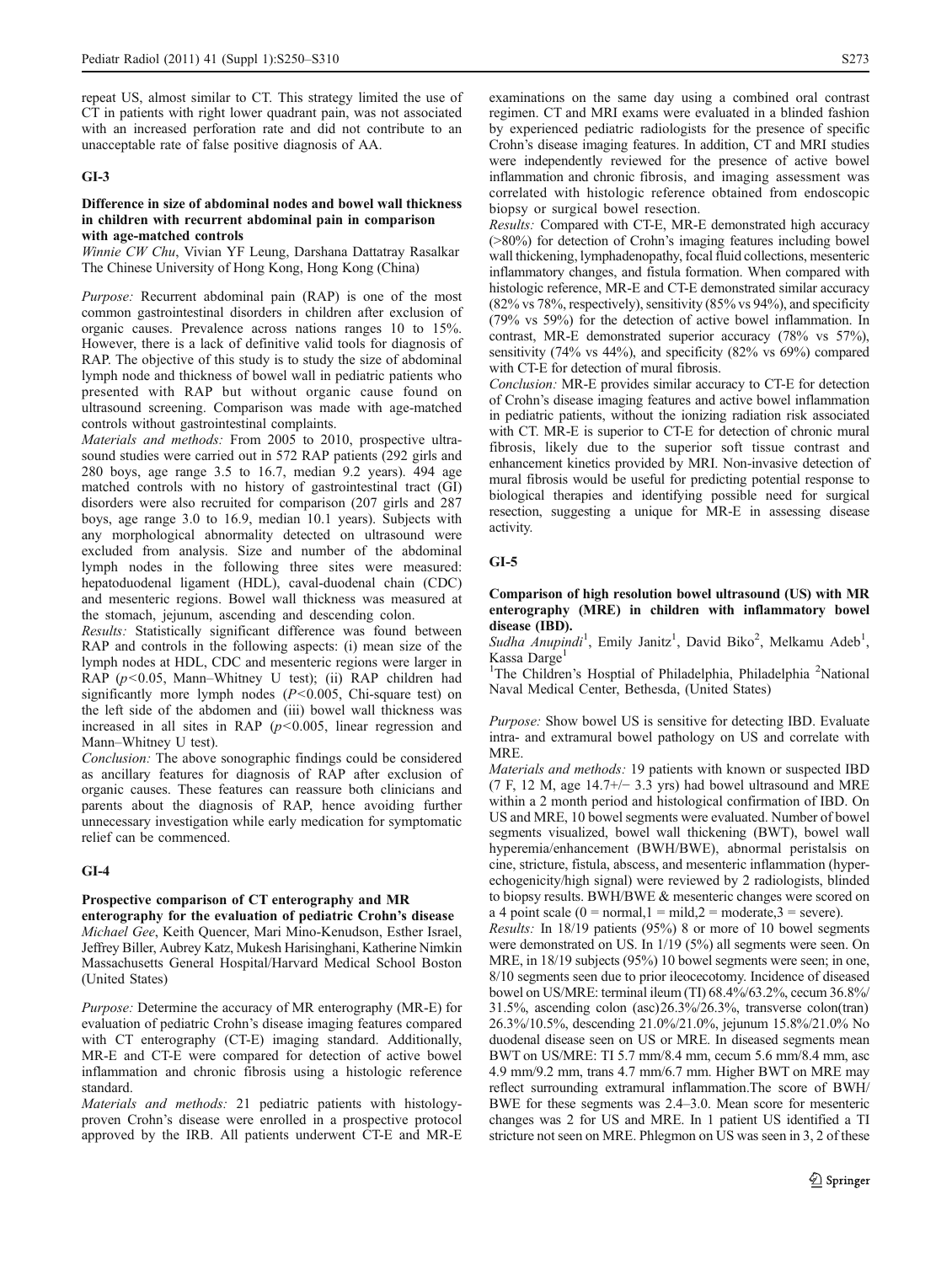repeat US, almost similar to CT. This strategy limited the use of CT in patients with right lower quadrant pain, was not associated with an increased perforation rate and did not contribute to an unacceptable rate of false positive diagnosis of AA.

## GI-3

### Difference in size of abdominal nodes and bowel wall thickness in children with recurrent abdominal pain in comparison with age-matched controls

*Winnie CW Chu, Vivian YF Leung, Darshana Dattatray Rasalkar*
The Chinese University of Hong Kong, Hong Kong (China)

*Purpose:* Recurrent abdominal pain (RAP) is one of the most common gastrointestinal disorders in children after exclusion of organic causes. Prevalence across nations ranges 10 to 15%. However, there is a lack of definitive valid tools for diagnosis of RAP. The objective of this study is to study the size of abdominal lymph node and thickness of bowel wall in pediatric patients who presented with RAP but without organic cause found on ultrasound screening. Comparison was made with age-matched controls without gastrointestinal complaints.

*Materials and methods:* From 2005 to 2010, prospective ultrasound studies were carried out in 572 RAP patients (292 girls and 280 boys, age range 3.5 to 16.7, median 9.2 years). 494 age matched controls with no history of gastrointestinal tract (GI) disorders were also recruited for comparison (207 girls and 287 boys, age range 3.0 to 16.9, median 10.1 years). Subjects with any morphological abnormality detected on ultrasound were excluded from analysis. Size and number of the abdominal lymph nodes in the following three sites were measured: hepatoduodenal ligament (HDL), caval-duodenal chain (CDC) and mesenteric regions. Bowel wall thickness was measured at the stomach, jejunum, ascending and descending colon.

*Results:* Statistically significant difference was found between RAP and controls in the following aspects: (i) mean size of the lymph nodes at HDL, CDC and mesenteric regions were larger in RAP ($p<0.05$, Mann–Whitney U test); (ii) RAP children had significantly more lymph nodes ($P<0.005$, Chi-square test) on the left side of the abdomen and (iii) bowel wall thickness was increased in all sites in RAP ($p<0.005$, linear regression and Mann–Whitney U test).

*Conclusion:* The above sonographic findings could be considered as ancillary features for diagnosis of RAP after exclusion of organic causes. These features can reassure both clinicians and parents about the diagnosis of RAP, hence avoiding further unnecessary investigation while early medication for symptomatic relief can be commenced.

## GI-4

### Prospective comparison of CT enterography and MR enterography for the evaluation of pediatric Crohn's disease

*Michael Gee, Keith Quencer, Mari Mino-Kenudson, Esther Israel, Jeffrey Biller, Aubrey Katz, Mukesh Harisinghani, Katherine Nimkin*
Massachusetts General Hospital/Harvard Medical School Boston (United States)

*Purpose:* Determine the accuracy of MR enterography (MR-E) for evaluation of pediatric Crohn's disease imaging features compared with CT enterography (CT-E) imaging standard. Additionally, MR-E and CT-E were compared for detection of active bowel inflammation and chronic fibrosis using a histologic reference standard.

*Materials and methods:* 21 pediatric patients with histology-proven Crohn's disease were enrolled in a prospective protocol approved by the IRB. All patients underwent CT-E and MR-E examinations on the same day using a combined oral contrast regimen. CT and MRI exams were evaluated in a blinded fashion by experienced pediatric radiologists for the presence of specific Crohn's disease imaging features. In addition, CT and MRI studies were independently reviewed for the presence of active bowel inflammation and chronic fibrosis, and imaging assessment was correlated with histologic reference obtained from endoscopic biopsy or surgical bowel resection.

*Results:* Compared with CT-E, MR-E demonstrated high accuracy (>80%) for detection of Crohn's imaging features including bowel wall thickening, lymphadenopathy, focal fluid collections, mesenteric inflammatory changes, and fistula formation. When compared with histologic reference, MR-E and CT-E demonstrated similar accuracy (82% vs 78%, respectively), sensitivity (85% vs 94%), and specificity (79% vs 59%) for the detection of active bowel inflammation. In contrast, MR-E demonstrated superior accuracy (78% vs 57%), sensitivity (74% vs 44%), and specificity (82% vs 69%) compared with CT-E for detection of mural fibrosis.

*Conclusion:* MR-E provides similar accuracy to CT-E for detection of Crohn's disease imaging features and active bowel inflammation in pediatric patients, without the ionizing radiation risk associated with CT. MR-E is superior to CT-E for detection of chronic mural fibrosis, likely due to the superior soft tissue contrast and enhancement kinetics provided by MRI. Non-invasive detection of mural fibrosis would be useful for predicting potential response to biological therapies and identifying possible need for surgical resection, suggesting a unique for MR-E in assessing disease activity.

## GI-5

### Comparison of high resolution bowel ultrasound (US) with MR enterography (MRE) in children with inflammatory bowel disease (IBD).

*Sudha Anupindi*[1], *Emily Janitz*[1], *David Biko*[2], *Melkamu Adeb*[1], *Kassa Darge*[1]
[1]The Children's Hosptial of Philadelphia, Philadelphia [2]National Naval Medical Center, Bethesda, (United States)

*Purpose:* Show bowel US is sensitive for detecting IBD. Evaluate intra- and extramural bowel pathology on US and correlate with MRE.

*Materials and methods:* 19 patients with known or suspected IBD (7 F, 12 M, age 14.7+/− 3.3 yrs) had bowel ultrasound and MRE within a 2 month period and histological confirmation of IBD. On US and MRE, 10 bowel segments were evaluated. Number of bowel segments visualized, bowel wall thickening (BWT), bowel wall hyperemia/enhancement (BWH/BWE), abnormal peristalsis on cine, stricture, fistula, abscess, and mesenteric inflammation (hyper-echogenicity/high signal) were reviewed by 2 radiologists, blinded to biopsy results. BWH/BWE & mesenteric changes were scored on a 4 point scale (0 = normal, 1 = mild, 2 = moderate, 3 = severe).

*Results:* In 18/19 patients (95%) 8 or more of 10 bowel segments were demonstrated on US. In 1/19 (5%) all segments were seen. On MRE, in 18/19 subjects (95%) 10 bowel segments were seen; in one, 8/10 segments seen due to prior ileocecotomy. Incidence of diseased bowel on US/MRE: terminal ileum (TI) 68.4%/63.2%, cecum 36.8%/31.5%, ascending colon (asc)26.3%/26.3%, transverse colon(tran) 26.3%/10.5%, descending 21.0%/21.0%, jejunum 15.8%/21.0% No duodenal disease seen on US or MRE. In diseased segments mean BWT on US/MRE: TI 5.7 mm/8.4 mm, cecum 5.6 mm/8.4 mm, asc 4.9 mm/9.2 mm, trans 4.7 mm/6.7 mm. Higher BWT on MRE may reflect surrounding extramural inflammation.The score of BWH/BWE for these segments was 2.4–3.0. Mean score for mesenteric changes was 2 for US and MRE. In 1 patient US identified a TI stricture not seen on MRE. Phlegmon on US was seen in 3, 2 of these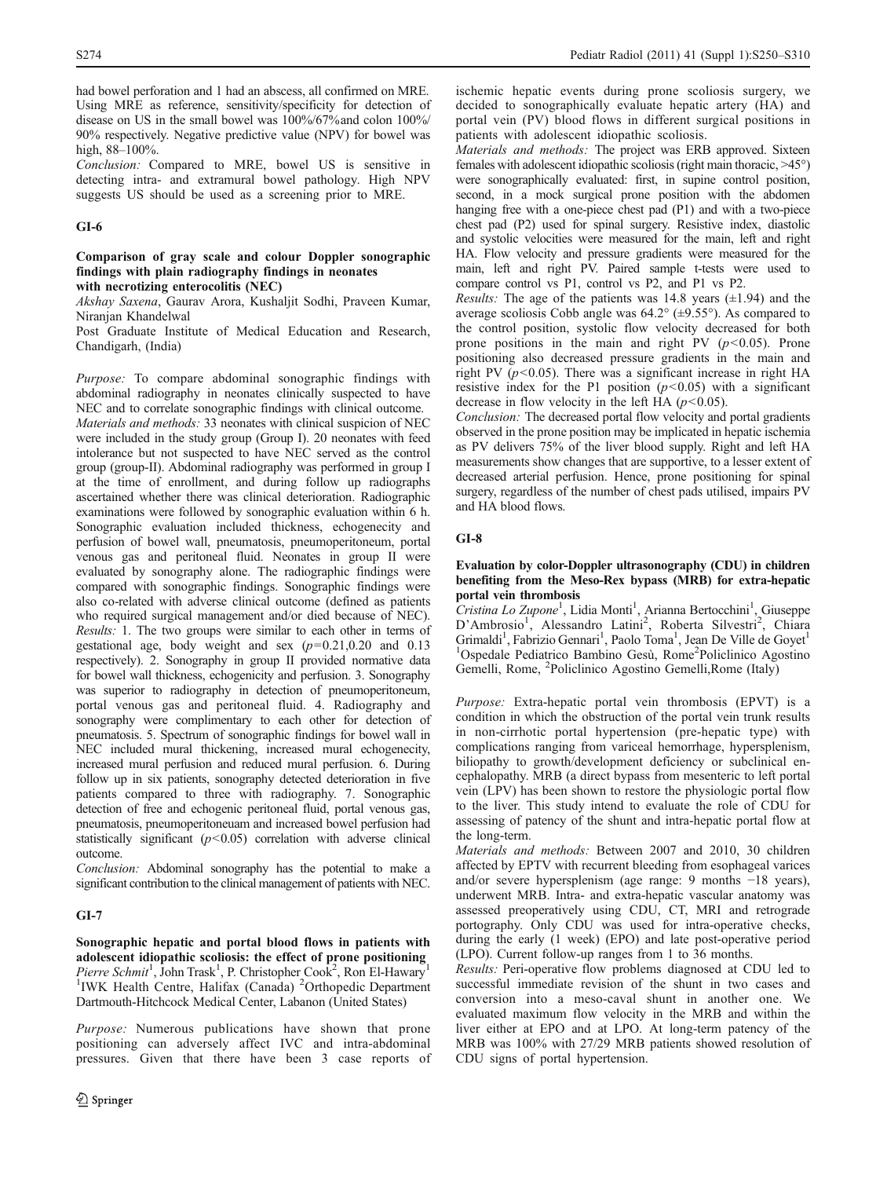had bowel perforation and 1 had an abscess, all confirmed on MRE. Using MRE as reference, sensitivity/specificity for detection of disease on US in the small bowel was 100%/67%and colon 100%/ 90% respectively. Negative predictive value (NPV) for bowel was high, 88–100%.

*Conclusion:* Compared to MRE, bowel US is sensitive in detecting intra- and extramural bowel pathology. High NPV suggests US should be used as a screening prior to MRE.

## GI-6

### Comparison of gray scale and colour Doppler sonographic findings with plain radiography findings in neonates with necrotizing enterocolitis (NEC)

*Akshay Saxena*, Gaurav Arora, Kushaljit Sodhi, Praveen Kumar, Niranjan Khandelwal

Post Graduate Institute of Medical Education and Research, Chandigarh, (India)

*Purpose:* To compare abdominal sonographic findings with abdominal radiography in neonates clinically suspected to have NEC and to correlate sonographic findings with clinical outcome.

*Materials and methods:* 33 neonates with clinical suspicion of NEC were included in the study group (Group I). 20 neonates with feed intolerance but not suspected to have NEC served as the control group (group-II). Abdominal radiography was performed in group I at the time of enrollment, and during follow up radiographs ascertained whether there was clinical deterioration. Radiographic examinations were followed by sonographic evaluation within 6 h. Sonographic evaluation included thickness, echogenecity and perfusion of bowel wall, pneumatosis, pneumoperitoneum, portal venous gas and peritoneal fluid. Neonates in group II were evaluated by sonography alone. The radiographic findings were compared with sonographic findings. Sonographic findings were also co-related with adverse clinical outcome (defined as patients who required surgical management and/or died because of NEC).

*Results:* 1. The two groups were similar to each other in terms of gestational age, body weight and sex ($p=0.21$,0.20 and 0.13 respectively). 2. Sonography in group II provided normative data for bowel wall thickness, echogenicity and perfusion. 3. Sonography was superior to radiography in detection of pneumoperitoneum, portal venous gas and peritoneal fluid. 4. Radiography and sonography were complimentary to each other for detection of pneumatosis. 5. Spectrum of sonographic findings for bowel wall in NEC included mural thickening, increased mural echogenecity, increased mural perfusion and reduced mural perfusion. 6. During follow up in six patients, sonography detected deterioration in five patients compared to three with radiography. 7. Sonographic detection of free and echogenic peritoneal fluid, portal venous gas, pneumatosis, pneumoperitoneuam and increased bowel perfusion had statistically significant ($p<0.05$) correlation with adverse clinical outcome.

*Conclusion:* Abdominal sonography has the potential to make a significant contribution to the clinical management of patients with NEC.

## GI-7

### Sonographic hepatic and portal blood flows in patients with adolescent idiopathic scoliosis: the effect of prone positioning

*Pierre Schmit*[1], John Trask[1], P. Christopher Cook[2], Ron El-Hawary[1]

[1]IWK Health Centre, Halifax (Canada) [2]Orthopedic Department Dartmouth-Hitchcock Medical Center, Labanon (United States)

*Purpose:* Numerous publications have shown that prone positioning can adversely affect IVC and intra-abdominal pressures. Given that there have been 3 case reports of ischemic hepatic events during prone scoliosis surgery, we decided to sonographically evaluate hepatic artery (HA) and portal vein (PV) blood flows in different surgical positions in patients with adolescent idiopathic scoliosis.

*Materials and methods:* The project was ERB approved. Sixteen females with adolescent idiopathic scoliosis (right main thoracic, >45°) were sonographically evaluated: first, in supine control position, second, in a mock surgical prone position with the abdomen hanging free with a one-piece chest pad (P1) and with a two-piece chest pad (P2) used for spinal surgery. Resistive index, diastolic and systolic velocities were measured for the main, left and right HA. Flow velocity and pressure gradients were measured for the main, left and right PV. Paired sample t-tests were used to compare control vs P1, control vs P2, and P1 vs P2.

*Results:* The age of the patients was 14.8 years (±1.94) and the average scoliosis Cobb angle was 64.2° (±9.55°). As compared to the control position, systolic flow velocity decreased for both prone positions in the main and right PV ($p<0.05$). Prone positioning also decreased pressure gradients in the main and right PV ($p<0.05$). There was a significant increase in right HA resistive index for the P1 position ($p<0.05$) with a significant decrease in flow velocity in the left HA ($p<0.05$).

*Conclusion:* The decreased portal flow velocity and portal gradients observed in the prone position may be implicated in hepatic ischemia as PV delivers 75% of the liver blood supply. Right and left HA measurements show changes that are supportive, to a lesser extent of decreased arterial perfusion. Hence, prone positioning for spinal surgery, regardless of the number of chest pads utilised, impairs PV and HA blood flows.

## GI-8

### Evaluation by color-Doppler ultrasonography (CDU) in children benefiting from the Meso-Rex bypass (MRB) for extra-hepatic portal vein thrombosis

*Cristina Lo Zupone*[1], Lidia Monti[1], Arianna Bertocchini[1], Giuseppe D'Ambrosio[1], Alessandro Latini[2], Roberta Silvestri[2], Chiara Grimaldi[1], Fabrizio Gennari[1], Paolo Toma[1], Jean De Ville de Goyet[1]

[1]Ospedale Pediatrico Bambino Gesù, Rome[2]Policlinico Agostino Gemelli, Rome, [2]Policlinico Agostino Gemelli,Rome (Italy)

*Purpose:* Extra-hepatic portal vein thrombosis (EPVT) is a condition in which the obstruction of the portal vein trunk results in non-cirrhotic portal hypertension (pre-hepatic type) with complications ranging from variceal hemorrhage, hypersplenism, biliopathy to growth/development deficiency or subclinical encephalopathy. MRB (a direct bypass from mesenteric to left portal vein (LPV) has been shown to restore the physiologic portal flow to the liver. This study intend to evaluate the role of CDU for assessing of patency of the shunt and intra-hepatic portal flow at the long-term.

*Materials and methods:* Between 2007 and 2010, 30 children affected by EPTV with recurrent bleeding from esophageal varices and/or severe hypersplenism (age range: 9 months −18 years), underwent MRB. Intra- and extra-hepatic vascular anatomy was assessed preoperatively using CDU, CT, MRI and retrograde portography. Only CDU was used for intra-operative checks, during the early (1 week) (EPO) and late post-operative period (LPO). Current follow-up ranges from 1 to 36 months.

*Results:* Peri-operative flow problems diagnosed at CDU led to successful immediate revision of the shunt in two cases and conversion into a meso-caval shunt in another one. We evaluated maximum flow velocity in the MRB and within the liver either at EPO and at LPO. At long-term patency of the MRB was 100% with 27/29 MRB patients showed resolution of CDU signs of portal hypertension.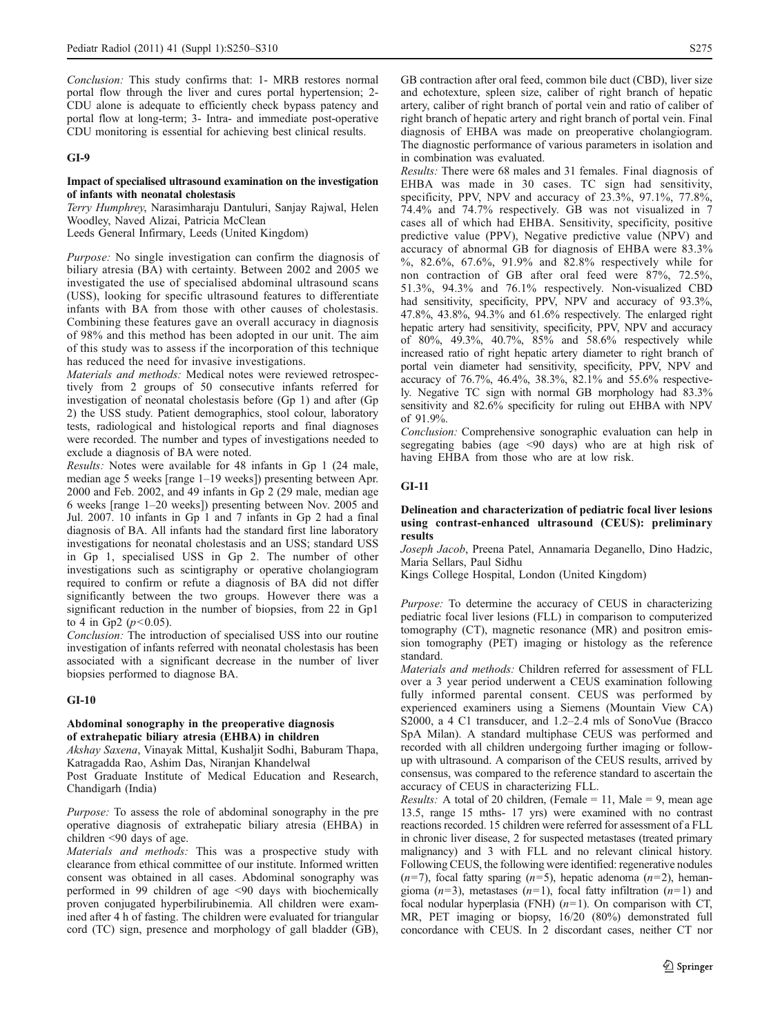*Conclusion:* This study confirms that: 1- MRB restores normal portal flow through the liver and cures portal hypertension; 2- CDU alone is adequate to efficiently check bypass patency and portal flow at long-term; 3- Intra- and immediate post-operative CDU monitoring is essential for achieving best clinical results.

## GI-9

### Impact of specialised ultrasound examination on the investigation of infants with neonatal cholestasis

*Terry Humphrey, Narasimharaju Dantuluri, Sanjay Rajwal, Helen Woodley, Naved Alizai, Patricia McClean*
Leeds General Infirmary, Leeds (United Kingdom)

*Purpose:* No single investigation can confirm the diagnosis of biliary atresia (BA) with certainty. Between 2002 and 2005 we investigated the use of specialised abdominal ultrasound scans (USS), looking for specific ultrasound features to differentiate infants with BA from those with other causes of cholestasis. Combining these features gave an overall accuracy in diagnosis of 98% and this method has been adopted in our unit. The aim of this study was to assess if the incorporation of this technique has reduced the need for invasive investigations.

*Materials and methods:* Medical notes were reviewed retrospectively from 2 groups of 50 consecutive infants referred for investigation of neonatal cholestasis before (Gp 1) and after (Gp 2) the USS study. Patient demographics, stool colour, laboratory tests, radiological and histological reports and final diagnoses were recorded. The number and types of investigations needed to exclude a diagnosis of BA were noted.

*Results:* Notes were available for 48 infants in Gp 1 (24 male, median age 5 weeks [range 1–19 weeks]) presenting between Apr. 2000 and Feb. 2002, and 49 infants in Gp 2 (29 male, median age 6 weeks [range 1–20 weeks]) presenting between Nov. 2005 and Jul. 2007. 10 infants in Gp 1 and 7 infants in Gp 2 had a final diagnosis of BA. All infants had the standard first line laboratory investigations for neonatal cholestasis and an USS; standard USS in Gp 1, specialised USS in Gp 2. The number of other investigations such as scintigraphy or operative cholangiogram required to confirm or refute a diagnosis of BA did not differ significantly between the two groups. However there was a significant reduction in the number of biopsies, from 22 in Gp1 to 4 in Gp2 ($p<0.05$).

*Conclusion:* The introduction of specialised USS into our routine investigation of infants referred with neonatal cholestasis has been associated with a significant decrease in the number of liver biopsies performed to diagnose BA.

## GI-10

### Abdominal sonography in the preoperative diagnosis of extrahepatic biliary atresia (EHBA) in children

*Akshay Saxena, Vinayak Mittal, Kushaljit Sodhi, Baburam Thapa, Katragadda Rao, Ashim Das, Niranjan Khandelwal*
Post Graduate Institute of Medical Education and Research, Chandigarh (India)

*Purpose:* To assess the role of abdominal sonography in the pre operative diagnosis of extrahepatic biliary atresia (EHBA) in children <90 days of age.

*Materials and methods:* This was a prospective study with clearance from ethical committee of our institute. Informed written consent was obtained in all cases. Abdominal sonography was performed in 99 children of age <90 days with biochemically proven conjugated hyperbilirubinemia. All children were examined after 4 h of fasting. The children were evaluated for triangular cord (TC) sign, presence and morphology of gall bladder (GB), GB contraction after oral feed, common bile duct (CBD), liver size and echotexture, spleen size, caliber of right branch of hepatic artery, caliber of right branch of portal vein and ratio of caliber of right branch of hepatic artery and right branch of portal vein. Final diagnosis of EHBA was made on preoperative cholangiogram. The diagnostic performance of various parameters in isolation and in combination was evaluated.

*Results:* There were 68 males and 31 females. Final diagnosis of EHBA was made in 30 cases. TC sign had sensitivity, specificity, PPV, NPV and accuracy of 23.3%, 97.1%, 77.8%, 74.4% and 74.7% respectively. GB was not visualized in 7 cases all of which had EHBA. Sensitivity, specificity, positive predictive value (PPV), Negative predictive value (NPV) and accuracy of abnormal GB for diagnosis of EHBA were 83.3 %, 82.6%, 67.6%, 91.9% and 82.8% respectively while for non contraction of GB after oral feed were 87%, 72.5%, 51.3%, 94.3% and 76.1% respectively. Non-visualized CBD had sensitivity, specificity, PPV, NPV and accuracy of 93.3%, 47.8%, 43.8%, 94.3% and 61.6% respectively. The enlarged right hepatic artery had sensitivity, specificity, PPV, NPV and accuracy of 80%, 49.3%, 40.7%, 85% and 58.6% respectively while increased ratio of right hepatic artery diameter to right branch of portal vein diameter had sensitivity, specificity, PPV, NPV and accuracy of 76.7%, 46.4%, 38.3%, 82.1% and 55.6% respectively. Negative TC sign with normal GB morphology had 83.3% sensitivity and 82.6% specificity for ruling out EHBA with NPV of 91.9%.

*Conclusion:* Comprehensive sonographic evaluation can help in segregating babies (age <90 days) who are at high risk of having EHBA from those who are at low risk.

## GI-11

### Delineation and characterization of pediatric focal liver lesions using contrast-enhanced ultrasound (CEUS): preliminary results

*Joseph Jacob, Preena Patel, Annamaria Deganello, Dino Hadzic, Maria Sellars, Paul Sidhu*
Kings College Hospital, London (United Kingdom)

*Purpose:* To determine the accuracy of CEUS in characterizing pediatric focal liver lesions (FLL) in comparison to computerized tomography (CT), magnetic resonance (MR) and positron emission tomography (PET) imaging or histology as the reference standard.

*Materials and methods:* Children referred for assessment of FLL over a 3 year period underwent a CEUS examination following fully informed parental consent. CEUS was performed by experienced examiners using a Siemens (Mountain View CA) S2000, a 4 C1 transducer, and 1.2–2.4 mls of SonoVue (Bracco SpA Milan). A standard multiphase CEUS was performed and recorded with all children undergoing further imaging or follow-up with ultrasound. A comparison of the CEUS results, arrived by consensus, was compared to the reference standard to ascertain the accuracy of CEUS in characterizing FLL.

*Results:* A total of 20 children, (Female = 11, Male = 9, mean age 13.5, range 15 mths- 17 yrs) were examined with no contrast reactions recorded. 15 children were referred for assessment of a FLL in chronic liver disease, 2 for suspected metastases (treated primary malignancy) and 3 with FLL and no relevant clinical history. Following CEUS, the following were identified: regenerative nodules ($n=7$), focal fatty sparing ($n=5$), hepatic adenoma ($n=2$), hemangioma ($n=3$), metastases ($n=1$), focal fatty infiltration ($n=1$) and focal nodular hyperplasia (FNH) ($n=1$). On comparison with CT, MR, PET imaging or biopsy, 16/20 (80%) demonstrated full concordance with CEUS. In 2 discordant cases, neither CT nor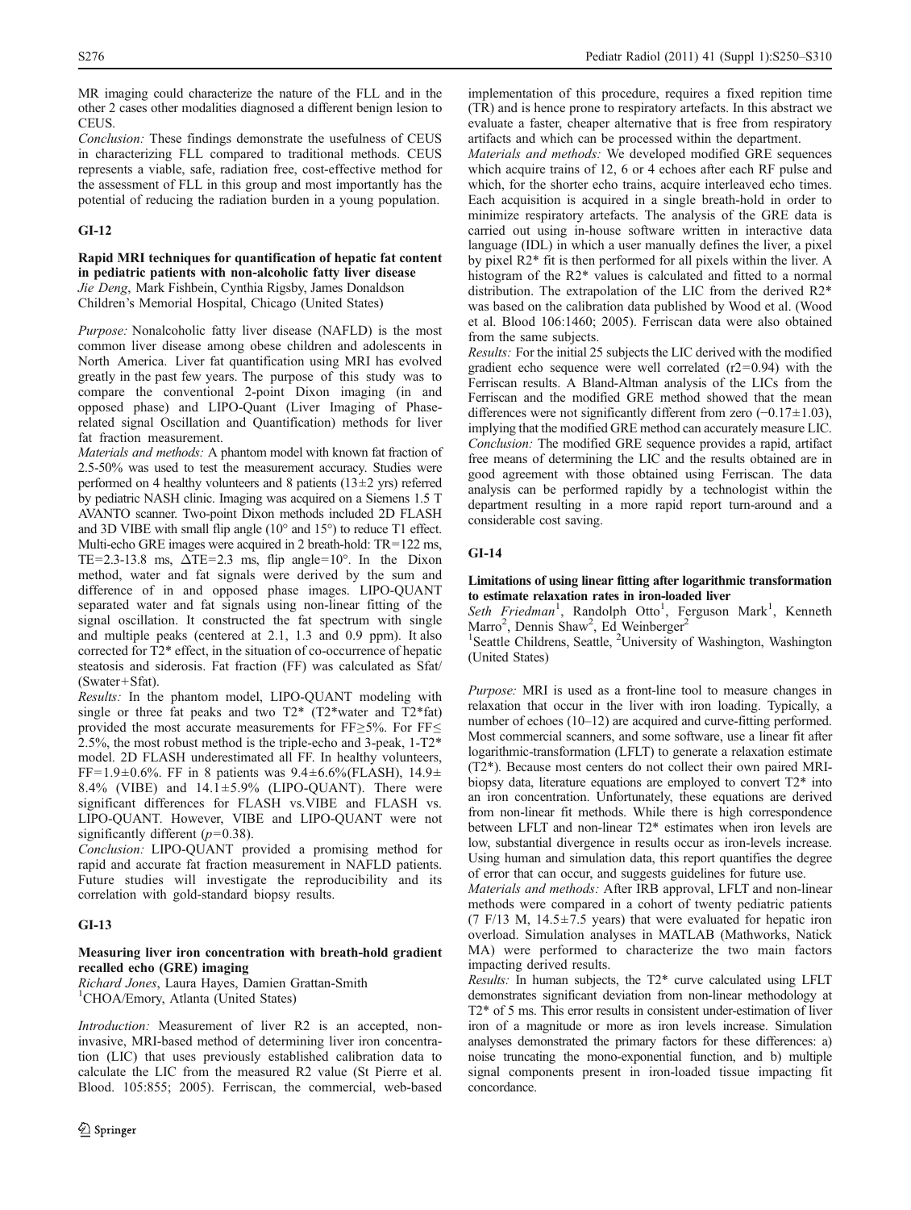MR imaging could characterize the nature of the FLL and in the other 2 cases other modalities diagnosed a different benign lesion to CEUS.

*Conclusion:* These findings demonstrate the usefulness of CEUS in characterizing FLL compared to traditional methods. CEUS represents a viable, safe, radiation free, cost-effective method for the assessment of FLL in this group and most importantly has the potential of reducing the radiation burden in a young population.

## GI-12

### Rapid MRI techniques for quantification of hepatic fat content in pediatric patients with non-alcoholic fatty liver disease

*Jie Deng*, Mark Fishbein, Cynthia Rigsby, James Donaldson
Children's Memorial Hospital, Chicago (United States)

*Purpose:* Nonalcoholic fatty liver disease (NAFLD) is the most common liver disease among obese children and adolescents in North America. Liver fat quantification using MRI has evolved greatly in the past few years. The purpose of this study was to compare the conventional 2-point Dixon imaging (in and opposed phase) and LIPO-Quant (Liver Imaging of Phase-related signal Oscillation and Quantification) methods for liver fat fraction measurement.

*Materials and methods:* A phantom model with known fat fraction of 2.5-50% was used to test the measurement accuracy. Studies were performed on 4 healthy volunteers and 8 patients (13±2 yrs) referred by pediatric NASH clinic. Imaging was acquired on a Siemens 1.5 T AVANTO scanner. Two-point Dixon methods included 2D FLASH and 3D VIBE with small flip angle (10° and 15°) to reduce T1 effect. Multi-echo GRE images were acquired in 2 breath-hold: TR=122 ms, TE=2.3-13.8 ms, ΔTE=2.3 ms, flip angle=10°. In the Dixon method, water and fat signals were derived by the sum and difference of in and opposed phase images. LIPO-QUANT separated water and fat signals using non-linear fitting of the signal oscillation. It constructed the fat spectrum with single and multiple peaks (centered at 2.1, 1.3 and 0.9 ppm). It also corrected for T2* effect, in the situation of co-occurrence of hepatic steatosis and siderosis. Fat fraction (FF) was calculated as Sfat/(Swater+Sfat).

*Results:* In the phantom model, LIPO-QUANT modeling with single or three fat peaks and two T2* (T2*water and T2*fat) provided the most accurate measurements for FF≥5%. For FF≤ 2.5%, the most robust method is the triple-echo and 3-peak, 1-T2* model. 2D FLASH underestimated all FF. In healthy volunteers, FF=1.9±0.6%. FF in 8 patients was 9.4±6.6%(FLASH), 14.9± 8.4% (VIBE) and 14.1±5.9% (LIPO-QUANT). There were significant differences for FLASH vs.VIBE and FLASH vs. LIPO-QUANT. However, VIBE and LIPO-QUANT were not significantly different ($p$=0.38).

*Conclusion:* LIPO-QUANT provided a promising method for rapid and accurate fat fraction measurement in NAFLD patients. Future studies will investigate the reproducibility and its correlation with gold-standard biopsy results.

## GI-13

### Measuring liver iron concentration with breath-hold gradient recalled echo (GRE) imaging

*Richard Jones*, Laura Hayes, Damien Grattan-Smith
[1]CHOA/Emory, Atlanta (United States)

*Introduction:* Measurement of liver R2 is an accepted, non-invasive, MRI-based method of determining liver iron concentration (LIC) that uses previously established calibration data to calculate the LIC from the measured R2 value (St Pierre et al. Blood. 105:855; 2005). Ferriscan, the commercial, web-based implementation of this procedure, requires a fixed repition time (TR) and is hence prone to respiratory artefacts. In this abstract we evaluate a faster, cheaper alternative that is free from respiratory artifacts and which can be processed within the department.

*Materials and methods:* We developed modified GRE sequences which acquire trains of 12, 6 or 4 echoes after each RF pulse and which, for the shorter echo trains, acquire interleaved echo times. Each acquisition is acquired in a single breath-hold in order to minimize respiratory artefacts. The analysis of the GRE data is carried out using in-house software written in interactive data language (IDL) in which a user manually defines the liver, a pixel by pixel R2* fit is then performed for all pixels within the liver. A histogram of the R2* values is calculated and fitted to a normal distribution. The extrapolation of the LIC from the derived R2* was based on the calibration data published by Wood et al. (Wood et al. Blood 106:1460; 2005). Ferriscan data were also obtained from the same subjects.

*Results:* For the initial 25 subjects the LIC derived with the modified gradient echo sequence were well correlated ($r2$=0.94) with the Ferriscan results. A Bland-Altman analysis of the LICs from the Ferriscan and the modified GRE method showed that the mean differences were not significantly different from zero (−0.17±1.03), implying that the modified GRE method can accurately measure LIC.

*Conclusion:* The modified GRE sequence provides a rapid, artifact free means of determining the LIC and the results obtained are in good agreement with those obtained using Ferriscan. The data analysis can be performed rapidly by a technologist within the department resulting in a more rapid report turn-around and a considerable cost saving.

## GI-14

### Limitations of using linear fitting after logarithmic transformation to estimate relaxation rates in iron-loaded liver

*Seth Friedman*[1], Randolph Otto[1], Ferguson Mark[1], Kenneth Marro[2], Dennis Shaw[2], Ed Weinberger[2]
[1]Seattle Childrens, Seattle, [2]University of Washington, Washington (United States)

*Purpose:* MRI is used as a front-line tool to measure changes in relaxation that occur in the liver with iron loading. Typically, a number of echoes (10–12) are acquired and curve-fitting performed. Most commercial scanners, and some software, use a linear fit after logarithmic-transformation (LFLT) to generate a relaxation estimate (T2*). Because most centers do not collect their own paired MRI-biopsy data, literature equations are employed to convert T2* into an iron concentration. Unfortunately, these equations are derived from non-linear fit methods. While there is high correspondence between LFLT and non-linear T2* estimates when iron levels are low, substantial divergence in results occur as iron-levels increase. Using human and simulation data, this report quantifies the degree of error that can occur, and suggests guidelines for future use.

*Materials and methods:* After IRB approval, LFLT and non-linear methods were compared in a cohort of twenty pediatric patients (7 F/13 M, 14.5±7.5 years) that were evaluated for hepatic iron overload. Simulation analyses in MATLAB (Mathworks, Natick MA) were performed to characterize the two main factors impacting derived results.

*Results:* In human subjects, the T2* curve calculated using LFLT demonstrates significant deviation from non-linear methodology at T2* of 5 ms. This error results in consistent under-estimation of liver iron of a magnitude or more as iron levels increase. Simulation analyses demonstrated the primary factors for these differences: a) noise truncating the mono-exponential function, and b) multiple signal components present in iron-loaded tissue impacting fit concordance.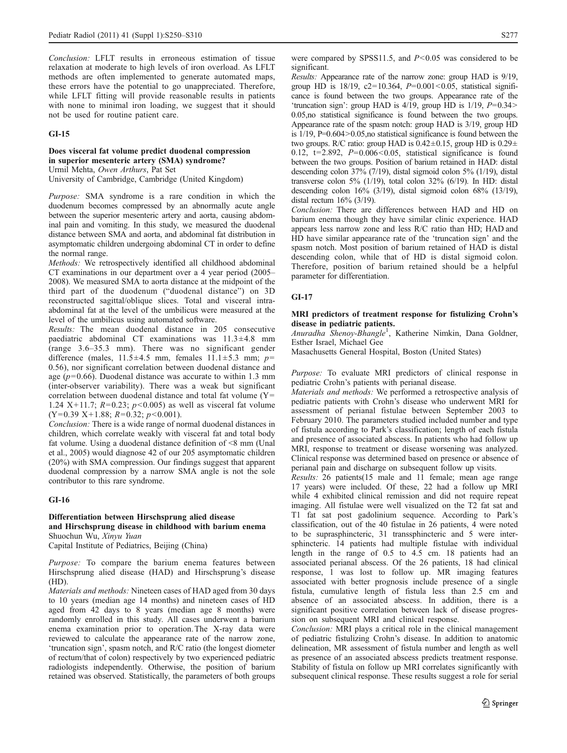*Conclusion:* LFLT results in erroneous estimation of tissue relaxation at moderate to high levels of iron overload. As LFLT methods are often implemented to generate automated maps, these errors have the potential to go unappreciated. Therefore, while LFLT fitting will provide reasonable results in patients with none to minimal iron loading, we suggest that it should not be used for routine patient care.

## GI-15

### Does visceral fat volume predict duodenal compression in superior mesenteric artery (SMA) syndrome?

Urmil Mehta, *Owen Arthurs*, Pat Set

University of Cambridge, Cambridge (United Kingdom)

*Purpose:* SMA syndrome is a rare condition in which the duodenum becomes compressed by an abnormally acute angle between the superior mesenteric artery and aorta, causing abdominal pain and vomiting. In this study, we measured the duodenal distance between SMA and aorta, and abdominal fat distribution in asymptomatic children undergoing abdominal CT in order to define the normal range.

*Methods:* We retrospectively identified all childhood abdominal CT examinations in our department over a 4 year period (2005–2008). We measured SMA to aorta distance at the midpoint of the third part of the duodenum ("duodenal distance") on 3D reconstructed sagittal/oblique slices. Total and visceral intra-abdominal fat at the level of the umbilicus were measured at the level of the umbilicus using automated software.

*Results:* The mean duodenal distance in 205 consecutive paediatric abdominal CT examinations was 11.3±4.8 mm (range 3.6–35.3 mm). There was no significant gender difference (males, 11.5±4.5 mm, females 11.1±5.3 mm; $p=0.56$), nor significant correlation between duodenal distance and age ($p=0.66$). Duodenal distance was accurate to within 1.3 mm (inter-observer variability). There was a weak but significant correlation between duodenal distance and total fat volume ($Y=1.24\ X+11.7$; $R=0.23$; $p<0.005$) as well as visceral fat volume ($Y=0.39\ X+1.88$; $R=0.32$; $p<0.001$).

*Conclusion:* There is a wide range of normal duodenal distances in children, which correlate weakly with visceral fat and total body fat volume. Using a duodenal distance definition of <8 mm (Unal et al., 2005) would diagnose 42 of our 205 asymptomatic children (20%) with SMA compression. Our findings suggest that apparent duodenal compression by a narrow SMA angle is not the sole contributor to this rare syndrome.

## GI-16

### Differentiation between Hirschsprung alied disease and Hirschsprung disease in childhood with barium enema

Shuochun Wu, *Xinyu Yuan*

Capital Institute of Pediatrics, Beijing (China)

*Purpose:* To compare the barium enema features between Hirschsprung alied disease (HAD) and Hirschsprung's disease (HD).

*Materials and methods:* Nineteen cases of HAD aged from 30 days to 10 years (median age 14 months) and nineteen cases of HD aged from 42 days to 8 years (median age 8 months) were randomly enrolled in this study. All cases underwent a barium enema examination prior to operation. The X-ray data were reviewed to calculate the appearance rate of the narrow zone, 'truncation sign', spasm notch, and R/C ratio (the longest diometer of rectum/that of colon) respectively by two experienced pediatric radiologists independently. Otherwise, the position of barium retained was observed. Statistically, the parameters of both groups were compared by SPSS11.5, and $P<0.05$ was considered to be significant.

*Results:* Appearance rate of the narrow zone: group HAD is 9/19, group HD is 18/19, c2=10.364, $P=0.001<0.05$, statistical significance is found between the two groups. Appearance rate of the 'truncation sign': group HAD is 4/19, group HD is 1/19, $P=0.34>0.05$, no statistical significance is found between the two groups. Appearance rate of the spasm notch: group HAD is 3/19, group HD is 1/19, $P=0.604>0.05$, no statistical significance is found between the two groups. R/C ratio: group HAD is 0.42±0.15, group HD is 0.29±0.12, t=2.892, $P=0.006<0.05$, statistical significance is found between the two groups. Position of barium retained in HAD: distal descending colon 37% (7/19), distal sigmoid colon 5% (1/19), distal transverse colon 5% (1/19), total colon 32% (6/19). In HD: distal descending colon 16% (3/19), distal sigmoid colon 68% (13/19), distal rectum 16% (3/19).

*Conclusion:* There are differences between HAD and HD on barium enema though they have similar clinic experience. HAD appears less narrow zone and less R/C ratio than HD; HAD and HD have similar appearance rate of the 'truncation sign' and the spasm notch. Most position of barium retained of HAD is distal descending colon, while that of HD is distal sigmoid colon. Therefore, position of barium retained should be a helpful parameter for differentiation.

## GI-17

### MRI predictors of treatment response for fistulizing Crohn's disease in pediatric patients.

*Anuradha Shenoy-Bhangle*[1], Katherine Nimkin, Dana Goldner, Esther Israel, Michael Gee

Masachusetts General Hospital, Boston (United States)

*Purpose:* To evaluate MRI predictors of clinical response in pediatric Crohn's patients with perianal disease.

*Materials and methods:* We performed a retrospective analysis of pediatric patients with Crohn's disease who underwent MRI for assessment of perianal fistulae between September 2003 to February 2010. The parameters studied included number and type of fistula according to Park's classification; length of each fistula and presence of associated abscess. In patients who had follow up MRI, response to treatment or disease worsening was analyzed. Clinical response was determined based on presence or absence of perianal pain and discharge on subsequent follow up visits.

*Results:* 26 patients(15 male and 11 female; mean age range 17 years) were included. Of these, 22 had a follow up MRI while 4 exhibited clinical remission and did not require repeat imaging. All fistulae were well visualized on the T2 fat sat and T1 fat sat post gadolinium sequence. According to Park's classification, out of the 40 fistulae in 26 patients, 4 were noted to be suprasphincteric, 31 transsphincteric and 5 were intersphincteric. 14 patients had multiple fistulae with individual length in the range of 0.5 to 4.5 cm. 18 patients had an associated perianal abscess. Of the 26 patients, 18 had clinical response, 1 was lost to follow up. MR imaging features associated with better prognosis include presence of a single fistula, cumulative length of fistula less than 2.5 cm and absence of an associated abscess. In addition, there is a significant positive correlation between lack of disease progression on subsequent MRI and clinical response.

*Conclusion:* MRI plays a critical role in the clinical management of pediatric fistulizing Crohn's disease. In addition to anatomic delineation, MR assessment of fistula number and length as well as presence of an associated abscess predicts treatment response. Stability of fistula on follow up MRI correlates significantly with subsequent clinical response. These results suggest a role for serial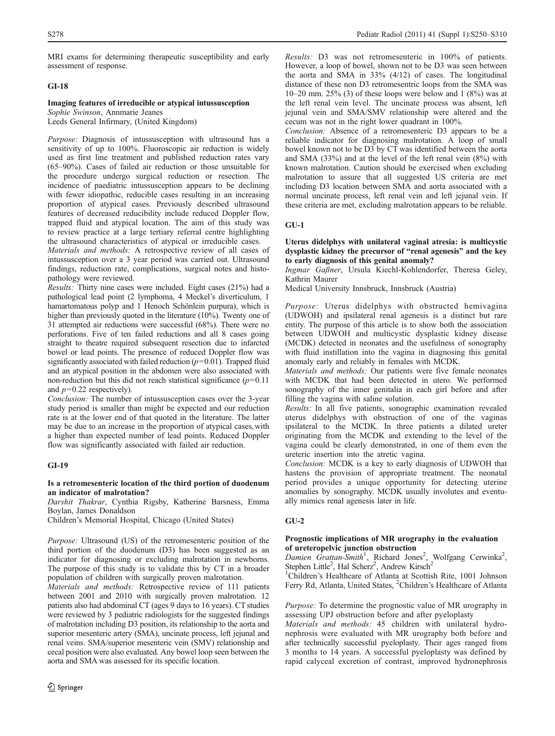MRI exams for determining therapeutic susceptibility and early assessment of response.

## GI-18

### Imaging features of irreducible or atypical intussusception

*Sophie Swinson*, Annmarie Jeanes
Leeds General Infirmary, (United Kingdom)

*Purpose:* Diagnosis of intussusception with ultrasound has a sensitivity of up to 100%. Fluoroscopic air reduction is widely used as first line treatment and published reduction rates vary (65–90%). Cases of failed air reduction or those unsuitable for the procedure undergo surgical reduction or resection. The incidence of paediatric intussusception appears to be declining with fewer idiopathic, reducible cases resulting in an increasing proportion of atypical cases. Previously described ultrasound features of decreased reducibility include reduced Doppler flow, trapped fluid and atypical location. The aim of this study was to review practice at a large tertiary referral centre highlighting the ultrasound characteristics of atypical or irreducible cases.

*Materials and methods:* A retrospective review of all cases of intussusception over a 3 year period was carried out. Ultrasound findings, reduction rate, complications, surgical notes and histopathology were reviewed.

*Results:* Thirty nine cases were included. Eight cases (21%) had a pathological lead point (2 lymphoma, 4 Meckel's diverticulum, 1 hamartomatous polyp and 1 Henoch Schönlein purpura), which is higher than previously quoted in the literature (10%). Twenty one of 31 attempted air reductions were successful (68%). There were no perforations. Five of ten failed reductions and all 8 cases going straight to theatre required subsequent resection due to infarcted bowel or lead points. The presence of reduced Doppler flow was significantly associated with failed reduction ($p=0.01$). Trapped fluid and an atypical position in the abdomen were also associated with non-reduction but this did not reach statistical significance ($p=0.11$ and $p=0.22$ respectively).

*Conclusion:* The number of intussusception cases over the 3-year study period is smaller than might be expected and our reduction rate is at the lower end of that quoted in the literature. The latter may be due to an increase in the proportion of atypical cases, with a higher than expected number of lead points. Reduced Doppler flow was significantly associated with failed air reduction.

## GI-19

### Is a retromesenteric location of the third portion of duodenum an indicator of malrotation?

*Darshit Thakrar*, Cynthia Rigsby, Katherine Barsness, Emma Boylan, James Donaldson
Children's Memorial Hospital, Chicago (United States)

*Purpose:* Ultrasound (US) of the retromesenteric position of the third portion of the duodenum (D3) has been suggested as an indicator for diagnosing or excluding malrotation in newborns. The purpose of this study is to validate this by CT in a broader population of children with surgically proven malrotation.

*Materials and methods:* Retrospective review of 111 patients between 2001 and 2010 with surgically proven malrotation. 12 patients also had abdominal CT (ages 9 days to 16 years). CT studies were reviewed by 3 pediatric radiologists for the suggested findings of malrotation including D3 position, its relationship to the aorta and superior mesenteric artery (SMA), uncinate process, left jejunal and renal veins. SMA/superior mesenteric vein (SMV) relationship and cecal position were also evaluated. Any bowel loop seen between the aorta and SMA was assessed for its specific location.

*Results:* D3 was not retromesenteric in 100% of patients. However, a loop of bowel, shown not to be D3 was seen between the aorta and SMA in 33% (4/12) of cases. The longitudinal distance of these non D3 retromesentric loops from the SMA was 10–20 mm. 25% (3) of these loops were below and 1 (8%) was at the left renal vein level. The uncinate process was absent, left jejunal vein and SMA/SMV relationship were altered and the cecum was not in the right lower quadrant in 100%.

*Conclusion:* Absence of a retromesenteric D3 appears to be a reliable indicator for diagnosing malrotation. A loop of small bowel known not to be D3 by CT was identified between the aorta and SMA (33%) and at the level of the left renal vein (8%) with known malrotation. Caution should be exercised when excluding malrotation to assure that all suggested US criteria are met including D3 location between SMA and aorta associated with a normal uncinate process, left renal vein and left jejunal vein. If these criteria are met, excluding malrotation appears to be reliable.

## GU-1

### Uterus didelphys with unilateral vaginal atresia: is multicystic dysplastic kidney the precursor of "renal agenesis" and the key to early diagnosis of this genital anomaly?

*Ingmar Gaßner*, Ursula Kiechl-Kohlendorfer, Theresa Geley, Kathrin Maurer
Medical University Innsbruck, Innsbruck (Austria)

*Purpose:* Uterus didelphys with obstructed hemivagina (UDWOH) and ipsilateral renal agenesis is a distinct but rare entity. The purpose of this article is to show both the association between UDWOH and multicystic dysplastic kidney disease (MCDK) detected in neonates and the usefulness of sonography with fluid instillation into the vagina in diagnosing this genital anomaly early and reliably in females with MCDK.

*Materials and methods:* Our patients were five female neonates with MCDK that had been detected in utero. We performed sonography of the inner genitalia in each girl before and after filling the vagina with saline solution.

*Results:* In all five patients, sonographic examination revealed uterus didelphys with obstruction of one of the vaginas ipsilateral to the MCDK. In three patients a dilated ureter originating from the MCDK and extending to the level of the vagina could be clearly demonstrated, in one of them even the ureteric insertion into the atretic vagina.

*Conclusion:* MCDK is a key to early diagnosis of UDWOH that hastens the provision of appropriate treatment. The neonatal period provides a unique opportunity for detecting uterine anomalies by sonography. MCDK usually involutes and eventually mimics renal agenesis later in life.

## GU-2

### Prognostic implications of MR urography in the evaluation of ureteropelvic junction obstruction

*Damien Grattan-Smith*[1], Richard Jones[2], Wolfgang Cerwinka[2], Stephen Little[2], Hal Scherz[2], Andrew Kirsch[2]
[1]Children's Healthcare of Atlanta at Scottish Rite, 1001 Johnson Ferry Rd, Atlanta, United States, [2]Children's Healthcare of Atlanta

*Purpose:* To determine the prognostic value of MR urography in assessing UPJ obstruction before and after pyeloplasty

*Materials and methods:* 45 children with unilateral hydronephrosis were evaluated with MR urography both before and after technically successful pyeloplasty. Their ages ranged from 3 months to 14 years. A successful pyeloplasty was defined by rapid calyceal excretion of contrast, improved hydronephrosis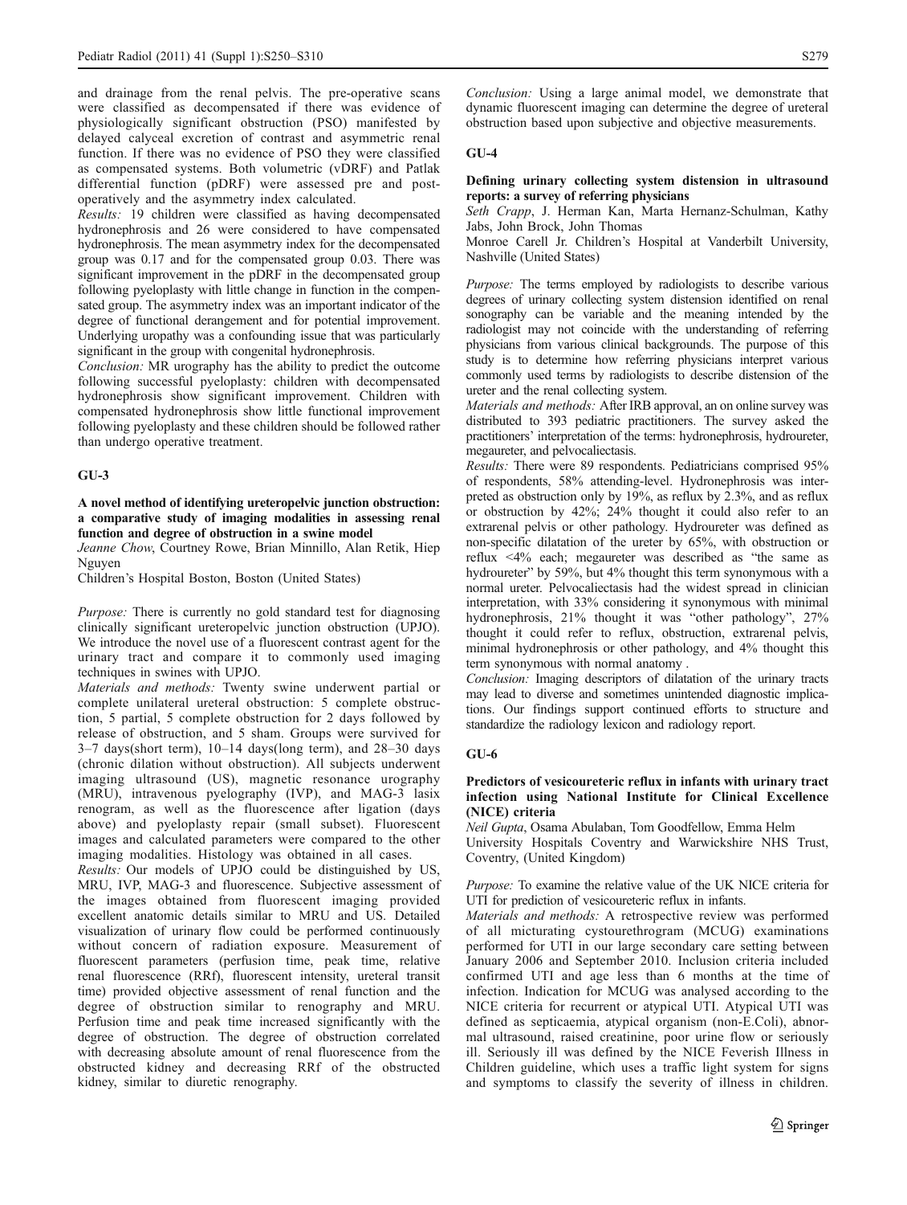and drainage from the renal pelvis. The pre-operative scans were classified as decompensated if there was evidence of physiologically significant obstruction (PSO) manifested by delayed calyceal excretion of contrast and asymmetric renal function. If there was no evidence of PSO they were classified as compensated systems. Both volumetric (vDRF) and Patlak differential function (pDRF) were assessed pre and post-operatively and the asymmetry index calculated.

*Results:* 19 children were classified as having decompensated hydronephrosis and 26 were considered to have compensated hydronephrosis. The mean asymmetry index for the decompensated group was 0.17 and for the compensated group 0.03. There was significant improvement in the pDRF in the decompensated group following pyeloplasty with little change in function in the compensated group. The asymmetry index was an important indicator of the degree of functional derangement and for potential improvement. Underlying uropathy was a confounding issue that was particularly significant in the group with congenital hydronephrosis.

*Conclusion:* MR urography has the ability to predict the outcome following successful pyeloplasty: children with decompensated hydronephrosis show significant improvement. Children with compensated hydronephrosis show little functional improvement following pyeloplasty and these children should be followed rather than undergo operative treatment.

## GU-3

### A novel method of identifying ureteropelvic junction obstruction: a comparative study of imaging modalities in assessing renal function and degree of obstruction in a swine model

*Jeanne Chow*, Courtney Rowe, Brian Minnillo, Alan Retik, Hiep Nguyen

Children's Hospital Boston, Boston (United States)

*Purpose:* There is currently no gold standard test for diagnosing clinically significant ureteropelvic junction obstruction (UPJO). We introduce the novel use of a fluorescent contrast agent for the urinary tract and compare it to commonly used imaging techniques in swines with UPJO.

*Materials and methods:* Twenty swine underwent partial or complete unilateral ureteral obstruction: 5 complete obstruction, 5 partial, 5 complete obstruction for 2 days followed by release of obstruction, and 5 sham. Groups were survived for 3–7 days(short term), 10–14 days(long term), and 28–30 days (chronic dilation without obstruction). All subjects underwent imaging ultrasound (US), magnetic resonance urography (MRU), intravenous pyelography (IVP), and MAG-3 lasix renogram, as well as the fluorescence after ligation (days above) and pyeloplasty repair (small subset). Fluorescent images and calculated parameters were compared to the other imaging modalities. Histology was obtained in all cases.

*Results:* Our models of UPJO could be distinguished by US, MRU, IVP, MAG-3 and fluorescence. Subjective assessment of the images obtained from fluorescent imaging provided excellent anatomic details similar to MRU and US. Detailed visualization of urinary flow could be performed continuously without concern of radiation exposure. Measurement of fluorescent parameters (perfusion time, peak time, relative renal fluorescence (RRf), fluorescent intensity, ureteral transit time) provided objective assessment of renal function and the degree of obstruction similar to renography and MRU. Perfusion time and peak time increased significantly with the degree of obstruction. The degree of obstruction correlated with decreasing absolute amount of renal fluorescence from the obstructed kidney and decreasing RRf of the obstructed kidney, similar to diuretic renography.

*Conclusion:* Using a large animal model, we demonstrate that dynamic fluorescent imaging can determine the degree of ureteral obstruction based upon subjective and objective measurements.

## GU-4

### Defining urinary collecting system distension in ultrasound reports: a survey of referring physicians

*Seth Crapp*, J. Herman Kan, Marta Hernanz-Schulman, Kathy Jabs, John Brock, John Thomas

Monroe Carell Jr. Children's Hospital at Vanderbilt University, Nashville (United States)

*Purpose:* The terms employed by radiologists to describe various degrees of urinary collecting system distension identified on renal sonography can be variable and the meaning intended by the radiologist may not coincide with the understanding of referring physicians from various clinical backgrounds. The purpose of this study is to determine how referring physicians interpret various commonly used terms by radiologists to describe distension of the ureter and the renal collecting system.

*Materials and methods:* After IRB approval, an on online survey was distributed to 393 pediatric practitioners. The survey asked the practitioners' interpretation of the terms: hydronephrosis, hydroureter, megaureter, and pelvocaliectasis.

*Results:* There were 89 respondents. Pediatricians comprised 95% of respondents, 58% attending-level. Hydronephrosis was interpreted as obstruction only by 19%, as reflux by 2.3%, and as reflux or obstruction by 42%; 24% thought it could also refer to an extrarenal pelvis or other pathology. Hydroureter was defined as non-specific dilatation of the ureter by 65%, with obstruction or reflux <4% each; megaureter was described as "the same as hydroureter" by 59%, but 4% thought this term synonymous with a normal ureter. Pelvocaliectasis had the widest spread in clinician interpretation, with 33% considering it synonymous with minimal hydronephrosis, 21% thought it was "other pathology", 27% thought it could refer to reflux, obstruction, extrarenal pelvis, minimal hydronephrosis or other pathology, and 4% thought this term synonymous with normal anatomy .

*Conclusion:* Imaging descriptors of dilatation of the urinary tracts may lead to diverse and sometimes unintended diagnostic implications. Our findings support continued efforts to structure and standardize the radiology lexicon and radiology report.

## GU-6

### Predictors of vesicoureteric reflux in infants with urinary tract infection using National Institute for Clinical Excellence (NICE) criteria

*Neil Gupta*, Osama Abulaban, Tom Goodfellow, Emma Helm

University Hospitals Coventry and Warwickshire NHS Trust, Coventry, (United Kingdom)

*Purpose:* To examine the relative value of the UK NICE criteria for UTI for prediction of vesicoureteric reflux in infants.

*Materials and methods:* A retrospective review was performed of all micturating cystourethrogram (MCUG) examinations performed for UTI in our large secondary care setting between January 2006 and September 2010. Inclusion criteria included confirmed UTI and age less than 6 months at the time of infection. Indication for MCUG was analysed according to the NICE criteria for recurrent or atypical UTI. Atypical UTI was defined as septicaemia, atypical organism (non-E.Coli), abnormal ultrasound, raised creatinine, poor urine flow or seriously ill. Seriously ill was defined by the NICE Feverish Illness in Children guideline, which uses a traffic light system for signs and symptoms to classify the severity of illness in children.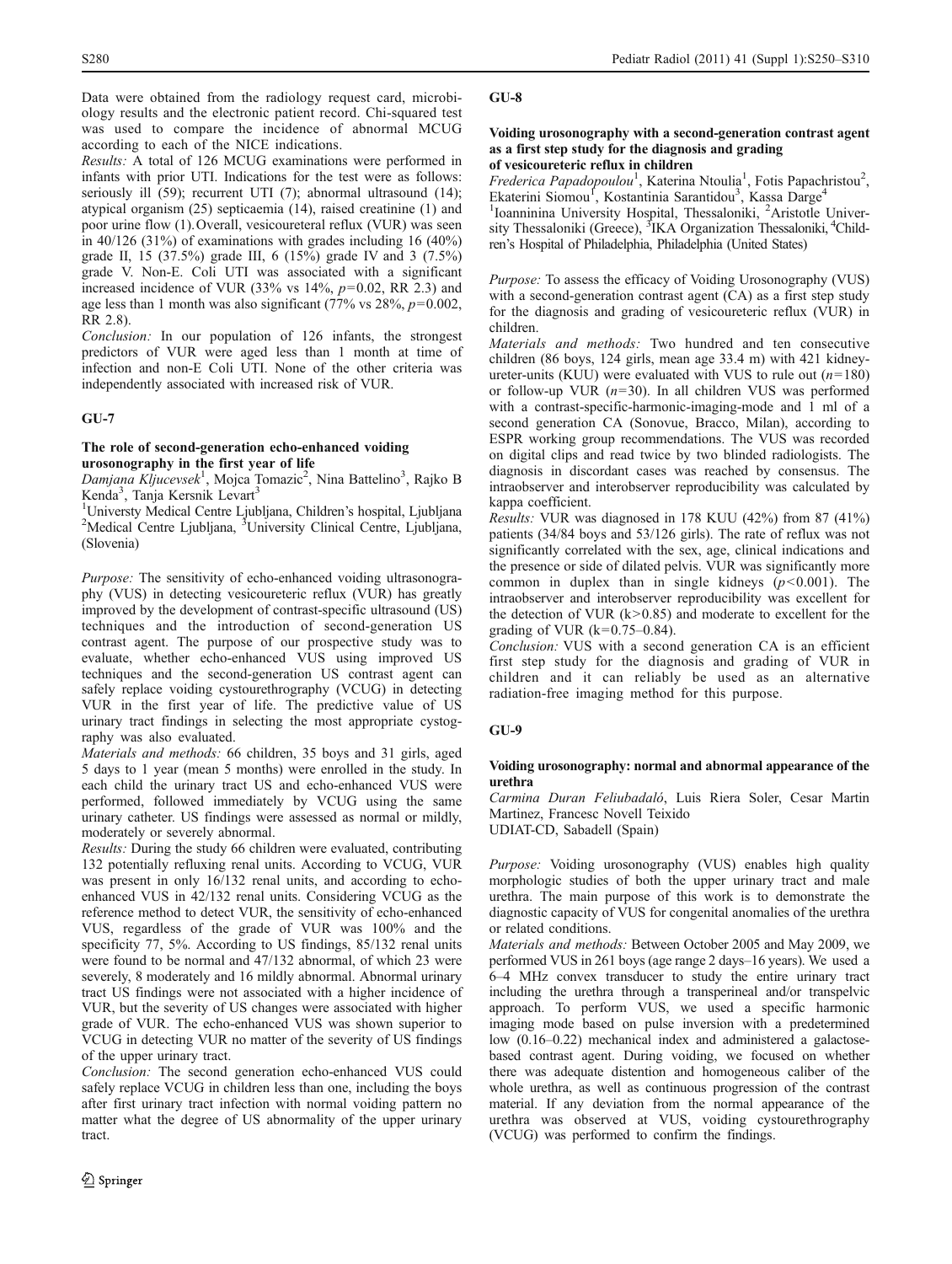Data were obtained from the radiology request card, microbiology results and the electronic patient record. Chi-squared test was used to compare the incidence of abnormal MCUG according to each of the NICE indications.

*Results:* A total of 126 MCUG examinations were performed in infants with prior UTI. Indications for the test were as follows: seriously ill (59); recurrent UTI (7); abnormal ultrasound (14); atypical organism (25) septicaemia (14), raised creatinine (1) and poor urine flow (1). Overall, vesicoureteral reflux (VUR) was seen in 40/126 (31%) of examinations with grades including 16 (40%) grade II, 15 (37.5%) grade III, 6 (15%) grade IV and 3 (7.5%) grade V. Non-E. Coli UTI was associated with a significant increased incidence of VUR (33% vs 14%, $p=0.02$, RR 2.3) and age less than 1 month was also significant (77% vs 28%, $p=0.002$, RR 2.8).

*Conclusion:* In our population of 126 infants, the strongest predictors of VUR were aged less than 1 month at time of infection and non-E Coli UTI. None of the other criteria was independently associated with increased risk of VUR.

## GU-7

### The role of second-generation echo-enhanced voiding urosonography in the first year of life

*Damjana Kljucevsek*[1], Mojca Tomazic[2], Nina Battelino[3], Rajko B Kenda[3], Tanja Kersnik Levart[3]

[1]Universty Medical Centre Ljubljana, Children's hospital, Ljubljana [2]Medical Centre Ljubljana, [3]University Clinical Centre, Ljubljana, (Slovenia)

*Purpose:* The sensitivity of echo-enhanced voiding ultrasonography (VUS) in detecting vesicoureteric reflux (VUR) has greatly improved by the development of contrast-specific ultrasound (US) techniques and the introduction of second-generation US contrast agent. The purpose of our prospective study was to evaluate, whether echo-enhanced VUS using improved US techniques and the second-generation US contrast agent can safely replace voiding cystourethrography (VCUG) in detecting VUR in the first year of life. The predictive value of US urinary tract findings in selecting the most appropriate cystography was also evaluated.

*Materials and methods:* 66 children, 35 boys and 31 girls, aged 5 days to 1 year (mean 5 months) were enrolled in the study. In each child the urinary tract US and echo-enhanced VUS were performed, followed immediately by VCUG using the same urinary catheter. US findings were assessed as normal or mildly, moderately or severely abnormal.

*Results:* During the study 66 children were evaluated, contributing 132 potentially refluxing renal units. According to VCUG, VUR was present in only 16/132 renal units, and according to echo-enhanced VUS in 42/132 renal units. Considering VCUG as the reference method to detect VUR, the sensitivity of echo-enhanced VUS, regardless of the grade of VUR was 100% and the specificity 77, 5%. According to US findings, 85/132 renal units were found to be normal and 47/132 abnormal, of which 23 were severely, 8 moderately and 16 mildly abnormal. Abnormal urinary tract US findings were not associated with a higher incidence of VUR, but the severity of US changes were associated with higher grade of VUR. The echo-enhanced VUS was shown superior to VCUG in detecting VUR no matter of the severity of US findings of the upper urinary tract.

*Conclusion:* The second generation echo-enhanced VUS could safely replace VCUG in children less than one, including the boys after first urinary tract infection with normal voiding pattern no matter what the degree of US abnormality of the upper urinary tract.

## GU-8

### Voiding urosonography with a second-generation contrast agent as a first step study for the diagnosis and grading of vesicoureteric reflux in children

*Frederica Papadopoulou*[1], Katerina Ntoulia[1], Fotis Papachristou[2], Ekaterini Siomou[1], Kostantinia Sarantidou[3], Kassa Darge[4]

[1]Ioanninina University Hospital, Thessaloniki, [2]Aristotle University Thessaloniki (Greece), [3]IKA Organization Thessaloniki, [4]Children's Hospital of Philadelphia, Philadelphia (United States)

*Purpose:* To assess the efficacy of Voiding Urosonography (VUS) with a second-generation contrast agent (CA) as a first step study for the diagnosis and grading of vesicoureteric reflux (VUR) in children.

*Materials and methods:* Two hundred and ten consecutive children (86 boys, 124 girls, mean age 33.4 m) with 421 kidney-ureter-units (KUU) were evaluated with VUS to rule out ($n=180$) or follow-up VUR ($n=30$). In all children VUS was performed with a contrast-specific-harmonic-imaging-mode and 1 ml of a second generation CA (Sonovue, Bracco, Milan), according to ESPR working group recommendations. The VUS was recorded on digital clips and read twice by two blinded radiologists. The diagnosis in discordant cases was reached by consensus. The intraobserver and interobserver reproducibility was calculated by kappa coefficient.

*Results:* VUR was diagnosed in 178 KUU (42%) from 87 (41%) patients (34/84 boys and 53/126 girls). The rate of reflux was not significantly correlated with the sex, age, clinical indications and the presence or side of dilated pelvis. VUR was significantly more common in duplex than in single kidneys ($p<0.001$). The intraobserver and interobserver reproducibility was excellent for the detection of VUR ($k>0.85$) and moderate to excellent for the grading of VUR ($k=0.75$–$0.84$).

*Conclusion:* VUS with a second generation CA is an efficient first step study for the diagnosis and grading of VUR in children and it can reliably be used as an alternative radiation-free imaging method for this purpose.

## GU-9

### Voiding urosonography: normal and abnormal appearance of the urethra

*Carmina Duran Feliubadaló*, Luis Riera Soler, Cesar Martin Martinez, Francesc Novell Teixido

UDIAT-CD, Sabadell (Spain)

*Purpose:* Voiding urosonography (VUS) enables high quality morphologic studies of both the upper urinary tract and male urethra. The main purpose of this work is to demonstrate the diagnostic capacity of VUS for congenital anomalies of the urethra or related conditions.

*Materials and methods:* Between October 2005 and May 2009, we performed VUS in 261 boys (age range 2 days–16 years). We used a 6–4 MHz convex transducer to study the entire urinary tract including the urethra through a transperineal and/or transpelvic approach. To perform VUS, we used a specific harmonic imaging mode based on pulse inversion with a predetermined low (0.16–0.22) mechanical index and administered a galactose-based contrast agent. During voiding, we focused on whether there was adequate distention and homogeneous caliber of the whole urethra, as well as continuous progression of the contrast material. If any deviation from the normal appearance of the urethra was observed at VUS, voiding cystourethrography (VCUG) was performed to confirm the findings.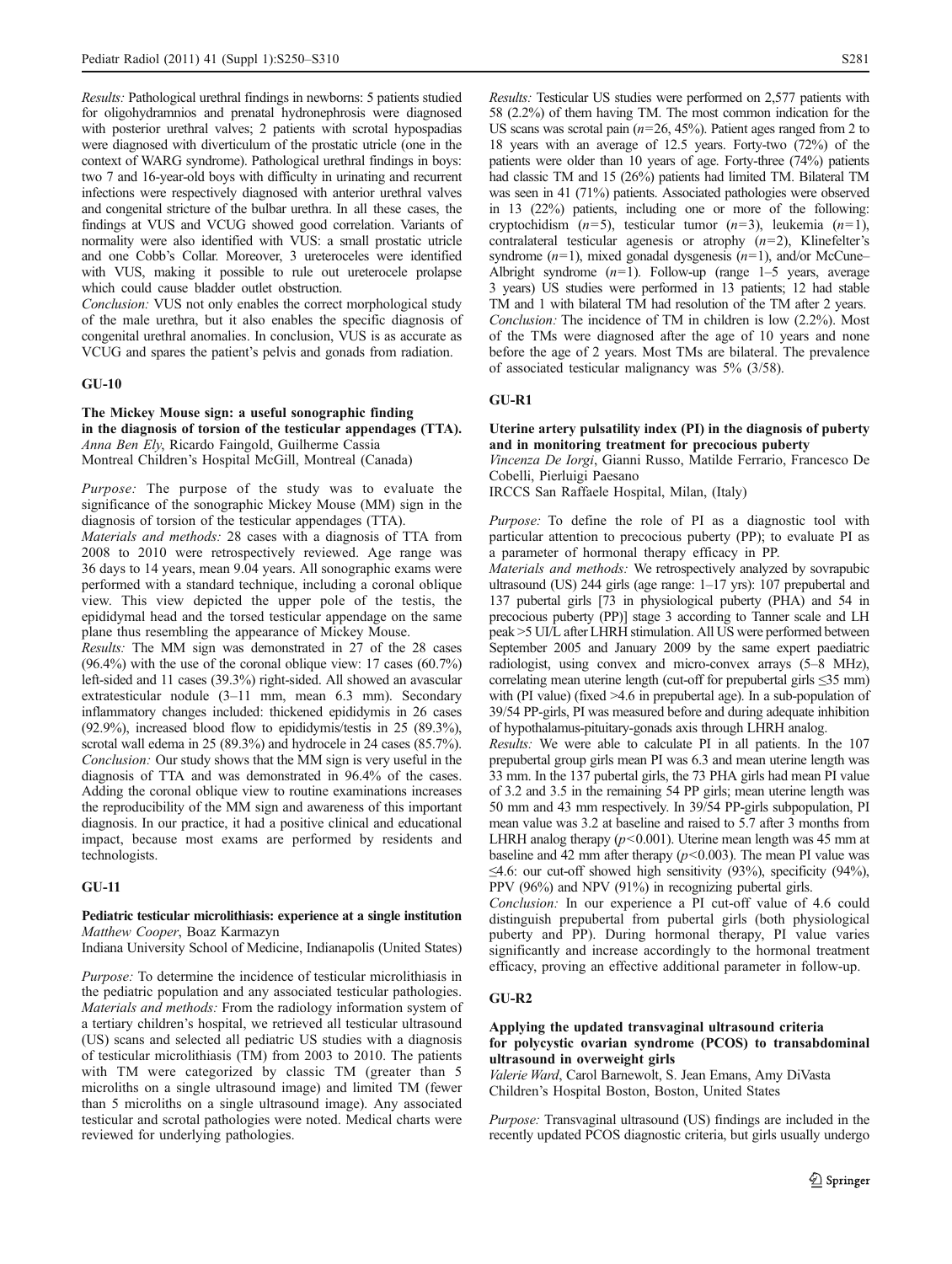*Results:* Pathological urethral findings in newborns: 5 patients studied for oligohydramnios and prenatal hydronephrosis were diagnosed with posterior urethral valves; 2 patients with scrotal hypospadias were diagnosed with diverticulum of the prostatic utricle (one in the context of WARG syndrome). Pathological urethral findings in boys: two 7 and 16-year-old boys with difficulty in urinating and recurrent infections were respectively diagnosed with anterior urethral valves and congenital stricture of the bulbar urethra. In all these cases, the findings at VUS and VCUG showed good correlation. Variants of normality were also identified with VUS: a small prostatic utricle and one Cobb's Collar. Moreover, 3 ureteroceles were identified with VUS, making it possible to rule out ureterocele prolapse which could cause bladder outlet obstruction.

*Conclusion:* VUS not only enables the correct morphological study of the male urethra, but it also enables the specific diagnosis of congenital urethral anomalies. In conclusion, VUS is as accurate as VCUG and spares the patient's pelvis and gonads from radiation.

## GU-10

### The Mickey Mouse sign: a useful sonographic finding in the diagnosis of torsion of the testicular appendages (TTA).

*Anna Ben Ely*, Ricardo Faingold, Guilherme Cassia
Montreal Children's Hospital McGill, Montreal (Canada)

*Purpose:* The purpose of the study was to evaluate the significance of the sonographic Mickey Mouse (MM) sign in the diagnosis of torsion of the testicular appendages (TTA).

*Materials and methods:* 28 cases with a diagnosis of TTA from 2008 to 2010 were retrospectively reviewed. Age range was 36 days to 14 years, mean 9.04 years. All sonographic exams were performed with a standard technique, including a coronal oblique view. This view depicted the upper pole of the testis, the epididymal head and the torsed testicular appendage on the same plane thus resembling the appearance of Mickey Mouse.

*Results:* The MM sign was demonstrated in 27 of the 28 cases (96.4%) with the use of the coronal oblique view: 17 cases (60.7%) left-sided and 11 cases (39.3%) right-sided. All showed an avascular extratesticular nodule (3–11 mm, mean 6.3 mm). Secondary inflammatory changes included: thickened epididymis in 26 cases (92.9%), increased blood flow to epididymis/testis in 25 (89.3%), scrotal wall edema in 25 (89.3%) and hydrocele in 24 cases (85.7%).

*Conclusion:* Our study shows that the MM sign is very useful in the diagnosis of TTA and was demonstrated in 96.4% of the cases. Adding the coronal oblique view to routine examinations increases the reproducibility of the MM sign and awareness of this important diagnosis. In our practice, it had a positive clinical and educational impact, because most exams are performed by residents and technologists.

## GU-11

### Pediatric testicular microlithiasis: experience at a single institution

*Matthew Cooper*, Boaz Karmazyn
Indiana University School of Medicine, Indianapolis (United States)

*Purpose:* To determine the incidence of testicular microlithiasis in the pediatric population and any associated testicular pathologies.

*Materials and methods:* From the radiology information system of a tertiary children's hospital, we retrieved all testicular ultrasound (US) scans and selected all pediatric US studies with a diagnosis of testicular microlithiasis (TM) from 2003 to 2010. The patients with TM were categorized by classic TM (greater than 5 microliths on a single ultrasound image) and limited TM (fewer than 5 microliths on a single ultrasound image). Any associated testicular and scrotal pathologies were noted. Medical charts were reviewed for underlying pathologies.

*Results:* Testicular US studies were performed on 2,577 patients with 58 (2.2%) of them having TM. The most common indication for the US scans was scrotal pain ($n$=26, 45%). Patient ages ranged from 2 to 18 years with an average of 12.5 years. Forty-two (72%) of the patients were older than 10 years of age. Forty-three (74%) patients had classic TM and 15 (26%) patients had limited TM. Bilateral TM was seen in 41 (71%) patients. Associated pathologies were observed in 13 (22%) patients, including one or more of the following: cryptochidism ($n$=5), testicular tumor ($n$=3), leukemia ($n$=1), contralateral testicular agenesis or atrophy ($n$=2), Klinefelter's syndrome ($n$=1), mixed gonadal dysgenesis ($n$=1), and/or McCune–Albright syndrome ($n$=1). Follow-up (range 1–5 years, average 3 years) US studies were performed in 13 patients; 12 had stable TM and 1 with bilateral TM had resolution of the TM after 2 years.

*Conclusion:* The incidence of TM in children is low (2.2%). Most of the TMs were diagnosed after the age of 10 years and none before the age of 2 years. Most TMs are bilateral. The prevalence of associated testicular malignancy was 5% (3/58).

## GU-R1

### Uterine artery pulsatility index (PI) in the diagnosis of puberty and in monitoring treatment for precocious puberty

*Vincenza De Iorgi*, Gianni Russo, Matilde Ferrario, Francesco De Cobelli, Pierluigi Paesano
IRCCS San Raffaele Hospital, Milan, (Italy)

*Purpose:* To define the role of PI as a diagnostic tool with particular attention to precocious puberty (PP); to evaluate PI as a parameter of hormonal therapy efficacy in PP.

*Materials and methods:* We retrospectively analyzed by sovrapubic ultrasound (US) 244 girls (age range: 1–17 yrs): 107 prepubertal and 137 pubertal girls [73 in physiological puberty (PHA) and 54 in precocious puberty (PP)] stage 3 according to Tanner scale and LH peak >5 UI/L after LHRH stimulation. All US were performed between September 2005 and January 2009 by the same expert paediatric radiologist, using convex and micro-convex arrays (5–8 MHz), correlating mean uterine length (cut-off for prepubertal girls ≤35 mm) with (PI value) (fixed >4.6 in prepubertal age). In a sub-population of 39/54 PP-girls, PI was measured before and during adequate inhibition of hypothalamus-pituitary-gonads axis through LHRH analog.

*Results:* We were able to calculate PI in all patients. In the 107 prepubertal group girls mean PI was 6.3 and mean uterine length was 33 mm. In the 137 pubertal girls, the 73 PHA girls had mean PI value of 3.2 and 3.5 in the remaining 54 PP girls; mean uterine length was 50 mm and 43 mm respectively. In 39/54 PP-girls subpopulation, PI mean value was 3.2 at baseline and raised to 5.7 after 3 months from LHRH analog therapy ($p$<0.001). Uterine mean length was 45 mm at baseline and 42 mm after therapy ($p$<0.003). The mean PI value was ≤4.6: our cut-off showed high sensitivity (93%), specificity (94%), PPV (96%) and NPV (91%) in recognizing pubertal girls.

*Conclusion:* In our experience a PI cut-off value of 4.6 could distinguish prepubertal from pubertal girls (both physiological puberty and PP). During hormonal therapy, PI value varies significantly and increase accordingly to the hormonal treatment efficacy, proving an effective additional parameter in follow-up.

## GU-R2

### Applying the updated transvaginal ultrasound criteria for polycystic ovarian syndrome (PCOS) to transabdominal ultrasound in overweight girls

*Valerie Ward*, Carol Barnewolt, S. Jean Emans, Amy DiVasta
Children's Hospital Boston, Boston, United States

*Purpose:* Transvaginal ultrasound (US) findings are included in the recently updated PCOS diagnostic criteria, but girls usually undergo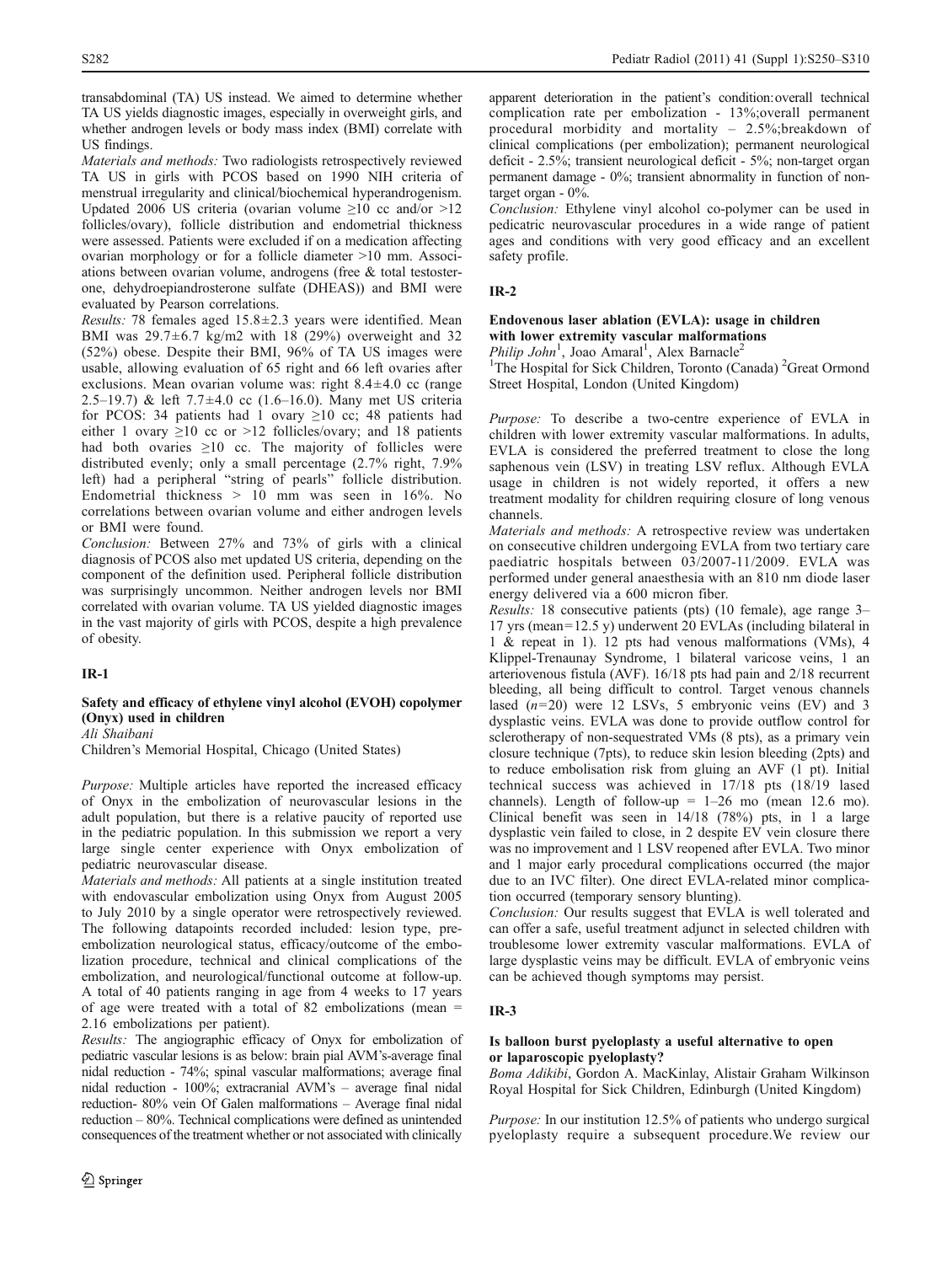transabdominal (TA) US instead. We aimed to determine whether TA US yields diagnostic images, especially in overweight girls, and whether androgen levels or body mass index (BMI) correlate with US findings.

*Materials and methods:* Two radiologists retrospectively reviewed TA US in girls with PCOS based on 1990 NIH criteria of menstrual irregularity and clinical/biochemical hyperandrogenism. Updated 2006 US criteria (ovarian volume ≥10 cc and/or >12 follicles/ovary), follicle distribution and endometrial thickness were assessed. Patients were excluded if on a medication affecting ovarian morphology or for a follicle diameter >10 mm. Associations between ovarian volume, androgens (free & total testosterone, dehydroepiandrosterone sulfate (DHEAS)) and BMI were evaluated by Pearson correlations.

*Results:* 78 females aged 15.8±2.3 years were identified. Mean BMI was 29.7±6.7 kg/m2 with 18 (29%) overweight and 32 (52%) obese. Despite their BMI, 96% of TA US images were usable, allowing evaluation of 65 right and 66 left ovaries after exclusions. Mean ovarian volume was: right 8.4±4.0 cc (range 2.5–19.7) & left 7.7±4.0 cc (1.6–16.0). Many met US criteria for PCOS: 34 patients had 1 ovary ≥10 cc; 48 patients had either 1 ovary ≥10 cc or >12 follicles/ovary; and 18 patients had both ovaries ≥10 cc. The majority of follicles were distributed evenly; only a small percentage (2.7% right, 7.9% left) had a peripheral "string of pearls" follicle distribution. Endometrial thickness > 10 mm was seen in 16%. No correlations between ovarian volume and either androgen levels or BMI were found.

*Conclusion:* Between 27% and 73% of girls with a clinical diagnosis of PCOS also met updated US criteria, depending on the component of the definition used. Peripheral follicle distribution was surprisingly uncommon. Neither androgen levels nor BMI correlated with ovarian volume. TA US yielded diagnostic images in the vast majority of girls with PCOS, despite a high prevalence of obesity.

## IR-1

### Safety and efficacy of ethylene vinyl alcohol (EVOH) copolymer (Onyx) used in children

*Ali Shaibani*

Children's Memorial Hospital, Chicago (United States)

*Purpose:* Multiple articles have reported the increased efficacy of Onyx in the embolization of neurovascular lesions in the adult population, but there is a relative paucity of reported use in the pediatric population. In this submission we report a very large single center experience with Onyx embolization of pediatric neurovascular disease.

*Materials and methods:* All patients at a single institution treated with endovascular embolization using Onyx from August 2005 to July 2010 by a single operator were retrospectively reviewed. The following datapoints recorded included: lesion type, pre-embolization neurological status, efficacy/outcome of the embolization procedure, technical and clinical complications of the embolization, and neurological/functional outcome at follow-up. A total of 40 patients ranging in age from 4 weeks to 17 years of age were treated with a total of 82 embolizations (mean = 2.16 embolizations per patient).

*Results:* The angiographic efficacy of Onyx for embolization of pediatric vascular lesions is as below: brain pial AVM's-average final nidal reduction - 74%; spinal vascular malformations; average final nidal reduction - 100%; extracranial AVM's – average final nidal reduction- 80% vein Of Galen malformations – Average final nidal reduction – 80%. Technical complications were defined as unintended consequences of the treatment whether or not associated with clinically apparent deterioration in the patient's condition:overall technical complication rate per embolization - 13%;overall permanent procedural morbidity and mortality – 2.5%;breakdown of clinical complications (per embolization); permanent neurological deficit - 2.5%; transient neurological deficit - 5%; non-target organ permanent damage - 0%; transient abnormality in function of non-target organ - 0%.

*Conclusion:* Ethylene vinyl alcohol co-polymer can be used in pedicatric neurovascular procedures in a wide range of patient ages and conditions with very good efficacy and an excellent safety profile.

## IR-2

### Endovenous laser ablation (EVLA): usage in children with lower extremity vascular malformations

*Philip John*[1], Joao Amaral[1], Alex Barnacle[2]

[1]The Hospital for Sick Children, Toronto (Canada) [2]Great Ormond Street Hospital, London (United Kingdom)

*Purpose:* To describe a two-centre experience of EVLA in children with lower extremity vascular malformations. In adults, EVLA is considered the preferred treatment to close the long saphenous vein (LSV) in treating LSV reflux. Although EVLA usage in children is not widely reported, it offers a new treatment modality for children requiring closure of long venous channels.

*Materials and methods:* A retrospective review was undertaken on consecutive children undergoing EVLA from two tertiary care paediatric hospitals between 03/2007-11/2009. EVLA was performed under general anaesthesia with an 810 nm diode laser energy delivered via a 600 micron fiber.

*Results:* 18 consecutive patients (pts) (10 female), age range 3–17 yrs (mean=12.5 y) underwent 20 EVLAs (including bilateral in 1 & repeat in 1). 12 pts had venous malformations (VMs), 4 Klippel-Trenaunay Syndrome, 1 bilateral varicose veins, 1 an arteriovenous fistula (AVF). 16/18 pts had pain and 2/18 recurrent bleeding, all being difficult to control. Target venous channels lased ($n$=20) were 12 LSVs, 5 embryonic veins (EV) and 3 dysplastic veins. EVLA was done to provide outflow control for sclerotherapy of non-sequestrated VMs (8 pts), as a primary vein closure technique (7pts), to reduce skin lesion bleeding (2pts) and to reduce embolisation risk from gluing an AVF (1 pt). Initial technical success was achieved in 17/18 pts (18/19 lased channels). Length of follow-up = 1–26 mo (mean 12.6 mo). Clinical benefit was seen in 14/18 (78%) pts, in 1 a large dysplastic vein failed to close, in 2 despite EV vein closure there was no improvement and 1 LSV reopened after EVLA. Two minor and 1 major early procedural complications occurred (the major due to an IVC filter). One direct EVLA-related minor complication occurred (temporary sensory blunting).

*Conclusion:* Our results suggest that EVLA is well tolerated and can offer a safe, useful treatment adjunct in selected children with troublesome lower extremity vascular malformations. EVLA of large dysplastic veins may be difficult. EVLA of embryonic veins can be achieved though symptoms may persist.

## IR-3

### Is balloon burst pyeloplasty a useful alternative to open or laparoscopic pyeloplasty?

*Boma Adikibi*, Gordon A. MacKinlay, Alistair Graham Wilkinson

Royal Hospital for Sick Children, Edinburgh (United Kingdom)

*Purpose:* In our institution 12.5% of patients who undergo surgical pyeloplasty require a subsequent procedure.We review our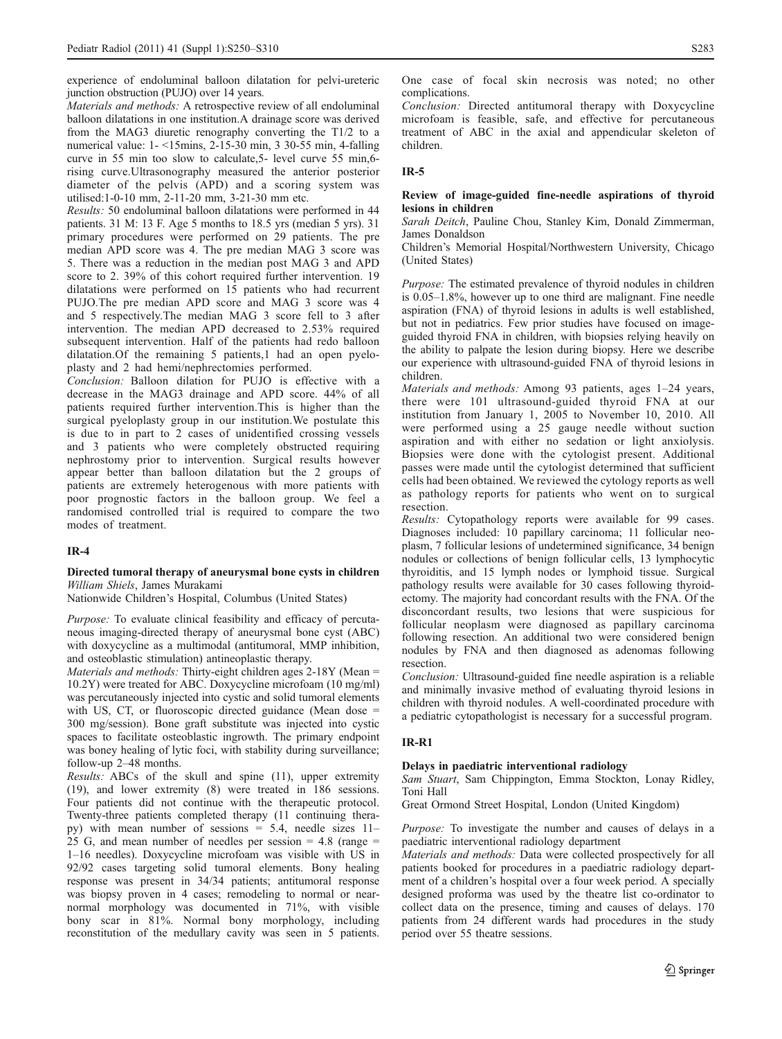experience of endoluminal balloon dilatation for pelvi-ureteric junction obstruction (PUJO) over 14 years.

*Materials and methods:* A retrospective review of all endoluminal balloon dilatations in one institution.A drainage score was derived from the MAG3 diuretic renography converting the T1/2 to a numerical value: 1- <15mins, 2-15-30 min, 3 30-55 min, 4-falling curve in 55 min too slow to calculate,5- level curve 55 min,6-rising curve.Ultrasonography measured the anterior posterior diameter of the pelvis (APD) and a scoring system was utilised:1-0-10 mm, 2-11-20 mm, 3-21-30 mm etc.

*Results:* 50 endoluminal balloon dilatations were performed in 44 patients. 31 M: 13 F. Age 5 months to 18.5 yrs (median 5 yrs). 31 primary procedures were performed on 29 patients. The pre median APD score was 4. The pre median MAG 3 score was 5. There was a reduction in the median post MAG 3 and APD score to 2. 39% of this cohort required further intervention. 19 dilatations were performed on 15 patients who had recurrent PUJO.The pre median APD score and MAG 3 score was 4 and 5 respectively.The median MAG 3 score fell to 3 after intervention. The median APD decreased to 2.53% required subsequent intervention. Half of the patients had redo balloon dilatation.Of the remaining 5 patients,1 had an open pyeloplasty and 2 had hemi/nephrectomies performed.

*Conclusion:* Balloon dilation for PUJO is effective with a decrease in the MAG3 drainage and APD score. 44% of all patients required further intervention.This is higher than the surgical pyeloplasty group in our institution.We postulate this is due to in part to 2 cases of unidentified crossing vessels and 3 patients who were completely obstructed requiring nephrostomy prior to intervention. Surgical results however appear better than balloon dilatation but the 2 groups of patients are extremely heterogenous with more patients with poor prognostic factors in the balloon group. We feel a randomised controlled trial is required to compare the two modes of treatment.

## IR-4

### Directed tumoral therapy of aneurysmal bone cysts in children

*William Shiels*, James Murakami

Nationwide Children's Hospital, Columbus (United States)

*Purpose:* To evaluate clinical feasibility and efficacy of percutaneous imaging-directed therapy of aneurysmal bone cyst (ABC) with doxycycline as a multimodal (antitumoral, MMP inhibition, and osteoblastic stimulation) antineoplastic therapy.

*Materials and methods:* Thirty-eight children ages 2-18Y (Mean = 10.2Y) were treated for ABC. Doxycycline microfoam (10 mg/ml) was percutaneously injected into cystic and solid tumoral elements with US, CT, or fluoroscopic directed guidance (Mean dose = 300 mg/session). Bone graft substitute was injected into cystic spaces to facilitate osteoblastic ingrowth. The primary endpoint was boney healing of lytic foci, with stability during surveillance; follow-up 2–48 months.

*Results:* ABCs of the skull and spine (11), upper extremity (19), and lower extremity (8) were treated in 186 sessions. Four patients did not continue with the therapeutic protocol. Twenty-three patients completed therapy (11 continuing therapy) with mean number of sessions = 5.4, needle sizes 11–25 G, and mean number of needles per session = 4.8 (range = 1–16 needles). Doxycycline microfoam was visible with US in 92/92 cases targeting solid tumoral elements. Bony healing response was present in 34/34 patients; antitumoral response was biopsy proven in 4 cases; remodeling to normal or near-normal morphology was documented in 71%, with visible bony scar in 81%. Normal bony morphology, including reconstitution of the medullary cavity was seen in 5 patients. One case of focal skin necrosis was noted; no other complications.

*Conclusion:* Directed antitumoral therapy with Doxycycline microfoam is feasible, safe, and effective for percutaneous treatment of ABC in the axial and appendicular skeleton of children.

## IR-5

### Review of image-guided fine-needle aspirations of thyroid lesions in children

*Sarah Deitch*, Pauline Chou, Stanley Kim, Donald Zimmerman, James Donaldson

Children's Memorial Hospital/Northwestern University, Chicago (United States)

*Purpose:* The estimated prevalence of thyroid nodules in children is 0.05–1.8%, however up to one third are malignant. Fine needle aspiration (FNA) of thyroid lesions in adults is well established, but not in pediatrics. Few prior studies have focused on image-guided thyroid FNA in children, with biopsies relying heavily on the ability to palpate the lesion during biopsy. Here we describe our experience with ultrasound-guided FNA of thyroid lesions in children.

*Materials and methods:* Among 93 patients, ages 1–24 years, there were 101 ultrasound-guided thyroid FNA at our institution from January 1, 2005 to November 10, 2010. All were performed using a 25 gauge needle without suction aspiration and with either no sedation or light anxiolysis. Biopsies were done with the cytologist present. Additional passes were made until the cytologist determined that sufficient cells had been obtained. We reviewed the cytology reports as well as pathology reports for patients who went on to surgical resection.

*Results:* Cytopathology reports were available for 99 cases. Diagnoses included: 10 papillary carcinoma; 11 follicular neoplasm, 7 follicular lesions of undetermined significance, 34 benign nodules or collections of benign follicular cells, 13 lymphocytic thyroiditis, and 15 lymph nodes or lymphoid tissue. Surgical pathology results were available for 30 cases following thyroidectomy. The majority had concordant results with the FNA. Of the disconcordant results, two lesions that were suspicious for follicular neoplasm were diagnosed as papillary carcinoma following resection. An additional two were considered benign nodules by FNA and then diagnosed as adenomas following resection.

*Conclusion:* Ultrasound-guided fine needle aspiration is a reliable and minimally invasive method of evaluating thyroid lesions in children with thyroid nodules. A well-coordinated procedure with a pediatric cytopathologist is necessary for a successful program.

## IR-R1

### Delays in paediatric interventional radiology

*Sam Stuart*, Sam Chippington, Emma Stockton, Lonay Ridley, Toni Hall

Great Ormond Street Hospital, London (United Kingdom)

*Purpose:* To investigate the number and causes of delays in a paediatric interventional radiology department

*Materials and methods:* Data were collected prospectively for all patients booked for procedures in a paediatric radiology department of a children's hospital over a four week period. A specially designed proforma was used by the theatre list co-ordinator to collect data on the presence, timing and causes of delays. 170 patients from 24 different wards had procedures in the study period over 55 theatre sessions.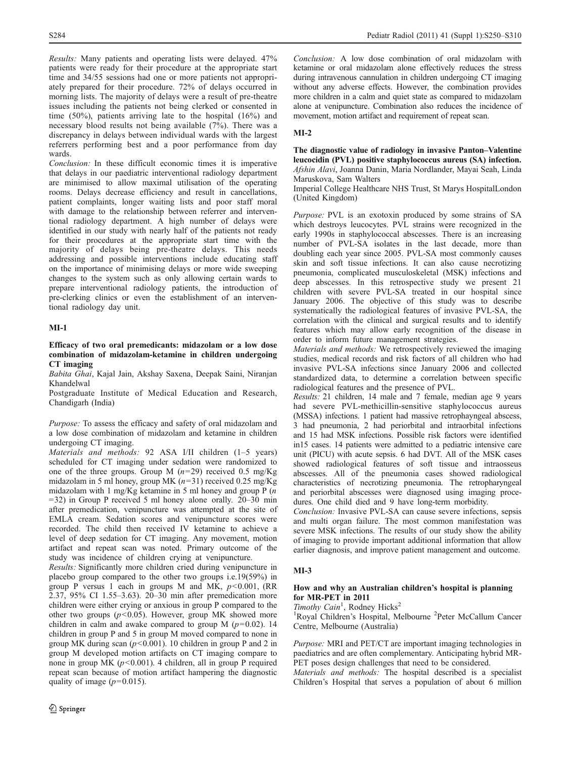*Results:* Many patients and operating lists were delayed. 47% patients were ready for their procedure at the appropriate start time and 34/55 sessions had one or more patients not appropriately prepared for their procedure. 72% of delays occurred in morning lists. The majority of delays were a result of pre-theatre issues including the patients not being clerked or consented in time (50%), patients arriving late to the hospital (16%) and necessary blood results not being available (7%). There was a discrepancy in delays between individual wards with the largest referrers performing best and a poor performance from day wards.

*Conclusion:* In these difficult economic times it is imperative that delays in our paediatric interventional radiology department are minimised to allow maximal utilisation of the operating rooms. Delays decrease efficiency and result in cancellations, patient complaints, longer waiting lists and poor staff moral with damage to the relationship between referrer and interventional radiology department. A high number of delays were identified in our study with nearly half of the patients not ready for their procedures at the appropriate start time with the majority of delays being pre-theatre delays. This needs addressing and possible interventions include educating staff on the importance of minimising delays or more wide sweeping changes to the system such as only allowing certain wards to prepare interventional radiology patients, the introduction of pre-clerking clinics or even the establishment of an interventional radiology day unit.

## MI-1

### Efficacy of two oral premedicants: midazolam or a low dose combination of midazolam-ketamine in children undergoing CT imaging

*Babita Ghai*, Kajal Jain, Akshay Saxena, Deepak Saini, Niranjan Khandelwal

Postgraduate Institute of Medical Education and Research, Chandigarh (India)

*Purpose:* To assess the efficacy and safety of oral midazolam and a low dose combination of midazolam and ketamine in children undergoing CT imaging.

*Materials and methods:* 92 ASA I/II children (1–5 years) scheduled for CT imaging under sedation were randomized to one of the three groups. Group M ($n=29$) received 0.5 mg/Kg midazolam in 5 ml honey, group MK ($n=31$) received 0.25 mg/Kg midazolam with 1 mg/Kg ketamine in 5 ml honey and group P ($n=32$) in Group P received 5 ml honey alone orally. 20–30 min after premedication, venipuncture was attempted at the site of EMLA cream. Sedation scores and venipuncture scores were recorded. The child then received IV ketamine to achieve a level of deep sedation for CT imaging. Any movement, motion artifact and repeat scan was noted. Primary outcome of the study was incidence of children crying at venipuncture.

*Results:* Significantly more children cried during venipuncture in placebo group compared to the other two groups i.e.19(59%) in group P versus 1 each in groups M and MK, $p<0.001$, (RR 2.37, 95% CI 1.55–3.63). 20–30 min after premedication more children were either crying or anxious in group P compared to the other two groups ($p<0.05$). However, group MK showed more children in calm and awake compared to group M ($p=0.02$). 14 children in group P and 5 in group M moved compared to none in group MK during scan ($p<0.001$). 10 children in group P and 2 in group M developed motion artifacts on CT imaging compare to none in group MK ($p<0.001$). 4 children, all in group P required repeat scan because of motion artifact hampering the diagnostic quality of image ($p=0.015$).

*Conclusion:* A low dose combination of oral midazolam with ketamine or oral midazolam alone effectively reduces the stress during intravenous cannulation in children undergoing CT imaging without any adverse effects. However, the combination provides more children in a calm and quiet state as compared to midazolam alone at venipuncture. Combination also reduces the incidence of movement, motion artifact and requirement of repeat scan.

## MI-2

### The diagnostic value of radiology in invasive Panton–Valentine leucocidin (PVL) positive staphylococcus aureus (SA) infection.

*Afshin Alavi*, Joanna Danin, Maria Nordlander, Mayai Seah, Linda Maruskova, Sam Walters

Imperial College Healthcare NHS Trust, St Marys HospitalLondon (United Kingdom)

*Purpose:* PVL is an exotoxin produced by some strains of SA which destroys leucocytes. PVL strains were recognized in the early 1990s in staphylococcal abscesses. There is an increasing number of PVL-SA isolates in the last decade, more than doubling each year since 2005. PVL-SA most commonly causes skin and soft tissue infections. It can also cause necrotizing pneumonia, complicated musculoskeletal (MSK) infections and deep abscesses. In this retrospective study we present 21 children with severe PVL-SA treated in our hospital since January 2006. The objective of this study was to describe systematically the radiological features of invasive PVL-SA, the correlation with the clinical and surgical results and to identify features which may allow early recognition of the disease in order to inform future management strategies.

*Materials and methods:* We retrospectively reviewed the imaging studies, medical records and risk factors of all children who had invasive PVL-SA infections since January 2006 and collected standardized data, to determine a correlation between specific radiological features and the presence of PVL.

*Results:* 21 children, 14 male and 7 female, median age 9 years had severe PVL-methicillin-sensitive staphylococcus aureus (MSSA) infections. 1 patient had massive retrophayngeal abscess, 3 had pneumonia, 2 had periorbital and intraorbital infections and 15 had MSK infections. Possible risk factors were identified in15 cases. 14 patients were admitted to a pediatric intensive care unit (PICU) with acute sepsis. 6 had DVT. All of the MSK cases showed radiological features of soft tissue and intraosseus abscesses. All of the pneumonia cases showed radiological characteristics of necrotizing pneumonia. The retropharyngeal and periorbital abscesses were diagnosed using imaging procedures. One child died and 9 have long-term morbidity.

*Conclusion:* Invasive PVL-SA can cause severe infections, sepsis and multi organ failure. The most common manifestation was severe MSK infections. The results of our study show the ability of imaging to provide important additional information that allow earlier diagnosis, and improve patient management and outcome.

## MI-3

### How and why an Australian children's hospital is planning for MR-PET in 2011

*Timothy Cain*[1], Rodney Hicks[2]

[1]Royal Children's Hospital, Melbourne [2]Peter McCallum Cancer Centre, Melbourne (Australia)

*Purpose:* MRI and PET/CT are important imaging technologies in paediatrics and are often complementary. Anticipating hybrid MR-PET poses design challenges that need to be considered.

*Materials and methods:* The hospital described is a specialist Children's Hospital that serves a population of about 6 million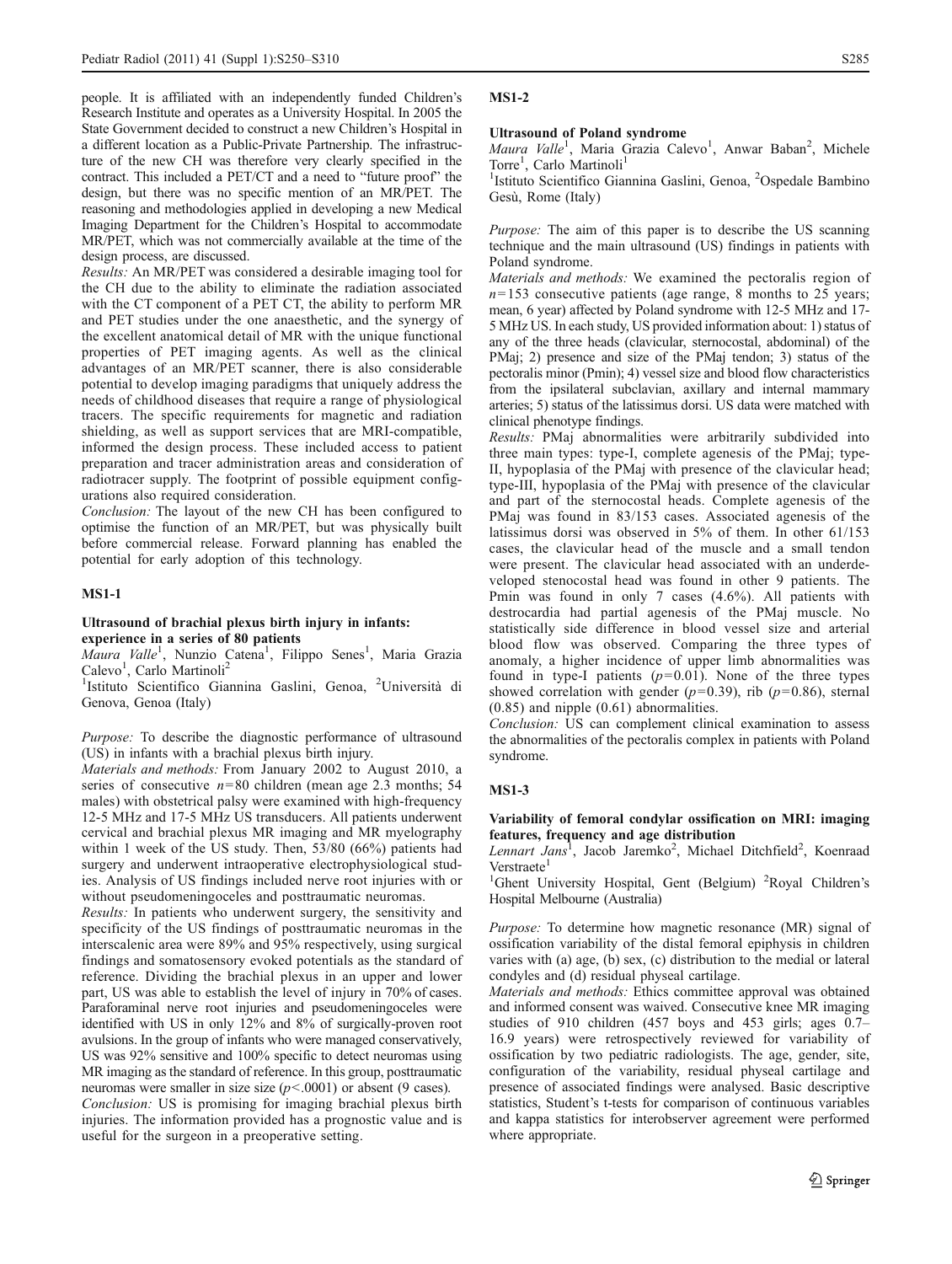people. It is affiliated with an independently funded Children's Research Institute and operates as a University Hospital. In 2005 the State Government decided to construct a new Children's Hospital in a different location as a Public-Private Partnership. The infrastructure of the new CH was therefore very clearly specified in the contract. This included a PET/CT and a need to "future proof" the design, but there was no specific mention of an MR/PET. The reasoning and methodologies applied in developing a new Medical Imaging Department for the Children's Hospital to accommodate MR/PET, which was not commercially available at the time of the design process, are discussed.

*Results:* An MR/PET was considered a desirable imaging tool for the CH due to the ability to eliminate the radiation associated with the CT component of a PET CT, the ability to perform MR and PET studies under the one anaesthetic, and the synergy of the excellent anatomical detail of MR with the unique functional properties of PET imaging agents. As well as the clinical advantages of an MR/PET scanner, there is also considerable potential to develop imaging paradigms that uniquely address the needs of childhood diseases that require a range of physiological tracers. The specific requirements for magnetic and radiation shielding, as well as support services that are MRI-compatible, informed the design process. These included access to patient preparation and tracer administration areas and consideration of radiotracer supply. The footprint of possible equipment configurations also required consideration.

*Conclusion:* The layout of the new CH has been configured to optimise the function of an MR/PET, but was physically built before commercial release. Forward planning has enabled the potential for early adoption of this technology.

## MS1-1

### Ultrasound of brachial plexus birth injury in infants: experience in a series of 80 patients

*Maura Valle*[1], Nunzio Catena[1], Filippo Senes[1], Maria Grazia Calevo[1], Carlo Martinoli[2]

[1]Istituto Scientifico Giannina Gaslini, Genoa, [2]Università di Genova, Genoa (Italy)

*Purpose:* To describe the diagnostic performance of ultrasound (US) in infants with a brachial plexus birth injury.

*Materials and methods:* From January 2002 to August 2010, a series of consecutive $n = 80$ children (mean age 2.3 months; 54 males) with obstetrical palsy were examined with high-frequency 12-5 MHz and 17-5 MHz US transducers. All patients underwent cervical and brachial plexus MR imaging and MR myelography within 1 week of the US study. Then, 53/80 (66%) patients had surgery and underwent intraoperative electrophysiological studies. Analysis of US findings included nerve root injuries with or without pseudomeningoceles and posttraumatic neuromas.

*Results:* In patients who underwent surgery, the sensitivity and specificity of the US findings of posttraumatic neuromas in the interscalenic area were 89% and 95% respectively, using surgical findings and somatosensory evoked potentials as the standard of reference. Dividing the brachial plexus in an upper and lower part, US was able to establish the level of injury in 70% of cases. Paraforaminal nerve root injuries and pseudomeningoceles were identified with US in only 12% and 8% of surgically-proven root avulsions. In the group of infants who were managed conservatively, US was 92% sensitive and 100% specific to detect neuromas using MR imaging as the standard of reference. In this group, posttraumatic neuromas were smaller in size ($p < .0001$) or absent (9 cases).

*Conclusion:* US is promising for imaging brachial plexus birth injuries. The information provided has a prognostic value and is useful for the surgeon in a preoperative setting.

## MS1-2

### Ultrasound of Poland syndrome

*Maura Valle*[1], Maria Grazia Calevo[1], Anwar Baban[2], Michele Torre[1], Carlo Martinoli[1]

[1]Istituto Scientifico Giannina Gaslini, Genoa, [2]Ospedale Bambino Gesù, Rome (Italy)

*Purpose:* The aim of this paper is to describe the US scanning technique and the main ultrasound (US) findings in patients with Poland syndrome.

*Materials and methods:* We examined the pectoralis region of $n = 153$ consecutive patients (age range, 8 months to 25 years; mean, 6 year) affected by Poland syndrome with 12-5 MHz and 17-5 MHz US. In each study, US provided information about: 1) status of any of the three heads (clavicular, sternocostal, abdominal) of the PMaj; 2) presence and size of the PMaj tendon; 3) status of the pectoralis minor (Pmin); 4) vessel size and blood flow characteristics from the ipsilateral subclavian, axillary and internal mammary arteries; 5) status of the latissimus dorsi. US data were matched with clinical phenotype findings.

*Results:* PMaj abnormalities were arbitrarily subdivided into three main types: type-I, complete agenesis of the PMaj; type-II, hypoplasia of the PMaj with presence of the clavicular head; type-III, hypoplasia of the PMaj with presence of the clavicular and part of the sternocostal heads. Complete agenesis of the PMaj was found in 83/153 cases. Associated agenesis of the latissimus dorsi was observed in 5% of them. In other 61/153 cases, the clavicular head of the muscle and a small tendon were present. The clavicular head associated with an underdeveloped stenocostal head was found in other 9 patients. The Pmin was found in only 7 cases (4.6%). All patients with destrocardia had partial agenesis of the PMaj muscle. No statistically side difference in blood vessel size and arterial blood flow was observed. Comparing the three types of anomaly, a higher incidence of upper limb abnormalities was found in type-I patients ($p = 0.01$). None of the three types showed correlation with gender ($p = 0.39$), rib ($p = 0.86$), sternal (0.85) and nipple (0.61) abnormalities.

*Conclusion:* US can complement clinical examination to assess the abnormalities of the pectoralis complex in patients with Poland syndrome.

## MS1-3

### Variability of femoral condylar ossification on MRI: imaging features, frequency and age distribution

*Lennart Jans*[1], Jacob Jaremko[2], Michael Ditchfield[2], Koenraad Verstraete[1]

[1]Ghent University Hospital, Gent (Belgium) [2]Royal Children's Hospital Melbourne (Australia)

*Purpose:* To determine how magnetic resonance (MR) signal of ossification variability of the distal femoral epiphysis in children varies with (a) age, (b) sex, (c) distribution to the medial or lateral condyles and (d) residual physeal cartilage.

*Materials and methods:* Ethics committee approval was obtained and informed consent was waived. Consecutive knee MR imaging studies of 910 children (457 boys and 453 girls; ages 0.7–16.9 years) were retrospectively reviewed for variability of ossification by two pediatric radiologists. The age, gender, site, configuration of the variability, residual physeal cartilage and presence of associated findings were analysed. Basic descriptive statistics, Student's t-tests for comparison of continuous variables and kappa statistics for interobserver agreement were performed where appropriate.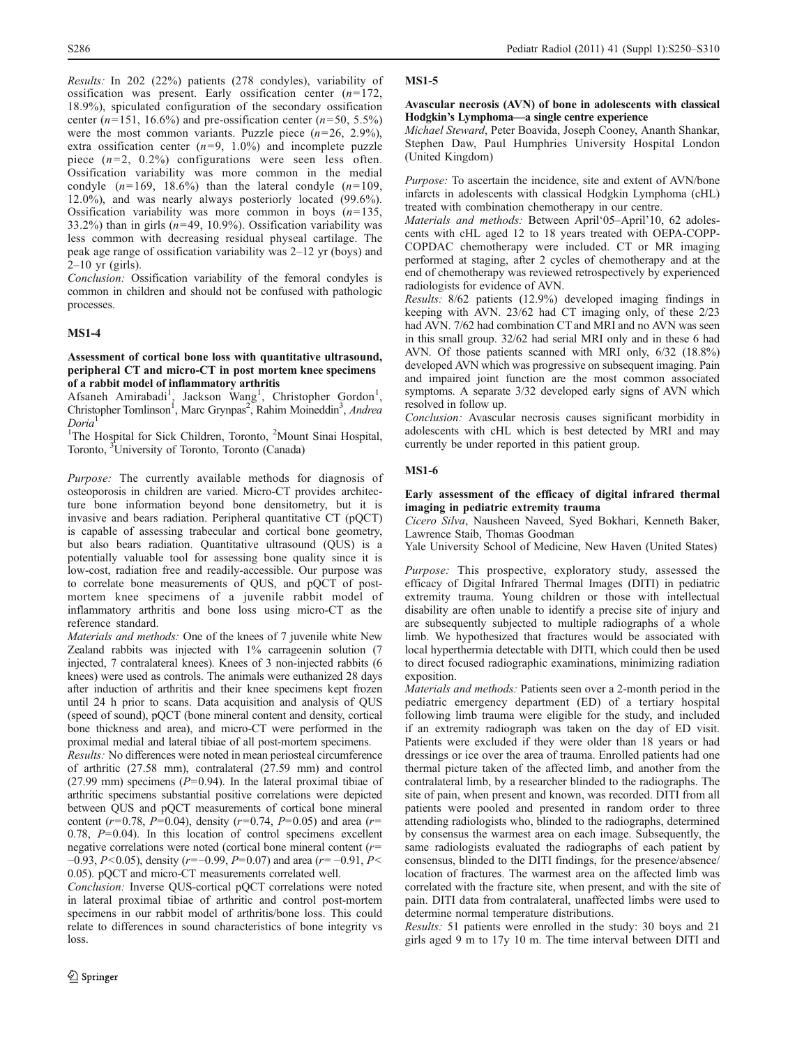*Results:* In 202 (22%) patients (278 condyles), variability of ossification was present. Early ossification center ($n$=172, 18.9%), spiculated configuration of the secondary ossification center ($n$=151, 16.6%) and pre-ossification center ($n$=50, 5.5%) were the most common variants. Puzzle piece ($n$=26, 2.9%), extra ossification center ($n$=9, 1.0%) and incomplete puzzle piece ($n$=2, 0.2%) configurations were seen less often. Ossification variability was more common in the medial condyle ($n$=169, 18.6%) than the lateral condyle ($n$=109, 12.0%), and was nearly always posteriorly located (99.6%). Ossification variability was more common in boys ($n$=135, 33.2%) than in girls ($n$=49, 10.9%). Ossification variability was less common with decreasing residual physeal cartilage. The peak age range of ossification variability was 2–12 yr (boys) and 2–10 yr (girls).

*Conclusion:* Ossification variability of the femoral condyles is common in children and should not be confused with pathologic processes.

## MS1-4

**Assessment of cortical bone loss with quantitative ultrasound, peripheral CT and micro-CT in post mortem knee specimens of a rabbit model of inflammatory arthritis**

Afsaneh Amirabadi[1], Jackson Wang[1], Christopher Gordon[1], Christopher Tomlinson[1], Marc Grynpas[2], Rahim Moineddin[3], *Andrea Doria*[1]

[1]The Hospital for Sick Children, Toronto, [2]Mount Sinai Hospital, Toronto, [3]University of Toronto, Toronto (Canada)

*Purpose:* The currently available methods for diagnosis of osteoporosis in children are varied. Micro-CT provides architecture bone information beyond bone densitometry, but it is invasive and bears radiation. Peripheral quantitative CT (pQCT) is capable of assessing trabecular and cortical bone geometry, but also bears radiation. Quantitative ultrasound (QUS) is a potentially valuable tool for assessing bone quality since it is low-cost, radiation free and readily-accessible. Our purpose was to correlate bone measurements of QUS, and pQCT of post-mortem knee specimens of a juvenile rabbit model of inflammatory arthritis and bone loss using micro-CT as the reference standard.

*Materials and methods:* One of the knees of 7 juvenile white New Zealand rabbits was injected with 1% carrageenin solution (7 injected, 7 contralateral knees). Knees of 3 non-injected rabbits (6 knees) were used as controls. The animals were euthanized 28 days after induction of arthritis and their knee specimens kept frozen until 24 h prior to scans. Data acquisition and analysis of QUS (speed of sound), pQCT (bone mineral content and density, cortical bone thickness and area), and micro-CT were performed in the proximal medial and lateral tibiae of all post-mortem specimens.

*Results:* No differences were noted in mean periosteal circumference of arthritic (27.58 mm), contralateral (27.59 mm) and control (27.99 mm) specimens ($P$=0.94). In the lateral proximal tibiae of arthritic specimens substantial positive correlations were depicted between QUS and pQCT measurements of cortical bone mineral content ($r$=0.78, $P$=0.04), density ($r$=0.74, $P$=0.05) and area ($r$=0.78, $P$=0.04). In this location of control specimens excellent negative correlations were noted (cortical bone mineral content ($r$=−0.93, $P$<0.05), density ($r$=−0.99, $P$=0.07) and area ($r$=−0.91, $P$<0.05). pQCT and micro-CT measurements correlated well.

*Conclusion:* Inverse QUS-cortical pQCT correlations were noted in lateral proximal tibiae of arthritic and control post-mortem specimens in our rabbit model of arthritis/bone loss. This could relate to differences in sound characteristics of bone integrity vs loss.

## MS1-5

**Avascular necrosis (AVN) of bone in adolescents with classical Hodgkin's Lymphoma—a single centre experience**

Michael Steward, Peter Boavida, Joseph Cooney, Ananth Shankar, Stephen Daw, Paul Humphries University Hospital London (United Kingdom)

*Purpose:* To ascertain the incidence, site and extent of AVN/bone infarcts in adolescents with classical Hodgkin Lymphoma (cHL) treated with combination chemotherapy in our centre.

*Materials and methods:* Between April'05–April'10, 62 adolescents with cHL aged 12 to 18 years treated with OEPA-COPP-COPDAC chemotherapy were included. CT or MR imaging performed at staging, after 2 cycles of chemotherapy and at the end of chemotherapy was reviewed retrospectively by experienced radiologists for evidence of AVN.

*Results:* 8/62 patients (12.9%) developed imaging findings in keeping with AVN. 23/62 had CT imaging only, of these 2/23 had AVN. 7/62 had combination CT and MRI and no AVN was seen in this small group. 32/62 had serial MRI only and in these 6 had AVN. Of those patients scanned with MRI only, 6/32 (18.8%) developed AVN which was progressive on subsequent imaging. Pain and impaired joint function are the most common associated symptoms. A separate 3/32 developed early signs of AVN which resolved in follow up.

*Conclusion:* Avascular necrosis causes significant morbidity in adolescents with cHL which is best detected by MRI and may currently be under reported in this patient group.

## MS1-6

**Early assessment of the efficacy of digital infrared thermal imaging in pediatric extremity trauma**

*Cicero Silva*, Nausheen Naveed, Syed Bokhari, Kenneth Baker, Lawrence Staib, Thomas Goodman

Yale University School of Medicine, New Haven (United States)

*Purpose:* This prospective, exploratory study, assessed the efficacy of Digital Infrared Thermal Images (DITI) in pediatric extremity trauma. Young children or those with intellectual disability are often unable to identify a precise site of injury and are subsequently subjected to multiple radiographs of a whole limb. We hypothesized that fractures would be associated with local hyperthermia detectable with DITI, which could then be used to direct focused radiographic examinations, minimizing radiation exposition.

*Materials and methods:* Patients seen over a 2-month period in the pediatric emergency department (ED) of a tertiary hospital following limb trauma were eligible for the study, and included if an extremity radiograph was taken on the day of ED visit. Patients were excluded if they were older than 18 years or had dressings or ice over the area of trauma. Enrolled patients had one thermal picture taken of the affected limb, and another from the contralateral limb, by a researcher blinded to the radiographs. The site of pain, when present and known, was recorded. DITI from all patients were pooled and presented in random order to three attending radiologists who, blinded to the radiographs, determined by consensus the warmest area on each image. Subsequently, the same radiologists evaluated the radiographs of each patient by consensus, blinded to the DITI findings, for the presence/absence/location of fractures. The warmest area on the affected limb was correlated with the fracture site, when present, and with the site of pain. DITI data from contralateral, unaffected limbs were used to determine normal temperature distributions.

*Results:* 51 patients were enrolled in the study: 30 boys and 21 girls aged 9 m to 17y 10 m. The time interval between DITI and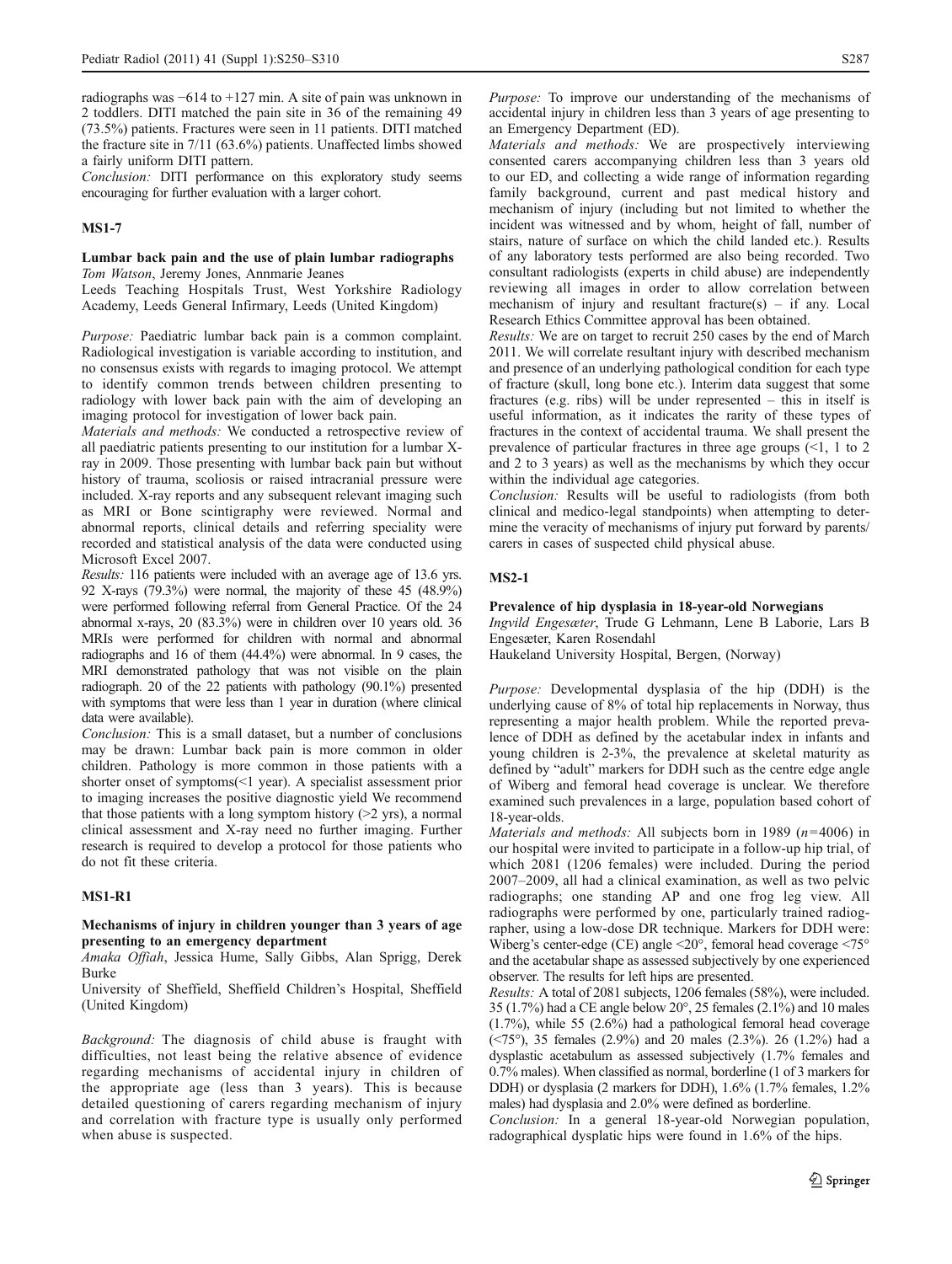radiographs was −614 to +127 min. A site of pain was unknown in 2 toddlers. DITI matched the pain site in 36 of the remaining 49 (73.5%) patients. Fractures were seen in 11 patients. DITI matched the fracture site in 7/11 (63.6%) patients. Unaffected limbs showed a fairly uniform DITI pattern.

*Conclusion:* DITI performance on this exploratory study seems encouraging for further evaluation with a larger cohort.

## MS1-7

### Lumbar back pain and the use of plain lumbar radiographs

*Tom Watson*, Jeremy Jones, Annmarie Jeanes

Leeds Teaching Hospitals Trust, West Yorkshire Radiology Academy, Leeds General Infirmary, Leeds (United Kingdom)

*Purpose:* Paediatric lumbar back pain is a common complaint. Radiological investigation is variable according to institution, and no consensus exists with regards to imaging protocol. We attempt to identify common trends between children presenting to radiology with lower back pain with the aim of developing an imaging protocol for investigation of lower back pain.

*Materials and methods:* We conducted a retrospective review of all paediatric patients presenting to our institution for a lumbar X-ray in 2009. Those presenting with lumbar back pain but without history of trauma, scoliosis or raised intracranial pressure were included. X-ray reports and any subsequent relevant imaging such as MRI or Bone scintigraphy were reviewed. Normal and abnormal reports, clinical details and referring speciality were recorded and statistical analysis of the data were conducted using Microsoft Excel 2007.

*Results:* 116 patients were included with an average age of 13.6 yrs. 92 X-rays (79.3%) were normal, the majority of these 45 (48.9%) were performed following referral from General Practice. Of the 24 abnormal x-rays, 20 (83.3%) were in children over 10 years old. 36 MRIs were performed for children with normal and abnormal radiographs and 16 of them (44.4%) were abnormal. In 9 cases, the MRI demonstrated pathology that was not visible on the plain radiograph. 20 of the 22 patients with pathology (90.1%) presented with symptoms that were less than 1 year in duration (where clinical data were available).

*Conclusion:* This is a small dataset, but a number of conclusions may be drawn: Lumbar back pain is more common in older children. Pathology is more common in those patients with a shorter onset of symptoms(<1 year). A specialist assessment prior to imaging increases the positive diagnostic yield We recommend that those patients with a long symptom history (>2 yrs), a normal clinical assessment and X-ray need no further imaging. Further research is required to develop a protocol for those patients who do not fit these criteria.

## MS1-R1

### Mechanisms of injury in children younger than 3 years of age presenting to an emergency department

*Amaka Offiah*, Jessica Hume, Sally Gibbs, Alan Sprigg, Derek Burke

University of Sheffield, Sheffield Children's Hospital, Sheffield (United Kingdom)

*Background:* The diagnosis of child abuse is fraught with difficulties, not least being the relative absence of evidence regarding mechanisms of accidental injury in children of the appropriate age (less than 3 years). This is because detailed questioning of carers regarding mechanism of injury and correlation with fracture type is usually only performed when abuse is suspected.

*Purpose:* To improve our understanding of the mechanisms of accidental injury in children less than 3 years of age presenting to an Emergency Department (ED).

*Materials and methods:* We are prospectively interviewing consented carers accompanying children less than 3 years old to our ED, and collecting a wide range of information regarding family background, current and past medical history and mechanism of injury (including but not limited to whether the incident was witnessed and by whom, height of fall, number of stairs, nature of surface on which the child landed etc.). Results of any laboratory tests performed are also being recorded. Two consultant radiologists (experts in child abuse) are independently reviewing all images in order to allow correlation between mechanism of injury and resultant fracture(s) – if any. Local Research Ethics Committee approval has been obtained.

*Results:* We are on target to recruit 250 cases by the end of March 2011. We will correlate resultant injury with described mechanism and presence of an underlying pathological condition for each type of fracture (skull, long bone etc.). Interim data suggest that some fractures (e.g. ribs) will be under represented – this in itself is useful information, as it indicates the rarity of these types of fractures in the context of accidental trauma. We shall present the prevalence of particular fractures in three age groups (<1, 1 to 2 and 2 to 3 years) as well as the mechanisms by which they occur within the individual age categories.

*Conclusion:* Results will be useful to radiologists (from both clinical and medico-legal standpoints) when attempting to determine the veracity of mechanisms of injury put forward by parents/carers in cases of suspected child physical abuse.

## MS2-1

### Prevalence of hip dysplasia in 18-year-old Norwegians

*Ingvild Engesæter*, Trude G Lehmann, Lene B Laborie, Lars B Engesæter, Karen Rosendahl

Haukeland University Hospital, Bergen, (Norway)

*Purpose:* Developmental dysplasia of the hip (DDH) is the underlying cause of 8% of total hip replacements in Norway, thus representing a major health problem. While the reported prevalence of DDH as defined by the acetabular index in infants and young children is 2-3%, the prevalence at skeletal maturity as defined by "adult" markers for DDH such as the centre edge angle of Wiberg and femoral head coverage is unclear. We therefore examined such prevalences in a large, population based cohort of 18-year-olds.

*Materials and methods:* All subjects born in 1989 ($n=4006$) in our hospital were invited to participate in a follow-up hip trial, of which 2081 (1206 females) were included. During the period 2007–2009, all had a clinical examination, as well as two pelvic radiographs; one standing AP and one frog leg view. All radiographs were performed by one, particularly trained radiographer, using a low-dose DR technique. Markers for DDH were: Wiberg's center-edge (CE) angle <20°, femoral head coverage <75° and the acetabular shape as assessed subjectively by one experienced observer. The results for left hips are presented.

*Results:* A total of 2081 subjects, 1206 females (58%), were included. 35 (1.7%) had a CE angle below 20°, 25 females (2.1%) and 10 males (1.7%), while 55 (2.6%) had a pathological femoral head coverage (<75°), 35 females (2.9%) and 20 males (2.3%). 26 (1.2%) had a dysplastic acetabulum as assessed subjectively (1.7% females and 0.7% males). When classified as normal, borderline (1 of 3 markers for DDH) or dysplasia (2 markers for DDH), 1.6% (1.7% females, 1.2% males) had dysplasia and 2.0% were defined as borderline.

*Conclusion:* In a general 18-year-old Norwegian population, radographical dysplatic hips were found in 1.6% of the hips.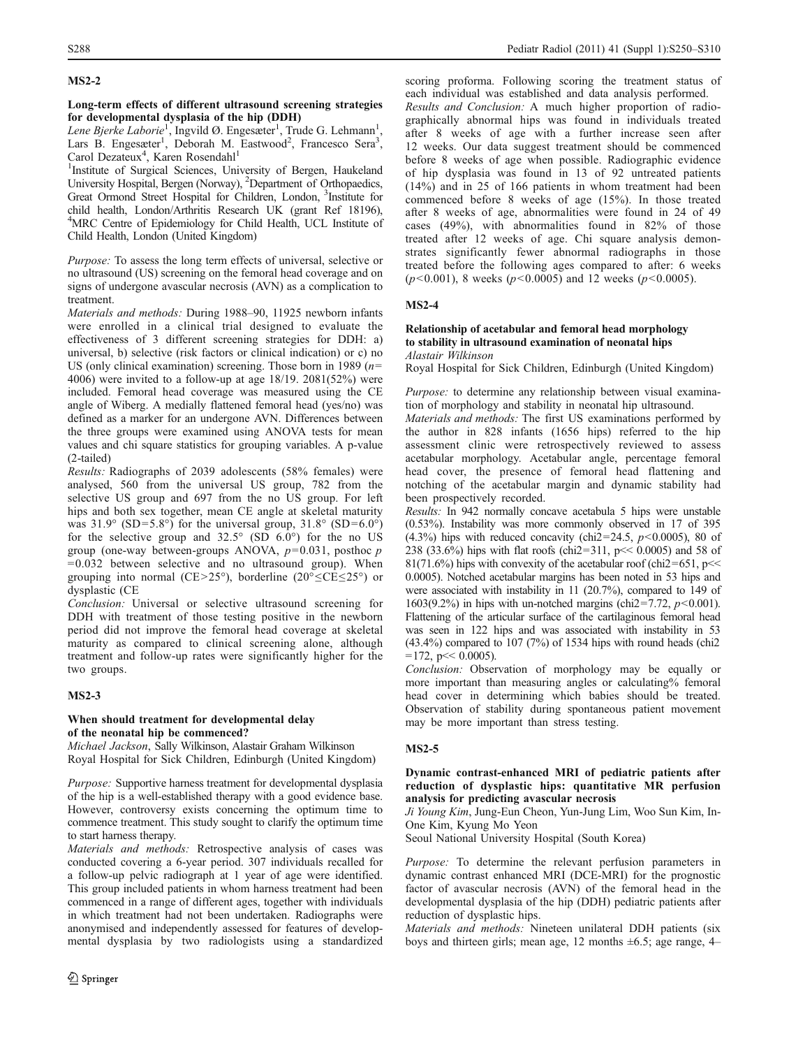## MS2-2

### Long-term effects of different ultrasound screening strategies for developmental dysplasia of the hip (DDH)

*Lene Bjerke Laborie*[1], Ingvild Ø. Engesæter[1], Trude G. Lehmann[1], Lars B. Engesæter[1], Deborah M. Eastwood[2], Francesco Sera[3], Carol Dezateux[4], Karen Rosendahl[1]

[1]Institute of Surgical Sciences, University of Bergen, Haukeland University Hospital, Bergen (Norway), [2]Department of Orthopaedics, Great Ormond Street Hospital for Children, London, [3]Institute for child health, London/Arthritis Research UK (grant Ref 18196), [4]MRC Centre of Epidemiology for Child Health, UCL Institute of Child Health, London (United Kingdom)

*Purpose:* To assess the long term effects of universal, selective or no ultrasound (US) screening on the femoral head coverage and on signs of undergone avascular necrosis (AVN) as a complication to treatment.

*Materials and methods:* During 1988–90, 11925 newborn infants were enrolled in a clinical trial designed to evaluate the effectiveness of 3 different screening strategies for DDH: a) universal, b) selective (risk factors or clinical indication) or c) no US (only clinical examination) screening. Those born in 1989 ($n=4006$) were invited to a follow-up at age 18/19. 2081(52%) were included. Femoral head coverage was measured using the CE angle of Wiberg. A medially flattened femoral head (yes/no) was defined as a marker for an undergone AVN. Differences between the three groups were examined using ANOVA tests for mean values and chi square statistics for grouping variables. A p-value (2-tailed)

*Results:* Radiographs of 2039 adolescents (58% females) were analysed, 560 from the universal US group, 782 from the selective US group and 697 from the no US group. For left hips and both sex together, mean CE angle at skeletal maturity was 31.9° (SD=5.8°) for the universal group, 31.8° (SD=6.0°) for the selective group and 32.5° (SD 6.0°) for the no US group (one-way between-groups ANOVA, $p=0.031$, posthoc $p=0.032$ between selective and no ultrasound group). When grouping into normal (CE>25°), borderline (20°≤CE≤25°) or dysplastic (CE

*Conclusion:* Universal or selective ultrasound screening for DDH with treatment of those testing positive in the newborn period did not improve the femoral head coverage at skeletal maturity as compared to clinical screening alone, although treatment and follow-up rates were significantly higher for the two groups.

## MS2-3

### When should treatment for developmental delay of the neonatal hip be commenced?

*Michael Jackson, Sally Wilkinson, Alastair Graham Wilkinson*

Royal Hospital for Sick Children, Edinburgh (United Kingdom)

*Purpose:* Supportive harness treatment for developmental dysplasia of the hip is a well-established therapy with a good evidence base. However, controversy exists concerning the optimum time to commence treatment. This study sought to clarify the optimum time to start harness therapy.

*Materials and methods:* Retrospective analysis of cases was conducted covering a 6-year period. 307 individuals recalled for a follow-up pelvic radiograph at 1 year of age were identified. This group included patients in whom harness treatment had been commenced in a range of different ages, together with individuals in which treatment had not been undertaken. Radiographs were anonymised and independently assessed for features of developmental dysplasia by two radiologists using a standardized scoring proforma. Following scoring the treatment status of each individual was established and data analysis performed.

*Results and Conclusion:* A much higher proportion of radiographically abnormal hips was found in individuals treated after 8 weeks of age with a further increase seen after 12 weeks. Our data suggest treatment should be commenced before 8 weeks of age when possible. Radiographic evidence of hip dysplasia was found in 13 of 92 untreated patients (14%) and in 25 of 166 patients in whom treatment had been commenced before 8 weeks of age (15%). In those treated after 8 weeks of age, abnormalities were found in 24 of 49 cases (49%), with abnormalities found in 82% of those treated after 12 weeks of age. Chi square analysis demonstrates significantly fewer abnormal radiographs in those treated before the following ages compared to after: 6 weeks ($p<0.001$), 8 weeks ($p<0.0005$) and 12 weeks ($p<0.0005$).

## MS2-4

### Relationship of acetabular and femoral head morphology to stability in ultrasound examination of neonatal hips

*Alastair Wilkinson*

Royal Hospital for Sick Children, Edinburgh (United Kingdom)

*Purpose:* to determine any relationship between visual examination of morphology and stability in neonatal hip ultrasound.

*Materials and methods:* The first US examinations performed by the author in 828 infants (1656 hips) referred to the hip assessment clinic were retrospectively reviewed to assess acetabular morphology. Acetabular angle, percentage femoral head cover, the presence of femoral head flattening and notching of the acetabular margin and dynamic stability had been prospectively recorded.

*Results:* In 942 normally concave acetabula 5 hips were unstable (0.53%). Instability was more commonly observed in 17 of 395 (4.3%) hips with reduced concavity (chi2=24.5, $p<0.0005$), 80 of 238 (33.6%) hips with flat roofs (chi2=311, $p \ll 0.0005$) and 58 of 81(71.6%) hips with convexity of the acetabular roof (chi2=651, $p \ll 0.0005$). Notched acetabular margins has been noted in 53 hips and were associated with instability in 11 (20.7%), compared to 149 of 1603(9.2%) in hips with un-notched margins (chi2=7.72, $p<0.001$). Flattening of the articular surface of the cartilaginous femoral head was seen in 122 hips and was associated with instability in 53 (43.4%) compared to 107 (7%) of 1534 hips with round heads (chi2 =172, $p \ll 0.0005$).

*Conclusion:* Observation of morphology may be equally or more important than measuring angles or calculating% femoral head cover in determining which babies should be treated. Observation of stability during spontaneous patient movement may be more important than stress testing.

## MS2-5

### Dynamic contrast-enhanced MRI of pediatric patients after reduction of dysplastic hips: quantitative MR perfusion analysis for predicting avascular necrosis

*Ji Young Kim, Jung-Eun Cheon, Yun-Jung Lim, Woo Sun Kim, In-One Kim, Kyung Mo Yeon*

Seoul National University Hospital (South Korea)

*Purpose:* To determine the relevant perfusion parameters in dynamic contrast enhanced MRI (DCE-MRI) for the prognostic factor of avascular necrosis (AVN) of the femoral head in the developmental dysplasia of the hip (DDH) pediatric patients after reduction of dysplastic hips.

*Materials and methods:* Nineteen unilateral DDH patients (six boys and thirteen girls; mean age, 12 months ±6.5; age range, 4–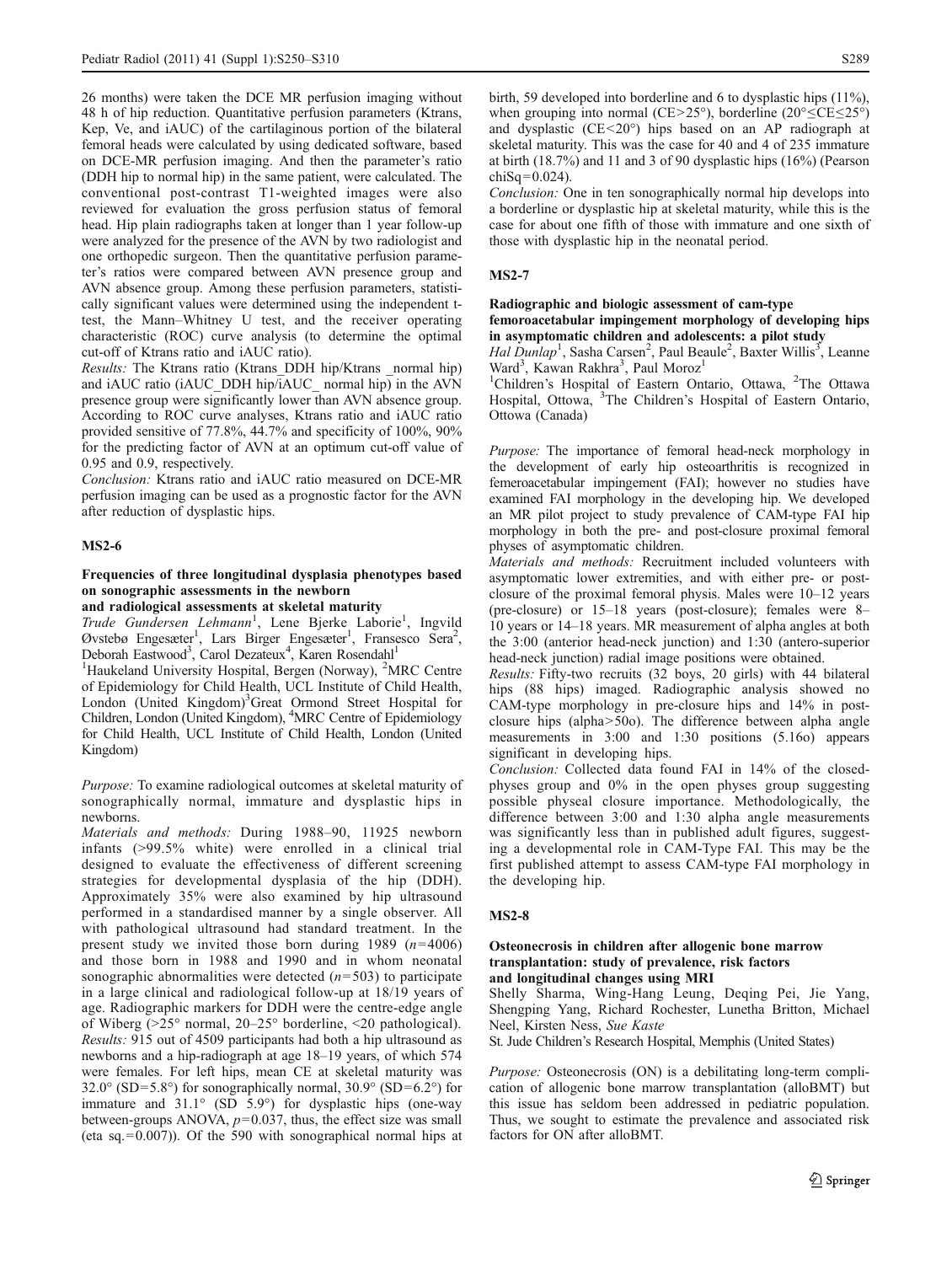26 months) were taken the DCE MR perfusion imaging without 48 h of hip reduction. Quantitative perfusion parameters (Ktrans, Kep, Ve, and iAUC) of the cartilaginous portion of the bilateral femoral heads were calculated by using dedicated software, based on DCE-MR perfusion imaging. And then the parameter's ratio (DDH hip to normal hip) in the same patient, were calculated. The conventional post-contrast T1-weighted images were also reviewed for evaluation the gross perfusion status of femoral head. Hip plain radiographs taken at longer than 1 year follow-up were analyzed for the presence of the AVN by two radiologist and one orthopedic surgeon. Then the quantitative perfusion parameter's ratios were compared between AVN presence group and AVN absence group. Among these perfusion parameters, statistically significant values were determined using the independent t-test, the Mann–Whitney U test, and the receiver operating characteristic (ROC) curve analysis (to determine the optimal cut-off of Ktrans ratio and iAUC ratio).

*Results:* The Ktrans ratio (Ktrans_DDH hip/Ktrans _normal hip) and iAUC ratio (iAUC_DDH hip/iAUC_ normal hip) in the AVN presence group were significantly lower than AVN absence group. According to ROC curve analyses, Ktrans ratio and iAUC ratio provided sensitive of 77.8%, 44.7% and specificity of 100%, 90% for the predicting factor of AVN at an optimum cut-off value of 0.95 and 0.9, respectively.

*Conclusion:* Ktrans ratio and iAUC ratio measured on DCE-MR perfusion imaging can be used as a prognostic factor for the AVN after reduction of dysplastic hips.

## MS2-6

### Frequencies of three longitudinal dysplasia phenotypes based on sonographic assessments in the newborn and radiological assessments at skeletal maturity

*Trude Gundersen Lehmann*[1], Lene Bjerke Laborie[1], Ingvild Øvstebø Engesæter[1], Lars Birger Engesæter[1], Fransesco Sera[2], Deborah Eastwood[3], Carol Dezateux[4], Karen Rosendahl[1]

[1]Haukeland University Hospital, Bergen (Norway), [2]MRC Centre of Epidemiology for Child Health, UCL Institute of Child Health, London (United Kingdom)[3]Great Ormond Street Hospital for Children, London (United Kingdom), [4]MRC Centre of Epidemiology for Child Health, UCL Institute of Child Health, London (United Kingdom)

*Purpose:* To examine radiological outcomes at skeletal maturity of sonographically normal, immature and dysplastic hips in newborns.

*Materials and methods:* During 1988–90, 11925 newborn infants (>99.5% white) were enrolled in a clinical trial designed to evaluate the effectiveness of different screening strategies for developmental dysplasia of the hip (DDH). Approximately 35% were also examined by hip ultrasound performed in a standardised manner by a single observer. All with pathological ultrasound had standard treatment. In the present study we invited those born during 1989 ($n=4006$) and those born in 1988 and 1990 and in whom neonatal sonographic abnormalities were detected ($n=503$) to participate in a large clinical and radiological follow-up at 18/19 years of age. Radiographic markers for DDH were the centre-edge angle of Wiberg (>25° normal, 20–25° borderline, <20 pathological).

*Results:* 915 out of 4509 participants had both a hip ultrasound as newborns and a hip-radiograph at age 18–19 years, of which 574 were females. For left hips, mean CE at skeletal maturity was 32.0° (SD=5.8°) for sonographically normal, 30.9° (SD=6.2°) for immature and 31.1° (SD 5.9°) for dysplastic hips (one-way between-groups ANOVA, $p=0.037$, thus, the effect size was small (eta sq.=0.007)). Of the 590 with sonographical normal hips at birth, 59 developed into borderline and 6 to dysplastic hips (11%), when grouping into normal (CE>25°), borderline (20°≤CE≤25°) and dysplastic (CE<20°) hips based on an AP radiograph at skeletal maturity. This was the case for 40 and 4 of 235 immature at birth (18.7%) and 11 and 3 of 90 dysplastic hips (16%) (Pearson chiSq=0.024).

*Conclusion:* One in ten sonographically normal hip develops into a borderline or dysplastic hip at skeletal maturity, while this is the case for about one fifth of those with immature and one sixth of those with dysplastic hip in the neonatal period.

## MS2-7

### Radiographic and biologic assessment of cam-type femoroacetabular impingement morphology of developing hips in asymptomatic children and adolescents: a pilot study

*Hal Dunlap*[1], Sasha Carsen[2], Paul Beaule[2], Baxter Willis[3], Leanne Ward[3], Kawan Rakhra[3], Paul Moroz[1]

[1]Children's Hospital of Eastern Ontario, Ottawa, [2]The Ottawa Hospital, Ottowa, [3]The Children's Hospital of Eastern Ontario, Ottowa (Canada)

*Purpose:* The importance of femoral head-neck morphology in the development of early hip osteoarthritis is recognized in femeroacetabular impingement (FAI); however no studies have examined FAI morphology in the developing hip. We developed an MR pilot project to study prevalence of CAM-type FAI hip morphology in both the pre- and post-closure proximal femoral physes of asymptomatic children.

*Materials and methods:* Recruitment included volunteers with asymptomatic lower extremities, and with either pre- or post-closure of the proximal femoral physis. Males were 10–12 years (pre-closure) or 15–18 years (post-closure); females were 8–10 years or 14–18 years. MR measurement of alpha angles at both the 3:00 (anterior head-neck junction) and 1:30 (antero-superior head-neck junction) radial image positions were obtained.

*Results:* Fifty-two recruits (32 boys, 20 girls) with 44 bilateral hips (88 hips) imaged. Radiographic analysis showed no CAM-type morphology in pre-closure hips and 14% in post-closure hips (alpha>50o). The difference between alpha angle measurements in 3:00 and 1:30 positions (5.16o) appears significant in developing hips.

*Conclusion:* Collected data found FAI in 14% of the closed-physes group and 0% in the open physes group suggesting possible physeal closure importance. Methodologically, the difference between 3:00 and 1:30 alpha angle measurements was significantly less than in published adult figures, suggesting a developmental role in CAM-Type FAI. This may be the first published attempt to assess CAM-type FAI morphology in the developing hip.

## MS2-8

### Osteonecrosis in children after allogenic bone marrow transplantation: study of prevalence, risk factors and longitudinal changes using MRI

Shelly Sharma, Wing-Hang Leung, Deqing Pei, Jie Yang, Shengping Yang, Richard Rochester, Lunetha Britton, Michael Neel, Kirsten Ness, *Sue Kaste*

St. Jude Children's Research Hospital, Memphis (United States)

*Purpose:* Osteonecrosis (ON) is a debilitating long-term complication of allogenic bone marrow transplantation (alloBMT) but this issue has seldom been addressed in pediatric population. Thus, we sought to estimate the prevalence and associated risk factors for ON after alloBMT.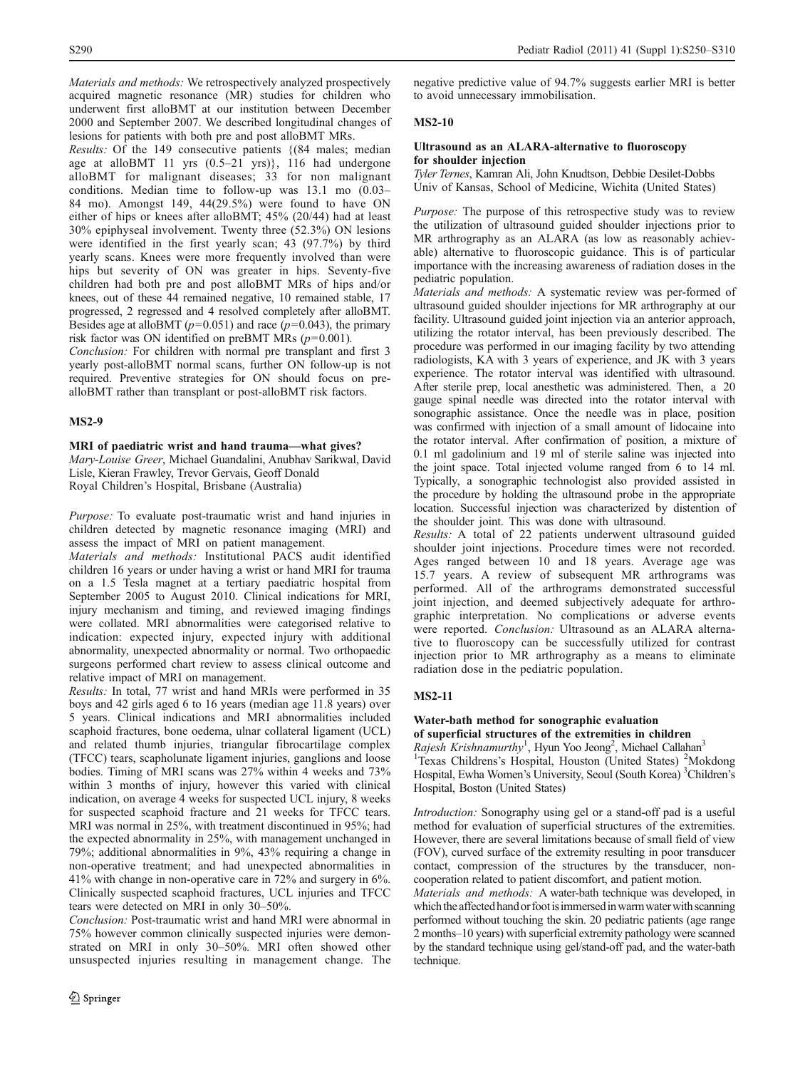*Materials and methods:* We retrospectively analyzed prospectively acquired magnetic resonance (MR) studies for children who underwent first alloBMT at our institution between December 2000 and September 2007. We described longitudinal changes of lesions for patients with both pre and post alloBMT MRs.

*Results:* Of the 149 consecutive patients {(84 males; median age at alloBMT 11 yrs (0.5–21 yrs)}, 116 had undergone alloBMT for malignant diseases; 33 for non malignant conditions. Median time to follow-up was 13.1 mo (0.03–84 mo). Amongst 149, 44(29.5%) were found to have ON either of hips or knees after alloBMT; 45% (20/44) had at least 30% epiphyseal involvement. Twenty three (52.3%) ON lesions were identified in the first yearly scan; 43 (97.7%) by third yearly scans. Knees were more frequently involved than were hips but severity of ON was greater in hips. Seventy-five children had both pre and post alloBMT MRs of hips and/or knees, out of these 44 remained negative, 10 remained stable, 17 progressed, 2 regressed and 4 resolved completely after alloBMT. Besides age at alloBMT ($p=0.051$) and race ($p=0.043$), the primary risk factor was ON identified on preBMT MRs ($p=0.001$).

*Conclusion:* For children with normal pre transplant and first 3 yearly post-alloBMT normal scans, further ON follow-up is not required. Preventive strategies for ON should focus on pre-alloBMT rather than transplant or post-alloBMT risk factors.

## MS2-9

### MRI of paediatric wrist and hand trauma—what gives?

*Mary-Louise Greer, Michael Guandalini, Anubhav Sarikwal, David Lisle, Kieran Frawley, Trevor Gervais, Geoff Donald*
Royal Children's Hospital, Brisbane (Australia)

*Purpose:* To evaluate post-traumatic wrist and hand injuries in children detected by magnetic resonance imaging (MRI) and assess the impact of MRI on patient management.

*Materials and methods:* Institutional PACS audit identified children 16 years or under having a wrist or hand MRI for trauma on a 1.5 Tesla magnet at a tertiary paediatric hospital from September 2005 to August 2010. Clinical indications for MRI, injury mechanism and timing, and reviewed imaging findings were collated. MRI abnormalities were categorised relative to indication: expected injury, expected injury with additional abnormality, unexpected abnormality or normal. Two orthopaedic surgeons performed chart review to assess clinical outcome and relative impact of MRI on management.

*Results:* In total, 77 wrist and hand MRIs were performed in 35 boys and 42 girls aged 6 to 16 years (median age 11.8 years) over 5 years. Clinical indications and MRI abnormalities included scaphoid fractures, bone oedema, ulnar collateral ligament (UCL) and related thumb injuries, triangular fibrocartilage complex (TFCC) tears, scapholunate ligament injuries, ganglions and loose bodies. Timing of MRI scans was 27% within 4 weeks and 73% within 3 months of injury, however this varied with clinical indication, on average 4 weeks for suspected UCL injury, 8 weeks for suspected scaphoid fracture and 21 weeks for TFCC tears. MRI was normal in 25%, with treatment discontinued in 95%; had the expected abnormality in 25%, with management unchanged in 79%; additional abnormalities in 9%, 43% requiring a change in non-operative treatment; and had unexpected abnormalities in 41% with change in non-operative care in 72% and surgery in 6%. Clinically suspected scaphoid fractures, UCL injuries and TFCC tears were detected on MRI in only 30–50%.

*Conclusion:* Post-traumatic wrist and hand MRI were abnormal in 75% however common clinically suspected injuries were demonstrated on MRI in only 30–50%. MRI often showed other unsuspected injuries resulting in management change. The negative predictive value of 94.7% suggests earlier MRI is better to avoid unnecessary immobilisation.

## MS2-10

### Ultrasound as an ALARA-alternative to fluoroscopy for shoulder injection

*Tyler Ternes, Kamran Ali, John Knudtson, Debbie Desilet-Dobbs*
Univ of Kansas, School of Medicine, Wichita (United States)

*Purpose:* The purpose of this retrospective study was to review the utilization of ultrasound guided shoulder injections prior to MR arthrography as an ALARA (as low as reasonably achievable) alternative to fluoroscopic guidance. This is of particular importance with the increasing awareness of radiation doses in the pediatric population.

*Materials and methods:* A systematic review was per-formed of ultrasound guided shoulder injections for MR arthrography at our facility. Ultrasound guided joint injection via an anterior approach, utilizing the rotator interval, has been previously described. The procedure was performed in our imaging facility by two attending radiologists, KA with 3 years of experience, and JK with 3 years experience. The rotator interval was identified with ultrasound. After sterile prep, local anesthetic was administered. Then, a 20 gauge spinal needle was directed into the rotator interval with sonographic assistance. Once the needle was in place, position was confirmed with injection of a small amount of lidocaine into the rotator interval. After confirmation of position, a mixture of 0.1 ml gadolinium and 19 ml of sterile saline was injected into the joint space. Total injected volume ranged from 6 to 14 ml. Typically, a sonographic technologist also provided assisted in the procedure by holding the ultrasound probe in the appropriate location. Successful injection was characterized by distention of the shoulder joint. This was done with ultrasound.

*Results:* A total of 22 patients underwent ultrasound guided shoulder joint injections. Procedure times were not recorded. Ages ranged between 10 and 18 years. Average age was 15.7 years. A review of subsequent MR arthrograms was performed. All of the arthrograms demonstrated successful joint injection, and deemed subjectively adequate for arthrographic interpretation. No complications or adverse events were reported. *Conclusion:* Ultrasound as an ALARA alternative to fluoroscopy can be successfully utilized for contrast injection prior to MR arthrography as a means to eliminate radiation dose in the pediatric population.

## MS2-11

### Water-bath method for sonographic evaluation of superficial structures of the extremities in children

*Rajesh Krishnamurthy*[1], Hyun Yoo Jeong[2], Michael Callahan[3]
[1]Texas Childrens's Hospital, Houston (United States) [2]Mokdong Hospital, Ewha Women's University, Seoul (South Korea) [3]Children's Hospital, Boston (United States)

*Introduction:* Sonography using gel or a stand-off pad is a useful method for evaluation of superficial structures of the extremities. However, there are several limitations because of small field of view (FOV), curved surface of the extremity resulting in poor transducer contact, compression of the structures by the transducer, non-cooperation related to patient discomfort, and patient motion.

*Materials and methods:* A water-bath technique was developed, in which the affected hand or foot is immersed in warm water with scanning performed without touching the skin. 20 pediatric patients (age range 2 months–10 years) with superficial extremity pathology were scanned by the standard technique using gel/stand-off pad, and the water-bath technique.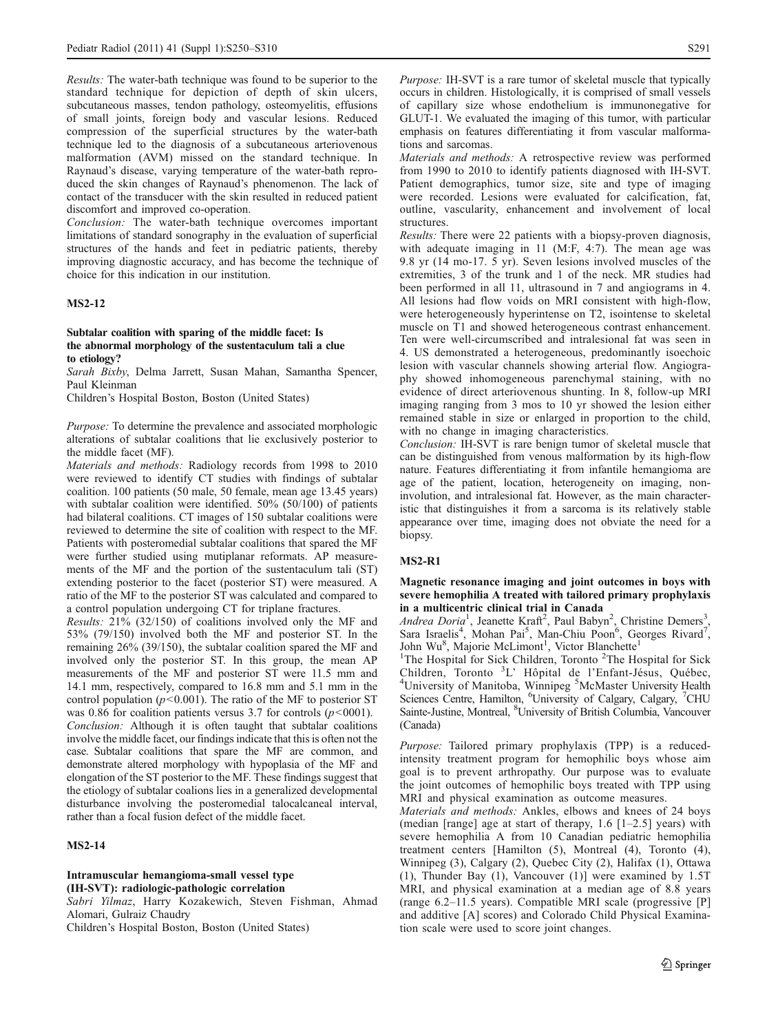*Results:* The water-bath technique was found to be superior to the standard technique for depiction of depth of skin ulcers, subcutaneous masses, tendon pathology, osteomyelitis, effusions of small joints, foreign body and vascular lesions. Reduced compression of the superficial structures by the water-bath technique led to the diagnosis of a subcutaneous arteriovenous malformation (AVM) missed on the standard technique. In Raynaud's disease, varying temperature of the water-bath reproduced the skin changes of Raynaud's phenomenon. The lack of contact of the transducer with the skin resulted in reduced patient discomfort and improved co-operation.

*Conclusion:* The water-bath technique overcomes important limitations of standard sonography in the evaluation of superficial structures of the hands and feet in pediatric patients, thereby improving diagnostic accuracy, and has become the technique of choice for this indication in our institution.

## MS2-12

### Subtalar coalition with sparing of the middle facet: Is the abnormal morphology of the sustentaculum tali a clue to etiology?

*Sarah Bixby*, Delma Jarrett, Susan Mahan, Samantha Spencer, Paul Kleinman

Children's Hospital Boston, Boston (United States)

*Purpose:* To determine the prevalence and associated morphologic alterations of subtalar coalitions that lie exclusively posterior to the middle facet (MF).

*Materials and methods:* Radiology records from 1998 to 2010 were reviewed to identify CT studies with findings of subtalar coalition. 100 patients (50 male, 50 female, mean age 13.45 years) with subtalar coalition were identified. 50% (50/100) of patients had bilateral coalitions. CT images of 150 subtalar coalitions were reviewed to determine the site of coalition with respect to the MF. Patients with posteromedial subtalar coalitions that spared the MF were further studied using mutiplanar reformats. AP measurements of the MF and the portion of the sustentaculum tali (ST) extending posterior to the facet (posterior ST) were measured. A ratio of the MF to the posterior ST was calculated and compared to a control population undergoing CT for triplane fractures.

*Results:* 21% (32/150) of coalitions involved only the MF and 53% (79/150) involved both the MF and posterior ST. In the remaining 26% (39/150), the subtalar coalition spared the MF and involved only the posterior ST. In this group, the mean AP measurements of the MF and posterior ST were 11.5 mm and 14.1 mm, respectively, compared to 16.8 mm and 5.1 mm in the control population ($p<0.001$). The ratio of the MF to posterior ST was 0.86 for coalition patients versus 3.7 for controls ($p<0001$).

*Conclusion:* Although it is often taught that subtalar coalitions involve the middle facet, our findings indicate that this is often not the case. Subtalar coalitions that spare the MF are common, and demonstrate altered morphology with hypoplasia of the MF and elongation of the ST posterior to the MF. These findings suggest that the etiology of subtalar coalions lies in a generalized developmental disturbance involving the posteromedial talocalcaneal interval, rather than a focal fusion defect of the middle facet.

## MS2-14

### Intramuscular hemangioma-small vessel type (IH-SVT): radiologic-pathologic correlation

*Sabri Yilmaz*, Harry Kozakewich, Steven Fishman, Ahmad Alomari, Gulraiz Chaudry

Children's Hospital Boston, Boston (United States)

*Purpose:* IH-SVT is a rare tumor of skeletal muscle that typically occurs in children. Histologically, it is comprised of small vessels of capillary size whose endothelium is immunonegative for GLUT-1. We evaluated the imaging of this tumor, with particular emphasis on features differentiating it from vascular malformations and sarcomas.

*Materials and methods:* A retrospective review was performed from 1990 to 2010 to identify patients diagnosed with IH-SVT. Patient demographics, tumor size, site and type of imaging were recorded. Lesions were evaluated for calcification, fat, outline, vascularity, enhancement and involvement of local structures.

*Results:* There were 22 patients with a biopsy-proven diagnosis, with adequate imaging in 11 (M:F, 4:7). The mean age was 9.8 yr (14 mo-17. 5 yr). Seven lesions involved muscles of the extremities, 3 of the trunk and 1 of the neck. MR studies had been performed in all 11, ultrasound in 7 and angiograms in 4. All lesions had flow voids on MRI consistent with high-flow, were heterogeneously hyperintense on T2, isointense to skeletal muscle on T1 and showed heterogeneous contrast enhancement. Ten were well-circumscribed and intralesional fat was seen in 4. US demonstrated a heterogeneous, predominantly isoechoic lesion with vascular channels showing arterial flow. Angiography showed inhomogeneous parenchymal staining, with no evidence of direct arteriovenous shunting. In 8, follow-up MRI imaging ranging from 3 mos to 10 yr showed the lesion either remained stable in size or enlarged in proportion to the child, with no change in imaging characteristics.

*Conclusion:* IH-SVT is rare benign tumor of skeletal muscle that can be distinguished from venous malformation by its high-flow nature. Features differentiating it from infantile hemangioma are age of the patient, location, heterogeneity on imaging, non-involution, and intralesional fat. However, as the main characteristic that distinguishes it from a sarcoma is its relatively stable appearance over time, imaging does not obviate the need for a biopsy.

## MS2-R1

### Magnetic resonance imaging and joint outcomes in boys with severe hemophilia A treated with tailored primary prophylaxis in a multicentric clinical trial in Canada

*Andrea Doria*[1], Jeanette Kraft[2], Paul Babyn[2], Christine Demers[3], Sara Israelis[4], Mohan Pai[5], Man-Chiu Poon[6], Georges Rivard[7], John Wu[8], Majorie McLimont[1], Victor Blanchette[1]

[1]The Hospital for Sick Children, Toronto [2]The Hospital for Sick Children, Toronto [3]L' Hôpital de l'Enfant-Jésus, Québec, [4]University of Manitoba, Winnipeg [5]McMaster University Health Sciences Centre, Hamilton, [6]University of Calgary, Calgary, [7]CHU Sainte-Justine, Montreal, [8]University of British Columbia, Vancouver (Canada)

*Purpose:* Tailored primary prophylaxis (TPP) is a reduced-intensity treatment program for hemophilic boys whose aim goal is to prevent arthropathy. Our purpose was to evaluate the joint outcomes of hemophilic boys treated with TPP using MRI and physical examination as outcome measures.

*Materials and methods:* Ankles, elbows and knees of 24 boys (median [range] age at start of therapy, 1.6 [1–2.5] years) with severe hemophilia A from 10 Canadian pediatric hemophilia treatment centers [Hamilton (5), Montreal (4), Toronto (4), Winnipeg (3), Calgary (2), Quebec City (2), Halifax (1), Ottawa (1), Thunder Bay (1), Vancouver (1)] were examined by 1.5T MRI, and physical examination at a median age of 8.8 years (range 6.2–11.5 years). Compatible MRI scale (progressive [P] and additive [A] scores) and Colorado Child Physical Examination scale were used to score joint changes.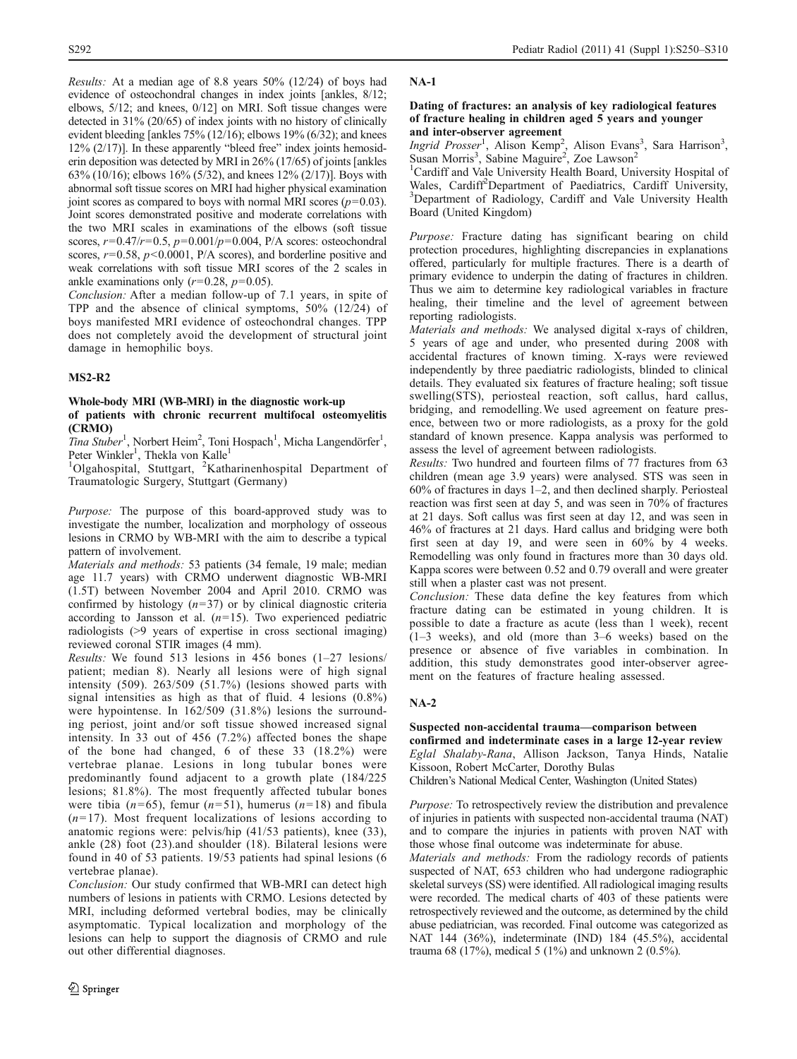*Results:* At a median age of 8.8 years 50% (12/24) of boys had evidence of osteochondral changes in index joints [ankles, 8/12; elbows, 5/12; and knees, 0/12] on MRI. Soft tissue changes were detected in 31% (20/65) of index joints with no history of clinically evident bleeding [ankles 75% (12/16); elbows 19% (6/32); and knees 12% (2/17)]. In these apparently "bleed free" index joints hemosiderin deposition was detected by MRI in 26% (17/65) of joints [ankles 63% (10/16); elbows 16% (5/32), and knees 12% (2/17)]. Boys with abnormal soft tissue scores on MRI had higher physical examination joint scores as compared to boys with normal MRI scores ($p=0.03$). Joint scores demonstrated positive and moderate correlations with the two MRI scales in examinations of the elbows (soft tissue scores, $r=0.47/r=0.5$, $p=0.001/p=0.004$, P/A scores: osteochondral scores, $r=0.58$, $p<0.0001$, P/A scores), and borderline positive and weak correlations with soft tissue MRI scores of the 2 scales in ankle examinations only ($r=0.28$, $p=0.05$).

*Conclusion:* After a median follow-up of 7.1 years, in spite of TPP and the absence of clinical symptoms, 50% (12/24) of boys manifested MRI evidence of osteochondral changes. TPP does not completely avoid the development of structural joint damage in hemophilic boys.

## MS2-R2

### Whole-body MRI (WB-MRI) in the diagnostic work-up of patients with chronic recurrent multifocal osteomyelitis (CRMO)

*Tina Stuber*[1], Norbert Heim[2], Toni Hospach[1], Micha Langendörfer[1], Peter Winkler[1], Thekla von Kalle[1]

[1]Olgahospital, Stuttgart, [2]Katharinenhospital Department of Traumatologic Surgery, Stuttgart (Germany)

*Purpose:* The purpose of this board-approved study was to investigate the number, localization and morphology of osseous lesions in CRMO by WB-MRI with the aim to describe a typical pattern of involvement.

*Materials and methods:* 53 patients (34 female, 19 male; median age 11.7 years) with CRMO underwent diagnostic WB-MRI (1.5T) between November 2004 and April 2010. CRMO was confirmed by histology ($n=37$) or by clinical diagnostic criteria according to Jansson et al. ($n=15$). Two experienced pediatric radiologists (>9 years of expertise in cross sectional imaging) reviewed coronal STIR images (4 mm).

*Results:* We found 513 lesions in 456 bones (1–27 lesions/patient; median 8). Nearly all lesions were of high signal intensity (509). 263/509 (51.7%) (lesions showed parts with signal intensities as high as that of fluid. 4 lesions (0.8%) were hypointense. In 162/509 (31.8%) lesions the surrounding periost, joint and/or soft tissue showed increased signal intensity. In 33 out of 456 (7.2%) affected bones the shape of the bone had changed, 6 of these 33 (18.2%) were vertebrae planae. Lesions in long tubular bones were predominantly found adjacent to a growth plate (184/225 lesions; 81.8%). The most frequently affected tubular bones were tibia ($n=65$), femur ($n=51$), humerus ($n=18$) and fibula ($n=17$). Most frequent localizations of lesions according to anatomic regions were: pelvis/hip (41/53 patients), knee (33), ankle (28) foot (23).and shoulder (18). Bilateral lesions were found in 40 of 53 patients. 19/53 patients had spinal lesions (6 vertebrae planae).

*Conclusion:* Our study confirmed that WB-MRI can detect high numbers of lesions in patients with CRMO. Lesions detected by MRI, including deformed vertebral bodies, may be clinically asymptomatic. Typical localization and morphology of the lesions can help to support the diagnosis of CRMO and rule out other differential diagnoses.

## NA-1

### Dating of fractures: an analysis of key radiological features of fracture healing in children aged 5 years and younger and inter-observer agreement

*Ingrid Prosser*[1], Alison Kemp[2], Alison Evans[3], Sara Harrison[3], Susan Morris[3], Sabine Maguire[2], Zoe Lawson[2]

[1]Cardiff and Vale University Health Board, University Hospital of Wales, Cardiff [2]Department of Paediatrics, Cardiff University, [3]Department of Radiology, Cardiff and Vale University Health Board (United Kingdom)

*Purpose:* Fracture dating has significant bearing on child protection procedures, highlighting discrepancies in explanations offered, particularly for multiple fractures. There is a dearth of primary evidence to underpin the dating of fractures in children. Thus we aim to determine key radiological variables in fracture healing, their timeline and the level of agreement between reporting radiologists.

*Materials and methods:* We analysed digital x-rays of children, 5 years of age and under, who presented during 2008 with accidental fractures of known timing. X-rays were reviewed independently by three paediatric radiologists, blinded to clinical details. They evaluated six features of fracture healing; soft tissue swelling(STS), periosteal reaction, soft callus, hard callus, bridging, and remodelling.We used agreement on feature presence, between two or more radiologists, as a proxy for the gold standard of known presence. Kappa analysis was performed to assess the level of agreement between radiologists.

*Results:* Two hundred and fourteen films of 77 fractures from 63 children (mean age 3.9 years) were analysed. STS was seen in 60% of fractures in days 1–2, and then declined sharply. Periosteal reaction was first seen at day 5, and was seen in 70% of fractures at 21 days. Soft callus was first seen at day 12, and was seen in 46% of fractures at 21 days. Hard callus and bridging were both first seen at day 19, and were seen in 60% by 4 weeks. Remodelling was only found in fractures more than 30 days old. Kappa scores were between 0.52 and 0.79 overall and were greater still when a plaster cast was not present.

*Conclusion:* These data define the key features from which fracture dating can be estimated in young children. It is possible to date a fracture as acute (less than 1 week), recent (1–3 weeks), and old (more than 3–6 weeks) based on the presence or absence of five variables in combination. In addition, this study demonstrates good inter-observer agreement on the features of fracture healing assessed.

## NA-2

### Suspected non-accidental trauma—comparison between confirmed and indeterminate cases in a large 12-year review

*Eglal Shalaby-Rana*, Allison Jackson, Tanya Hinds, Natalie Kissoon, Robert McCarter, Dorothy Bulas

Children's National Medical Center, Washington (United States)

*Purpose:* To retrospectively review the distribution and prevalence of injuries in patients with suspected non-accidental trauma (NAT) and to compare the injuries in patients with proven NAT with those whose final outcome was indeterminate for abuse.

*Materials and methods:* From the radiology records of patients suspected of NAT, 653 children who had undergone radiographic skeletal surveys (SS) were identified. All radiological imaging results were recorded. The medical charts of 403 of these patients were retrospectively reviewed and the outcome, as determined by the child abuse pediatrician, was recorded. Final outcome was categorized as NAT 144 (36%), indeterminate (IND) 184 (45.5%), accidental trauma 68 (17%), medical 5 (1%) and unknown 2 (0.5%).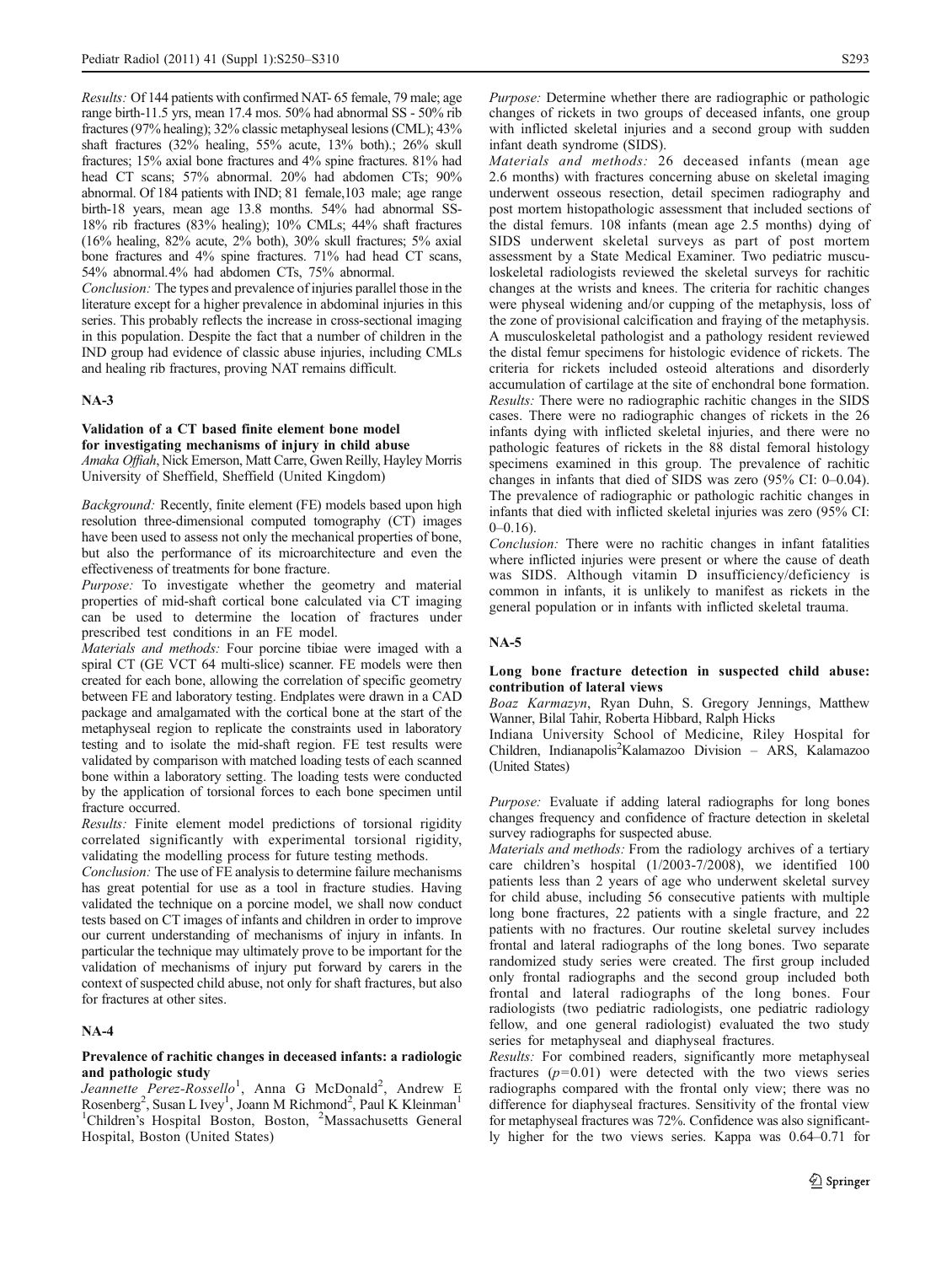*Results:* Of 144 patients with confirmed NAT- 65 female, 79 male; age range birth-11.5 yrs, mean 17.4 mos. 50% had abnormal SS - 50% rib fractures (97% healing); 32% classic metaphyseal lesions (CML); 43% shaft fractures (32% healing, 55% acute, 13% both).; 26% skull fractures; 15% axial bone fractures and 4% spine fractures. 81% had head CT scans; 57% abnormal. 20% had abdomen CTs; 90% abnormal. Of 184 patients with IND; 81 female,103 male; age range birth-18 years, mean age 13.8 months. 54% had abnormal SS- 18% rib fractures (83% healing); 10% CMLs; 44% shaft fractures (16% healing, 82% acute, 2% both), 30% skull fractures; 5% axial bone fractures and 4% spine fractures. 71% had head CT scans, 54% abnormal.4% had abdomen CTs, 75% abnormal.

*Conclusion:* The types and prevalence of injuries parallel those in the literature except for a higher prevalence in abdominal injuries in this series. This probably reflects the increase in cross-sectional imaging in this population. Despite the fact that a number of children in the IND group had evidence of classic abuse injuries, including CMLs and healing rib fractures, proving NAT remains difficult.

## NA-3

### Validation of a CT based finite element bone model for investigating mechanisms of injury in child abuse

*Amaka Offiah, Nick Emerson, Matt Carre, Gwen Reilly, Hayley Morris*
University of Sheffield, Sheffield (United Kingdom)

*Background:* Recently, finite element (FE) models based upon high resolution three-dimensional computed tomography (CT) images have been used to assess not only the mechanical properties of bone, but also the performance of its microarchitecture and even the effectiveness of treatments for bone fracture.

*Purpose:* To investigate whether the geometry and material properties of mid-shaft cortical bone calculated via CT imaging can be used to determine the location of fractures under prescribed test conditions in an FE model.

*Materials and methods:* Four porcine tibiae were imaged with a spiral CT (GE VCT 64 multi-slice) scanner. FE models were then created for each bone, allowing the correlation of specific geometry between FE and laboratory testing. Endplates were drawn in a CAD package and amalgamated with the cortical bone at the start of the metaphyseal region to replicate the constraints used in laboratory testing and to isolate the mid-shaft region. FE test results were validated by comparison with matched loading tests of each scanned bone within a laboratory setting. The loading tests were conducted by the application of torsional forces to each bone specimen until fracture occurred.

*Results:* Finite element model predictions of torsional rigidity correlated significantly with experimental torsional rigidity, validating the modelling process for future testing methods.

*Conclusion:* The use of FE analysis to determine failure mechanisms has great potential for use as a tool in fracture studies. Having validated the technique on a porcine model, we shall now conduct tests based on CT images of infants and children in order to improve our current understanding of mechanisms of injury in infants. In particular the technique may ultimately prove to be important for the validation of mechanisms of injury put forward by carers in the context of suspected child abuse, not only for shaft fractures, but also for fractures at other sites.

## NA-4

### Prevalence of rachitic changes in deceased infants: a radiologic and pathologic study

*Jeannette Perez-Rossello*[1], *Anna G McDonald*[2], *Andrew E Rosenberg*[2], *Susan L Ivey*[1], *Joann M Richmond*[2], *Paul K Kleinman*[1]
[1]Children's Hospital Boston, Boston, [2]Massachusetts General Hospital, Boston (United States)

*Purpose:* Determine whether there are radiographic or pathologic changes of rickets in two groups of deceased infants, one group with inflicted skeletal injuries and a second group with sudden infant death syndrome (SIDS).

*Materials and methods:* 26 deceased infants (mean age 2.6 months) with fractures concerning abuse on skeletal imaging underwent osseous resection, detail specimen radiography and post mortem histopathologic assessment that included sections of the distal femurs. 108 infants (mean age 2.5 months) dying of SIDS underwent skeletal surveys as part of post mortem assessment by a State Medical Examiner. Two pediatric musculoskeletal radiologists reviewed the skeletal surveys for rachitic changes at the wrists and knees. The criteria for rachitic changes were physeal widening and/or cupping of the metaphysis, loss of the zone of provisional calcification and fraying of the metaphysis. A musculoskeletal pathologist and a pathology resident reviewed the distal femur specimens for histologic evidence of rickets. The criteria for rickets included osteoid alterations and disorderly accumulation of cartilage at the site of enchondral bone formation.

*Results:* There were no radiographic rachitic changes in the SIDS cases. There were no radiographic changes of rickets in the 26 infants dying with inflicted skeletal injuries, and there were no pathologic features of rickets in the 88 distal femoral histology specimens examined in this group. The prevalence of rachitic changes in infants that died of SIDS was zero (95% CI: 0–0.04). The prevalence of radiographic or pathologic rachitic changes in infants that died with inflicted skeletal injuries was zero (95% CI: 0–0.16).

*Conclusion:* There were no rachitic changes in infant fatalities where inflicted injuries were present or where the cause of death was SIDS. Although vitamin D insufficiency/deficiency is common in infants, it is unlikely to manifest as rickets in the general population or in infants with inflicted skeletal trauma.

## NA-5

### Long bone fracture detection in suspected child abuse: contribution of lateral views

*Boaz Karmazyn, Ryan Duhn, S. Gregory Jennings, Matthew Wanner, Bilal Tahir, Roberta Hibbard, Ralph Hicks*
Indiana University School of Medicine, Riley Hospital for Children, Indianapolis[2]Kalamazoo Division – ARS, Kalamazoo (United States)

*Purpose:* Evaluate if adding lateral radiographs for long bones changes frequency and confidence of fracture detection in skeletal survey radiographs for suspected abuse.

*Materials and methods:* From the radiology archives of a tertiary care children's hospital (1/2003-7/2008), we identified 100 patients less than 2 years of age who underwent skeletal survey for child abuse, including 56 consecutive patients with multiple long bone fractures, 22 patients with a single fracture, and 22 patients with no fractures. Our routine skeletal survey includes frontal and lateral radiographs of the long bones. Two separate randomized study series were created. The first group included only frontal radiographs and the second group included both frontal and lateral radiographs of the long bones. Four radiologists (two pediatric radiologists, one pediatric radiology fellow, and one general radiologist) evaluated the two study series for metaphyseal and diaphyseal fractures.

*Results:* For combined readers, significantly more metaphyseal fractures ($p=0.01$) were detected with the two views series radiographs compared with the frontal only view; there was no difference for diaphyseal fractures. Sensitivity of the frontal view for metaphyseal fractures was 72%. Confidence was also significantly higher for the two views series. Kappa was 0.64–0.71 for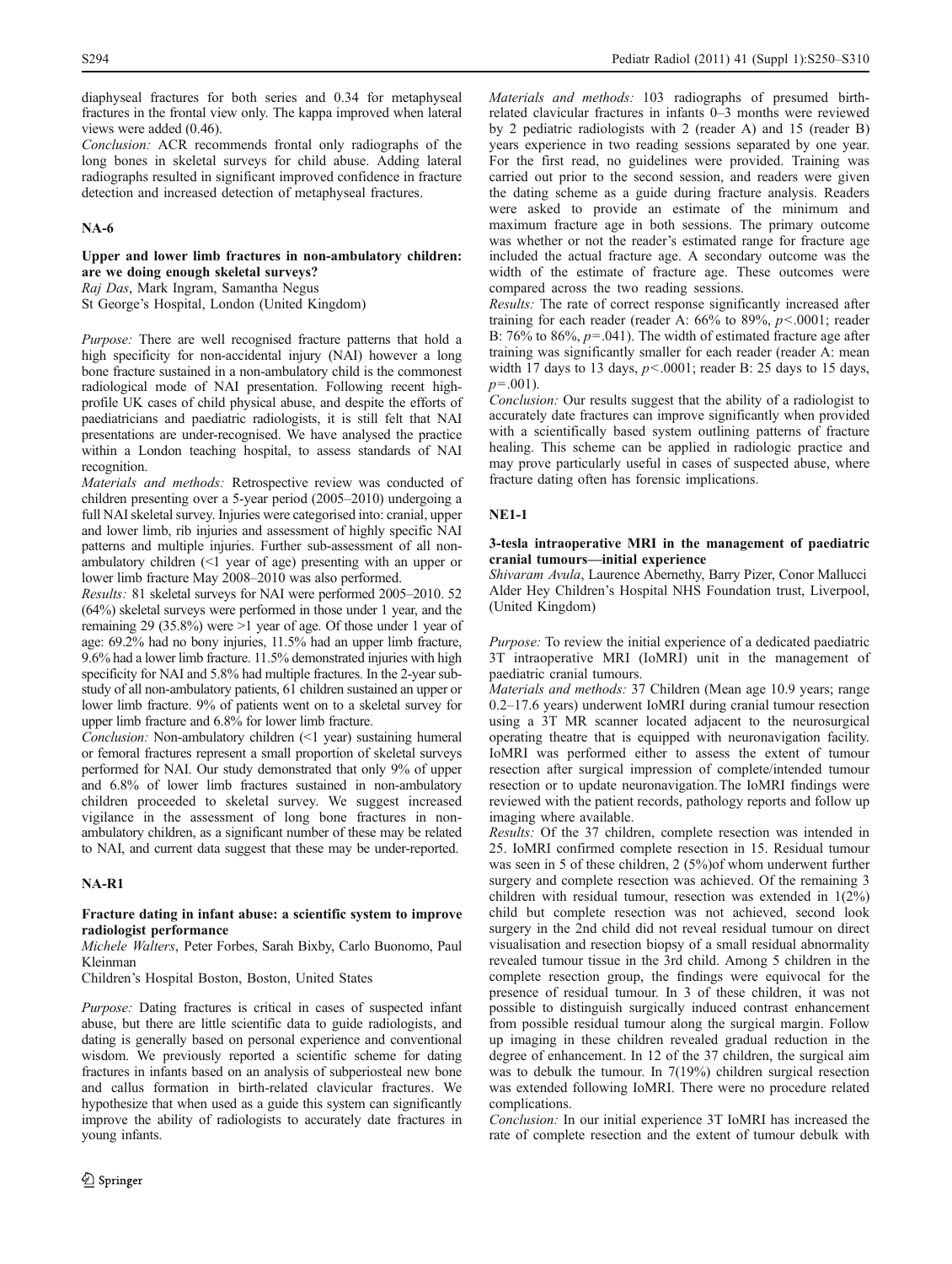diaphyseal fractures for both series and 0.34 for metaphyseal fractures in the frontal view only. The kappa improved when lateral views were added (0.46).

*Conclusion:* ACR recommends frontal only radiographs of the long bones in skeletal surveys for child abuse. Adding lateral radiographs resulted in significant improved confidence in fracture detection and increased detection of metaphyseal fractures.

## NA-6

### Upper and lower limb fractures in non-ambulatory children: are we doing enough skeletal surveys?

*Raj Das*, Mark Ingram, Samantha Negus

St George's Hospital, London (United Kingdom)

*Purpose:* There are well recognised fracture patterns that hold a high specificity for non-accidental injury (NAI) however a long bone fracture sustained in a non-ambulatory child is the commonest radiological mode of NAI presentation. Following recent high-profile UK cases of child physical abuse, and despite the efforts of paediatricians and paediatric radiologists, it is still felt that NAI presentations are under-recognised. We have analysed the practice within a London teaching hospital, to assess standards of NAI recognition.

*Materials and methods:* Retrospective review was conducted of children presenting over a 5-year period (2005–2010) undergoing a full NAI skeletal survey. Injuries were categorised into: cranial, upper and lower limb, rib injuries and assessment of highly specific NAI patterns and multiple injuries. Further sub-assessment of all non-ambulatory children (<1 year of age) presenting with an upper or lower limb fracture May 2008–2010 was also performed.

*Results:* 81 skeletal surveys for NAI were performed 2005–2010. 52 (64%) skeletal surveys were performed in those under 1 year, and the remaining 29 (35.8%) were >1 year of age. Of those under 1 year of age: 69.2% had no bony injuries, 11.5% had an upper limb fracture, 9.6% had a lower limb fracture. 11.5% demonstrated injuries with high specificity for NAI and 5.8% had multiple fractures. In the 2-year sub-study of all non-ambulatory patients, 61 children sustained an upper or lower limb fracture. 9% of patients went on to a skeletal survey for upper limb fracture and 6.8% for lower limb fracture.

*Conclusion:* Non-ambulatory children (<1 year) sustaining humeral or femoral fractures represent a small proportion of skeletal surveys performed for NAI. Our study demonstrated that only 9% of upper and 6.8% of lower limb fractures sustained in non-ambulatory children proceeded to skeletal survey. We suggest increased vigilance in the assessment of long bone fractures in non-ambulatory children, as a significant number of these may be related to NAI, and current data suggest that these may be under-reported.

## NA-R1

### Fracture dating in infant abuse: a scientific system to improve radiologist performance

*Michele Walters*, Peter Forbes, Sarah Bixby, Carlo Buonomo, Paul Kleinman

Children's Hospital Boston, Boston, United States

*Purpose:* Dating fractures is critical in cases of suspected infant abuse, but there are little scientific data to guide radiologists, and dating is generally based on personal experience and conventional wisdom. We previously reported a scientific scheme for dating fractures in infants based on an analysis of subperiosteal new bone and callus formation in birth-related clavicular fractures. We hypothesize that when used as a guide this system can significantly improve the ability of radiologists to accurately date fractures in young infants.

*Materials and methods:* 103 radiographs of presumed birth-related clavicular fractures in infants 0–3 months were reviewed by 2 pediatric radiologists with 2 (reader A) and 15 (reader B) years experience in two reading sessions separated by one year. For the first read, no guidelines were provided. Training was carried out prior to the second session, and readers were given the dating scheme as a guide during fracture analysis. Readers were asked to provide an estimate of the minimum and maximum fracture age in both sessions. The primary outcome was whether or not the reader's estimated range for fracture age included the actual fracture age. A secondary outcome was the width of the estimate of fracture age. These outcomes were compared across the two reading sessions.

*Results:* The rate of correct response significantly increased after training for each reader (reader A: 66% to 89%, $p<.0001$; reader B: 76% to 86%, $p=.041$). The width of estimated fracture age after training was significantly smaller for each reader (reader A: mean width 17 days to 13 days, $p<.0001$; reader B: 25 days to 15 days, $p=.001$).

*Conclusion:* Our results suggest that the ability of a radiologist to accurately date fractures can improve significantly when provided with a scientifically based system outlining patterns of fracture healing. This scheme can be applied in radiologic practice and may prove particularly useful in cases of suspected abuse, where fracture dating often has forensic implications.

## NE1-1

### 3-tesla intraoperative MRI in the management of paediatric cranial tumours—initial experience

*Shivaram Avula*, Laurence Abernethy, Barry Pizer, Conor Mallucci

Alder Hey Children's Hospital NHS Foundation trust, Liverpool, (United Kingdom)

*Purpose:* To review the initial experience of a dedicated paediatric 3T intraoperative MRI (IoMRI) unit in the management of paediatric cranial tumours.

*Materials and methods:* 37 Children (Mean age 10.9 years; range 0.2–17.6 years) underwent IoMRI during cranial tumour resection using a 3T MR scanner located adjacent to the neurosurgical operating theatre that is equipped with neuronavigation facility. IoMRI was performed either to assess the extent of tumour resection after surgical impression of complete/intended tumour resection or to update neuronavigation. The IoMRI findings were reviewed with the patient records, pathology reports and follow up imaging where available.

*Results:* Of the 37 children, complete resection was intended in 25. IoMRI confirmed complete resection in 15. Residual tumour was seen in 5 of these children, 2 (5%)of whom underwent further surgery and complete resection was achieved. Of the remaining 3 children with residual tumour, resection was extended in 1(2%) child but complete resection was not achieved, second look surgery in the 2nd child did not reveal residual tumour on direct visualisation and resection biopsy of a small residual abnormality revealed tumour tissue in the 3rd child. Among 5 children in the complete resection group, the findings were equivocal for the presence of residual tumour. In 3 of these children, it was not possible to distinguish surgically induced contrast enhancement from possible residual tumour along the surgical margin. Follow up imaging in these children revealed gradual reduction in the degree of enhancement. In 12 of the 37 children, the surgical aim was to debulk the tumour. In 7(19%) children surgical resection was extended following IoMRI. There were no procedure related complications.

*Conclusion:* In our initial experience 3T IoMRI has increased the rate of complete resection and the extent of tumour debulk with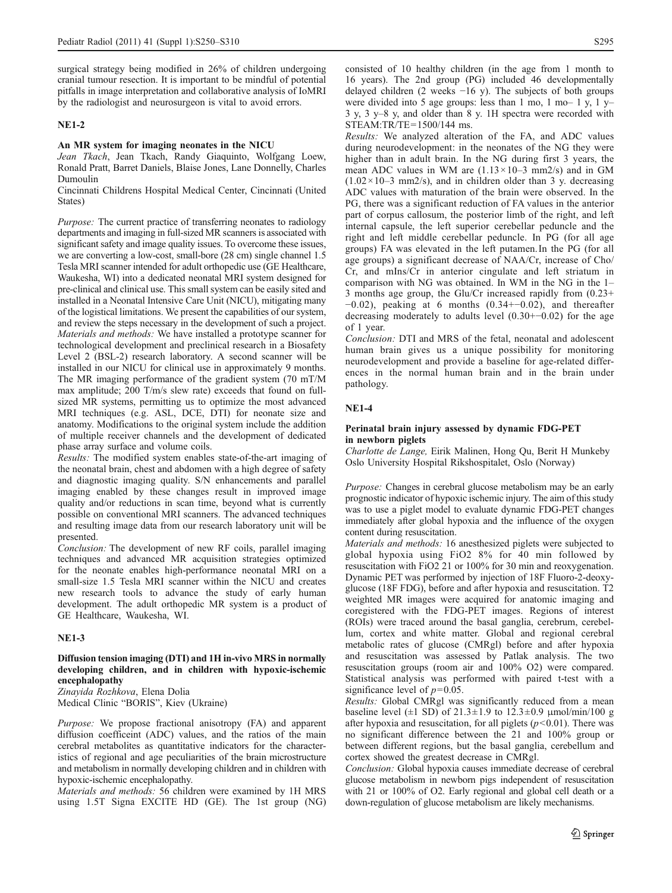surgical strategy being modified in 26% of children undergoing cranial tumour resection. It is important to be mindful of potential pitfalls in image interpretation and collaborative analysis of IoMRI by the radiologist and neurosurgeon is vital to avoid errors.

## NE1-2

### An MR system for imaging neonates in the NICU

*Jean Tkach*, Jean Tkach, Randy Giaquinto, Wolfgang Loew, Ronald Pratt, Barret Daniels, Blaise Jones, Lane Donnelly, Charles Dumoulin

Cincinnati Childrens Hospital Medical Center, Cincinnati (United States)

*Purpose:* The current practice of transferring neonates to radiology departments and imaging in full-sized MR scanners is associated with significant safety and image quality issues. To overcome these issues, we are converting a low-cost, small-bore (28 cm) single channel 1.5 Tesla MRI scanner intended for adult orthopedic use (GE Healthcare, Waukesha, WI) into a dedicated neonatal MRI system designed for pre-clinical and clinical use. This small system can be easily sited and installed in a Neonatal Intensive Care Unit (NICU), mitigating many of the logistical limitations. We present the capabilities of our system, and review the steps necessary in the development of such a project.

*Materials and methods:* We have installed a prototype scanner for technological development and preclinical research in a Biosafety Level 2 (BSL-2) research laboratory. A second scanner will be installed in our NICU for clinical use in approximately 9 months. The MR imaging performance of the gradient system (70 mT/M max amplitude; 200 T/m/s slew rate) exceeds that found on full-sized MR systems, permitting us to optimize the most advanced MRI techniques (e.g. ASL, DCE, DTI) for neonate size and anatomy. Modifications to the original system include the addition of multiple receiver channels and the development of dedicated phase array surface and volume coils.

*Results:* The modified system enables state-of-the-art imaging of the neonatal brain, chest and abdomen with a high degree of safety and diagnostic imaging quality. S/N enhancements and parallel imaging enabled by these changes result in improved image quality and/or reductions in scan time, beyond what is currently possible on conventional MRI scanners. The advanced techniques and resulting image data from our research laboratory unit will be presented.

*Conclusion:* The development of new RF coils, parallel imaging techniques and advanced MR acquisition strategies optimized for the neonate enables high-performance neonatal MRI on a small-size 1.5 Tesla MRI scanner within the NICU and creates new research tools to advance the study of early human development. The adult orthopedic MR system is a product of GE Healthcare, Waukesha, WI.

## NE1-3

### Diffusion tension imaging (DTI) and 1H in-vivo MRS in normally developing children, and in children with hypoxic-ischemic encephalopathy

*Zinayida Rozhkova*, Elena Dolia

Medical Clinic "BORIS", Kiev (Ukraine)

*Purpose:* We propose fractional anisotropy (FA) and apparent diffusion coefficeint (ADC) values, and the ratios of the main cerebral metabolites as quantitative indicators for the characteristics of regional and age peculiarities of the brain microstructure and metabolism in normally developing children and in children with hypoxic-ischemic encephalopathy.

*Materials and methods:* 56 children were examined by 1H MRS using 1.5T Signa EXCITE HD (GE). The 1st group (NG) consisted of 10 healthy children (in the age from 1 month to 16 years). The 2nd group (PG) included 46 developmentally delayed children (2 weeks −16 y). The subjects of both groups were divided into 5 age groups: less than 1 mo, 1 mo– 1 y, 1 y–3 y, 3 y–8 y, and older than 8 y. 1H spectra were recorded with STEAM:TR/TE=1500/144 ms.

*Results:* We analyzed alteration of the FA, and ADC values during neurodevelopment: in the neonates of the NG they were higher than in adult brain. In the NG during first 3 years, the mean ADC values in WM are ($1.13\times10$–3 mm2/s) and in GM ($1.02\times10$–3 mm2/s), and in children older than 3 y. decreasing ADC values with maturation of the brain were observed. In the PG, there was a significant reduction of FA values in the anterior part of corpus callosum, the posterior limb of the right, and left internal capsule, the left superior cerebellar peduncle and the right and left middle cerebellar peduncle. In PG (for all age groups) FA was elevated in the left putamen. In the PG (for all age groups) a significant decrease of NAA/Cr, increase of Cho/Cr, and mIns/Cr in anterior cingulate and left striatum in comparison with NG was obtained. In WM in the NG in the 1–3 months age group, the Glu/Cr increased rapidly from (0.23+−0.02), peaking at 6 months (0.34+−0.02), and thereafter decreasing moderately to adults level (0.30+−0.02) for the age of 1 year.

*Conclusion:* DTI and MRS of the fetal, neonatal and adolescent human brain gives us a unique possibility for monitoring neurodevelopment and provide a baseline for age-related differences in the normal human brain and in the brain under pathology.

## NE1-4

### Perinatal brain injury assessed by dynamic FDG-PET in newborn piglets

*Charlotte de Lange,* Eirik Malinen, Hong Qu, Berit H Munkeby

Oslo University Hospital Rikshospitalet, Oslo (Norway)

*Purpose:* Changes in cerebral glucose metabolism may be an early prognostic indicator of hypoxic ischemic injury. The aim of this study was to use a piglet model to evaluate dynamic FDG-PET changes immediately after global hypoxia and the influence of the oxygen content during resuscitation.

*Materials and methods:* 16 anesthesized piglets were subjected to global hypoxia using FiO2 8% for 40 min followed by resuscitation with FiO2 21 or 100% for 30 min and reoxygenation. Dynamic PET was performed by injection of 18F Fluoro-2-deoxyglucose (18F FDG), before and after hypoxia and resuscitation. T2 weighted MR images were acquired for anatomic imaging and coregistered with the FDG-PET images. Regions of interest (ROIs) were traced around the basal ganglia, cerebrum, cerebellum, cortex and white matter. Global and regional cerebral metabolic rates of glucose (CMRgl) before and after hypoxia and resuscitation was assessed by Patlak analysis. The two resuscitation groups (room air and 100% O2) were compared. Statistical analysis was performed with paired t-test with a significance level of $p=0.05$.

*Results:* Global CMRgl was significantly reduced from a mean baseline level (±1 SD) of $21.3\pm1.9$ to $12.3\pm0.9$ μmol/min/100 g after hypoxia and resuscitation, for all piglets ($p<0.01$). There was no significant difference between the 21 and 100% group or between different regions, but the basal ganglia, cerebellum and cortex showed the greatest decrease in CMRgl.

*Conclusion:* Global hypoxia causes immediate decrease of cerebral glucose metabolism in newborn pigs independent of resuscitation with 21 or 100% of O2. Early regional and global cell death or a down-regulation of glucose metabolism are likely mechanisms.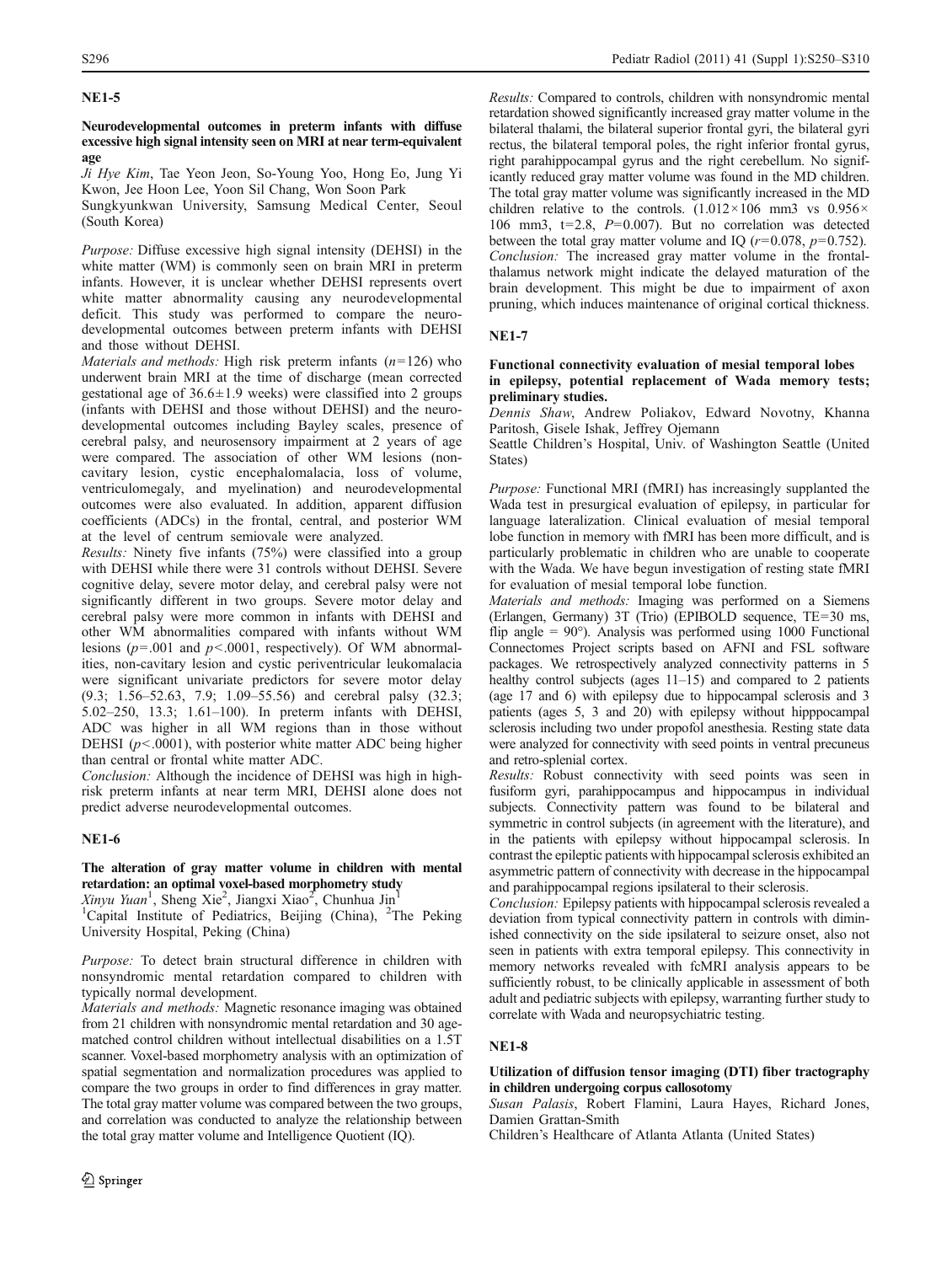## NE1-5

### Neurodevelopmental outcomes in preterm infants with diffuse excessive high signal intensity seen on MRI at near term-equivalent age

*Ji Hye Kim*, Tae Yeon Jeon, So-Young Yoo, Hong Eo, Jung Yi Kwon, Jee Hoon Lee, Yoon Sil Chang, Won Soon Park

Sungkyunkwan University, Samsung Medical Center, Seoul (South Korea)

*Purpose:* Diffuse excessive high signal intensity (DEHSI) in the white matter (WM) is commonly seen on brain MRI in preterm infants. However, it is unclear whether DEHSI represents overt white matter abnormality causing any neurodevelopmental deficit. This study was performed to compare the neurodevelopmental outcomes between preterm infants with DEHSI and those without DEHSI.

*Materials and methods:* High risk preterm infants ($n=126$) who underwent brain MRI at the time of discharge (mean corrected gestational age of 36.6±1.9 weeks) were classified into 2 groups (infants with DEHSI and those without DEHSI) and the neurodevelopmental outcomes including Bayley scales, presence of cerebral palsy, and neurosensory impairment at 2 years of age were compared. The association of other WM lesions (noncavitary lesion, cystic encephalomalacia, loss of volume, ventriculomegaly, and myelination) and neurodevelopmental outcomes were also evaluated. In addition, apparent diffusion coefficients (ADCs) in the frontal, central, and posterior WM at the level of centrum semiovale were analyzed.

*Results:* Ninety five infants (75%) were classified into a group with DEHSI while there were 31 controls without DEHSI. Severe cognitive delay, severe motor delay, and cerebral palsy were not significantly different in two groups. Severe motor delay and cerebral palsy were more common in infants with DEHSI and other WM abnormalities compared with infants without WM lesions ($p=.001$ and $p<.0001$, respectively). Of WM abnormalities, non-cavitary lesion and cystic periventricular leukomalacia were significant univariate predictors for severe motor delay (9.3; 1.56–52.63, 7.9; 1.09–55.56) and cerebral palsy (32.3; 5.02–250, 13.3; 1.61–100). In preterm infants with DEHSI, ADC was higher in all WM regions than in those without DEHSI ($p<.0001$), with posterior white matter ADC being higher than central or frontal white matter ADC.

*Conclusion:* Although the incidence of DEHSI was high in high-risk preterm infants at near term MRI, DEHSI alone does not predict adverse neurodevelopmental outcomes.

## NE1-6

### The alteration of gray matter volume in children with mental retardation: an optimal voxel-based morphometry study

*Xinyu Yuan*[1], Sheng Xie[2], Jiangxi Xiao[2], Chunhua Jin[1]

[1]Capital Institute of Pediatrics, Beijing (China), [2]The Peking University Hospital, Peking (China)

*Purpose:* To detect brain structural difference in children with nonsyndromic mental retardation compared to children with typically normal development.

*Materials and methods:* Magnetic resonance imaging was obtained from 21 children with nonsyndromic mental retardation and 30 age-matched control children without intellectual disabilities on a 1.5T scanner. Voxel-based morphometry analysis with an optimization of spatial segmentation and normalization procedures was applied to compare the two groups in order to find differences in gray matter. The total gray matter volume was compared between the two groups, and correlation was conducted to analyze the relationship between the total gray matter volume and Intelligence Quotient (IQ).

*Results:* Compared to controls, children with nonsyndromic mental retardation showed significantly increased gray matter volume in the bilateral thalami, the bilateral superior frontal gyri, the bilateral gyri rectus, the bilateral temporal poles, the right inferior frontal gyrus, right parahippocampal gyrus and the right cerebellum. No significantly reduced gray matter volume was found in the MD children. The total gray matter volume was significantly increased in the MD children relative to the controls. ($1.012\times10^6$ mm3 vs $0.956\times10^6$ mm3, $t=2.8$, $P=0.007$). But no correlation was detected between the total gray matter volume and IQ ($r=0.078$, $p=0.752$).

*Conclusion:* The increased gray matter volume in the frontal-thalamus network might indicate the delayed maturation of the brain development. This might be due to impairment of axon pruning, which induces maintenance of original cortical thickness.

## NE1-7

### Functional connectivity evaluation of mesial temporal lobes in epilepsy, potential replacement of Wada memory tests; preliminary studies.

*Dennis Shaw*, Andrew Poliakov, Edward Novotny, Khanna Paritosh, Gisele Ishak, Jeffrey Ojemann

Seattle Children's Hospital, Univ. of Washington Seattle (United States)

*Purpose:* Functional MRI (fMRI) has increasingly supplanted the Wada test in presurgical evaluation of epilepsy, in particular for language lateralization. Clinical evaluation of mesial temporal lobe function in memory with fMRI has been more difficult, and is particularly problematic in children who are unable to cooperate with the Wada. We have begun investigation of resting state fMRI for evaluation of mesial temporal lobe function.

*Materials and methods:* Imaging was performed on a Siemens (Erlangen, Germany) 3T (Trio) (EPIBOLD sequence, TE=30 ms, flip angle = 90°). Analysis was performed using 1000 Functional Connectomes Project scripts based on AFNI and FSL software packages. We retrospectively analyzed connectivity patterns in 5 healthy control subjects (ages 11–15) and compared to 2 patients (age 17 and 6) with epilepsy due to hippocampal sclerosis and 3 patients (ages 5, 3 and 20) with epilepsy without hipppocampal sclerosis including two under propofol anesthesia. Resting state data were analyzed for connectivity with seed points in ventral precuneus and retro-splenial cortex.

*Results:* Robust connectivity with seed points was seen in fusiform gyri, parahippocampus and hippocampus in individual subjects. Connectivity pattern was found to be bilateral and symmetric in control subjects (in agreement with the literature), and in the patients with epilepsy without hippocampal sclerosis. In contrast the epileptic patients with hippocampal sclerosis exhibited an asymmetric pattern of connectivity with decrease in the hippocampal and parahippocampal regions ipsilateral to their sclerosis.

*Conclusion:* Epilepsy patients with hippocampal sclerosis revealed a deviation from typical connectivity pattern in controls with diminished connectivity on the side ipsilateral to seizure onset, also not seen in patients with extra temporal epilepsy. This connectivity in memory networks revealed with fcMRI analysis appears to be sufficiently robust, to be clinically applicable in assessment of both adult and pediatric subjects with epilepsy, warranting further study to correlate with Wada and neuropsychiatric testing.

## NE1-8

### Utilization of diffusion tensor imaging (DTI) fiber tractography in children undergoing corpus callosotomy

*Susan Palasis*, Robert Flamini, Laura Hayes, Richard Jones, Damien Grattan-Smith

Children's Healthcare of Atlanta Atlanta (United States)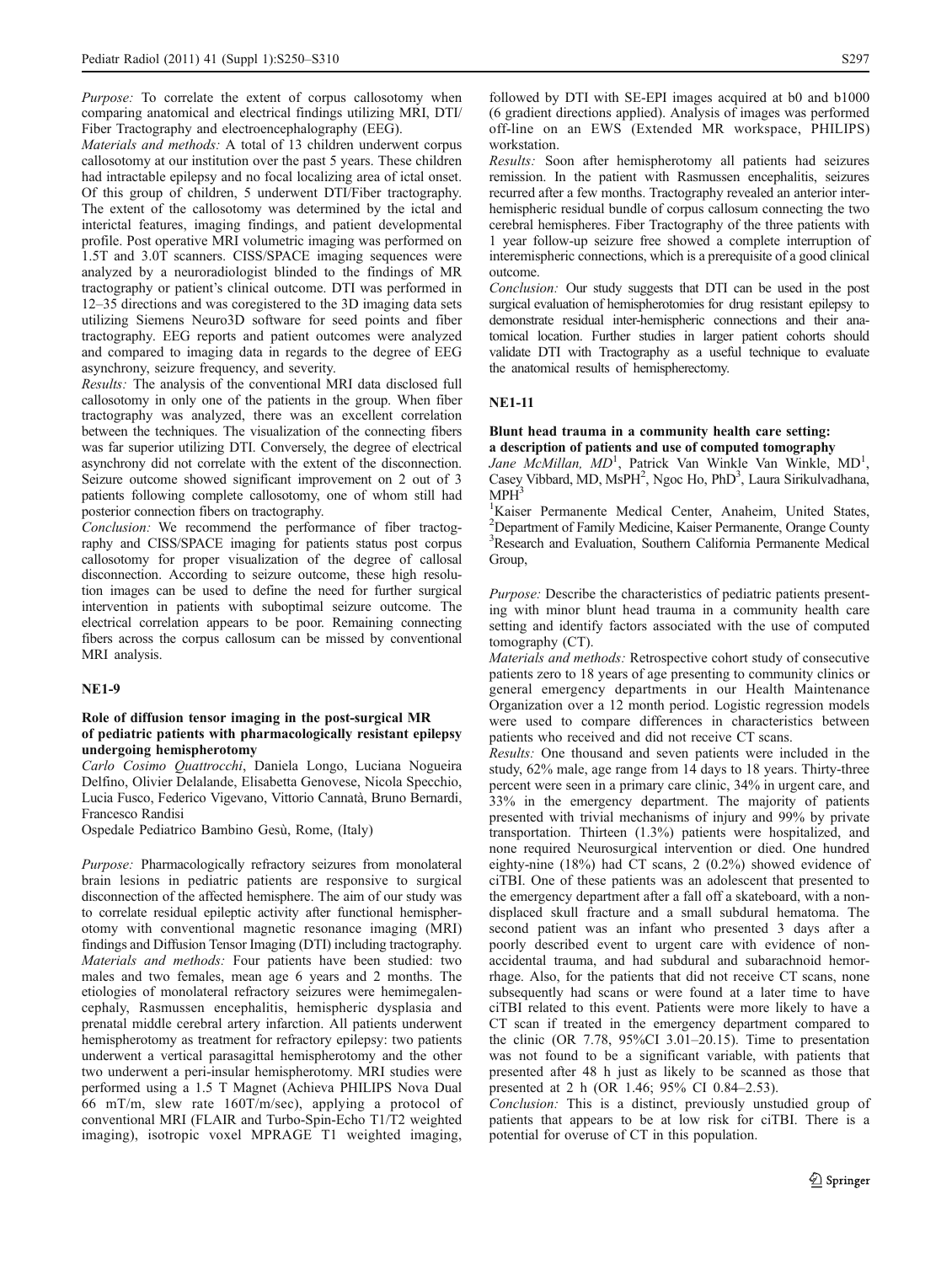*Purpose:* To correlate the extent of corpus callosotomy when comparing anatomical and electrical findings utilizing MRI, DTI/Fiber Tractography and electroencephalography (EEG).

*Materials and methods:* A total of 13 children underwent corpus callosotomy at our institution over the past 5 years. These children had intractable epilepsy and no focal localizing area of ictal onset. Of this group of children, 5 underwent DTI/Fiber tractography. The extent of the callosotomy was determined by the ictal and interictal features, imaging findings, and patient developmental profile. Post operative MRI volumetric imaging was performed on 1.5T and 3.0T scanners. CISS/SPACE imaging sequences were analyzed by a neuroradiologist blinded to the findings of MR tractography or patient's clinical outcome. DTI was performed in 12–35 directions and was coregistered to the 3D imaging data sets utilizing Siemens Neuro3D software for seed points and fiber tractography. EEG reports and patient outcomes were analyzed and compared to imaging data in regards to the degree of EEG asynchrony, seizure frequency, and severity.

*Results:* The analysis of the conventional MRI data disclosed full callosotomy in only one of the patients in the group. When fiber tractography was analyzed, there was an excellent correlation between the techniques. The visualization of the connecting fibers was far superior utilizing DTI. Conversely, the degree of electrical asynchrony did not correlate with the extent of the disconnection. Seizure outcome showed significant improvement on 2 out of 3 patients following complete callosotomy, one of whom still had posterior connection fibers on tractography.

*Conclusion:* We recommend the performance of fiber tractography and CISS/SPACE imaging for patients status post corpus callosotomy for proper visualization of the degree of callosal disconnection. According to seizure outcome, these high resolution images can be used to define the need for further surgical intervention in patients with suboptimal seizure outcome. The electrical correlation appears to be poor. Remaining connecting fibers across the corpus callosum can be missed by conventional MRI analysis.

## NE1-9

### Role of diffusion tensor imaging in the post-surgical MR of pediatric patients with pharmacologically resistant epilepsy undergoing hemispherotomy

*Carlo Cosimo Quattrocchi*, Daniela Longo, Luciana Nogueira Delfino, Olivier Delalande, Elisabetta Genovese, Nicola Specchio, Lucia Fusco, Federico Vigevano, Vittorio Cannatà, Bruno Bernardi, Francesco Randisi

Ospedale Pediatrico Bambino Gesù, Rome, (Italy)

*Purpose:* Pharmacologically refractory seizures from monolateral brain lesions in pediatric patients are responsive to surgical disconnection of the affected hemisphere. The aim of our study was to correlate residual epileptic activity after functional hemispherotomy with conventional magnetic resonance imaging (MRI) findings and Diffusion Tensor Imaging (DTI) including tractography.

*Materials and methods:* Four patients have been studied: two males and two females, mean age 6 years and 2 months. The etiologies of monolateral refractory seizures were hemimegalencephaly, Rasmussen encephalitis, hemispheric dysplasia and prenatal middle cerebral artery infarction. All patients underwent hemispherotomy as treatment for refractory epilepsy: two patients underwent a vertical parasagittal hemispherotomy and the other two underwent a peri-insular hemispherotomy. MRI studies were performed using a 1.5 T Magnet (Achieva PHILIPS Nova Dual 66 mT/m, slew rate 160T/m/sec), applying a protocol of conventional MRI (FLAIR and Turbo-Spin-Echo T1/T2 weighted imaging), isotropic voxel MPRAGE T1 weighted imaging, followed by DTI with SE-EPI images acquired at b0 and b1000 (6 gradient directions applied). Analysis of images was performed off-line on an EWS (Extended MR workspace, PHILIPS) workstation.

*Results:* Soon after hemispherotomy all patients had seizures remission. In the patient with Rasmussen encephalitis, seizures recurred after a few months. Tractography revealed an anterior interhemispheric residual bundle of corpus callosum connecting the two cerebral hemispheres. Fiber Tractography of the three patients with 1 year follow-up seizure free showed a complete interruption of interemispheric connections, which is a prerequisite of a good clinical outcome.

*Conclusion:* Our study suggests that DTI can be used in the post surgical evaluation of hemispherotomies for drug resistant epilepsy to demonstrate residual inter-hemispheric connections and their anatomical location. Further studies in larger patient cohorts should validate DTI with Tractography as a useful technique to evaluate the anatomical results of hemispherectomy.

## NE1-11

### Blunt head trauma in a community health care setting: a description of patients and use of computed tomography

*Jane McMillan, MD*[1], Patrick Van Winkle Van Winkle, MD[1], Casey Vibbard, MD, MsPH[2], Ngoc Ho, PhD[3], Laura Sirikulvadhana, MPH[3]

[1]Kaiser Permanente Medical Center, Anaheim, United States, [2]Department of Family Medicine, Kaiser Permanente, Orange County [3]Research and Evaluation, Southern California Permanente Medical Group,

*Purpose:* Describe the characteristics of pediatric patients presenting with minor blunt head trauma in a community health care setting and identify factors associated with the use of computed tomography (CT).

*Materials and methods:* Retrospective cohort study of consecutive patients zero to 18 years of age presenting to community clinics or general emergency departments in our Health Maintenance Organization over a 12 month period. Logistic regression models were used to compare differences in characteristics between patients who received and did not receive CT scans.

*Results:* One thousand and seven patients were included in the study, 62% male, age range from 14 days to 18 years. Thirty-three percent were seen in a primary care clinic, 34% in urgent care, and 33% in the emergency department. The majority of patients presented with trivial mechanisms of injury and 99% by private transportation. Thirteen (1.3%) patients were hospitalized, and none required Neurosurgical intervention or died. One hundred eighty-nine (18%) had CT scans, 2 (0.2%) showed evidence of ciTBI. One of these patients was an adolescent that presented to the emergency department after a fall off a skateboard, with a non-displaced skull fracture and a small subdural hematoma. The second patient was an infant who presented 3 days after a poorly described event to urgent care with evidence of non-accidental trauma, and had subdural and subarachnoid hemorrhage. Also, for the patients that did not receive CT scans, none subsequently had scans or were found at a later time to have ciTBI related to this event. Patients were more likely to have a CT scan if treated in the emergency department compared to the clinic (OR 7.78, 95%CI 3.01–20.15). Time to presentation was not found to be a significant variable, with patients that presented after 48 h just as likely to be scanned as those that presented at 2 h (OR 1.46; 95% CI 0.84–2.53).

*Conclusion:* This is a distinct, previously unstudied group of patients that appears to be at low risk for ciTBI. There is a potential for overuse of CT in this population.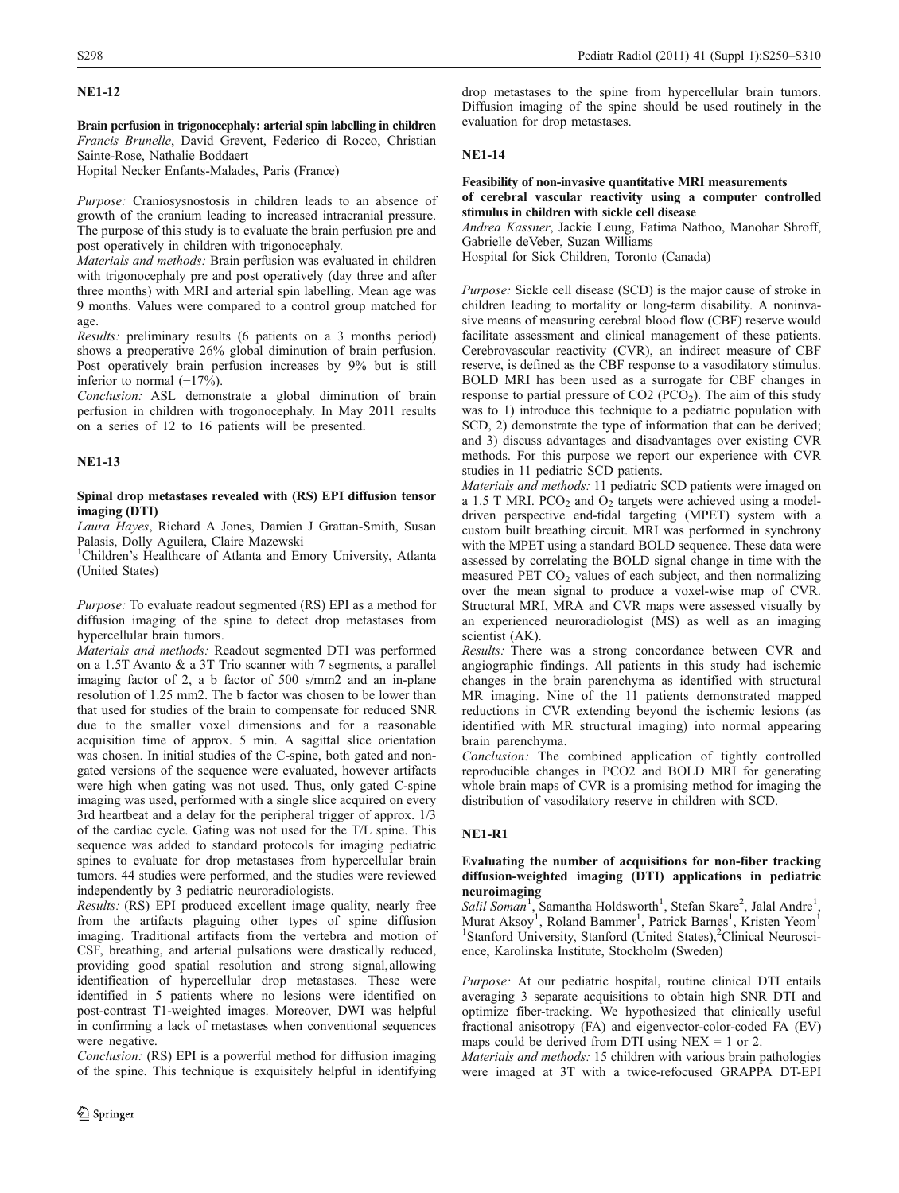## NE1-12

**Brain perfusion in trigonocephaly: arterial spin labelling in children**

*Francis Brunelle, David Grevent, Federico di Rocco, Christian Sainte-Rose, Nathalie Boddaert*

Hopital Necker Enfants-Malades, Paris (France)

*Purpose:* Craniosysnostosis in children leads to an absence of growth of the cranium leading to increased intracranial pressure. The purpose of this study is to evaluate the brain perfusion pre and post operatively in children with trigonocephaly.

*Materials and methods:* Brain perfusion was evaluated in children with trigonocephaly pre and post operatively (day three and after three months) with MRI and arterial spin labelling. Mean age was 9 months. Values were compared to a control group matched for age.

*Results:* preliminary results (6 patients on a 3 months period) shows a preoperative 26% global diminution of brain perfusion. Post operatively brain perfusion increases by 9% but is still inferior to normal (−17%).

*Conclusion:* ASL demonstrate a global diminution of brain perfusion in children with trogonocephaly. In May 2011 results on a series of 12 to 16 patients will be presented.

## NE1-13

**Spinal drop metastases revealed with (RS) EPI diffusion tensor imaging (DTI)**

*Laura Hayes, Richard A Jones, Damien J Grattan-Smith, Susan Palasis, Dolly Aguilera, Claire Mazewski*

[1]Children's Healthcare of Atlanta and Emory University, Atlanta (United States)

*Purpose:* To evaluate readout segmented (RS) EPI as a method for diffusion imaging of the spine to detect drop metastases from hypercellular brain tumors.

*Materials and methods:* Readout segmented DTI was performed on a 1.5T Avanto & a 3T Trio scanner with 7 segments, a parallel imaging factor of 2, a b factor of 500 s/mm2 and an in-plane resolution of 1.25 mm2. The b factor was chosen to be lower than that used for studies of the brain to compensate for reduced SNR due to the smaller voxel dimensions and for a reasonable acquisition time of approx. 5 min. A sagittal slice orientation was chosen. In initial studies of the C-spine, both gated and non-gated versions of the sequence were evaluated, however artifacts were high when gating was not used. Thus, only gated C-spine imaging was used, performed with a single slice acquired on every 3rd heartbeat and a delay for the peripheral trigger of approx. 1/3 of the cardiac cycle. Gating was not used for the T/L spine. This sequence was added to standard protocols for imaging pediatric spines to evaluate for drop metastases from hypercellular brain tumors. 44 studies were performed, and the studies were reviewed independently by 3 pediatric neuroradiologists.

*Results:* (RS) EPI produced excellent image quality, nearly free from the artifacts plaguing other types of spine diffusion imaging. Traditional artifacts from the vertebra and motion of CSF, breathing, and arterial pulsations were drastically reduced, providing good spatial resolution and strong signal, allowing identification of hypercellular drop metastases. These were identified in 5 patients where no lesions were identified on post-contrast T1-weighted images. Moreover, DWI was helpful in confirming a lack of metastases when conventional sequences were negative.

*Conclusion:* (RS) EPI is a powerful method for diffusion imaging of the spine. This technique is exquisitely helpful in identifying drop metastases to the spine from hypercellular brain tumors. Diffusion imaging of the spine should be used routinely in the evaluation for drop metastases.

## NE1-14

**Feasibility of non-invasive quantitative MRI measurements of cerebral vascular reactivity using a computer controlled stimulus in children with sickle cell disease**

*Andrea Kassner, Jackie Leung, Fatima Nathoo, Manohar Shroff, Gabrielle deVeber, Suzan Williams*

Hospital for Sick Children, Toronto (Canada)

*Purpose:* Sickle cell disease (SCD) is the major cause of stroke in children leading to mortality or long-term disability. A noninvasive means of measuring cerebral blood flow (CBF) reserve would facilitate assessment and clinical management of these patients. Cerebrovascular reactivity (CVR), an indirect measure of CBF reserve, is defined as the CBF response to a vasodilatory stimulus. BOLD MRI has been used as a surrogate for CBF changes in response to partial pressure of CO2 ($PCO_2$). The aim of this study was to 1) introduce this technique to a pediatric population with SCD, 2) demonstrate the type of information that can be derived; and 3) discuss advantages and disadvantages over existing CVR methods. For this purpose we report our experience with CVR studies in 11 pediatric SCD patients.

*Materials and methods:* 11 pediatric SCD patients were imaged on a 1.5 T MRI. $PCO_2$ and $O_2$ targets were achieved using a model-driven perspective end-tidal targeting (MPET) system with a custom built breathing circuit. MRI was performed in synchrony with the MPET using a standard BOLD sequence. These data were assessed by correlating the BOLD signal change in time with the measured PET $CO_2$ values of each subject, and then normalizing over the mean signal to produce a voxel-wise map of CVR. Structural MRI, MRA and CVR maps were assessed visually by an experienced neuroradiologist (MS) as well as an imaging scientist (AK).

*Results:* There was a strong concordance between CVR and angiographic findings. All patients in this study had ischemic changes in the brain parenchyma as identified with structural MR imaging. Nine of the 11 patients demonstrated mapped reductions in CVR extending beyond the ischemic lesions (as identified with MR structural imaging) into normal appearing brain parenchyma.

*Conclusion:* The combined application of tightly controlled reproducible changes in PCO2 and BOLD MRI for generating whole brain maps of CVR is a promising method for imaging the distribution of vasodilatory reserve in children with SCD.

## NE1-R1

**Evaluating the number of acquisitions for non-fiber tracking diffusion-weighted imaging (DTI) applications in pediatric neuroimaging**

*Salil Soman[1], Samantha Holdsworth[1], Stefan Skare[2], Jalal Andre[1], Murat Aksoy[1], Roland Bammer[1], Patrick Barnes[1], Kristen Yeom[1]*

[1]Stanford University, Stanford (United States), [2]Clinical Neuroscience, Karolinska Institute, Stockholm (Sweden)

*Purpose:* At our pediatric hospital, routine clinical DTI entails averaging 3 separate acquisitions to obtain high SNR DTI and optimize fiber-tracking. We hypothesized that clinically useful fractional anisotropy (FA) and eigenvector-color-coded FA (EV) maps could be derived from DTI using NEX = 1 or 2.

*Materials and methods:* 15 children with various brain pathologies were imaged at 3T with a twice-refocused GRAPPA DT-EPI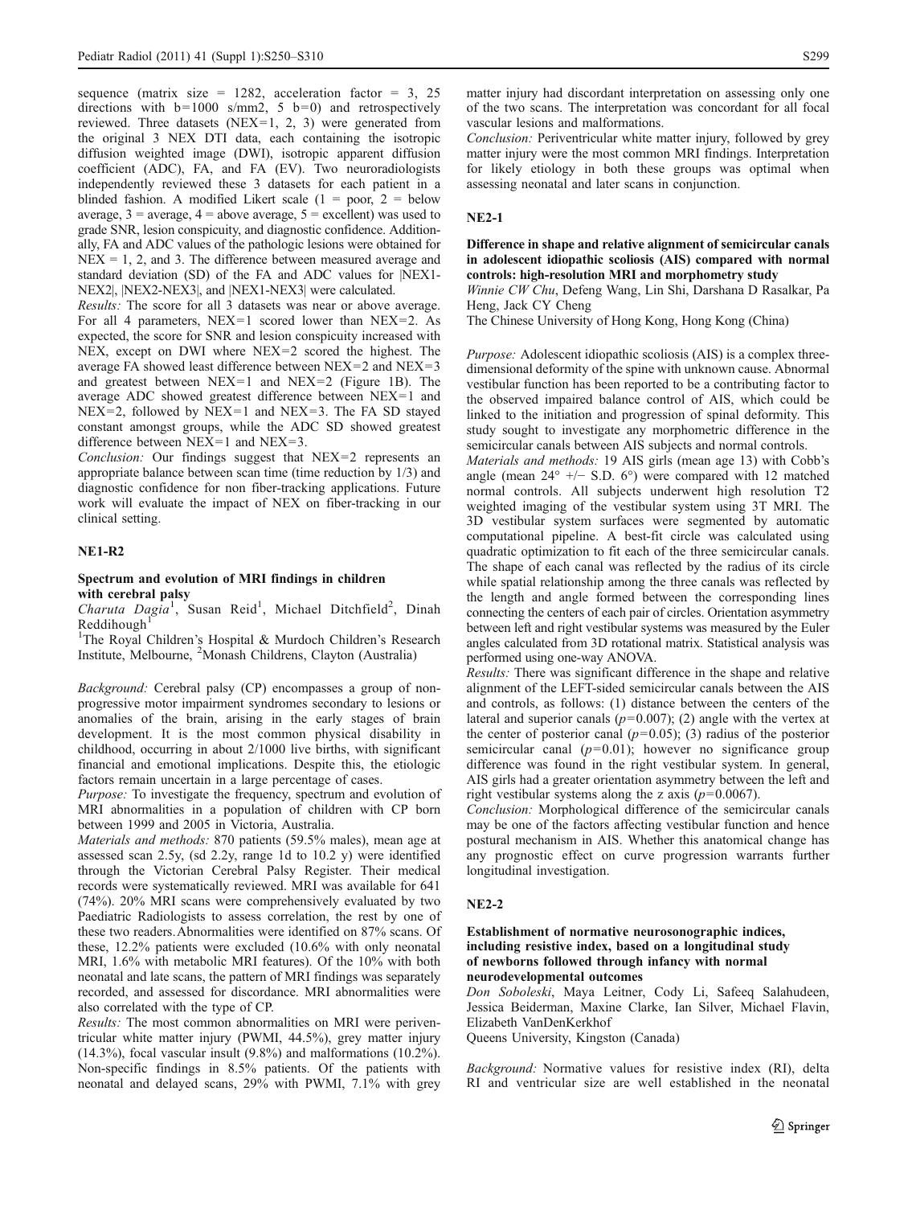sequence (matrix size = 1282, acceleration factor = 3, 25 directions with b=1000 s/mm2, 5 b=0) and retrospectively reviewed. Three datasets (NEX=1, 2, 3) were generated from the original 3 NEX DTI data, each containing the isotropic diffusion weighted image (DWI), isotropic apparent diffusion coefficient (ADC), FA, and FA (EV). Two neuroradiologists independently reviewed these 3 datasets for each patient in a blinded fashion. A modified Likert scale (1 = poor, 2 = below average, 3 = average, 4 = above average, 5 = excellent) was used to grade SNR, lesion conspicuity, and diagnostic confidence. Additionally, FA and ADC values of the pathologic lesions were obtained for NEX = 1, 2, and 3. The difference between measured average and standard deviation (SD) of the FA and ADC values for |NEX1-NEX2|, |NEX2-NEX3|, and |NEX1-NEX3| were calculated.

*Results:* The score for all 3 datasets was near or above average. For all 4 parameters, NEX=1 scored lower than NEX=2. As expected, the score for SNR and lesion conspicuity increased with NEX, except on DWI where NEX=2 scored the highest. The average FA showed least difference between NEX=2 and NEX=3 and greatest between NEX=1 and NEX=2 (Figure 1B). The average ADC showed greatest difference between NEX=1 and NEX=2, followed by NEX=1 and NEX=3. The FA SD stayed constant amongst groups, while the ADC SD showed greatest difference between NEX=1 and NEX=3.

*Conclusion:* Our findings suggest that NEX=2 represents an appropriate balance between scan time (time reduction by 1/3) and diagnostic confidence for non fiber-tracking applications. Future work will evaluate the impact of NEX on fiber-tracking in our clinical setting.

## NE1-R2

### Spectrum and evolution of MRI findings in children with cerebral palsy

*Charuta Dagia*[1], Susan Reid[1], Michael Ditchfield[2], Dinah Reddihough[1]

[1]The Royal Children's Hospital & Murdoch Children's Research Institute, Melbourne, [2]Monash Childrens, Clayton (Australia)

*Background:* Cerebral palsy (CP) encompasses a group of non-progressive motor impairment syndromes secondary to lesions or anomalies of the brain, arising in the early stages of brain development. It is the most common physical disability in childhood, occurring in about 2/1000 live births, with significant financial and emotional implications. Despite this, the etiologic factors remain uncertain in a large percentage of cases.

*Purpose:* To investigate the frequency, spectrum and evolution of MRI abnormalities in a population of children with CP born between 1999 and 2005 in Victoria, Australia.

*Materials and methods:* 870 patients (59.5% males), mean age at assessed scan 2.5y, (sd 2.2y, range 1d to 10.2 y) were identified through the Victorian Cerebral Palsy Register. Their medical records were systematically reviewed. MRI was available for 641 (74%). 20% MRI scans were comprehensively evaluated by two Paediatric Radiologists to assess correlation, the rest by one of these two readers. Abnormalities were identified on 87% scans. Of these, 12.2% patients were excluded (10.6% with only neonatal MRI, 1.6% with metabolic MRI features). Of the 10% with both neonatal and late scans, the pattern of MRI findings was separately recorded, and assessed for discordance. MRI abnormalities were also correlated with the type of CP.

*Results:* The most common abnormalities on MRI were periventricular white matter injury (PWMI, 44.5%), grey matter injury (14.3%), focal vascular insult (9.8%) and malformations (10.2%). Non-specific findings in 8.5% patients. Of the patients with neonatal and delayed scans, 29% with PWMI, 7.1% with grey matter injury had discordant interpretation on assessing only one of the two scans. The interpretation was concordant for all focal vascular lesions and malformations.

*Conclusion:* Periventricular white matter injury, followed by grey matter injury were the most common MRI findings. Interpretation for likely etiology in both these groups was optimal when assessing neonatal and later scans in conjunction.

## NE2-1

### Difference in shape and relative alignment of semicircular canals in adolescent idiopathic scoliosis (AIS) compared with normal controls: high-resolution MRI and morphometry study

*Winnie CW Chu*, Defeng Wang, Lin Shi, Darshana D Rasalkar, Pa Heng, Jack CY Cheng

The Chinese University of Hong Kong, Hong Kong (China)

*Purpose:* Adolescent idiopathic scoliosis (AIS) is a complex three-dimensional deformity of the spine with unknown cause. Abnormal vestibular function has been reported to be a contributing factor to the observed impaired balance control of AIS, which could be linked to the initiation and progression of spinal deformity. This study sought to investigate any morphometric difference in the semicircular canals between AIS subjects and normal controls.

*Materials and methods:* 19 AIS girls (mean age 13) with Cobb's angle (mean 24° +/− S.D. 6°) were compared with 12 matched normal controls. All subjects underwent high resolution T2 weighted imaging of the vestibular system using 3T MRI. The 3D vestibular system surfaces were segmented by automatic computational pipeline. A best-fit circle was calculated using quadratic optimization to fit each of the three semicircular canals. The shape of each canal was reflected by the radius of its circle while spatial relationship among the three canals was reflected by the length and angle formed between the corresponding lines connecting the centers of each pair of circles. Orientation asymmetry between left and right vestibular systems was measured by the Euler angles calculated from 3D rotational matrix. Statistical analysis was performed using one-way ANOVA.

*Results:* There was significant difference in the shape and relative alignment of the LEFT-sided semicircular canals between the AIS and controls, as follows: (1) distance between the centers of the lateral and superior canals ($p=0.007$); (2) angle with the vertex at the center of posterior canal ($p=0.05$); (3) radius of the posterior semicircular canal ($p=0.01$); however no significance group difference was found in the right vestibular system. In general, AIS girls had a greater orientation asymmetry between the left and right vestibular systems along the z axis ($p=0.0067$).

*Conclusion:* Morphological difference of the semicircular canals may be one of the factors affecting vestibular function and hence postural mechanism in AIS. Whether this anatomical change has any prognostic effect on curve progression warrants further longitudinal investigation.

## NE2-2

### Establishment of normative neurosonographic indices, including resistive index, based on a longitudinal study of newborns followed through infancy with normal neurodevelopmental outcomes

*Don Soboleski*, Maya Leitner, Cody Li, Safeeq Salahudeen, Jessica Beiderman, Maxine Clarke, Ian Silver, Michael Flavin, Elizabeth VanDenKerkhof

Queens University, Kingston (Canada)

*Background:* Normative values for resistive index (RI), delta RI and ventricular size are well established in the neonatal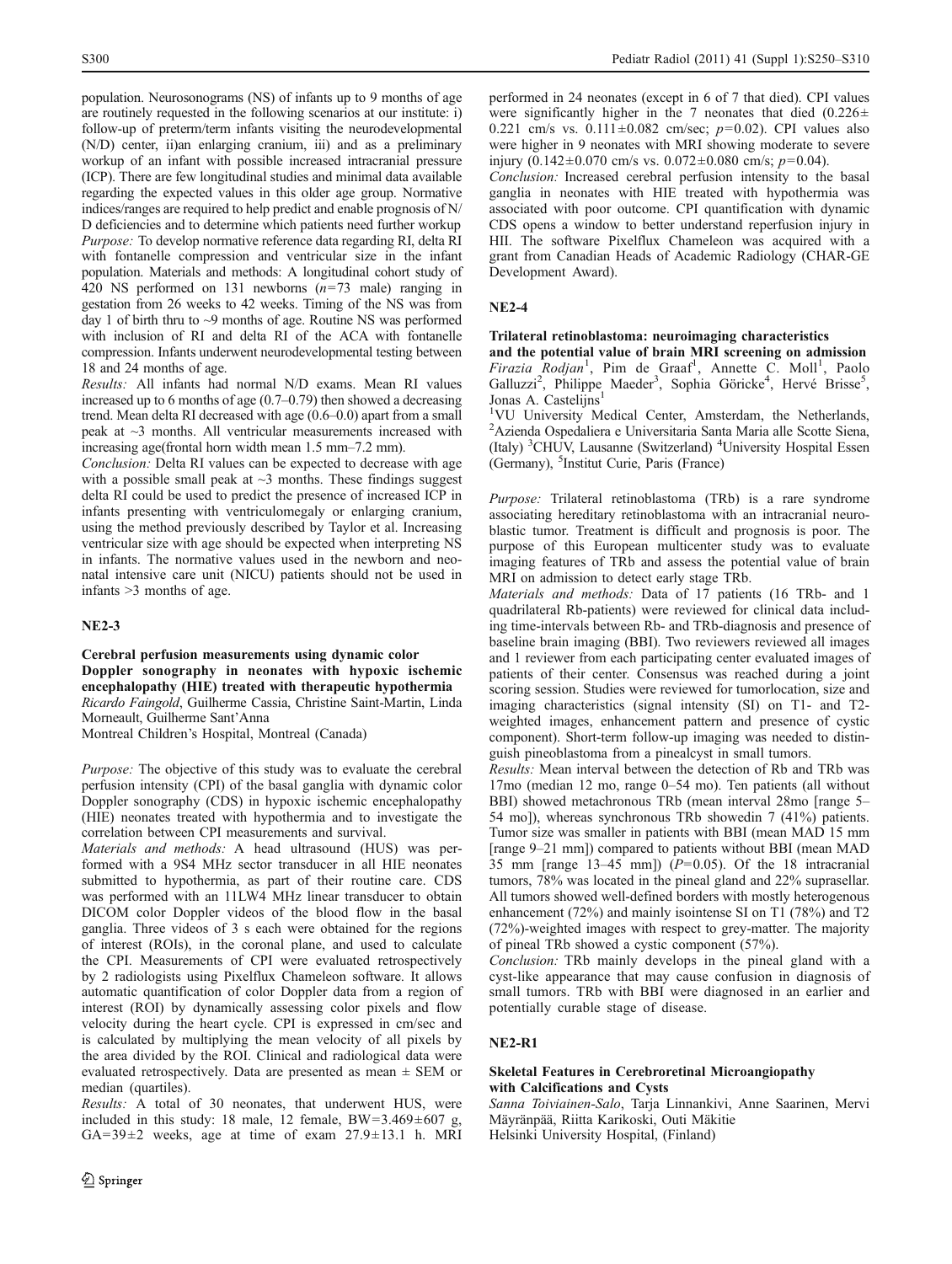population. Neurosonograms (NS) of infants up to 9 months of age are routinely requested in the following scenarios at our institute: i) follow-up of preterm/term infants visiting the neurodevelopmental (N/D) center, ii)an enlarging cranium, iii) and as a preliminary workup of an infant with possible increased intracranial pressure (ICP). There are few longitudinal studies and minimal data available regarding the expected values in this older age group. Normative indices/ranges are required to help predict and enable prognosis of N/D deficiencies and to determine which patients need further workup

*Purpose:* To develop normative reference data regarding RI, delta RI with fontanelle compression and ventricular size in the infant population. Materials and methods: A longitudinal cohort study of 420 NS performed on 131 newborns ($n=73$ male) ranging in gestation from 26 weeks to 42 weeks. Timing of the NS was from day 1 of birth thru to ~9 months of age. Routine NS was performed with inclusion of RI and delta RI of the ACA with fontanelle compression. Infants underwent neurodevelopmental testing between 18 and 24 months of age.

*Results:* All infants had normal N/D exams. Mean RI values increased up to 6 months of age (0.7–0.79) then showed a decreasing trend. Mean delta RI decreased with age (0.6–0.0) apart from a small peak at ~3 months. All ventricular measurements increased with increasing age(frontal horn width mean 1.5 mm–7.2 mm).

*Conclusion:* Delta RI values can be expected to decrease with age with a possible small peak at ~3 months. These findings suggest delta RI could be used to predict the presence of increased ICP in infants presenting with ventriculomegaly or enlarging cranium, using the method previously described by Taylor et al. Increasing ventricular size with age should be expected when interpreting NS in infants. The normative values used in the newborn and neonatal intensive care unit (NICU) patients should not be used in infants >3 months of age.

## NE2-3

### Cerebral perfusion measurements using dynamic color Doppler sonography in neonates with hypoxic ischemic encephalopathy (HIE) treated with therapeutic hypothermia

*Ricardo Faingold*, Guilherme Cassia, Christine Saint-Martin, Linda Morneault, Guilherme Sant'Anna

Montreal Children's Hospital, Montreal (Canada)

*Purpose:* The objective of this study was to evaluate the cerebral perfusion intensity (CPI) of the basal ganglia with dynamic color Doppler sonography (CDS) in hypoxic ischemic encephalopathy (HIE) neonates treated with hypothermia and to investigate the correlation between CPI measurements and survival.

*Materials and methods:* A head ultrasound (HUS) was performed with a 9S4 MHz sector transducer in all HIE neonates submitted to hypothermia, as part of their routine care. CDS was performed with an 11LW4 MHz linear transducer to obtain DICOM color Doppler videos of the blood flow in the basal ganglia. Three videos of 3 s each were obtained for the regions of interest (ROIs), in the coronal plane, and used to calculate the CPI. Measurements of CPI were evaluated retrospectively by 2 radiologists using Pixelflux Chameleon software. It allows automatic quantification of color Doppler data from a region of interest (ROI) by dynamically assessing color pixels and flow velocity during the heart cycle. CPI is expressed in cm/sec and is calculated by multiplying the mean velocity of all pixels by the area divided by the ROI. Clinical and radiological data were evaluated retrospectively. Data are presented as mean ± SEM or median (quartiles).

*Results:* A total of 30 neonates, that underwent HUS, were included in this study: 18 male, 12 female, BW=3.469±607 g, GA=39±2 weeks, age at time of exam 27.9±13.1 h. MRI performed in 24 neonates (except in 6 of 7 that died). CPI values were significantly higher in the 7 neonates that died (0.226±0.221 cm/s vs. 0.111±0.082 cm/sec; $p=0.02$). CPI values also were higher in 9 neonates with MRI showing moderate to severe injury (0.142±0.070 cm/s vs. 0.072±0.080 cm/s; $p=0.04$).

*Conclusion:* Increased cerebral perfusion intensity to the basal ganglia in neonates with HIE treated with hypothermia was associated with poor outcome. CPI quantification with dynamic CDS opens a window to better understand reperfusion injury in HII. The software Pixelflux Chameleon was acquired with a grant from Canadian Heads of Academic Radiology (CHAR-GE Development Award).

## NE2-4

### Trilateral retinoblastoma: neuroimaging characteristics and the potential value of brain MRI screening on admission

*Firazia Rodjan*[1], Pim de Graaf[1], Annette C. Moll[1], Paolo Galluzzi[2], Philippe Maeder[3], Sophia Göricke[4], Hervé Brisse[5], Jonas A. Castelijns[1]

[1]VU University Medical Center, Amsterdam, the Netherlands, [2]Azienda Ospedaliera e Universitaria Santa Maria alle Scotte Siena, (Italy) [3]CHUV, Lausanne (Switzerland) [4]University Hospital Essen (Germany), [5]Institut Curie, Paris (France)

*Purpose:* Trilateral retinoblastoma (TRb) is a rare syndrome associating hereditary retinoblastoma with an intracranial neuroblastic tumor. Treatment is difficult and prognosis is poor. The purpose of this European multicenter study was to evaluate imaging features of TRb and assess the potential value of brain MRI on admission to detect early stage TRb.

*Materials and methods:* Data of 17 patients (16 TRb- and 1 quadrilateral Rb-patients) were reviewed for clinical data including time-intervals between Rb- and TRb-diagnosis and presence of baseline brain imaging (BBI). Two reviewers reviewed all images and 1 reviewer from each participating center evaluated images of patients of their center. Consensus was reached during a joint scoring session. Studies were reviewed for tumorlocation, size and imaging characteristics (signal intensity (SI) on T1- and T2-weighted images, enhancement pattern and presence of cystic component). Short-term follow-up imaging was needed to distinguish pineoblastoma from a pinealcyst in small tumors.

*Results:* Mean interval between the detection of Rb and TRb was 17mo (median 12 mo, range 0–54 mo). Ten patients (all without BBI) showed metachronous TRb (mean interval 28mo [range 5–54 mo]), whereas synchronous TRb showedin 7 (41%) patients. Tumor size was smaller in patients with BBI (mean MAD 15 mm [range 9–21 mm]) compared to patients without BBI (mean MAD 35 mm [range 13–45 mm]) ($P=0.05$). Of the 18 intracranial tumors, 78% was located in the pineal gland and 22% suprasellar. All tumors showed well-defined borders with mostly heterogenous enhancement (72%) and mainly isointense SI on T1 (78%) and T2 (72%)-weighted images with respect to grey-matter. The majority of pineal TRb showed a cystic component (57%).

*Conclusion:* TRb mainly develops in the pineal gland with a cyst-like appearance that may cause confusion in diagnosis of small tumors. TRb with BBI were diagnosed in an earlier and potentially curable stage of disease.

## NE2-R1

### Skeletal Features in Cerebroretinal Microangiopathy with Calcifications and Cysts

*Sanna Toiviainen-Salo*, Tarja Linnankivi, Anne Saarinen, Mervi Mäyränpää, Riitta Karikoski, Outi Mäkitie

Helsinki University Hospital, (Finland)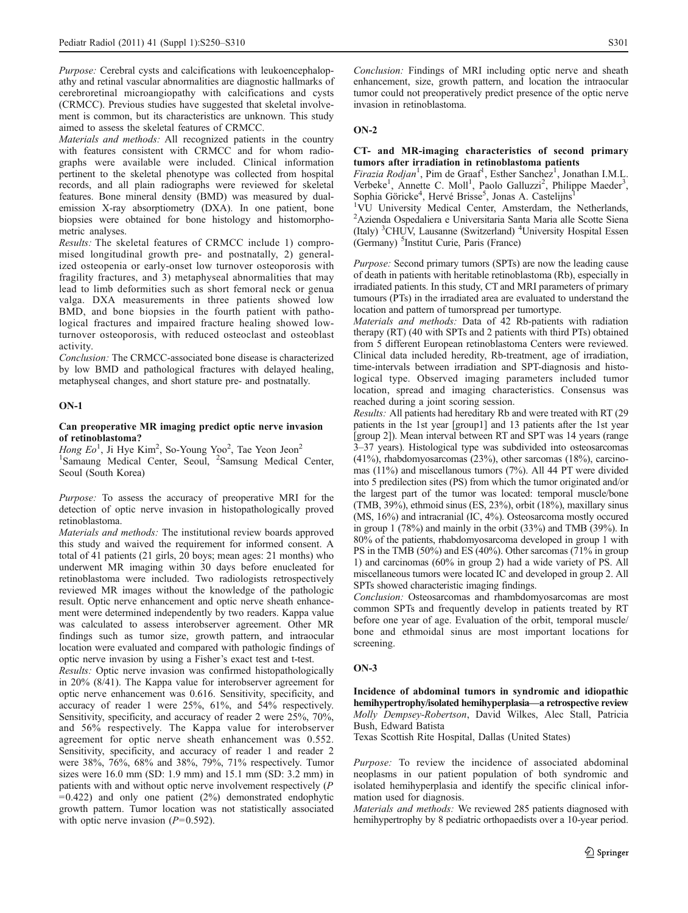*Purpose:* Cerebral cysts and calcifications with leukoencephalopathy and retinal vascular abnormalities are diagnostic hallmarks of cerebroretinal microangiopathy with calcifications and cysts (CRMCC). Previous studies have suggested that skeletal involvement is common, but its characteristics are unknown. This study aimed to assess the skeletal features of CRMCC.

*Materials and methods:* All recognized patients in the country with features consistent with CRMCC and for whom radiographs were available were included. Clinical information pertinent to the skeletal phenotype was collected from hospital records, and all plain radiographs were reviewed for skeletal features. Bone mineral density (BMD) was measured by dual-emission X-ray absorptiometry (DXA). In one patient, bone biopsies were obtained for bone histology and histomorphometric analyses.

*Results:* The skeletal features of CRMCC include 1) compromised longitudinal growth pre- and postnatally, 2) generalized osteopenia or early-onset low turnover osteoporosis with fragility fractures, and 3) metaphyseal abnormalities that may lead to limb deformities such as short femoral neck or genua valga. DXA measurements in three patients showed low BMD, and bone biopsies in the fourth patient with pathological fractures and impaired fracture healing showed low-turnover osteoporosis, with reduced osteoclast and osteoblast activity.

*Conclusion:* The CRMCC-associated bone disease is characterized by low BMD and pathological fractures with delayed healing, metaphyseal changes, and short stature pre- and postnatally.

## ON-1

### Can preoperative MR imaging predict optic nerve invasion of retinoblastoma?

*Hong Eo*[1], Ji Hye Kim[2], So-Young Yoo[2], Tae Yeon Jeon[2]

[1]Samaung Medical Center, Seoul, [2]Samsung Medical Center, Seoul (South Korea)

*Purpose:* To assess the accuracy of preoperative MRI for the detection of optic nerve invasion in histopathologically proved retinoblastoma.

*Materials and methods:* The institutional review boards approved this study and waived the requirement for informed consent. A total of 41 patients (21 girls, 20 boys; mean ages: 21 months) who underwent MR imaging within 30 days before enucleated for retinoblastoma were included. Two radiologists retrospectively reviewed MR images without the knowledge of the pathologic result. Optic nerve enhancement and optic nerve sheath enhancement were determined independently by two readers. Kappa value was calculated to assess interobserver agreement. Other MR findings such as tumor size, growth pattern, and intraocular location were evaluated and compared with pathologic findings of optic nerve invasion by using a Fisher's exact test and t-test.

*Results:* Optic nerve invasion was confirmed histopathologically in 20% (8/41). The Kappa value for interobserver agreement for optic nerve enhancement was 0.616. Sensitivity, specificity, and accuracy of reader 1 were 25%, 61%, and 54% respectively. Sensitivity, specificity, and accuracy of reader 2 were 25%, 70%, and 56% respectively. The Kappa value for interobserver agreement for optic nerve sheath enhancement was 0.552. Sensitivity, specificity, and accuracy of reader 1 and reader 2 were 38%, 76%, 68% and 38%, 79%, 71% respectively. Tumor sizes were 16.0 mm (SD: 1.9 mm) and 15.1 mm (SD: 3.2 mm) in patients with and without optic nerve involvement respectively ($P = 0.422$) and only one patient (2%) demonstrated endophytic growth pattern. Tumor location was not statistically associated with optic nerve invasion ($P = 0.592$).

*Conclusion:* Findings of MRI including optic nerve and sheath enhancement, size, growth pattern, and location the intraocular tumor could not preoperatively predict presence of the optic nerve invasion in retinoblastoma.

## ON-2

### CT- and MR-imaging characteristics of second primary tumors after irradiation in retinoblastoma patients

*Firazia Rodjan*[1], Pim de Graaf[1], Esther Sanchez[1], Jonathan I.M.L. Verbeke[1], Annette C. Moll[1], Paolo Galluzzi[2], Philippe Maeder[3], Sophia Göricke[4], Hervé Brisse[5], Jonas A. Castelijns[1]

[1]VU University Medical Center, Amsterdam, the Netherlands, [2]Azienda Ospedaliera e Universitaria Santa Maria alle Scotte Siena (Italy) [3]CHUV, Lausanne (Switzerland) [4]University Hospital Essen (Germany) [5]Institut Curie, Paris (France)

*Purpose:* Second primary tumors (SPTs) are now the leading cause of death in patients with heritable retinoblastoma (Rb), especially in irradiated patients. In this study, CT and MRI parameters of primary tumours (PTs) in the irradiated area are evaluated to understand the location and pattern of tumorspread per tumortype.

*Materials and methods:* Data of 42 Rb-patients with radiation therapy (RT) (40 with SPTs and 2 patients with third PTs) obtained from 5 different European retinoblastoma Centers were reviewed. Clinical data included heredity, Rb-treatment, age of irradiation, time-intervals between irradiation and SPT-diagnosis and histological type. Observed imaging parameters included tumor location, spread and imaging characteristics. Consensus was reached during a joint scoring session.

*Results:* All patients had hereditary Rb and were treated with RT (29 patients in the 1st year [group1] and 13 patients after the 1st year [group 2]). Mean interval between RT and SPT was 14 years (range 3–37 years). Histological type was subdivided into osteosarcomas (41%), rhabdomyosarcomas (23%), other sarcomas (18%), carcinomas (11%) and miscellanous tumors (7%). All 44 PT were divided into 5 predilection sites (PS) from which the tumor originated and/or the largest part of the tumor was located: temporal muscle/bone (TMB, 39%), ethmoid sinus (ES, 23%), orbit (18%), maxillary sinus (MS, 16%) and intracranial (IC, 4%). Osteosarcoma mostly occured in group 1 (78%) and mainly in the orbit (33%) and TMB (39%). In 80% of the patients, rhabdomyosarcoma developed in group 1 with PS in the TMB (50%) and ES (40%). Other sarcomas (71% in group 1) and carcinomas (60% in group 2) had a wide variety of PS. All miscellaneous tumors were located IC and developed in group 2. All SPTs showed characteristic imaging findings.

*Conclusion:* Osteosarcomas and rhambdomyosarcomas are most common SPTs and frequently develop in patients treated by RT before one year of age. Evaluation of the orbit, temporal muscle/bone and ethmoidal sinus are most important locations for screening.

## ON-3

### Incidence of abdominal tumors in syndromic and idiopathic hemihypertrophy/isolated hemihyperplasia—a retrospective review

*Molly Dempsey-Robertson*, David Wilkes, Alec Stall, Patricia Bush, Edward Batista

Texas Scottish Rite Hospital, Dallas (United States)

*Purpose:* To review the incidence of associated abdominal neoplasms in our patient population of both syndromic and isolated hemihyperplasia and identify the specific clinical information used for diagnosis.

*Materials and methods:* We reviewed 285 patients diagnosed with hemihypertrophy by 8 pediatric orthopaedists over a 10-year period.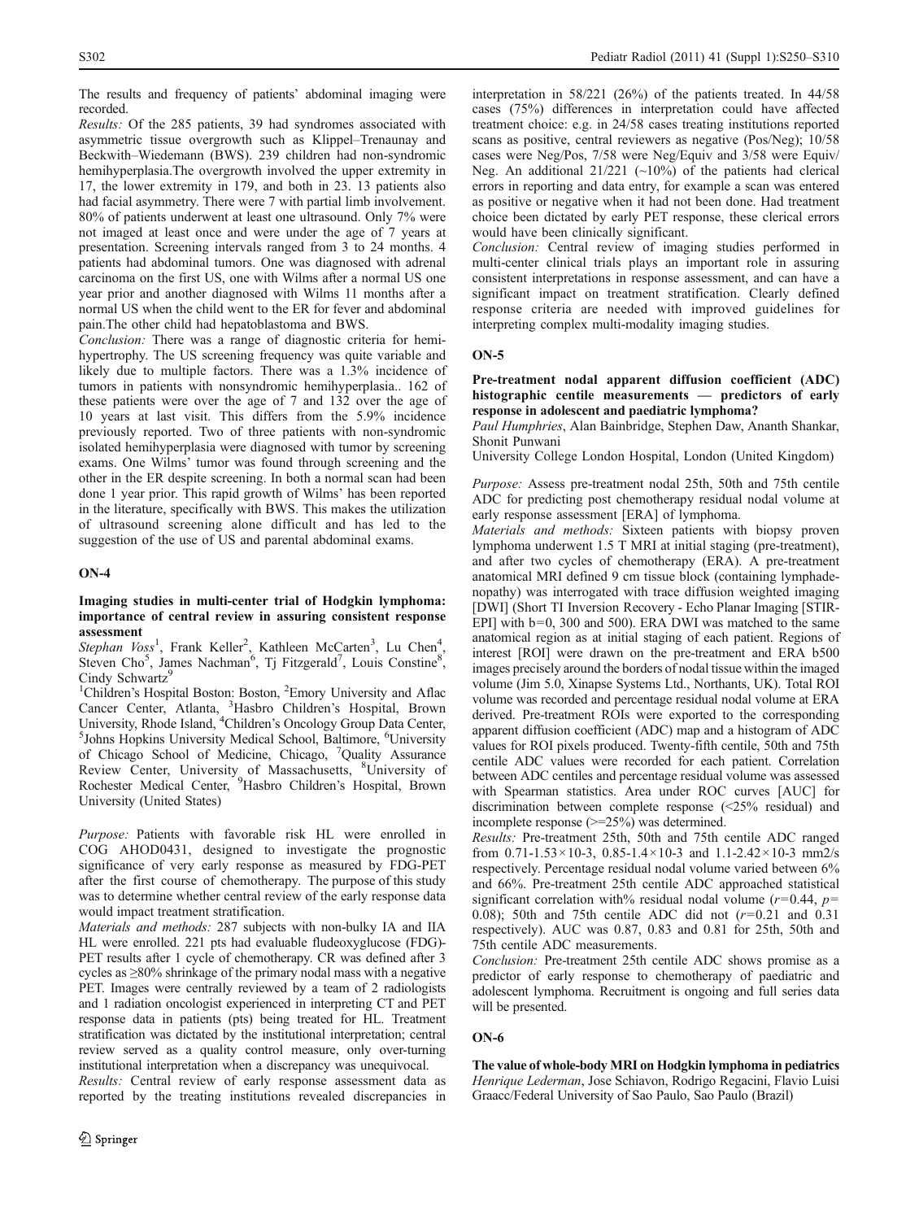The results and frequency of patients' abdominal imaging were recorded.

*Results:* Of the 285 patients, 39 had syndromes associated with asymmetric tissue overgrowth such as Klippel–Trenaunay and Beckwith–Wiedemann (BWS). 239 children had non-syndromic hemihyperplasia.The overgrowth involved the upper extremity in 17, the lower extremity in 179, and both in 23. 13 patients also had facial asymmetry. There were 7 with partial limb involvement. 80% of patients underwent at least one ultrasound. Only 7% were not imaged at least once and were under the age of 7 years at presentation. Screening intervals ranged from 3 to 24 months. 4 patients had abdominal tumors. One was diagnosed with adrenal carcinoma on the first US, one with Wilms after a normal US one year prior and another diagnosed with Wilms 11 months after a normal US when the child went to the ER for fever and abdominal pain.The other child had hepatoblastoma and BWS.

*Conclusion:* There was a range of diagnostic criteria for hemihypertrophy. The US screening frequency was quite variable and likely due to multiple factors. There was a 1.3% incidence of tumors in patients with nonsyndromic hemihyperplasia.. 162 of these patients were over the age of 7 and 132 over the age of 10 years at last visit. This differs from the 5.9% incidence previously reported. Two of three patients with non-syndromic isolated hemihyperplasia were diagnosed with tumor by screening exams. One Wilms' tumor was found through screening and the other in the ER despite screening. In both a normal scan had been done 1 year prior. This rapid growth of Wilms' has been reported in the literature, specifically with BWS. This makes the utilization of ultrasound screening alone difficult and has led to the suggestion of the use of US and parental abdominal exams.

## ON-4

### Imaging studies in multi-center trial of Hodgkin lymphoma: importance of central review in assuring consistent response assessment

*Stephan Voss*[1], Frank Keller[2], Kathleen McCarten[3], Lu Chen[4], Steven Cho[5], James Nachman[6], Tj Fitzgerald[7], Louis Constine[8], Cindy Schwartz[9]

[1]Children's Hospital Boston: Boston, [2]Emory University and Aflac Cancer Center, Atlanta, [3]Hasbro Children's Hospital, Brown University, Rhode Island, [4]Children's Oncology Group Data Center, [5]Johns Hopkins University Medical School, Baltimore, [6]University of Chicago School of Medicine, Chicago, [7]Quality Assurance Review Center, University of Massachusetts, [8]University of Rochester Medical Center, [9]Hasbro Children's Hospital, Brown University (United States)

*Purpose:* Patients with favorable risk HL were enrolled in COG AHOD0431, designed to investigate the prognostic significance of very early response as measured by FDG-PET after the first course of chemotherapy. The purpose of this study was to determine whether central review of the early response data would impact treatment stratification.

*Materials and methods:* 287 subjects with non-bulky IA and IIA HL were enrolled. 221 pts had evaluable fludeoxyglucose (FDG)-PET results after 1 cycle of chemotherapy. CR was defined after 3 cycles as ≥80% shrinkage of the primary nodal mass with a negative PET. Images were centrally reviewed by a team of 2 radiologists and 1 radiation oncologist experienced in interpreting CT and PET response data in patients (pts) being treated for HL. Treatment stratification was dictated by the institutional interpretation; central review served as a quality control measure, only over-turning institutional interpretation when a discrepancy was unequivocal.

*Results:* Central review of early response assessment data as reported by the treating institutions revealed discrepancies in interpretation in 58/221 (26%) of the patients treated. In 44/58 cases (75%) differences in interpretation could have affected treatment choice: e.g. in 24/58 cases treating institutions reported scans as positive, central reviewers as negative (Pos/Neg); 10/58 cases were Neg/Pos, 7/58 were Neg/Equiv and 3/58 were Equiv/Neg. An additional 21/221 (~10%) of the patients had clerical errors in reporting and data entry, for example a scan was entered as positive or negative when it had not been done. Had treatment choice been dictated by early PET response, these clerical errors would have been clinically significant.

*Conclusion:* Central review of imaging studies performed in multi-center clinical trials plays an important role in assuring consistent interpretations in response assessment, and can have a significant impact on treatment stratification. Clearly defined response criteria are needed with improved guidelines for interpreting complex multi-modality imaging studies.

## ON-5

### Pre-treatment nodal apparent diffusion coefficient (ADC) histographic centile measurements — predictors of early response in adolescent and paediatric lymphoma?

*Paul Humphries*, Alan Bainbridge, Stephen Daw, Ananth Shankar, Shonit Punwani

University College London Hospital, London (United Kingdom)

*Purpose:* Assess pre-treatment nodal 25th, 50th and 75th centile ADC for predicting post chemotherapy residual nodal volume at early response assessment [ERA] of lymphoma.

*Materials and methods:* Sixteen patients with biopsy proven lymphoma underwent 1.5 T MRI at initial staging (pre-treatment), and after two cycles of chemotherapy (ERA). A pre-treatment anatomical MRI defined 9 cm tissue block (containing lymphadenopathy) was interrogated with trace diffusion weighted imaging [DWI] (Short TI Inversion Recovery - Echo Planar Imaging [STIR-EPI] with b=0, 300 and 500). ERA DWI was matched to the same anatomical region as at initial staging of each patient. Regions of interest [ROI] were drawn on the pre-treatment and ERA b500 images precisely around the borders of nodal tissue within the imaged volume (Jim 5.0, Xinapse Systems Ltd., Northants, UK). Total ROI volume was recorded and percentage residual nodal volume at ERA derived. Pre-treatment ROIs were exported to the corresponding apparent diffusion coefficient (ADC) map and a histogram of ADC values for ROI pixels produced. Twenty-fifth centile, 50th and 75th centile ADC values were recorded for each patient. Correlation between ADC centiles and percentage residual volume was assessed with Spearman statistics. Area under ROC curves [AUC] for discrimination between complete response (<25% residual) and incomplete response (>=25%) was determined.

*Results:* Pre-treatment 25th, 50th and 75th centile ADC ranged from 0.71-1.53×10-3, 0.85-1.4×10-3 and 1.1-2.42×10-3 mm2/s respectively. Percentage residual nodal volume varied between 6% and 66%. Pre-treatment 25th centile ADC approached statistical significant correlation with% residual nodal volume ($r$=0.44, $p$=0.08); 50th and 75th centile ADC did not ($r$=0.21 and 0.31 respectively). AUC was 0.87, 0.83 and 0.81 for 25th, 50th and 75th centile ADC measurements.

*Conclusion:* Pre-treatment 25th centile ADC shows promise as a predictor of early response to chemotherapy of paediatric and adolescent lymphoma. Recruitment is ongoing and full series data will be presented.

## ON-6

### The value of whole-body MRI on Hodgkin lymphoma in pediatrics

*Henrique Lederman*, Jose Schiavon, Rodrigo Regacini, Flavio Luisi

Graacc/Federal University of Sao Paulo, Sao Paulo (Brazil)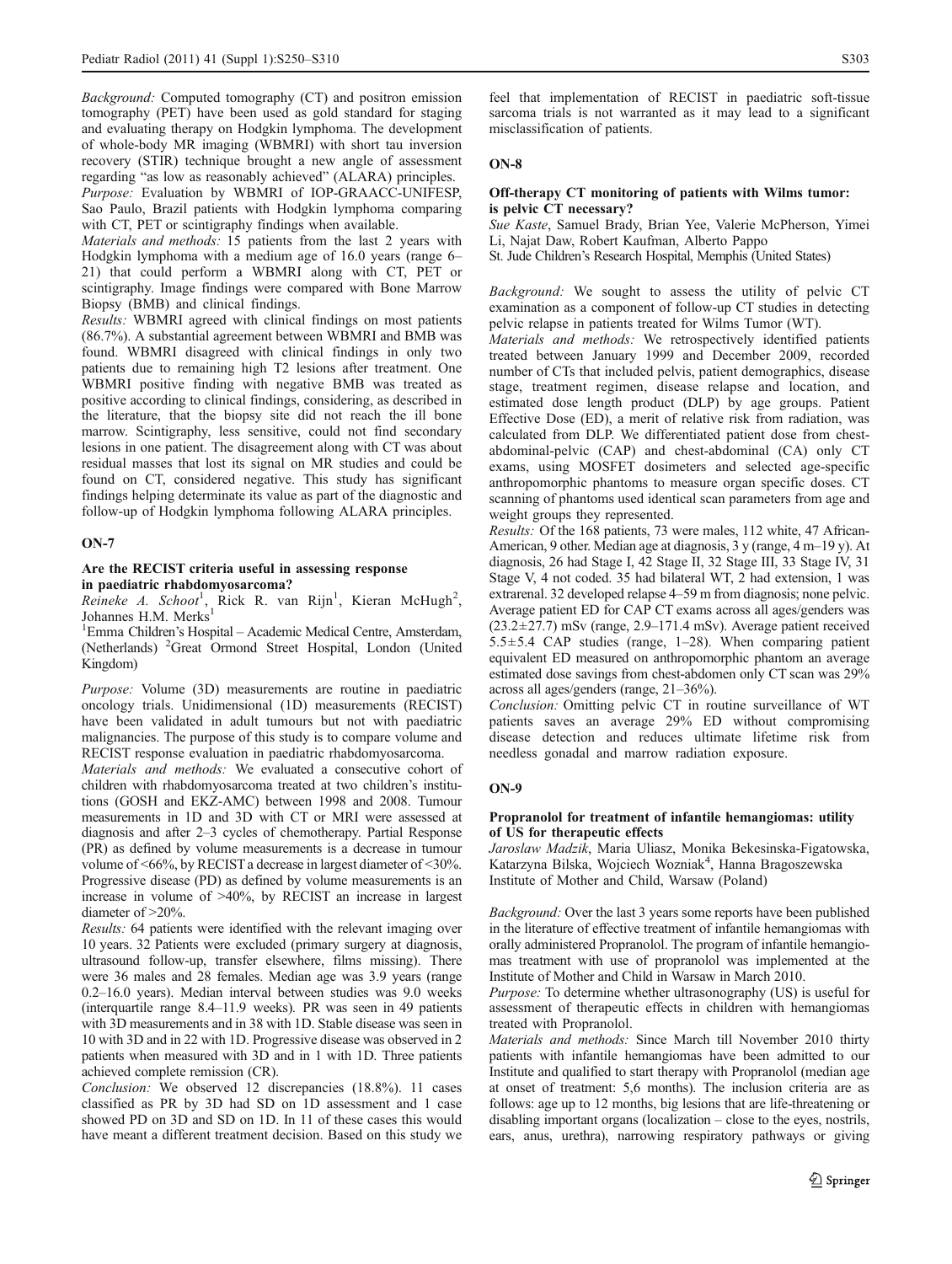*Background:* Computed tomography (CT) and positron emission tomography (PET) have been used as gold standard for staging and evaluating therapy on Hodgkin lymphoma. The development of whole-body MR imaging (WBMRI) with short tau inversion recovery (STIR) technique brought a new angle of assessment regarding "as low as reasonably achieved" (ALARA) principles.

*Purpose:* Evaluation by WBMRI of IOP-GRAACC-UNIFESP, Sao Paulo, Brazil patients with Hodgkin lymphoma comparing with CT, PET or scintigraphy findings when available.

*Materials and methods:* 15 patients from the last 2 years with Hodgkin lymphoma with a medium age of 16.0 years (range 6–21) that could perform a WBMRI along with CT, PET or scintigraphy. Image findings were compared with Bone Marrow Biopsy (BMB) and clinical findings.

*Results:* WBMRI agreed with clinical findings on most patients (86.7%). A substantial agreement between WBMRI and BMB was found. WBMRI disagreed with clinical findings in only two patients due to remaining high T2 lesions after treatment. One WBMRI positive finding with negative BMB was treated as positive according to clinical findings, considering, as described in the literature, that the biopsy site did not reach the ill bone marrow. Scintigraphy, less sensitive, could not find secondary lesions in one patient. The disagreement along with CT was about residual masses that lost its signal on MR studies and could be found on CT, considered negative. This study has significant findings helping determinate its value as part of the diagnostic and follow-up of Hodgkin lymphoma following ALARA principles.

## ON-7

### Are the RECIST criteria useful in assessing response in paediatric rhabdomyosarcoma?

*Reineke A. Schoot*[1], Rick R. van Rijn[1], Kieran McHugh[2], Johannes H.M. Merks[1]

[1]Emma Children's Hospital – Academic Medical Centre, Amsterdam, (Netherlands) [2]Great Ormond Street Hospital, London (United Kingdom)

*Purpose:* Volume (3D) measurements are routine in paediatric oncology trials. Unidimensional (1D) measurements (RECIST) have been validated in adult tumours but not with paediatric malignancies. The purpose of this study is to compare volume and RECIST response evaluation in paediatric rhabdomyosarcoma.

*Materials and methods:* We evaluated a consecutive cohort of children with rhabdomyosarcoma treated at two children's institutions (GOSH and EKZ-AMC) between 1998 and 2008. Tumour measurements in 1D and 3D with CT or MRI were assessed at diagnosis and after 2–3 cycles of chemotherapy. Partial Response (PR) as defined by volume measurements is a decrease in tumour volume of <66%, by RECIST a decrease in largest diameter of <30%. Progressive disease (PD) as defined by volume measurements is an increase in volume of >40%, by RECIST an increase in largest diameter of >20%.

*Results:* 64 patients were identified with the relevant imaging over 10 years. 32 Patients were excluded (primary surgery at diagnosis, ultrasound follow-up, transfer elsewhere, films missing). There were 36 males and 28 females. Median age was 3.9 years (range 0.2–16.0 years). Median interval between studies was 9.0 weeks (interquartile range 8.4–11.9 weeks). PR was seen in 49 patients with 3D measurements and in 38 with 1D. Stable disease was seen in 10 with 3D and in 22 with 1D. Progressive disease was observed in 2 patients when measured with 3D and in 1 with 1D. Three patients achieved complete remission (CR).

*Conclusion:* We observed 12 discrepancies (18.8%). 11 cases classified as PR by 3D had SD on 1D assessment and 1 case showed PD on 3D and SD on 1D. In 11 of these cases this would have meant a different treatment decision. Based on this study we feel that implementation of RECIST in paediatric soft-tissue sarcoma trials is not warranted as it may lead to a significant misclassification of patients.

## ON-8

### Off-therapy CT monitoring of patients with Wilms tumor: is pelvic CT necessary?

*Sue Kaste*, Samuel Brady, Brian Yee, Valerie McPherson, Yimei Li, Najat Daw, Robert Kaufman, Alberto Pappo

St. Jude Children's Research Hospital, Memphis (United States)

*Background:* We sought to assess the utility of pelvic CT examination as a component of follow-up CT studies in detecting pelvic relapse in patients treated for Wilms Tumor (WT).

*Materials and methods:* We retrospectively identified patients treated between January 1999 and December 2009, recorded number of CTs that included pelvis, patient demographics, disease stage, treatment regimen, disease relapse and location, and estimated dose length product (DLP) by age groups. Patient Effective Dose (ED), a merit of relative risk from radiation, was calculated from DLP. We differentiated patient dose from chest-abdominal-pelvic (CAP) and chest-abdominal (CA) only CT exams, using MOSFET dosimeters and selected age-specific anthropomorphic phantoms to measure organ specific doses. CT scanning of phantoms used identical scan parameters from age and weight groups they represented.

*Results:* Of the 168 patients, 73 were males, 112 white, 47 African-American, 9 other. Median age at diagnosis, 3 y (range, 4 m–19 y). At diagnosis, 26 had Stage I, 42 Stage II, 32 Stage III, 33 Stage IV, 31 Stage V, 4 not coded. 35 had bilateral WT, 2 had extension, 1 was extrarenal. 32 developed relapse 4–59 m from diagnosis; none pelvic. Average patient ED for CAP CT exams across all ages/genders was (23.2±27.7) mSv (range, 2.9–171.4 mSv). Average patient received 5.5±5.4 CAP studies (range, 1–28). When comparing patient equivalent ED measured on anthropomorphic phantom an average estimated dose savings from chest-abdomen only CT scan was 29% across all ages/genders (range, 21–36%).

*Conclusion:* Omitting pelvic CT in routine surveillance of WT patients saves an average 29% ED without compromising disease detection and reduces ultimate lifetime risk from needless gonadal and marrow radiation exposure.

## ON-9

### Propranolol for treatment of infantile hemangiomas: utility of US for therapeutic effects

*Jaroslaw Madzik*, Maria Uliasz, Monika Bekesinska-Figatowska, Katarzyna Bilska, Wojciech Wozniak[4], Hanna Bragoszewska

Institute of Mother and Child, Warsaw (Poland)

*Background:* Over the last 3 years some reports have been published in the literature of effective treatment of infantile hemangiomas with orally administered Propranolol. The program of infantile hemangiomas treatment with use of propranolol was implemented at the Institute of Mother and Child in Warsaw in March 2010.

*Purpose:* To determine whether ultrasonography (US) is useful for assessment of therapeutic effects in children with hemangiomas treated with Propranolol.

*Materials and methods:* Since March till November 2010 thirty patients with infantile hemangiomas have been admitted to our Institute and qualified to start therapy with Propranolol (median age at onset of treatment: 5,6 months). The inclusion criteria are as follows: age up to 12 months, big lesions that are life-threatening or disabling important organs (localization – close to the eyes, nostrils, ears, anus, urethra), narrowing respiratory pathways or giving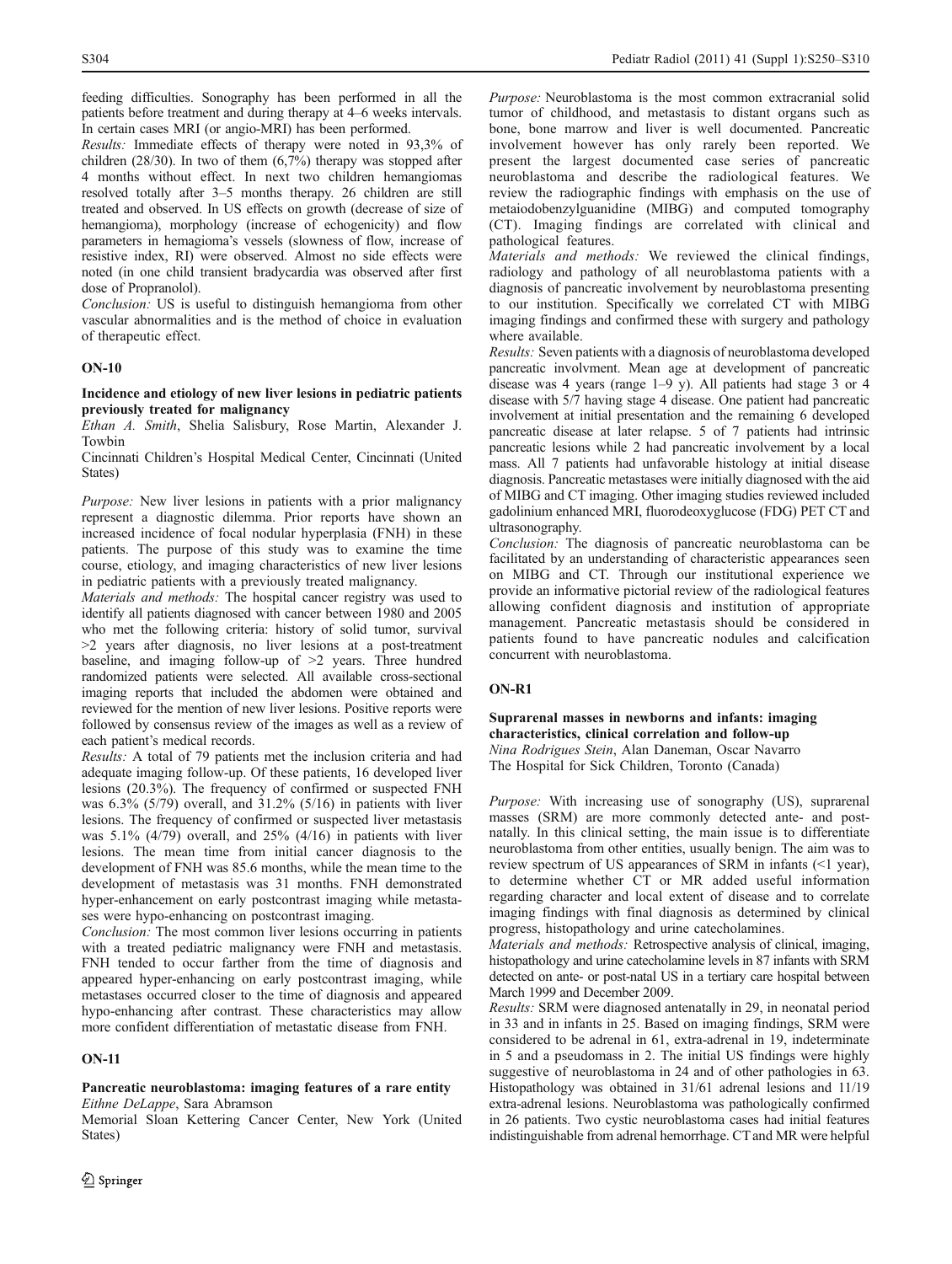feeding difficulties. Sonography has been performed in all the patients before treatment and during therapy at 4–6 weeks intervals. In certain cases MRI (or angio-MRI) has been performed.

*Results:* Immediate effects of therapy were noted in 93,3% of children (28/30). In two of them (6,7%) therapy was stopped after 4 months without effect. In next two children hemangiomas resolved totally after 3–5 months therapy. 26 children are still treated and observed. In US effects on growth (decrease of size of hemangioma), morphology (increase of echogenicity) and flow parameters in hemangioma's vessels (slowness of flow, increase of resistive index, RI) were observed. Almost no side effects were noted (in one child transient bradycardia was observed after first dose of Propranolol).

*Conclusion:* US is useful to distinguish hemangioma from other vascular abnormalities and is the method of choice in evaluation of therapeutic effect.

## ON-10

### Incidence and etiology of new liver lesions in pediatric patients previously treated for malignancy

*Ethan A. Smith*, Shelia Salisbury, Rose Martin, Alexander J. Towbin

Cincinnati Children's Hospital Medical Center, Cincinnati (United States)

*Purpose:* New liver lesions in patients with a prior malignancy represent a diagnostic dilemma. Prior reports have shown an increased incidence of focal nodular hyperplasia (FNH) in these patients. The purpose of this study was to examine the time course, etiology, and imaging characteristics of new liver lesions in pediatric patients with a previously treated malignancy.

*Materials and methods:* The hospital cancer registry was used to identify all patients diagnosed with cancer between 1980 and 2005 who met the following criteria: history of solid tumor, survival >2 years after diagnosis, no liver lesions at a post-treatment baseline, and imaging follow-up of >2 years. Three hundred randomized patients were selected. All available cross-sectional imaging reports that included the abdomen were obtained and reviewed for the mention of new liver lesions. Positive reports were followed by consensus review of the images as well as a review of each patient's medical records.

*Results:* A total of 79 patients met the inclusion criteria and had adequate imaging follow-up. Of these patients, 16 developed liver lesions (20.3%). The frequency of confirmed or suspected FNH was 6.3% (5/79) overall, and 31.2% (5/16) in patients with liver lesions. The frequency of confirmed or suspected liver metastasis was 5.1% (4/79) overall, and 25% (4/16) in patients with liver lesions. The mean time from initial cancer diagnosis to the development of FNH was 85.6 months, while the mean time to the development of metastasis was 31 months. FNH demonstrated hyper-enhancement on early postcontrast imaging while metastases were hypo-enhancing on postcontrast imaging.

*Conclusion:* The most common liver lesions occurring in patients with a treated pediatric malignancy were FNH and metastasis. FNH tended to occur farther from the time of diagnosis and appeared hyper-enhancing on early postcontrast imaging, while metastases occurred closer to the time of diagnosis and appeared hypo-enhancing after contrast. These characteristics may allow more confident differentiation of metastatic disease from FNH.

## ON-11

### Pancreatic neuroblastoma: imaging features of a rare entity

*Eithne DeLappe*, Sara Abramson

Memorial Sloan Kettering Cancer Center, New York (United States)

*Purpose:* Neuroblastoma is the most common extracranial solid tumor of childhood, and metastasis to distant organs such as bone, bone marrow and liver is well documented. Pancreatic involvement however has only rarely been reported. We present the largest documented case series of pancreatic neuroblastoma and describe the radiological features. We review the radiographic findings with emphasis on the use of metaiodobenzylguanidine (MIBG) and computed tomography (CT). Imaging findings are correlated with clinical and pathological features.

*Materials and methods:* We reviewed the clinical findings, radiology and pathology of all neuroblastoma patients with a diagnosis of pancreatic involvement by neuroblastoma presenting to our institution. Specifically we correlated CT with MIBG imaging findings and confirmed these with surgery and pathology where available.

*Results:* Seven patients with a diagnosis of neuroblastoma developed pancreatic involvment. Mean age at development of pancreatic disease was 4 years (range 1–9 y). All patients had stage 3 or 4 disease with 5/7 having stage 4 disease. One patient had pancreatic involvement at initial presentation and the remaining 6 developed pancreatic disease at later relapse. 5 of 7 patients had intrinsic pancreatic lesions while 2 had pancreatic involvement by a local mass. All 7 patients had unfavorable histology at initial disease diagnosis. Pancreatic metastases were initially diagnosed with the aid of MIBG and CT imaging. Other imaging studies reviewed included gadolinium enhanced MRI, fluorodeoxyglucose (FDG) PET CT and ultrasonography.

*Conclusion:* The diagnosis of pancreatic neuroblastoma can be facilitated by an understanding of characteristic appearances seen on MIBG and CT. Through our institutional experience we provide an informative pictorial review of the radiological features allowing confident diagnosis and institution of appropriate management. Pancreatic metastasis should be considered in patients found to have pancreatic nodules and calcification concurrent with neuroblastoma.

## ON-R1

### Suprarenal masses in newborns and infants: imaging characteristics, clinical correlation and follow-up

*Nina Rodrigues Stein*, Alan Daneman, Oscar Navarro

The Hospital for Sick Children, Toronto (Canada)

*Purpose:* With increasing use of sonography (US), suprarenal masses (SRM) are more commonly detected ante- and postnatally. In this clinical setting, the main issue is to differentiate neuroblastoma from other entities, usually benign. The aim was to review spectrum of US appearances of SRM in infants (<1 year), to determine whether CT or MR added useful information regarding character and local extent of disease and to correlate imaging findings with final diagnosis as determined by clinical progress, histopathology and urine catecholamines.

*Materials and methods:* Retrospective analysis of clinical, imaging, histopathology and urine catecholamine levels in 87 infants with SRM detected on ante- or post-natal US in a tertiary care hospital between March 1999 and December 2009.

*Results:* SRM were diagnosed antenatally in 29, in neonatal period in 33 and in infants in 25. Based on imaging findings, SRM were considered to be adrenal in 61, extra-adrenal in 19, indeterminate in 5 and a pseudomass in 2. The initial US findings were highly suggestive of neuroblastoma in 24 and of other pathologies in 63. Histopathology was obtained in 31/61 adrenal lesions and 11/19 extra-adrenal lesions. Neuroblastoma was pathologically confirmed in 26 patients. Two cystic neuroblastoma cases had initial features indistinguishable from adrenal hemorrhage. CT and MR were helpful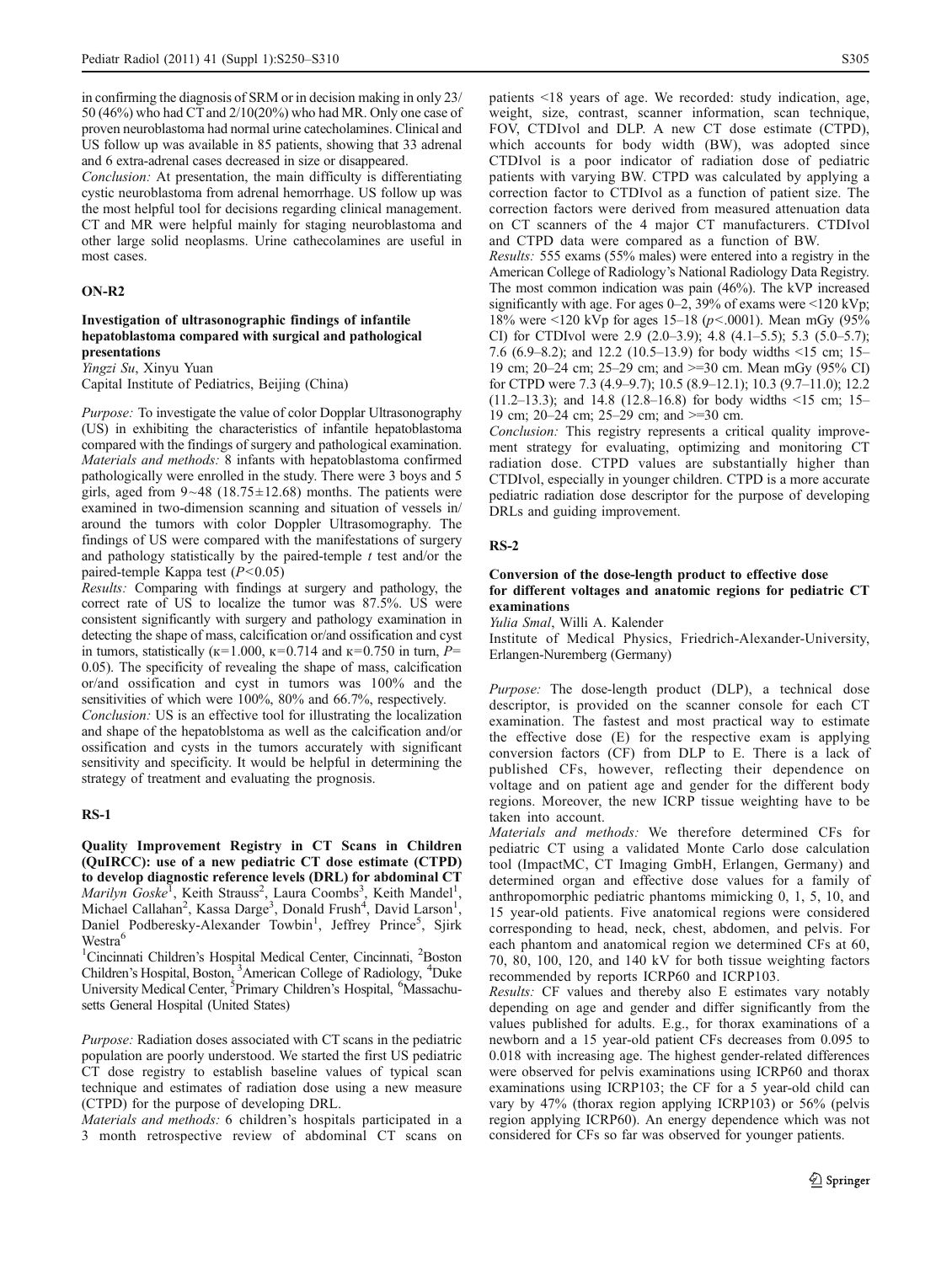in confirming the diagnosis of SRM or in decision making in only 23/50 (46%) who had CT and 2/10(20%) who had MR. Only one case of proven neuroblastoma had normal urine catecholamines. Clinical and US follow up was available in 85 patients, showing that 33 adrenal and 6 extra-adrenal cases decreased in size or disappeared.

*Conclusion:* At presentation, the main difficulty is differentiating cystic neuroblastoma from adrenal hemorrhage. US follow up was the most helpful tool for decisions regarding clinical management. CT and MR were helpful mainly for staging neuroblastoma and other large solid neoplasms. Urine cathecolamines are useful in most cases.

## ON-R2

### Investigation of ultrasonographic findings of infantile hepatoblastoma compared with surgical and pathological presentations

*Yingzi Su*, Xinyu Yuan

Capital Institute of Pediatrics, Beijing (China)

*Purpose:* To investigate the value of color Doppler Ultrasonography (US) in exhibiting the characteristics of infantile hepatoblastoma compared with the findings of surgery and pathological examination.

*Materials and methods:* 8 infants with hepatoblastoma confirmed pathologically were enrolled in the study. There were 3 boys and 5 girls, aged from 9~48 (18.75±12.68) months. The patients were examined in two-dimension scanning and situation of vessels in/around the tumors with color Doppler Ultrasomography. The findings of US were compared with the manifestations of surgery and pathology statistically by the paired-temple $t$ test and/or the paired-temple Kappa test ($P<0.05$)

*Results:* Comparing with findings at surgery and pathology, the correct rate of US to localize the tumor was 87.5%. US were consistent significantly with surgery and pathology examination in detecting the shape of mass, calcification or/and ossification and cyst in tumors, statistically ($\kappa=1.000$, $\kappa=0.714$ and $\kappa=0.750$ in turn, $P=0.05$). The specificity of revealing the shape of mass, calcification or/and ossification and cyst in tumors was 100% and the sensitivities of which were 100%, 80% and 66.7%, respectively.

*Conclusion:* US is an effective tool for illustrating the localization and shape of the hepatoblstoma as well as the calcification and/or ossification and cysts in the tumors accurately with significant sensitivity and specificity. It would be helpful in determining the strategy of treatment and evaluating the prognosis.

## RS-1

### Quality Improvement Registry in CT Scans in Children (QuIRCC): use of a new pediatric CT dose estimate (CTPD) to develop diagnostic reference levels (DRL) for abdominal CT

*Marilyn Goske*[1], Keith Strauss[2], Laura Coombs[3], Keith Mandel[1], Michael Callahan[2], Kassa Darge[3], Donald Frush[4], David Larson[1], Daniel Podberesky-Alexander Towbin[1], Jeffrey Prince[5], Sjirk Westra[6]

[1]Cincinnati Children's Hospital Medical Center, Cincinnati, [2]Boston Children's Hospital, Boston, [3]American College of Radiology, [4]Duke University Medical Center, [5]Primary Children's Hospital, [6]Massachusetts General Hospital (United States)

*Purpose:* Radiation doses associated with CT scans in the pediatric population are poorly understood. We started the first US pediatric CT dose registry to establish baseline values of typical scan technique and estimates of radiation dose using a new measure (CTPD) for the purpose of developing DRL.

*Materials and methods:* 6 children's hospitals participated in a 3 month retrospective review of abdominal CT scans on patients <18 years of age. We recorded: study indication, age, weight, size, contrast, scanner information, scan technique, FOV, CTDIvol and DLP. A new CT dose estimate (CTPD), which accounts for body width (BW), was adopted since CTDIvol is a poor indicator of radiation dose of pediatric patients with varying BW. CTPD was calculated by applying a correction factor to CTDIvol as a function of patient size. The correction factors were derived from measured attenuation data on CT scanners of the 4 major CT manufacturers. CTDIvol and CTPD data were compared as a function of BW.

*Results:* 555 exams (55% males) were entered into a registry in the American College of Radiology's National Radiology Data Registry. The most common indication was pain (46%). The kVP increased significantly with age. For ages 0–2, 39% of exams were <120 kVp; 18% were <120 kVp for ages 15–18 ($p<.0001$). Mean mGy (95% CI) for CTDIvol were 2.9 (2.0–3.9); 4.8 (4.1–5.5); 5.3 (5.0–5.7); 7.6 (6.9–8.2); and 12.2 (10.5–13.9) for body widths <15 cm; 15–19 cm; 20–24 cm; 25–29 cm; and >=30 cm. Mean mGy (95% CI) for CTPD were 7.3 (4.9–9.7); 10.5 (8.9–12.1); 10.3 (9.7–11.0); 12.2 (11.2–13.3); and 14.8 (12.8–16.8) for body widths <15 cm; 15–19 cm; 20–24 cm; 25–29 cm; and >=30 cm.

*Conclusion:* This registry represents a critical quality improvement strategy for evaluating, optimizing and monitoring CT radiation dose. CTPD values are substantially higher than CTDIvol, especially in younger children. CTPD is a more accurate pediatric radiation dose descriptor for the purpose of developing DRLs and guiding improvement.

## RS-2

### Conversion of the dose-length product to effective dose for different voltages and anatomic regions for pediatric CT examinations

*Yulia Smal*, Willi A. Kalender

Institute of Medical Physics, Friedrich-Alexander-University, Erlangen-Nuremberg (Germany)

*Purpose:* The dose-length product (DLP), a technical dose descriptor, is provided on the scanner console for each CT examination. The fastest and most practical way to estimate the effective dose (E) for the respective exam is applying conversion factors (CF) from DLP to E. There is a lack of published CFs, however, reflecting their dependence on voltage and on patient age and gender for the different body regions. Moreover, the new ICRP tissue weighting have to be taken into account.

*Materials and methods:* We therefore determined CFs for pediatric CT using a validated Monte Carlo dose calculation tool (ImpactMC, CT Imaging GmbH, Erlangen, Germany) and determined organ and effective dose values for a family of anthropomorphic pediatric phantoms mimicking 0, 1, 5, 10, and 15 year-old patients. Five anatomical regions were considered corresponding to head, neck, chest, abdomen, and pelvis. For each phantom and anatomical region we determined CFs at 60, 70, 80, 100, 120, and 140 kV for both tissue weighting factors recommended by reports ICRP60 and ICRP103.

*Results:* CF values and thereby also E estimates vary notably depending on age and gender and differ significantly from the values published for adults. E.g., for thorax examinations of a newborn and a 15 year-old patient CFs decreases from 0.095 to 0.018 with increasing age. The highest gender-related differences were observed for pelvis examinations using ICRP60 and thorax examinations using ICRP103; the CF for a 5 year-old child can vary by 47% (thorax region applying ICRP103) or 56% (pelvis region applying ICRP60). An energy dependence which was not considered for CFs so far was observed for younger patients.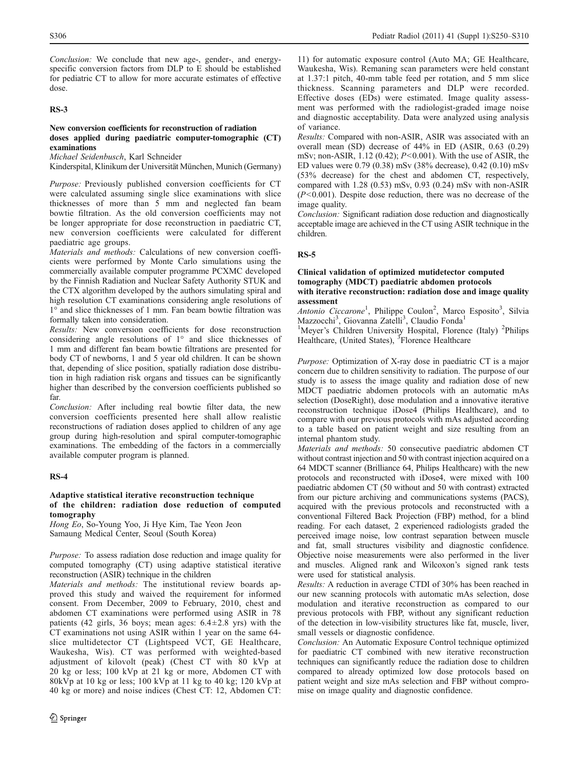*Conclusion:* We conclude that new age-, gender-, and energy-specific conversion factors from DLP to E should be established for pediatric CT to allow for more accurate estimates of effective dose.

## RS-3

### New conversion coefficients for reconstruction of radiation doses applied during paediatric computer-tomographic (CT) examinations

*Michael Seidenbusch, Karl Schneider*

Kinderspital, Klinikum der Universität München, Munich (Germany)

*Purpose:* Previously published conversion coefficients for CT were calculated assuming single slice examinations with slice thicknesses of more than 5 mm and neglected fan beam bowtie filtration. As the old conversion coefficients may not be longer appropriate for dose reconstruction in paediatric CT, new conversion coefficients were calculated for different paediatric age groups.

*Materials and methods:* Calculations of new conversion coefficients were performed by Monte Carlo simulations using the commercially available computer programme PCXMC developed by the Finnish Radiation and Nuclear Safety Authority STUK and the CTX algorithm developed by the authors simulating spiral and high resolution CT examinations considering angle resolutions of 1° and slice thicknesses of 1 mm. Fan beam bowtie filtration was formally taken into consideration.

*Results:* New conversion coefficients for dose reconstruction considering angle resolutions of 1° and slice thicknesses of 1 mm and different fan beam bowtie filtrations are presented for body CT of newborns, 1 and 5 year old children. It can be shown that, depending of slice position, spatially radiation dose distribution in high radiation risk organs and tissues can be significantly higher than described by the conversion coefficients published so far.

*Conclusion:* After including real bowtie filter data, the new conversion coefficients presented here shall allow realistic reconstructions of radiation doses applied to children of any age group during high-resolution and spiral computer-tomographic examinations. The embedding of the factors in a commercially available computer program is planned.

## RS-4

### Adaptive statistical iterative reconstruction technique of the children: radiation dose reduction of computed tomography

*Hong Eo, So-Young Yoo, Ji Hye Kim, Tae Yeon Jeon*

Samaung Medical Center, Seoul (South Korea)

*Purpose:* To assess radiation dose reduction and image quality for computed tomography (CT) using adaptive statistical iterative reconstruction (ASIR) technique in the children

*Materials and methods:* The institutional review boards approved this study and waived the requirement for informed consent. From December, 2009 to February, 2010, chest and abdomen CT examinations were performed using ASIR in 78 patients (42 girls, 36 boys; mean ages: 6.4±2.8 yrs) with the CT examinations not using ASIR within 1 year on the same 64-slice multidetector CT (Lightspeed VCT, GE Healthcare, Waukesha, Wis). CT was performed with weighted-based adjustment of kilovolt (peak) (Chest CT with 80 kVp at 20 kg or less; 100 kVp at 21 kg or more, Abdomen CT with 80kVp at 10 kg or less; 100 kVp at 11 kg to 40 kg; 120 kVp at 40 kg or more) and noise indices (Chest CT: 12, Abdomen CT: 11) for automatic exposure control (Auto MA; GE Healthcare, Waukesha, Wis). Remaning scan parameters were held constant at 1.37:1 pitch, 40-mm table feed per rotation, and 5 mm slice thickness. Scanning parameters and DLP were recorded. Effective doses (EDs) were estimated. Image quality assessment was performed with the radiologist-graded image noise and diagnostic acceptability. Data were analyzed using analysis of variance.

*Results:* Compared with non-ASIR, ASIR was associated with an overall mean (SD) decrease of 44% in ED (ASIR, 0.63 (0.29) mSv; non-ASIR, 1.12 (0.42); $P<0.001$). With the use of ASIR, the ED values were 0.79 (0.38) mSv (38% decrease), 0.42 (0.10) mSv (53% decrease) for the chest and abdomen CT, respectively, compared with 1.28 (0.53) mSv, 0.93 (0.24) mSv with non-ASIR ($P<0.001$). Despite dose reduction, there was no decrease of the image quality.

*Conclusion:* Significant radiation dose reduction and diagnostically acceptable image are achieved in the CT using ASIR technique in the children.

## RS-5

### Clinical validation of optimized mutidetector computed tomography (MDCT) paediatric abdomen protocols with iterative reconstruction: radiation dose and image quality assessment

*Antonio Ciccarone[1], Philippe Coulon[2], Marco Esposito[3], Silvia Mazzocchi[3], Giovanna Zatelli[3], Claudio Fonda[1]*

[1]Meyer's Children University Hospital, Florence (Italy) [2]Philips Healthcare, (United States), [3]Florence Healthcare

*Purpose:* Optimization of X-ray dose in paediatric CT is a major concern due to children sensitivity to radiation. The purpose of our study is to assess the image quality and radiation dose of new MDCT paediatric abdomen protocols with an automatic mAs selection (DoseRight), dose modulation and a innovative iterative reconstruction technique iDose4 (Philips Healthcare), and to compare with our previous protocols with mAs adjusted according to a table based on patient weight and size resulting from an internal phantom study.

*Materials and methods:* 50 consecutive paediatric abdomen CT without contrast injection and 50 with contrast injection acquired on a 64 MDCT scanner (Brilliance 64, Philips Healthcare) with the new protocols and reconstructed with iDose4, were mixed with 100 paediatric abdomen CT (50 without and 50 with contrast) extracted from our picture archiving and communications systems (PACS), acquired with the previous protocols and reconstructed with a conventional Filtered Back Projection (FBP) method, for a blind reading. For each dataset, 2 experienced radiologists graded the perceived image noise, low contrast separation between muscle and fat, small structures visibility and diagnostic confidence. Objective noise measurements were also performed in the liver and muscles. Aligned rank and Wilcoxon's signed rank tests were used for statistical analysis.

*Results:* A reduction in average CTDI of 30% has been reached in our new scanning protocols with automatic mAs selection, dose modulation and iterative reconstruction as compared to our previous protocols with FBP, without any significant reduction of the detection in low-visibility structures like fat, muscle, liver, small vessels or diagnostic confidence.

*Conclusion:* An Automatic Exposure Control technique optimized for paediatric CT combined with new iterative reconstruction techniques can significantly reduce the radiation dose to children compared to already optimized low dose protocols based on patient weight and size mAs selection and FBP without compromise on image quality and diagnostic confidence.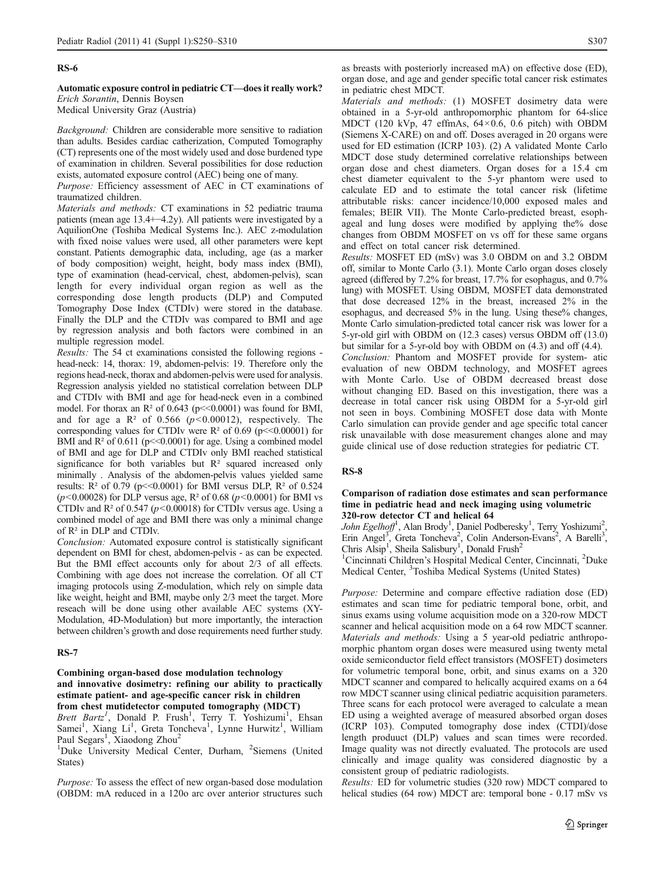## RS-6

### Automatic exposure control in pediatric CT—does it really work?

*Erich Sorantin, Dennis Boysen*
Medical University Graz (Austria)

*Background:* Children are considerable more sensitive to radiation than adults. Besides cardiac catheterization, Computed Tomography (CT) represents one of the most widely used and dose burdened type of examination in children. Several possibilities for dose reduction exists, automated exposure control (AEC) being one of many.

*Purpose:* Efficiency assessment of AEC in CT examinations of traumatized children.

*Materials and methods:* CT examinations in 52 pediatric trauma patients (mean age 13.4+−4.2y). All patients were investigated by a AquilionOne (Toshiba Medical Systems Inc.). AEC z-modulation with fixed noise values were used, all other parameters were kept constant. Patients demographic data, including, age (as a marker of body composition) weight, height, body mass index (BMI), type of examination (head-cervical, chest, abdomen-pelvis), scan length for every individual organ region as well as the corresponding dose length products (DLP) and Computed Tomography Dose Index (CTDIv) were stored in the database. Finally the DLP and the CTDIv was compared to BMI and age by regression analysis and both factors were combined in an multiple regression model.

*Results:* The 54 ct examinations consisted the following regions - head-neck: 14, thorax: 19, abdomen-pelvis: 19. Therefore only the regions head-neck, thorax and abdomen-pelvis were used for analysis. Regression analysis yielded no statistical correlation between DLP and CTDIv with BMI and age for head-neck even in a combined model. For thorax an $R^2$ of 0.643 ($p<<0.0001$) was found for BMI, and for age a $R^2$ of 0.566 ($p<0.00012$), respectively. The corresponding values for CTDIv were $R^2$ of 0.69 ($p<<0.00001$) for BMI and $R^2$ of 0.611 ($p<<0.0001$) for age. Using a combined model of BMI and age for DLP and CTDIv only BMI reached statistical significance for both variables but $R^2$ squared increased only minimally . Analysis of the abdomen-pelvis values yielded same results: $R^2$ of 0.79 ($p<<0.0001$) for BMI versus DLP, $R^2$ of 0.524 ($p<0.00028$) for DLP versus age, $R^2$ of 0.68 ($p<0.0001$) for BMI vs CTDIv and $R^2$ of 0.547 ($p<0.00018$) for CTDIv versus age. Using a combined model of age and BMI there was only a minimal change of $R^2$ in DLP and CTDIv.

*Conclusion:* Automated exposure control is statistically significant dependent on BMI for chest, abdomen-pelvis - as can be expected. But the BMI effect accounts only for about 2/3 of all effects. Combining with age does not increase the correlation. Of all CT imaging protocols using Z-modulation, which rely on simple data like weight, height and BMI, maybe only 2/3 meet the target. More reseach will be done using other available AEC systems (XY-Modulation, 4D-Modulation) but more importantly, the interaction between children's growth and dose requirements need further study.

## RS-7

### Combining organ-based dose modulation technology and innovative dosimetry: refining our ability to practically estimate patient- and age-specific cancer risk in children from chest mutidetector computed tomography (MDCT)

*Brett Bartz*[1], Donald P. Frush[1], Terry T. Yoshizumi[1], Ehsan Samei[1], Xiang Li[1], Greta Toncheva[1], Lynne Hurwitz[1], William Paul Segars[1], Xiaodong Zhou[2]
[1]Duke University Medical Center, Durham, [2]Siemens (United States)

*Purpose:* To assess the effect of new organ-based dose modulation (OBDM: mA reduced in a 120o arc over anterior structures such as breasts with posteriorly increased mA) on effective dose (ED), organ dose, and age and gender specific total cancer risk estimates in pediatric chest MDCT.

*Materials and methods:* (1) MOSFET dosimetry data were obtained in a 5-yr-old anthropomorphic phantom for 64-slice MDCT (120 kVp, 47 effmAs, 64×0.6, 0.6 pitch) with OBDM (Siemens X-CARE) on and off. Doses averaged in 20 organs were used for ED estimation (ICRP 103). (2) A validated Monte Carlo MDCT dose study determined correlative relationships between organ dose and chest diameters. Organ doses for a 15.4 cm chest diameter equivalent to the 5-yr phantom were used to calculate ED and to estimate the total cancer risk (lifetime attributable risks: cancer incidence/10,000 exposed males and females; BEIR VII). The Monte Carlo-predicted breast, esophageal and lung doses were modified by applying the% dose changes from OBDM MOSFET on vs off for these same organs and effect on total cancer risk determined.

*Results:* MOSFET ED (mSv) was 3.0 OBDM on and 3.2 OBDM off, similar to Monte Carlo (3.1). Monte Carlo organ doses closely agreed (differed by 7.2% for breast, 17.7% for esophagus, and 0.7% lung) with MOSFET. Using OBDM, MOSFET data demonstrated that dose decreased 12% in the breast, increased 2% in the esophagus, and decreased 5% in the lung. Using these% changes, Monte Carlo simulation-predicted total cancer risk was lower for a 5-yr-old girl with OBDM on (12.3 cases) versus OBDM off (13.0) but similar for a 5-yr-old boy with OBDM on (4.3) and off (4.4).

*Conclusion:* Phantom and MOSFET provide for system- atic evaluation of new OBDM technology, and MOSFET agrees with Monte Carlo. Use of OBDM decreased breast dose without changing ED. Based on this investigation, there was a decrease in total cancer risk using OBDM for a 5-yr-old girl not seen in boys. Combining MOSFET dose data with Monte Carlo simulation can provide gender and age specific total cancer risk unavailable with dose measurement changes alone and may guide clinical use of dose reduction strategies for pediatric CT.

## RS-8

### Comparison of radiation dose estimates and scan performance time in pediatric head and neck imaging using volumetric 320-row detector CT and helical 64

*John Egelhoff*[1], Alan Brody[1], Daniel Podberesky[1], Terry Yoshizumi[2], Erin Angel[3], Greta Toncheva[2], Colin Anderson-Evans[2], A Barelli[3], Chris Alsip[1], Sheila Salisbury[1], Donald Frush[2]
[1]Cincinnati Children's Hospital Medical Center, Cincinnati, [2]Duke Medical Center, [3]Toshiba Medical Systems (United States)

*Purpose:* Determine and compare effective radiation dose (ED) estimates and scan time for pediatric temporal bone, orbit, and sinus exams using volume acquisition mode on a 320-row MDCT scanner and helical acquisition mode on a 64 row MDCT scanner.

*Materials and methods:* Using a 5 year-old pediatric anthropomorphic phantom organ doses were measured using twenty metal oxide semiconductor field effect transistors (MOSFET) dosimeters for volumetric temporal bone, orbit, and sinus exams on a 320 MDCT scanner and compared to helically acquired exams on a 64 row MDCT scanner using clinical pediatric acquisition parameters. Three scans for each protocol were averaged to calculate a mean ED using a weighted average of measured absorbed organ doses (ICRP 103). Computed tomography dose index (CTDI)/dose length produuct (DLP) values and scan times were recorded. Image quality was not directly evaluated. The protocols are used clinically and image quality was considered diagnostic by a consistent group of pediatric radiologists.

*Results:* ED for volumetric studies (320 row) MDCT compared to helical studies (64 row) MDCT are: temporal bone - 0.17 mSv vs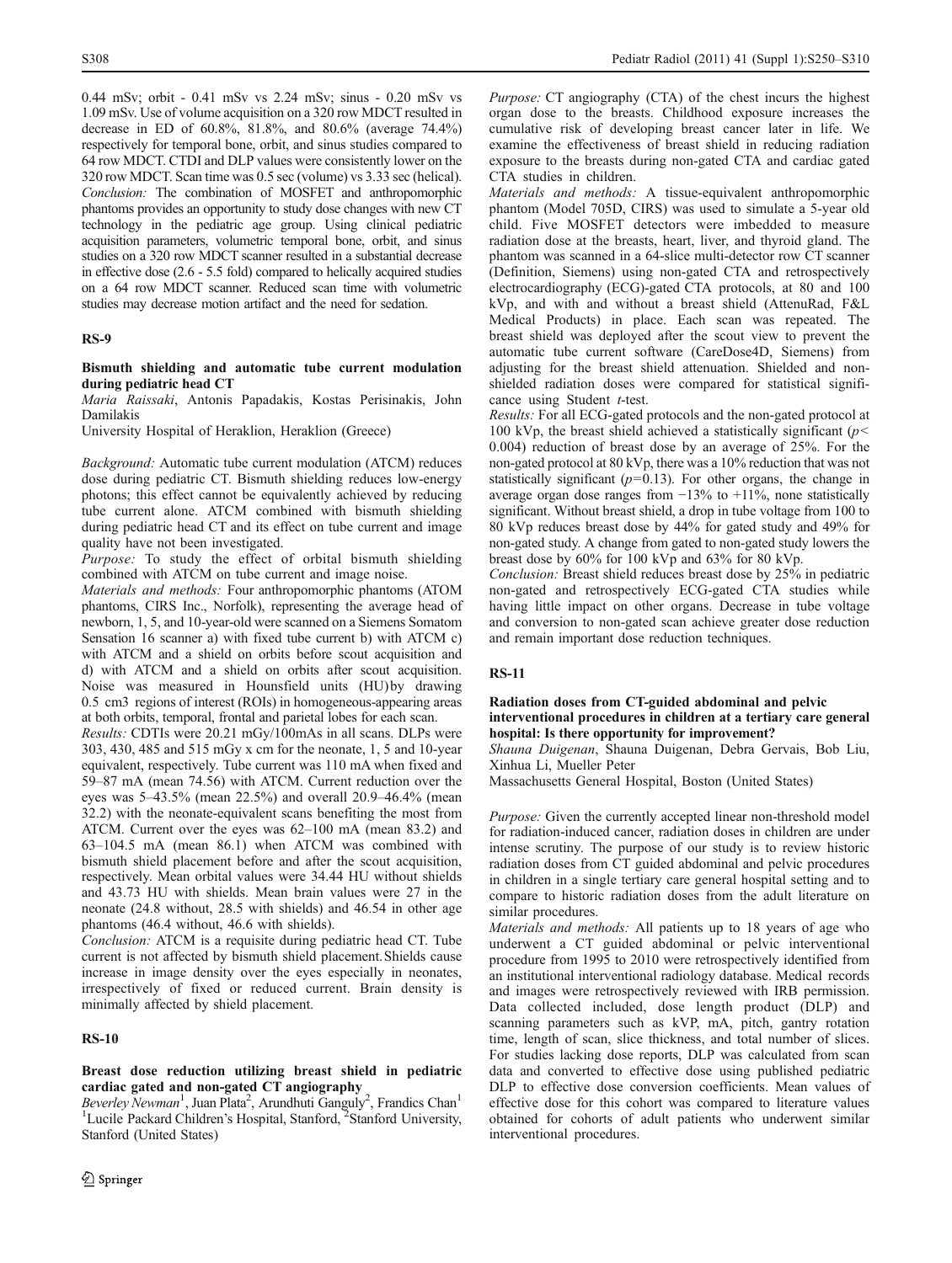0.44 mSv; orbit - 0.41 mSv vs 2.24 mSv; sinus - 0.20 mSv vs 1.09 mSv. Use of volume acquisition on a 320 row MDCT resulted in decrease in ED of 60.8%, 81.8%, and 80.6% (average 74.4%) respectively for temporal bone, orbit, and sinus studies compared to 64 row MDCT. CTDI and DLP values were consistently lower on the 320 row MDCT. Scan time was 0.5 sec (volume) vs 3.33 sec (helical). *Conclusion:* The combination of MOSFET and anthropomorphic phantoms provides an opportunity to study dose changes with new CT technology in the pediatric age group. Using clinical pediatric acquisition parameters, volumetric temporal bone, orbit, and sinus studies on a 320 row MDCT scanner resulted in a substantial decrease in effective dose (2.6 - 5.5 fold) compared to helically acquired studies on a 64 row MDCT scanner. Reduced scan time with volumetric studies may decrease motion artifact and the need for sedation.

## RS-9

### Bismuth shielding and automatic tube current modulation during pediatric head CT

*Maria Raissaki*, Antonis Papadakis, Kostas Perisinakis, John Damilakis

University Hospital of Heraklion, Heraklion (Greece)

*Background:* Automatic tube current modulation (ATCM) reduces dose during pediatric CT. Bismuth shielding reduces low-energy photons; this effect cannot be equivalently achieved by reducing tube current alone. ATCM combined with bismuth shielding during pediatric head CT and its effect on tube current and image quality have not been investigated.

*Purpose:* To study the effect of orbital bismuth shielding combined with ATCM on tube current and image noise.

*Materials and methods:* Four anthropomorphic phantoms (ATOM phantoms, CIRS Inc., Norfolk), representing the average head of newborn, 1, 5, and 10-year-old were scanned on a Siemens Somatom Sensation 16 scanner a) with fixed tube current b) with ATCM c) with ATCM and a shield on orbits before scout acquisition and d) with ATCM and a shield on orbits after scout acquisition. Noise was measured in Hounsfield units (HU) by drawing 0.5 cm3 regions of interest (ROIs) in homogeneous-appearing areas at both orbits, temporal, frontal and parietal lobes for each scan.

*Results:* CDTIs were 20.21 mGy/100mAs in all scans. DLPs were 303, 430, 485 and 515 mGy x cm for the neonate, 1, 5 and 10-year equivalent, respectively. Tube current was 110 mA when fixed and 59–87 mA (mean 74.56) with ATCM. Current reduction over the eyes was 5–43.5% (mean 22.5%) and overall 20.9–46.4% (mean 32.2) with the neonate-equivalent scans benefiting the most from ATCM. Current over the eyes was 62–100 mA (mean 83.2) and 63–104.5 mA (mean 86.1) when ATCM was combined with bismuth shield placement before and after the scout acquisition, respectively. Mean orbital values were 34.44 HU without shields and 43.73 HU with shields. Mean brain values were 27 in the neonate (24.8 without, 28.5 with shields) and 46.54 in other age phantoms (46.4 without, 46.6 with shields).

*Conclusion:* ATCM is a requisite during pediatric head CT. Tube current is not affected by bismuth shield placement. Shields cause increase in image density over the eyes especially in neonates, irrespectively of fixed or reduced current. Brain density is minimally affected by shield placement.

## RS-10

### Breast dose reduction utilizing breast shield in pediatric cardiac gated and non-gated CT angiography

*Beverley Newman*[1], Juan Plata[2], Arundhuti Ganguly[2], Frandics Chan[1]

[1]Lucile Packard Children's Hospital, Stanford, [2]Stanford University, Stanford (United States)

*Purpose:* CT angiography (CTA) of the chest incurs the highest organ dose to the breasts. Childhood exposure increases the cumulative risk of developing breast cancer later in life. We examine the effectiveness of breast shield in reducing radiation exposure to the breasts during non-gated CTA and cardiac gated CTA studies in children.

*Materials and methods:* A tissue-equivalent anthropomorphic phantom (Model 705D, CIRS) was used to simulate a 5-year old child. Five MOSFET detectors were imbedded to measure radiation dose at the breasts, heart, liver, and thyroid gland. The phantom was scanned in a 64-slice multi-detector row CT scanner (Definition, Siemens) using non-gated CTA and retrospectively electrocardiography (ECG)-gated CTA protocols, at 80 and 100 kVp, and with and without a breast shield (AttenuRad, F&L Medical Products) in place. Each scan was repeated. The breast shield was deployed after the scout view to prevent the automatic tube current software (CareDose4D, Siemens) from adjusting for the breast shield attenuation. Shielded and non-shielded radiation doses were compared for statistical significance using Student *t*-test.

*Results:* For all ECG-gated protocols and the non-gated protocol at 100 kVp, the breast shield achieved a statistically significant ($p < 0.004$) reduction of breast dose by an average of 25%. For the non-gated protocol at 80 kVp, there was a 10% reduction that was not statistically significant ($p = 0.13$). For other organs, the change in average organ dose ranges from −13% to +11%, none statistically significant. Without breast shield, a drop in tube voltage from 100 to 80 kVp reduces breast dose by 44% for gated study and 49% for non-gated study. A change from gated to non-gated study lowers the breast dose by 60% for 100 kVp and 63% for 80 kVp.

*Conclusion:* Breast shield reduces breast dose by 25% in pediatric non-gated and retrospectively ECG-gated CTA studies while having little impact on other organs. Decrease in tube voltage and conversion to non-gated scan achieve greater dose reduction and remain important dose reduction techniques.

## RS-11

### Radiation doses from CT-guided abdominal and pelvic interventional procedures in children at a tertiary care general hospital: Is there opportunity for improvement?

*Shauna Duigenan*, Shauna Duigenan, Debra Gervais, Bob Liu, Xinhua Li, Mueller Peter

Massachusetts General Hospital, Boston (United States)

*Purpose:* Given the currently accepted linear non-threshold model for radiation-induced cancer, radiation doses in children are under intense scrutiny. The purpose of our study is to review historic radiation doses from CT guided abdominal and pelvic procedures in children in a single tertiary care general hospital setting and to compare to historic radiation doses from the adult literature on similar procedures.

*Materials and methods:* All patients up to 18 years of age who underwent a CT guided abdominal or pelvic interventional procedure from 1995 to 2010 were retrospectively identified from an institutional interventional radiology database. Medical records and images were retrospectively reviewed with IRB permission. Data collected included, dose length product (DLP) and scanning parameters such as kVP, mA, pitch, gantry rotation time, length of scan, slice thickness, and total number of slices. For studies lacking dose reports, DLP was calculated from scan data and converted to effective dose using published pediatric DLP to effective dose conversion coefficients. Mean values of effective dose for this cohort was compared to literature values obtained for cohorts of adult patients who underwent similar interventional procedures.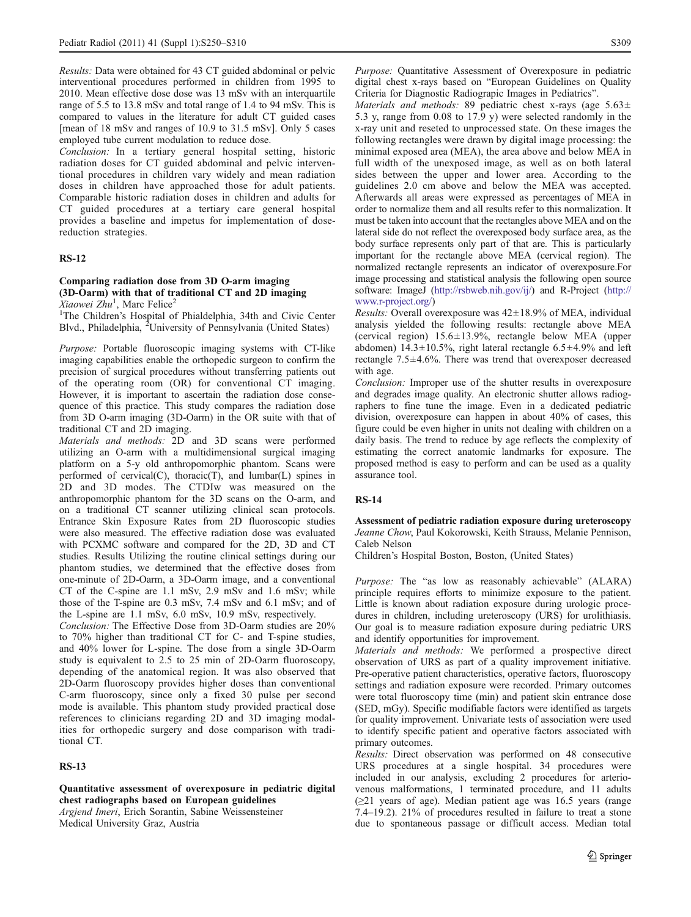*Results:* Data were obtained for 43 CT guided abdominal or pelvic interventional procedures performed in children from 1995 to 2010. Mean effective dose dose was 13 mSv with an interquartile range of 5.5 to 13.8 mSv and total range of 1.4 to 94 mSv. This is compared to values in the literature for adult CT guided cases [mean of 18 mSv and ranges of 10.9 to 31.5 mSv]. Only 5 cases employed tube current modulation to reduce dose.

*Conclusion:* In a tertiary general hospital setting, historic radiation doses for CT guided abdominal and pelvic interventional procedures in children vary widely and mean radiation doses in children have approached those for adult patients. Comparable historic radiation doses in children and adults for CT guided procedures at a tertiary care general hospital provides a baseline and impetus for implementation of dose-reduction strategies.

## RS-12

### Comparing radiation dose from 3D O-arm imaging (3D-Oarm) with that of traditional CT and 2D imaging

*Xiaowei Zhu*[1], Marc Felice[2]

[1]The Children's Hospital of Phialdelphia, 34th and Civic Center Blvd., Philadelphia, [2]University of Pennsylvania (United States)

*Purpose:* Portable fluoroscopic imaging systems with CT-like imaging capabilities enable the orthopedic surgeon to confirm the precision of surgical procedures without transferring patients out of the operating room (OR) for conventional CT imaging. However, it is important to ascertain the radiation dose consequence of this practice. This study compares the radiation dose from 3D O-arm imaging (3D-Oarm) in the OR suite with that of traditional CT and 2D imaging.

*Materials and methods:* 2D and 3D scans were performed utilizing an O-arm with a multidimensional surgical imaging platform on a 5-y old anthropomorphic phantom. Scans were performed of cervical(C), thoracic(T), and lumbar(L) spines in 2D and 3D modes. The CTDIw was measured on the anthropomorphic phantom for the 3D scans on the O-arm, and on a traditional CT scanner utilizing clinical scan protocols. Entrance Skin Exposure Rates from 2D fluoroscopic studies were also measured. The effective radiation dose was evaluated with PCXMC software and compared for the 2D, 3D and CT studies. Results Utilizing the routine clinical settings during our phantom studies, we determined that the effective doses from one-minute of 2D-Oarm, a 3D-Oarm image, and a conventional CT of the C-spine are 1.1 mSv, 2.9 mSv and 1.6 mSv; while those of the T-spine are 0.3 mSv, 7.4 mSv and 6.1 mSv; and of the L-spine are 1.1 mSv, 6.0 mSv, 10.9 mSv, respectively.

*Conclusion:* The Effective Dose from 3D-Oarm studies are 20% to 70% higher than traditional CT for C- and T-spine studies, and 40% lower for L-spine. The dose from a single 3D-Oarm study is equivalent to 2.5 to 25 min of 2D-Oarm fluoroscopy, depending of the anatomical region. It was also observed that 2D-Oarm fluoroscopy provides higher doses than conventional C-arm fluoroscopy, since only a fixed 30 pulse per second mode is available. This phantom study provided practical dose references to clinicians regarding 2D and 3D imaging modalities for orthopedic surgery and dose comparison with traditional CT.

## RS-13

### Quantitative assessment of overexposure in pediatric digital chest radiographs based on European guidelines

*Argjend Imeri*, Erich Sorantin, Sabine Weissensteiner

Medical University Graz, Austria

*Purpose:* Quantitative Assessment of Overexposure in pediatric digital chest x-rays based on "European Guidelines on Quality Criteria for Diagnostic Radiograpic Images in Pediatrics".

*Materials and methods:* 89 pediatric chest x-rays (age 5.63± 5.3 y, range from 0.08 to 17.9 y) were selected randomly in the x-ray unit and reseted to unprocessed state. On these images the following rectangles were drawn by digital image processing: the minimal exposed area (MEA), the area above and below MEA in full width of the unexposed image, as well as on both lateral sides between the upper and lower area. According to the guidelines 2.0 cm above and below the MEA was accepted. Afterwards all areas were expressed as percentages of MEA in order to normalize them and all results refer to this normalization. It must be taken into account that the rectangles above MEA and on the lateral side do not reflect the overexposed body surface area, as the body surface represents only part of that are. This is particularly important for the rectangle above MEA (cervical region). The normalized rectangle represents an indicator of overexposure.For image processing and statistical analysis the following open source software: ImageJ (http://rsbweb.nih.gov/ij/) and R-Project (http://www.r-project.org/)

*Results:* Overall overexposure was 42±18.9% of MEA, individual analysis yielded the following results: rectangle above MEA (cervical region) 15.6±13.9%, rectangle below MEA (upper abdomen) 14.3±10.5%, right lateral rectangle 6.5±4.9% and left rectangle 7.5±4.6%. There was trend that overexposer decreased with age.

*Conclusion:* Improper use of the shutter results in overexposure and degrades image quality. An electronic shutter allows radiographers to fine tune the image. Even in a dedicated pediatric division, overexposure can happen in about 40% of cases, this figure could be even higher in units not dealing with children on a daily basis. The trend to reduce by age reflects the complexity of estimating the correct anatomic landmarks for exposure. The proposed method is easy to perform and can be used as a quality assurance tool.

## RS-14

### Assessment of pediatric radiation exposure during ureteroscopy

*Jeanne Chow*, Paul Kokorowski, Keith Strauss, Melanie Pennison, Caleb Nelson

Children's Hospital Boston, Boston, (United States)

*Purpose:* The "as low as reasonably achievable" (ALARA) principle requires efforts to minimize exposure to the patient. Little is known about radiation exposure during urologic procedures in children, including ureteroscopy (URS) for urolithiasis. Our goal is to measure radiation exposure during pediatric URS and identify opportunities for improvement.

*Materials and methods:* We performed a prospective direct observation of URS as part of a quality improvement initiative. Pre-operative patient characteristics, operative factors, fluoroscopy settings and radiation exposure were recorded. Primary outcomes were total fluoroscopy time (min) and patient skin entrance dose (SED, mGy). Specific modifiable factors were identified as targets for quality improvement. Univariate tests of association were used to identify specific patient and operative factors associated with primary outcomes.

*Results:* Direct observation was performed on 48 consecutive URS procedures at a single hospital. 34 procedures were included in our analysis, excluding 2 procedures for arteriovenous malformations, 1 terminated procedure, and 11 adults (≥21 years of age). Median patient age was 16.5 years (range 7.4–19.2). 21% of procedures resulted in failure to treat a stone due to spontaneous passage or difficult access. Median total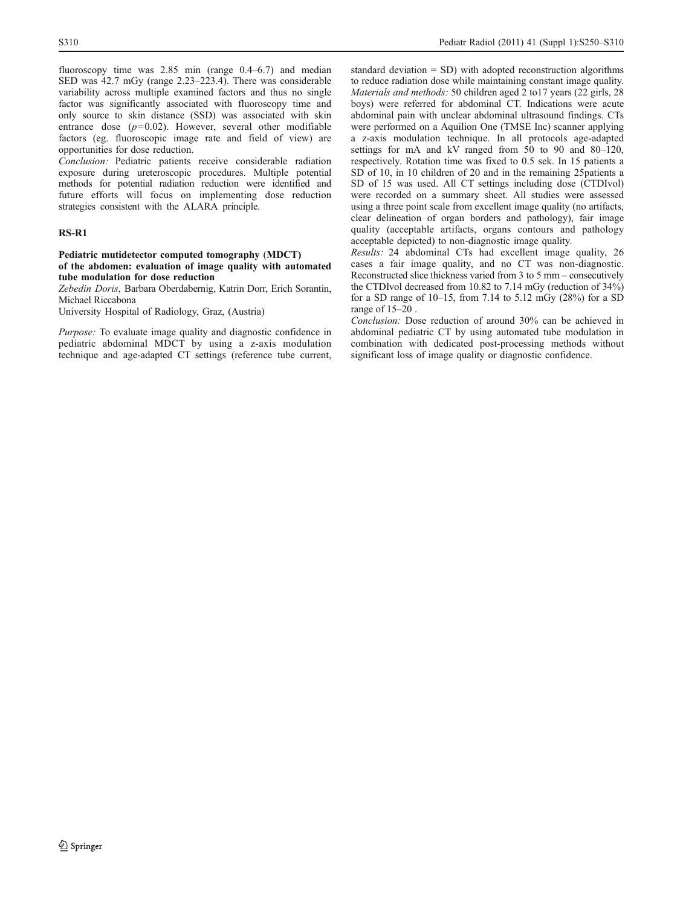fluoroscopy time was 2.85 min (range 0.4–6.7) and median SED was 42.7 mGy (range 2.23–223.4). There was considerable variability across multiple examined factors and thus no single factor was significantly associated with fluoroscopy time and only source to skin distance (SSD) was associated with skin entrance dose ($p=0.02$). However, several other modifiable factors (eg. fluoroscopic image rate and field of view) are opportunities for dose reduction.

*Conclusion:* Pediatric patients receive considerable radiation exposure during ureteroscopic procedures. Multiple potential methods for potential radiation reduction were identified and future efforts will focus on implementing dose reduction strategies consistent with the ALARA principle.

### RS-R1

**Pediatric mutidetector computed tomography (MDCT) of the abdomen: evaluation of image quality with automated tube modulation for dose reduction**

*Zebedin Doris*, Barbara Oberdabernig, Katrin Dorr, Erich Sorantin, Michael Riccabona

University Hospital of Radiology, Graz, (Austria)

*Purpose:* To evaluate image quality and diagnostic confidence in pediatric abdominal MDCT by using a z-axis modulation technique and age-adapted CT settings (reference tube current, standard deviation = SD) with adopted reconstruction algorithms to reduce radiation dose while maintaining constant image quality.

*Materials and methods:* 50 children aged 2 to17 years (22 girls, 28 boys) were referred for abdominal CT. Indications were acute abdominal pain with unclear abdominal ultrasound findings. CTs were performed on a Aquilion One (TMSE Inc) scanner applying a z-axis modulation technique. In all protocols age-adapted settings for mA and kV ranged from 50 to 90 and 80–120, respectively. Rotation time was fixed to 0.5 sek. In 15 patients a SD of 10, in 10 children of 20 and in the remaining 25patients a SD of 15 was used. All CT settings including dose (CTDIvol) were recorded on a summary sheet. All studies were assessed using a three point scale from excellent image quality (no artifacts, clear delineation of organ borders and pathology), fair image quality (acceptable artifacts, organs contours and pathology acceptable depicted) to non-diagnostic image quality.

*Results:* 24 abdominal CTs had excellent image quality, 26 cases a fair image quality, and no CT was non-diagnostic. Reconstructed slice thickness varied from 3 to 5 mm – consecutively the CTDIvol decreased from 10.82 to 7.14 mGy (reduction of 34%) for a SD range of 10–15, from 7.14 to 5.12 mGy (28%) for a SD range of 15–20 .

*Conclusion:* Dose reduction of around 30% can be achieved in abdominal pediatric CT by using automated tube modulation in combination with dedicated post-processing methods without significant loss of image quality or diagnostic confidence.